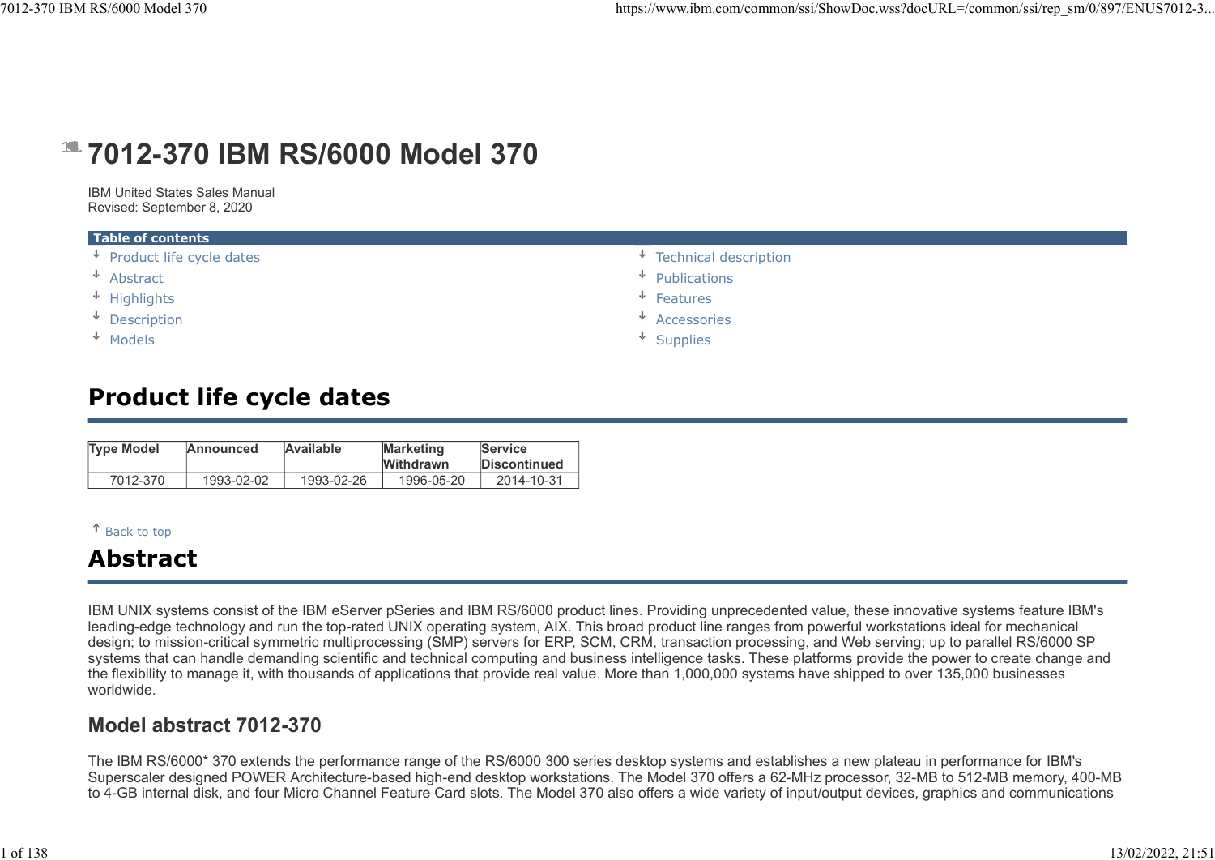# 7012-370 IBM RS/6000 Model 370

IBM United States Sales Manual
Revised: September 8, 2020

**Table of contents**

- Product life cycle dates
- Abstract
- Highlights
- Description
- Models
- Technical description
- Publications
- Features
- Accessories
- Supplies

## Product life cycle dates

| Type Model | Announced | Available | Marketing Withdrawn | Service Discontinued |
|---|---|---|---|---|
| 7012-370 | 1993-02-02 | 1993-02-26 | 1996-05-20 | 2014-10-31 |

Back to top

## Abstract

IBM UNIX systems consist of the IBM eServer pSeries and IBM RS/6000 product lines. Providing unprecedented value, these innovative systems feature IBM's leading-edge technology and run the top-rated UNIX operating system, AIX. This broad product line ranges from powerful workstations ideal for mechanical design; to mission-critical symmetric multiprocessing (SMP) servers for ERP, SCM, CRM, transaction processing, and Web serving; up to parallel RS/6000 SP systems that can handle demanding scientific and technical computing and business intelligence tasks. These platforms provide the power to create change and the flexibility to manage it, with thousands of applications that provide real value. More than 1,000,000 systems have shipped to over 135,000 businesses worldwide.

### Model abstract 7012-370

The IBM RS/6000* 370 extends the performance range of the RS/6000 300 series desktop systems and establishes a new plateau in performance for IBM's Superscaler designed POWER Architecture-based high-end desktop workstations. The Model 370 offers a 62-MHz processor, 32-MB to 512-MB memory, 400-MB to 4-GB internal disk, and four Micro Channel Feature Card slots. The Model 370 also offers a wide variety of input/output devices, graphics and communications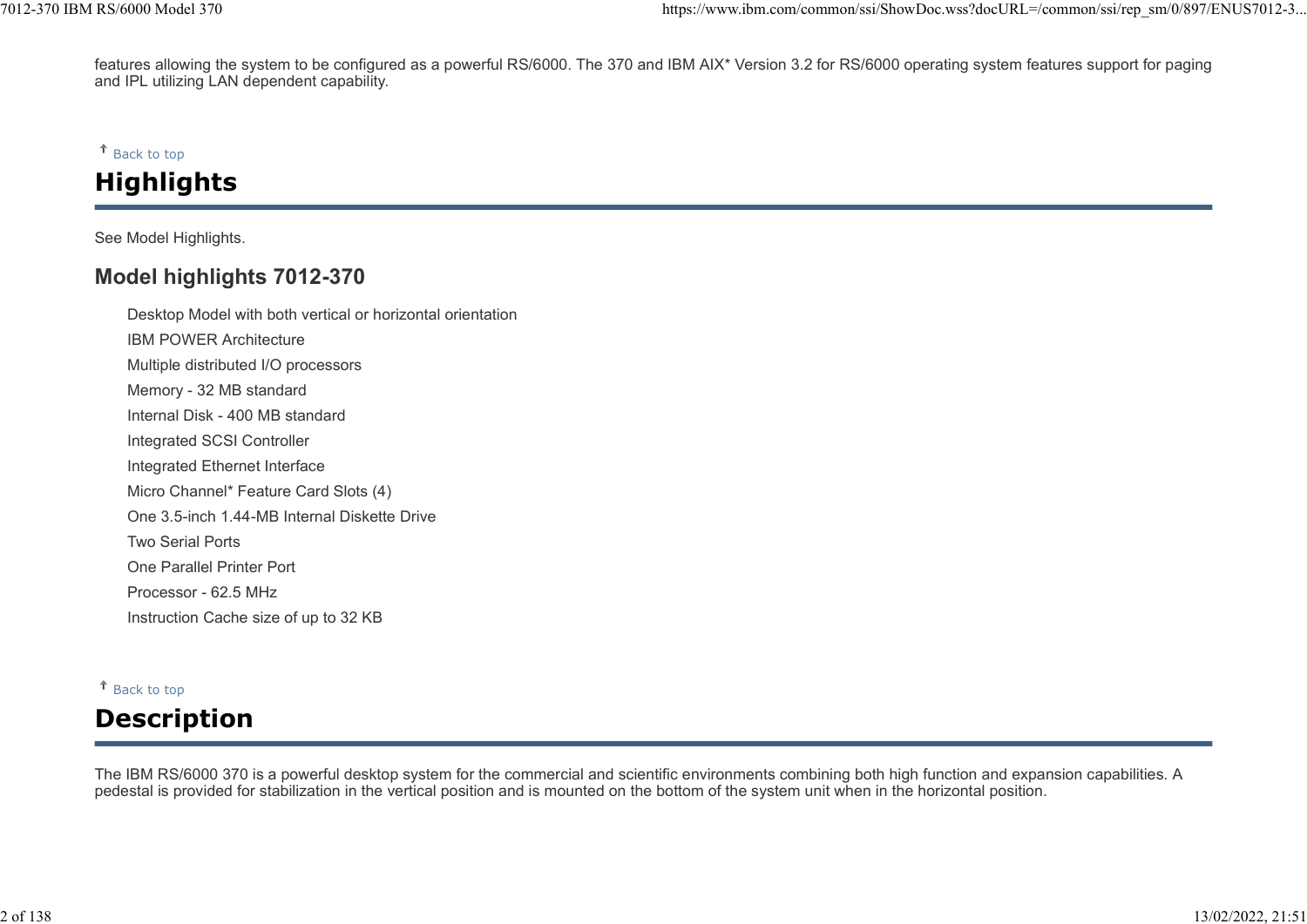features allowing the system to be configured as a powerful RS/6000. The 370 and IBM AIX* Version 3.2 for RS/6000 operating system features support for paging and IPL utilizing LAN dependent capability.

Back to top

# Highlights

See Model Highlights.

## Model highlights 7012-370

- Desktop Model with both vertical or horizontal orientation
- IBM POWER Architecture
- Multiple distributed I/O processors
- Memory - 32 MB standard
- Internal Disk - 400 MB standard
- Integrated SCSI Controller
- Integrated Ethernet Interface
- Micro Channel* Feature Card Slots (4)
- One 3.5-inch 1.44-MB Internal Diskette Drive
- Two Serial Ports
- One Parallel Printer Port
- Processor - 62.5 MHz
- Instruction Cache size of up to 32 KB

Back to top

# Description

The IBM RS/6000 370 is a powerful desktop system for the commercial and scientific environments combining both high function and expansion capabilities. A pedestal is provided for stabilization in the vertical position and is mounted on the bottom of the system unit when in the horizontal position.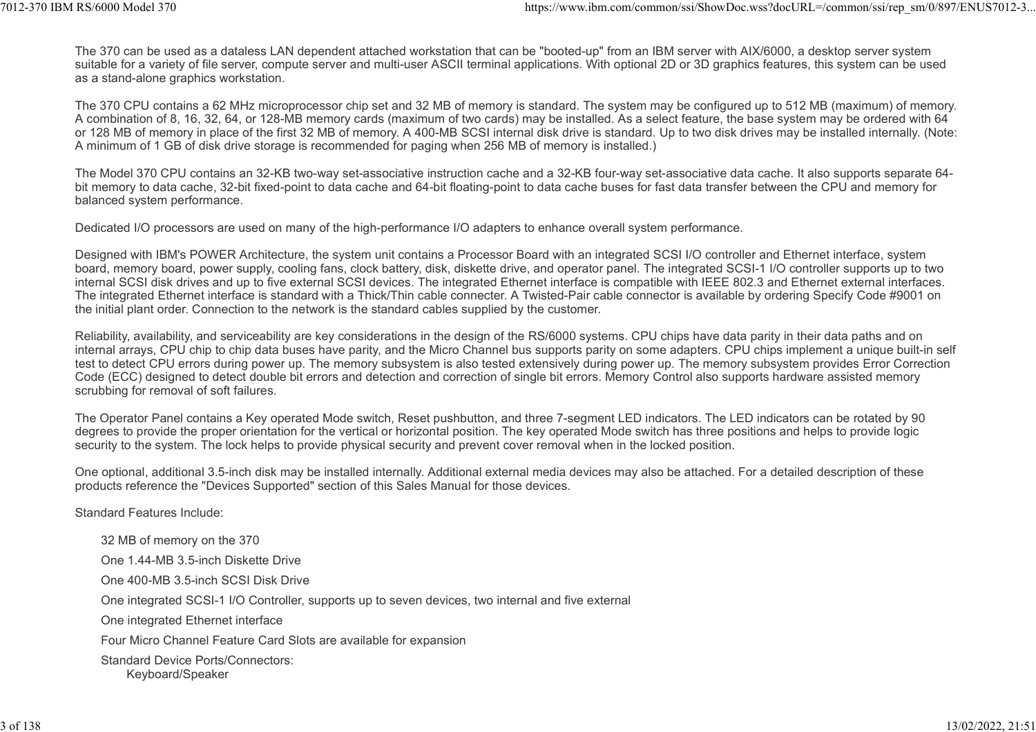The 370 can be used as a dataless LAN dependent attached workstation that can be "booted-up" from an IBM server with AIX/6000, a desktop server system suitable for a variety of file server, compute server and multi-user ASCII terminal applications. With optional 2D or 3D graphics features, this system can be used as a stand-alone graphics workstation.

The 370 CPU contains a 62 MHz microprocessor chip set and 32 MB of memory is standard. The system may be configured up to 512 MB (maximum) of memory. A combination of 8, 16, 32, 64, or 128-MB memory cards (maximum of two cards) may be installed. As a select feature, the base system may be ordered with 64 or 128 MB of memory in place of the first 32 MB of memory. A 400-MB SCSI internal disk drive is standard. Up to two disk drives may be installed internally. (Note: A minimum of 1 GB of disk drive storage is recommended for paging when 256 MB of memory is installed.)

The Model 370 CPU contains an 32-KB two-way set-associative instruction cache and a 32-KB four-way set-associative data cache. It also supports separate 64-bit memory to data cache, 32-bit fixed-point to data cache and 64-bit floating-point to data cache buses for fast data transfer between the CPU and memory for balanced system performance.

Dedicated I/O processors are used on many of the high-performance I/O adapters to enhance overall system performance.

Designed with IBM's POWER Architecture, the system unit contains a Processor Board with an integrated SCSI I/O controller and Ethernet interface, system board, memory board, power supply, cooling fans, clock battery, disk, diskette drive, and operator panel. The integrated SCSI-1 I/O controller supports up to two internal SCSI disk drives and up to five external SCSI devices. The integrated Ethernet interface is compatible with IEEE 802.3 and Ethernet external interfaces. The integrated Ethernet interface is standard with a Thick/Thin cable connecter. A Twisted-Pair cable connector is available by ordering Specify Code #9001 on the initial plant order. Connection to the network is the standard cables supplied by the customer.

Reliability, availability, and serviceability are key considerations in the design of the RS/6000 systems. CPU chips have data parity in their data paths and on internal arrays, CPU chip to chip data buses have parity, and the Micro Channel bus supports parity on some adapters. CPU chips implement a unique built-in self test to detect CPU errors during power up. The memory subsystem is also tested extensively during power up. The memory subsystem provides Error Correction Code (ECC) designed to detect double bit errors and detection and correction of single bit errors. Memory Control also supports hardware assisted memory scrubbing for removal of soft failures.

The Operator Panel contains a Key operated Mode switch, Reset pushbutton, and three 7-segment LED indicators. The LED indicators can be rotated by 90 degrees to provide the proper orientation for the vertical or horizontal position. The key operated Mode switch has three positions and helps to provide logic security to the system. The lock helps to provide physical security and prevent cover removal when in the locked position.

One optional, additional 3.5-inch disk may be installed internally. Additional external media devices may also be attached. For a detailed description of these products reference the "Devices Supported" section of this Sales Manual for those devices.

Standard Features Include:

- 32 MB of memory on the 370
- One 1.44-MB 3.5-inch Diskette Drive
- One 400-MB 3.5-inch SCSI Disk Drive
- One integrated SCSI-1 I/O Controller, supports up to seven devices, two internal and five external
- One integrated Ethernet interface
- Four Micro Channel Feature Card Slots are available for expansion
- Standard Device Ports/Connectors:
  - Keyboard/Speaker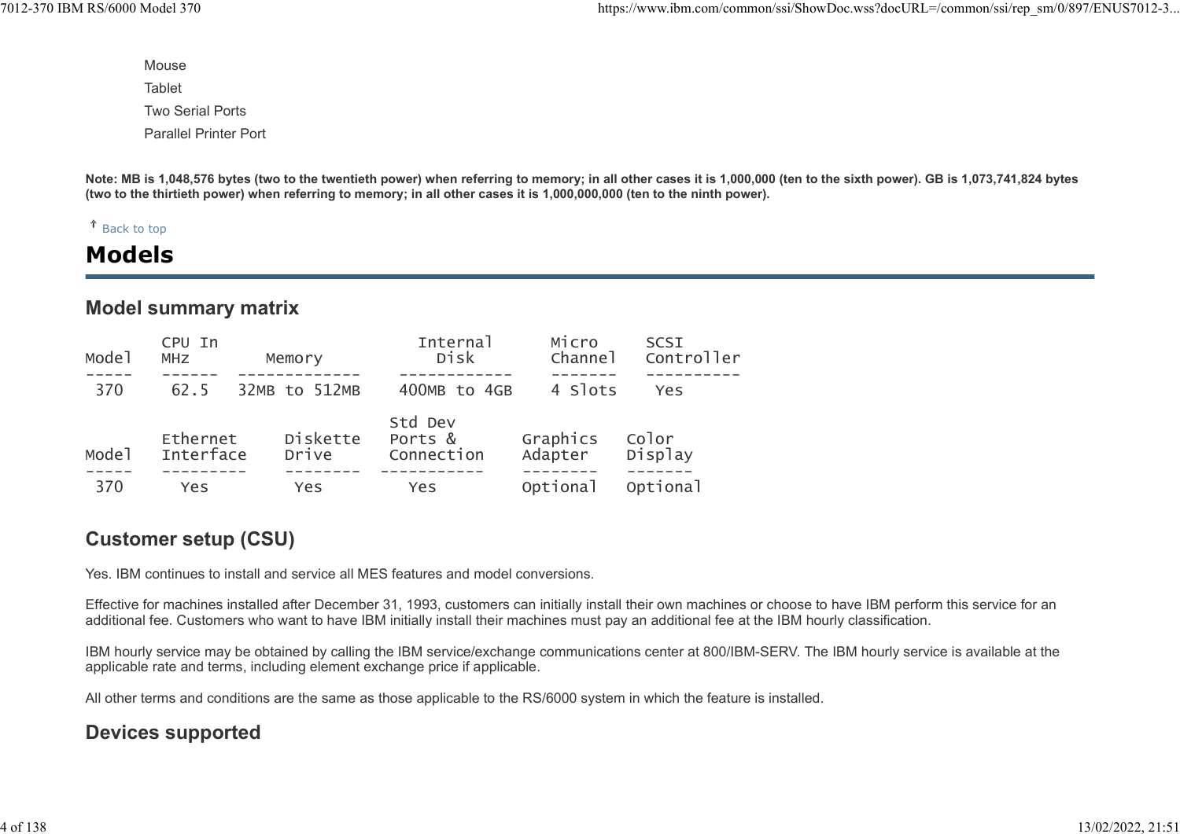Mouse
Tablet
Two Serial Ports
Parallel Printer Port

**Note: MB is 1,048,576 bytes (two to the twentieth power) when referring to memory; in all other cases it is 1,000,000 (ten to the sixth power). GB is 1,073,741,824 bytes (two to the thirtieth power) when referring to memory; in all other cases it is 1,000,000,000 (ten to the ninth power).**

↑ Back to top

# Models

## Model summary matrix

| Model | CPU In MHz | Memory | Internal Disk | Micro Channel | SCSI Controller |
|---|---|---|---|---|---|
| 370 | 62.5 | 32MB to 512MB | 400MB to 4GB | 4 Slots | Yes |

| Model | Ethernet Interface | Diskette Drive | Std Dev Ports & Connection | Graphics Adapter | Color Display |
|---|---|---|---|---|---|
| 370 | Yes | Yes | Yes | Optional | Optional |

## Customer setup (CSU)

Yes. IBM continues to install and service all MES features and model conversions.

Effective for machines installed after December 31, 1993, customers can initially install their own machines or choose to have IBM perform this service for an additional fee. Customers who want to have IBM initially install their machines must pay an additional fee at the IBM hourly classification.

IBM hourly service may be obtained by calling the IBM service/exchange communications center at 800/IBM-SERV. The IBM hourly service is available at the applicable rate and terms, including element exchange price if applicable.

All other terms and conditions are the same as those applicable to the RS/6000 system in which the feature is installed.

## Devices supported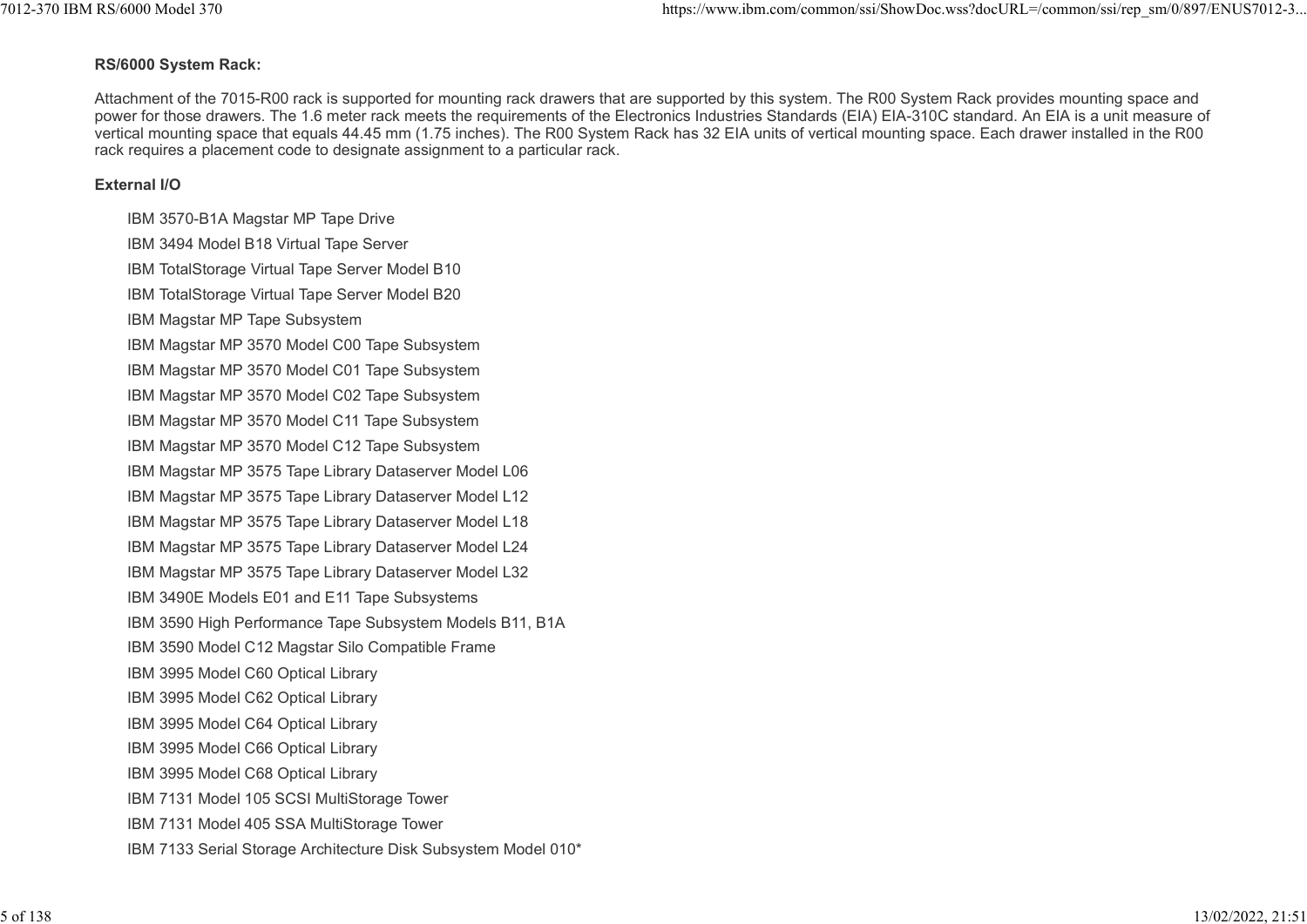**RS/6000 System Rack:**

Attachment of the 7015-R00 rack is supported for mounting rack drawers that are supported by this system. The R00 System Rack provides mounting space and power for those drawers. The 1.6 meter rack meets the requirements of the Electronics Industries Standards (EIA) EIA-310C standard. An EIA is a unit measure of vertical mounting space that equals 44.45 mm (1.75 inches). The R00 System Rack has 32 EIA units of vertical mounting space. Each drawer installed in the R00 rack requires a placement code to designate assignment to a particular rack.

**External I/O**

- IBM 3570-B1A Magstar MP Tape Drive
- IBM 3494 Model B18 Virtual Tape Server
- IBM TotalStorage Virtual Tape Server Model B10
- IBM TotalStorage Virtual Tape Server Model B20
- IBM Magstar MP Tape Subsystem
- IBM Magstar MP 3570 Model C00 Tape Subsystem
- IBM Magstar MP 3570 Model C01 Tape Subsystem
- IBM Magstar MP 3570 Model C02 Tape Subsystem
- IBM Magstar MP 3570 Model C11 Tape Subsystem
- IBM Magstar MP 3570 Model C12 Tape Subsystem
- IBM Magstar MP 3575 Tape Library Dataserver Model L06
- IBM Magstar MP 3575 Tape Library Dataserver Model L12
- IBM Magstar MP 3575 Tape Library Dataserver Model L18
- IBM Magstar MP 3575 Tape Library Dataserver Model L24
- IBM Magstar MP 3575 Tape Library Dataserver Model L32
- IBM 3490E Models E01 and E11 Tape Subsystems
- IBM 3590 High Performance Tape Subsystem Models B11, B1A
- IBM 3590 Model C12 Magstar Silo Compatible Frame
- IBM 3995 Model C60 Optical Library
- IBM 3995 Model C62 Optical Library
- IBM 3995 Model C64 Optical Library
- IBM 3995 Model C66 Optical Library
- IBM 3995 Model C68 Optical Library
- IBM 7131 Model 105 SCSI MultiStorage Tower
- IBM 7131 Model 405 SSA MultiStorage Tower
- IBM 7133 Serial Storage Architecture Disk Subsystem Model 010*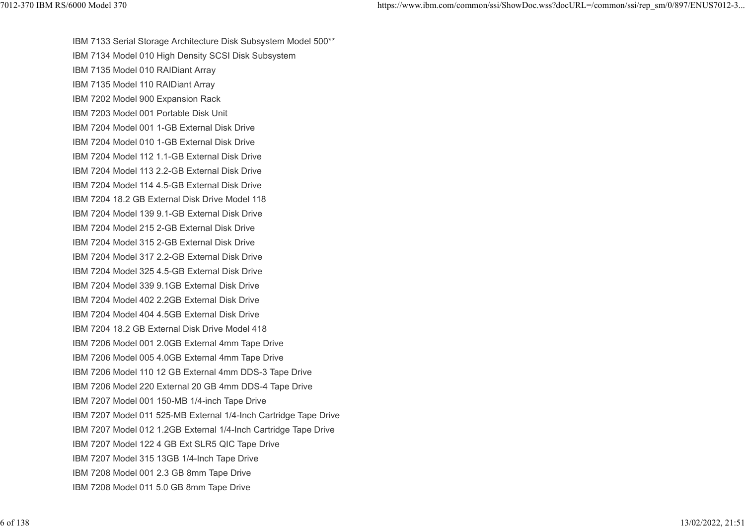IBM 7133 Serial Storage Architecture Disk Subsystem Model 500**

IBM 7134 Model 010 High Density SCSI Disk Subsystem

IBM 7135 Model 010 RAIDiant Array

IBM 7135 Model 110 RAIDiant Array

IBM 7202 Model 900 Expansion Rack

IBM 7203 Model 001 Portable Disk Unit

IBM 7204 Model 001 1-GB External Disk Drive

IBM 7204 Model 010 1-GB External Disk Drive

IBM 7204 Model 112 1.1-GB External Disk Drive

IBM 7204 Model 113 2.2-GB External Disk Drive

IBM 7204 Model 114 4.5-GB External Disk Drive

IBM 7204 18.2 GB External Disk Drive Model 118

IBM 7204 Model 139 9.1-GB External Disk Drive

IBM 7204 Model 215 2-GB External Disk Drive

IBM 7204 Model 315 2-GB External Disk Drive

IBM 7204 Model 317 2.2-GB External Disk Drive

IBM 7204 Model 325 4.5-GB External Disk Drive

IBM 7204 Model 339 9.1GB External Disk Drive

IBM 7204 Model 402 2.2GB External Disk Drive

IBM 7204 Model 404 4.5GB External Disk Drive

IBM 7204 18.2 GB External Disk Drive Model 418

IBM 7206 Model 001 2.0GB External 4mm Tape Drive

IBM 7206 Model 005 4.0GB External 4mm Tape Drive

IBM 7206 Model 110 12 GB External 4mm DDS-3 Tape Drive

IBM 7206 Model 220 External 20 GB 4mm DDS-4 Tape Drive

IBM 7207 Model 001 150-MB 1/4-inch Tape Drive

IBM 7207 Model 011 525-MB External 1/4-Inch Cartridge Tape Drive

IBM 7207 Model 012 1.2GB External 1/4-Inch Cartridge Tape Drive

IBM 7207 Model 122 4 GB Ext SLR5 QIC Tape Drive

IBM 7207 Model 315 13GB 1/4-Inch Tape Drive

IBM 7208 Model 001 2.3 GB 8mm Tape Drive

IBM 7208 Model 011 5.0 GB 8mm Tape Drive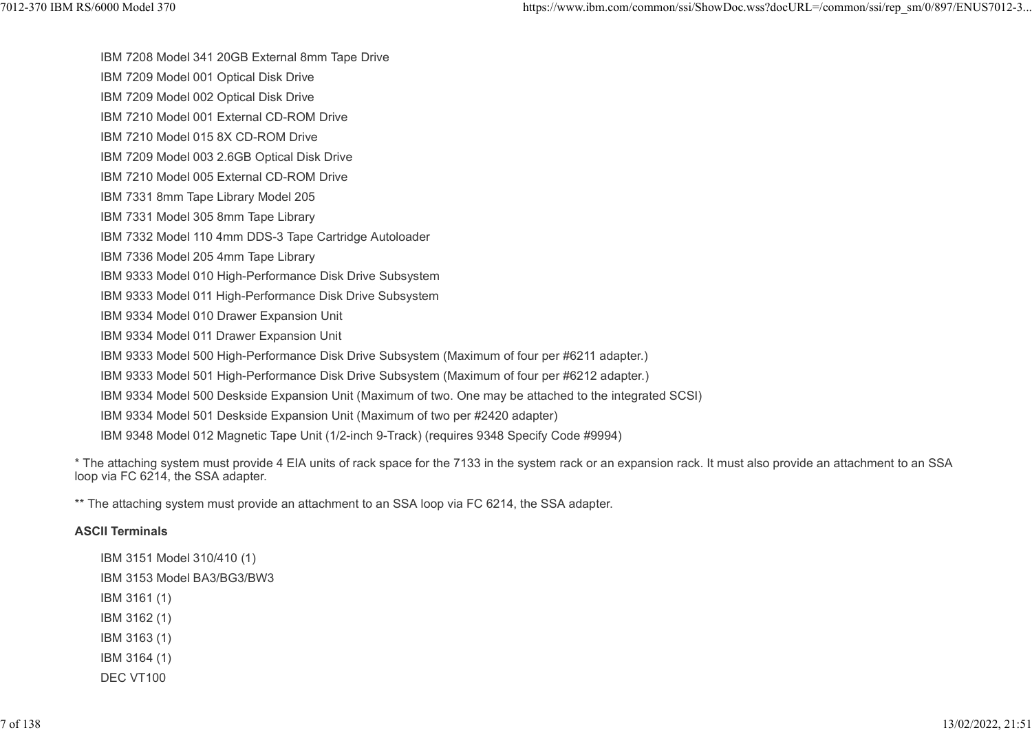- IBM 7208 Model 341 20GB External 8mm Tape Drive
- IBM 7209 Model 001 Optical Disk Drive
- IBM 7209 Model 002 Optical Disk Drive
- IBM 7210 Model 001 External CD-ROM Drive
- IBM 7210 Model 015 8X CD-ROM Drive
- IBM 7209 Model 003 2.6GB Optical Disk Drive
- IBM 7210 Model 005 External CD-ROM Drive
- IBM 7331 8mm Tape Library Model 205
- IBM 7331 Model 305 8mm Tape Library
- IBM 7332 Model 110 4mm DDS-3 Tape Cartridge Autoloader
- IBM 7336 Model 205 4mm Tape Library
- IBM 9333 Model 010 High-Performance Disk Drive Subsystem
- IBM 9333 Model 011 High-Performance Disk Drive Subsystem
- IBM 9334 Model 010 Drawer Expansion Unit
- IBM 9334 Model 011 Drawer Expansion Unit
- IBM 9333 Model 500 High-Performance Disk Drive Subsystem (Maximum of four per #6211 adapter.)
- IBM 9333 Model 501 High-Performance Disk Drive Subsystem (Maximum of four per #6212 adapter.)
- IBM 9334 Model 500 Deskside Expansion Unit (Maximum of two. One may be attached to the integrated SCSI)
- IBM 9334 Model 501 Deskside Expansion Unit (Maximum of two per #2420 adapter)
- IBM 9348 Model 012 Magnetic Tape Unit (1/2-inch 9-Track) (requires 9348 Specify Code #9994)

* The attaching system must provide 4 EIA units of rack space for the 7133 in the system rack or an expansion rack. It must also provide an attachment to an SSA loop via FC 6214, the SSA adapter.

** The attaching system must provide an attachment to an SSA loop via FC 6214, the SSA adapter.

**ASCII Terminals**

- IBM 3151 Model 310/410 (1)
- IBM 3153 Model BA3/BG3/BW3
- IBM 3161 (1)
- IBM 3162 (1)
- IBM 3163 (1)
- IBM 3164 (1)
- DEC VT100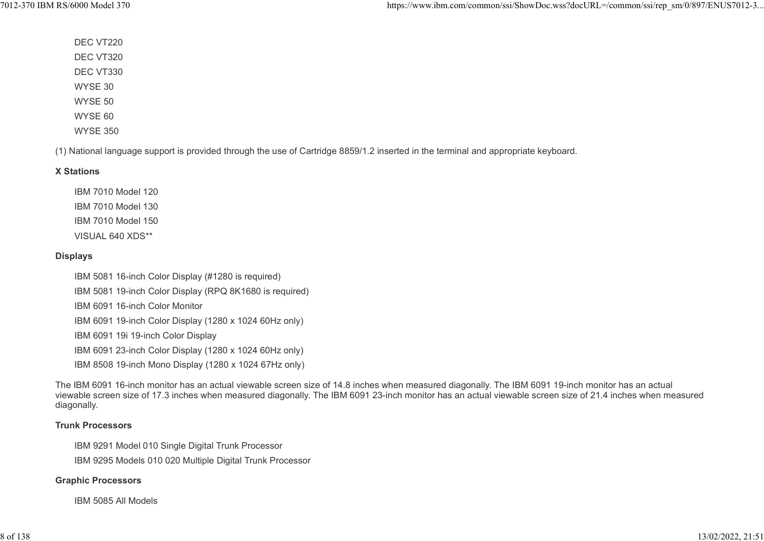DEC VT220

DEC VT320

DEC VT330

WYSE 30

WYSE 50

WYSE 60

WYSE 350

(1) National language support is provided through the use of Cartridge 8859/1.2 inserted in the terminal and appropriate keyboard.

**X Stations**

IBM 7010 Model 120

IBM 7010 Model 130

IBM 7010 Model 150

VISUAL 640 XDS**

**Displays**

IBM 5081 16-inch Color Display (#1280 is required)

IBM 5081 19-inch Color Display (RPQ 8K1680 is required)

IBM 6091 16-inch Color Monitor

IBM 6091 19-inch Color Display (1280 x 1024 60Hz only)

IBM 6091 19i 19-inch Color Display

IBM 6091 23-inch Color Display (1280 x 1024 60Hz only)

IBM 8508 19-inch Mono Display (1280 x 1024 67Hz only)

The IBM 6091 16-inch monitor has an actual viewable screen size of 14.8 inches when measured diagonally. The IBM 6091 19-inch monitor has an actual viewable screen size of 17.3 inches when measured diagonally. The IBM 6091 23-inch monitor has an actual viewable screen size of 21.4 inches when measured diagonally.

**Trunk Processors**

IBM 9291 Model 010 Single Digital Trunk Processor

IBM 9295 Models 010 020 Multiple Digital Trunk Processor

**Graphic Processors**

IBM 5085 All Models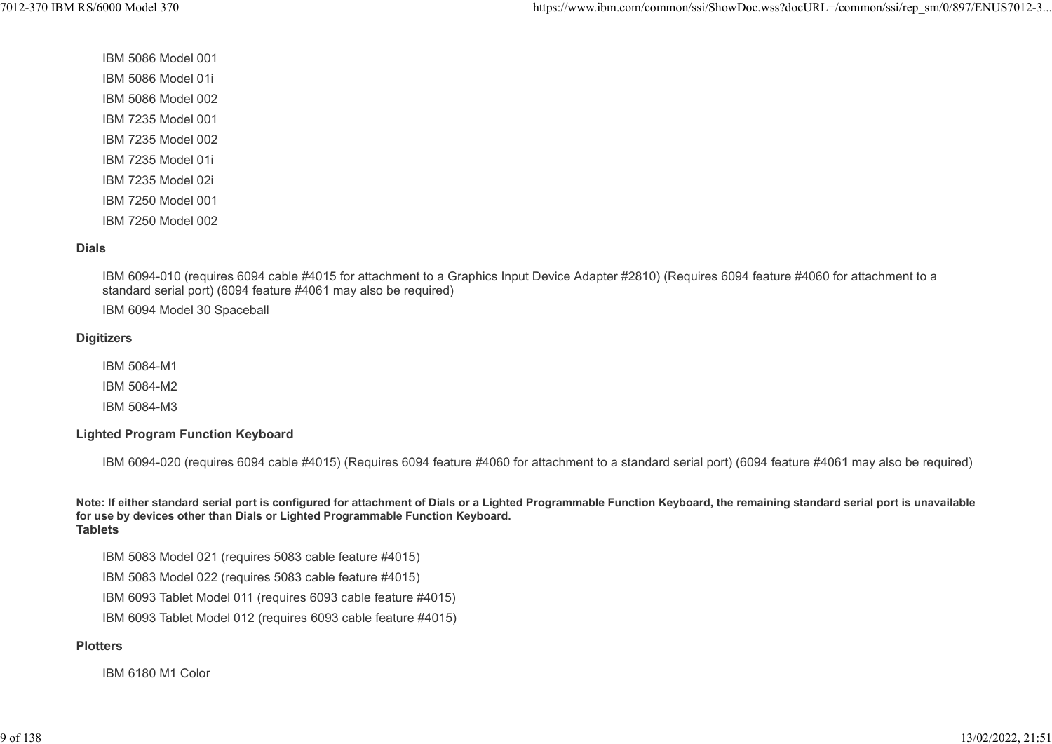- IBM 5086 Model 001
- IBM 5086 Model 01i
- IBM 5086 Model 002
- IBM 7235 Model 001
- IBM 7235 Model 002
- IBM 7235 Model 01i
- IBM 7235 Model 02i
- IBM 7250 Model 001
- IBM 7250 Model 002

**Dials**

- IBM 6094-010 (requires 6094 cable #4015 for attachment to a Graphics Input Device Adapter #2810) (Requires 6094 feature #4060 for attachment to a standard serial port) (6094 feature #4061 may also be required)
- IBM 6094 Model 30 Spaceball

**Digitizers**

- IBM 5084-M1
- IBM 5084-M2
- IBM 5084-M3

**Lighted Program Function Keyboard**

- IBM 6094-020 (requires 6094 cable #4015) (Requires 6094 feature #4060 for attachment to a standard serial port) (6094 feature #4061 may also be required)

**Note: If either standard serial port is configured for attachment of Dials or a Lighted Programmable Function Keyboard, the remaining standard serial port is unavailable for use by devices other than Dials or Lighted Programmable Function Keyboard.**

**Tablets**

- IBM 5083 Model 021 (requires 5083 cable feature #4015)
- IBM 5083 Model 022 (requires 5083 cable feature #4015)
- IBM 6093 Tablet Model 011 (requires 6093 cable feature #4015)
- IBM 6093 Tablet Model 012 (requires 6093 cable feature #4015)

**Plotters**

- IBM 6180 M1 Color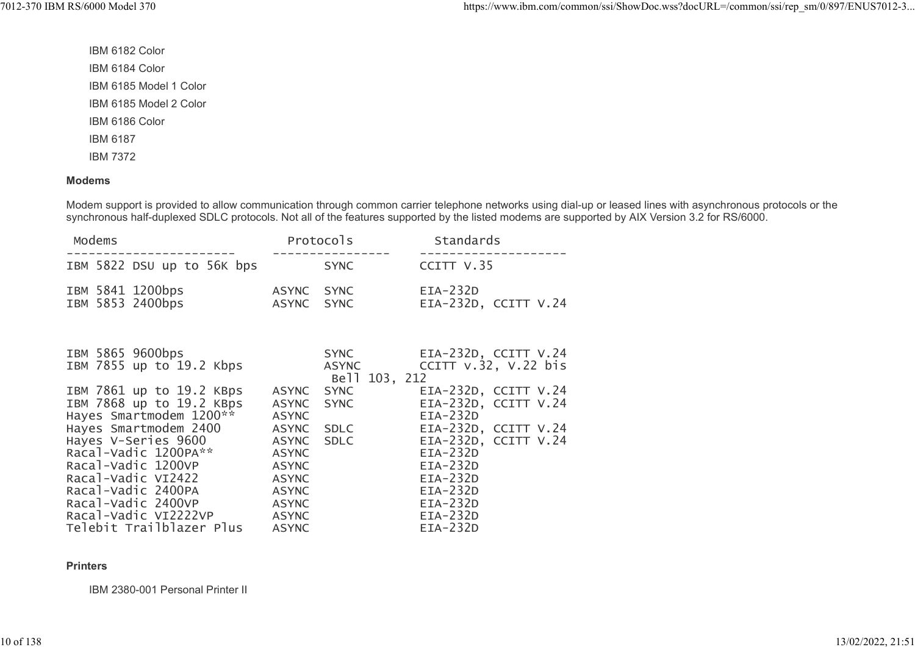IBM 6182 Color

IBM 6184 Color

IBM 6185 Model 1 Color

IBM 6185 Model 2 Color

IBM 6186 Color

IBM 6187

IBM 7372

**Modems**

Modem support is provided to allow communication through common carrier telephone networks using dial-up or leased lines with asynchronous protocols or the synchronous half-duplexed SDLC protocols. Not all of the features supported by the listed modems are supported by AIX Version 3.2 for RS/6000.

| Modems | Protocols | | Standards |
|---|---|---|---|
| IBM 5822 DSU up to 56K bps | | SYNC | CCITT V.35 |
| IBM 5841 1200bps | ASYNC | SYNC | EIA-232D |
| IBM 5853 2400bps | ASYNC | SYNC | EIA-232D, CCITT V.24 |
| IBM 5865 9600bps | | SYNC | EIA-232D, CCITT V.24 |
| IBM 7855 up to 19.2 Kbps | | ASYNC Bell 103, 212 | CCITT V.32, V.22 bis |
| IBM 7861 up to 19.2 KBps | ASYNC | SYNC | EIA-232D, CCITT V.24 |
| IBM 7868 up to 19.2 KBps | ASYNC | SYNC | EIA-232D, CCITT V.24 |
| Hayes Smartmodem 1200** | ASYNC | | EIA-232D |
| Hayes Smartmodem 2400 | ASYNC | SDLC | EIA-232D, CCITT V.24 |
| Hayes V-Series 9600 | ASYNC | SDLC | EIA-232D, CCITT V.24 |
| Racal-Vadic 1200PA** | ASYNC | | EIA-232D |
| Racal-Vadic 1200VP | ASYNC | | EIA-232D |
| Racal-Vadic VI2422 | ASYNC | | EIA-232D |
| Racal-Vadic 2400PA | ASYNC | | EIA-232D |
| Racal-Vadic 2400VP | ASYNC | | EIA-232D |
| Racal-Vadic VI2222VP | ASYNC | | EIA-232D |
| Telebit Trailblazer Plus | ASYNC | | EIA-232D |

**Printers**

IBM 2380-001 Personal Printer II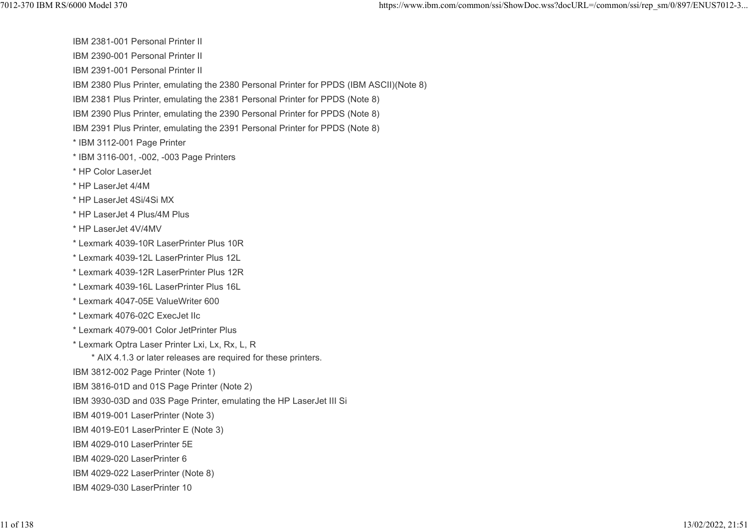IBM 2381-001 Personal Printer II

IBM 2390-001 Personal Printer II

IBM 2391-001 Personal Printer II

IBM 2380 Plus Printer, emulating the 2380 Personal Printer for PPDS (IBM ASCII)(Note 8)

IBM 2381 Plus Printer, emulating the 2381 Personal Printer for PPDS (Note 8)

IBM 2390 Plus Printer, emulating the 2390 Personal Printer for PPDS (Note 8)

IBM 2391 Plus Printer, emulating the 2391 Personal Printer for PPDS (Note 8)

* IBM 3112-001 Page Printer

* IBM 3116-001, -002, -003 Page Printers

* HP Color LaserJet

* HP LaserJet 4/4M

* HP LaserJet 4Si/4Si MX

* HP LaserJet 4 Plus/4M Plus

* HP LaserJet 4V/4MV

* Lexmark 4039-10R LaserPrinter Plus 10R

* Lexmark 4039-12L LaserPrinter Plus 12L

* Lexmark 4039-12R LaserPrinter Plus 12R

* Lexmark 4039-16L LaserPrinter Plus 16L

* Lexmark 4047-05E ValueWriter 600

* Lexmark 4076-02C ExecJet IIc

* Lexmark 4079-001 Color JetPrinter Plus

* Lexmark Optra Laser Printer Lxi, Lx, Rx, L, R

    * AIX 4.1.3 or later releases are required for these printers.

IBM 3812-002 Page Printer (Note 1)

IBM 3816-01D and 01S Page Printer (Note 2)

IBM 3930-03D and 03S Page Printer, emulating the HP LaserJet III Si

IBM 4019-001 LaserPrinter (Note 3)

IBM 4019-E01 LaserPrinter E (Note 3)

IBM 4029-010 LaserPrinter 5E

IBM 4029-020 LaserPrinter 6

IBM 4029-022 LaserPrinter (Note 8)

IBM 4029-030 LaserPrinter 10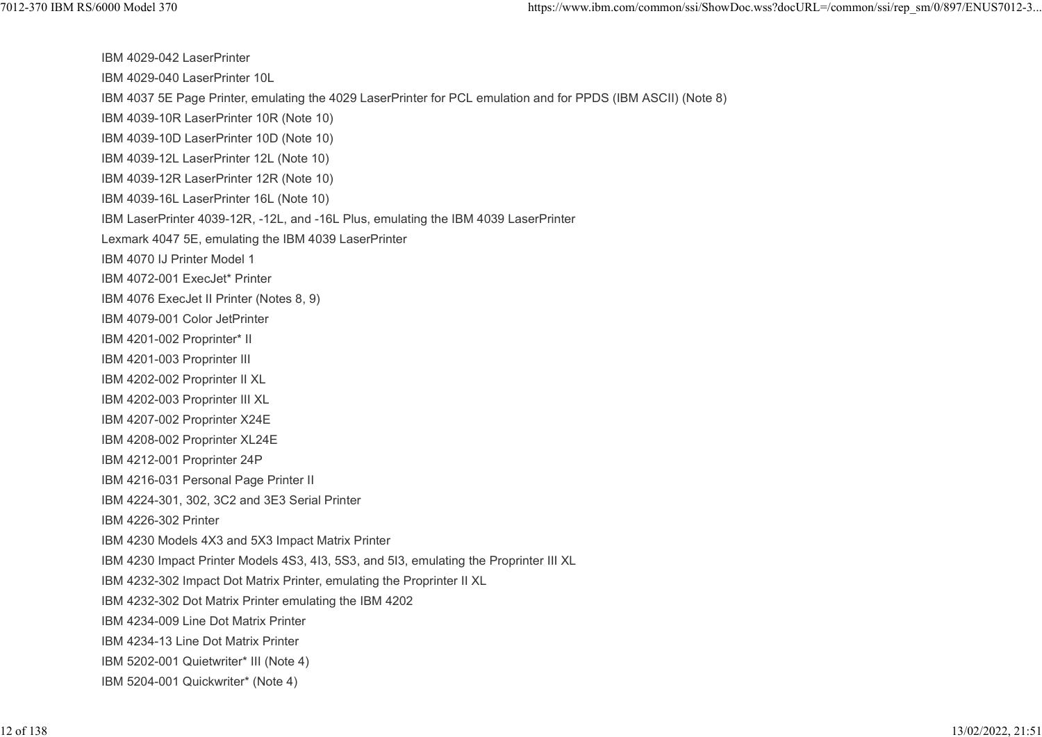IBM 4029-042 LaserPrinter

IBM 4029-040 LaserPrinter 10L

IBM 4037 5E Page Printer, emulating the 4029 LaserPrinter for PCL emulation and for PPDS (IBM ASCII) (Note 8)

IBM 4039-10R LaserPrinter 10R (Note 10)

IBM 4039-10D LaserPrinter 10D (Note 10)

IBM 4039-12L LaserPrinter 12L (Note 10)

IBM 4039-12R LaserPrinter 12R (Note 10)

IBM 4039-16L LaserPrinter 16L (Note 10)

IBM LaserPrinter 4039-12R, -12L, and -16L Plus, emulating the IBM 4039 LaserPrinter

Lexmark 4047 5E, emulating the IBM 4039 LaserPrinter

IBM 4070 IJ Printer Model 1

IBM 4072-001 ExecJet* Printer

IBM 4076 ExecJet II Printer (Notes 8, 9)

IBM 4079-001 Color JetPrinter

IBM 4201-002 Proprinter* II

IBM 4201-003 Proprinter III

IBM 4202-002 Proprinter II XL

IBM 4202-003 Proprinter III XL

IBM 4207-002 Proprinter X24E

IBM 4208-002 Proprinter XL24E

IBM 4212-001 Proprinter 24P

IBM 4216-031 Personal Page Printer II

IBM 4224-301, 302, 3C2 and 3E3 Serial Printer

IBM 4226-302 Printer

IBM 4230 Models 4X3 and 5X3 Impact Matrix Printer

IBM 4230 Impact Printer Models 4S3, 4I3, 5S3, and 5I3, emulating the Proprinter III XL

IBM 4232-302 Impact Dot Matrix Printer, emulating the Proprinter II XL

IBM 4232-302 Dot Matrix Printer emulating the IBM 4202

IBM 4234-009 Line Dot Matrix Printer

IBM 4234-13 Line Dot Matrix Printer

IBM 5202-001 Quietwriter* III (Note 4)

IBM 5204-001 Quickwriter* (Note 4)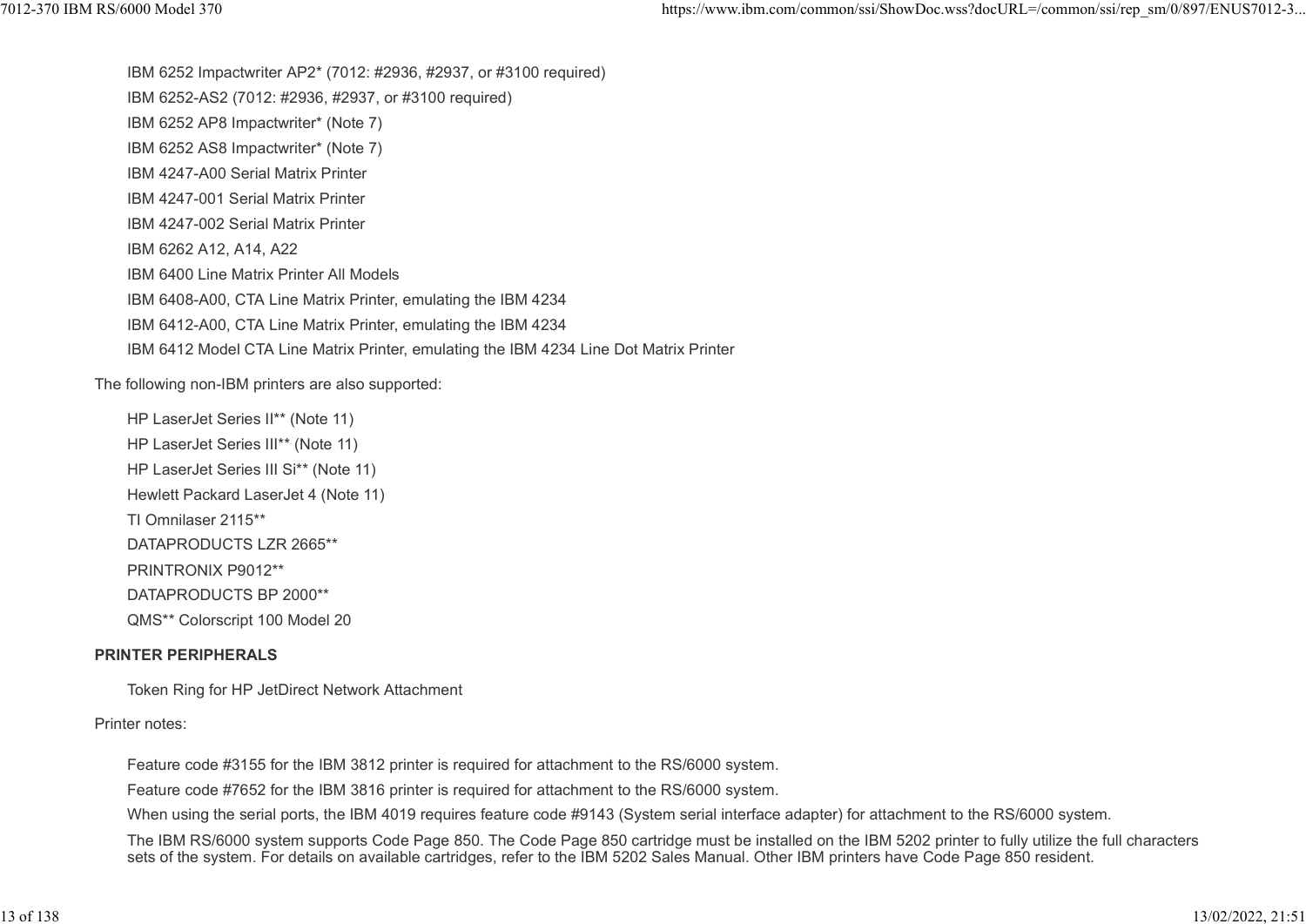- IBM 6252 Impactwriter AP2* (7012: #2936, #2937, or #3100 required)
- IBM 6252-AS2 (7012: #2936, #2937, or #3100 required)
- IBM 6252 AP8 Impactwriter* (Note 7)
- IBM 6252 AS8 Impactwriter* (Note 7)
- IBM 4247-A00 Serial Matrix Printer
- IBM 4247-001 Serial Matrix Printer
- IBM 4247-002 Serial Matrix Printer
- IBM 6262 A12, A14, A22
- IBM 6400 Line Matrix Printer All Models
- IBM 6408-A00, CTA Line Matrix Printer, emulating the IBM 4234
- IBM 6412-A00, CTA Line Matrix Printer, emulating the IBM 4234
- IBM 6412 Model CTA Line Matrix Printer, emulating the IBM 4234 Line Dot Matrix Printer

The following non-IBM printers are also supported:

- HP LaserJet Series II** (Note 11)
- HP LaserJet Series III** (Note 11)
- HP LaserJet Series III Si** (Note 11)
- Hewlett Packard LaserJet 4 (Note 11)
- TI Omnilaser 2115**
- DATAPRODUCTS LZR 2665**
- PRINTRONIX P9012**
- DATAPRODUCTS BP 2000**
- QMS** Colorscript 100 Model 20

**PRINTER PERIPHERALS**

- Token Ring for HP JetDirect Network Attachment

Printer notes:

1. Feature code #3155 for the IBM 3812 printer is required for attachment to the RS/6000 system.
2. Feature code #7652 for the IBM 3816 printer is required for attachment to the RS/6000 system.
3. When using the serial ports, the IBM 4019 requires feature code #9143 (System serial interface adapter) for attachment to the RS/6000 system.
4. The IBM RS/6000 system supports Code Page 850. The Code Page 850 cartridge must be installed on the IBM 5202 printer to fully utilize the full characters sets of the system. For details on available cartridges, refer to the IBM 5202 Sales Manual. Other IBM printers have Code Page 850 resident.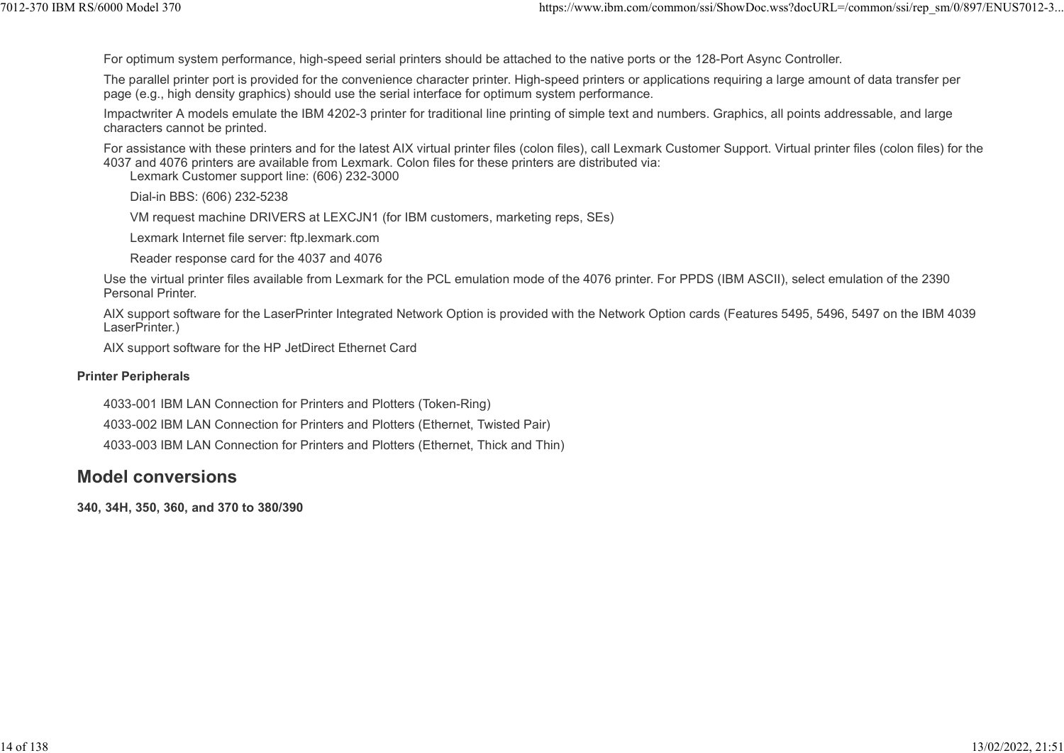For optimum system performance, high-speed serial printers should be attached to the native ports or the 128-Port Async Controller.

The parallel printer port is provided for the convenience character printer. High-speed printers or applications requiring a large amount of data transfer per page (e.g., high density graphics) should use the serial interface for optimum system performance.

Impactwriter A models emulate the IBM 4202-3 printer for traditional line printing of simple text and numbers. Graphics, all points addressable, and large characters cannot be printed.

For assistance with these printers and for the latest AIX virtual printer files (colon files), call Lexmark Customer Support. Virtual printer files (colon files) for the 4037 and 4076 printers are available from Lexmark. Colon files for these printers are distributed via:

> Lexmark Customer support line: (606) 232-3000
>
> Dial-in BBS: (606) 232-5238
>
> VM request machine DRIVERS at LEXCJN1 (for IBM customers, marketing reps, SEs)
>
> Lexmark Internet file server: ftp.lexmark.com
>
> Reader response card for the 4037 and 4076

Use the virtual printer files available from Lexmark for the PCL emulation mode of the 4076 printer. For PPDS (IBM ASCII), select emulation of the 2390 Personal Printer.

AIX support software for the LaserPrinter Integrated Network Option is provided with the Network Option cards (Features 5495, 5496, 5497 on the IBM 4039 LaserPrinter.)

AIX support software for the HP JetDirect Ethernet Card

**Printer Peripherals**

4033-001 IBM LAN Connection for Printers and Plotters (Token-Ring)

4033-002 IBM LAN Connection for Printers and Plotters (Ethernet, Twisted Pair)

4033-003 IBM LAN Connection for Printers and Plotters (Ethernet, Thick and Thin)

## Model conversions

**340, 34H, 350, 360, and 370 to 380/390**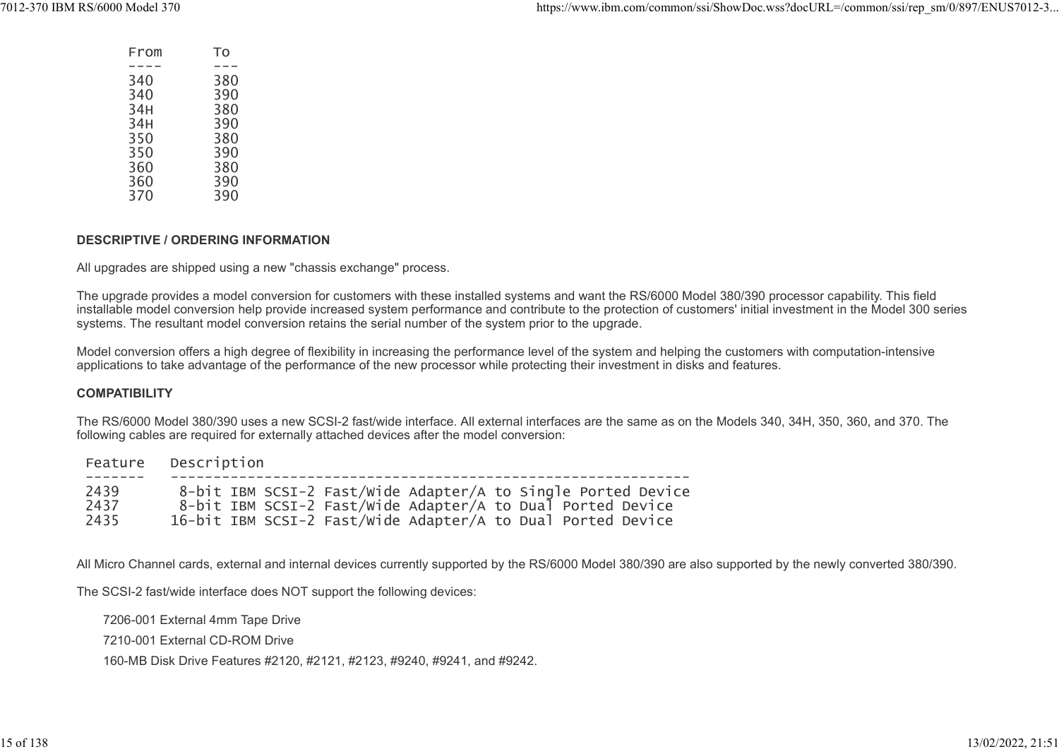| From | To |
|---|---|
| 340 | 380 |
| 340 | 390 |
| 34H | 380 |
| 34H | 390 |
| 350 | 380 |
| 350 | 390 |
| 360 | 380 |
| 360 | 390 |
| 370 | 390 |

**DESCRIPTIVE / ORDERING INFORMATION**

All upgrades are shipped using a new "chassis exchange" process.

The upgrade provides a model conversion for customers with these installed systems and want the RS/6000 Model 380/390 processor capability. This field installable model conversion help provide increased system performance and contribute to the protection of customers' initial investment in the Model 300 series systems. The resultant model conversion retains the serial number of the system prior to the upgrade.

Model conversion offers a high degree of flexibility in increasing the performance level of the system and helping the customers with computation-intensive applications to take advantage of the performance of the new processor while protecting their investment in disks and features.

**COMPATIBILITY**

The RS/6000 Model 380/390 uses a new SCSI-2 fast/wide interface. All external interfaces are the same as on the Models 340, 34H, 350, 360, and 370. The following cables are required for externally attached devices after the model conversion:

| Feature | Description |
|---|---|
| 2439 | 8-bit IBM SCSI-2 Fast/Wide Adapter/A to Single Ported Device |
| 2437 | 8-bit IBM SCSI-2 Fast/Wide Adapter/A to Dual Ported Device |
| 2435 | 16-bit IBM SCSI-2 Fast/Wide Adapter/A to Dual Ported Device |

All Micro Channel cards, external and internal devices currently supported by the RS/6000 Model 380/390 are also supported by the newly converted 380/390.

The SCSI-2 fast/wide interface does NOT support the following devices:

- 7206-001 External 4mm Tape Drive
- 7210-001 External CD-ROM Drive
- 160-MB Disk Drive Features #2120, #2121, #2123, #9240, #9241, and #9242.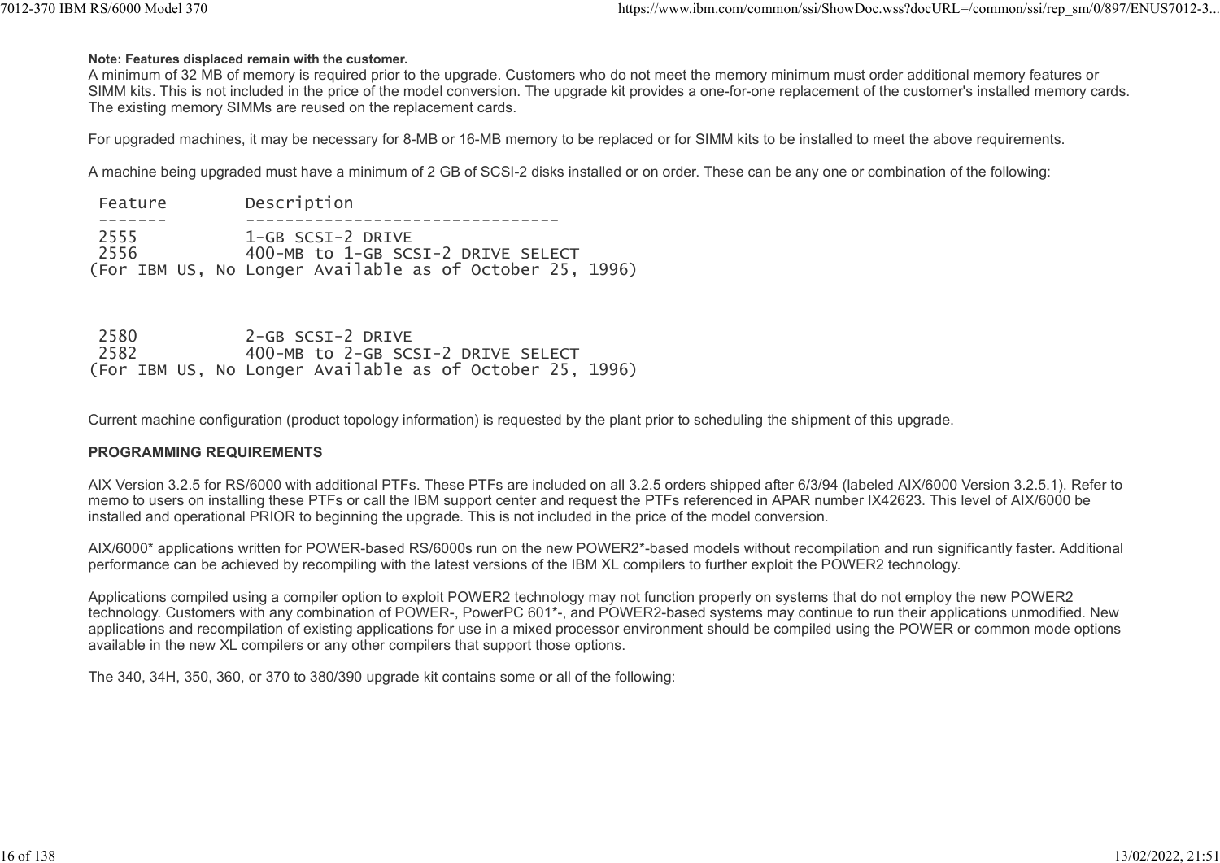**Note: Features displaced remain with the customer.**

A minimum of 32 MB of memory is required prior to the upgrade. Customers who do not meet the memory minimum must order additional memory features or SIMM kits. This is not included in the price of the model conversion. The upgrade kit provides a one-for-one replacement of the customer's installed memory cards. The existing memory SIMMs are reused on the replacement cards.

For upgraded machines, it may be necessary for 8-MB or 16-MB memory to be replaced or for SIMM kits to be installed to meet the above requirements.

A machine being upgraded must have a minimum of 2 GB of SCSI-2 disks installed or on order. These can be any one or combination of the following:

```
 Feature        Description
 -------        -------------------------------
 2555           1-GB SCSI-2 DRIVE
 2556           400-MB to 1-GB SCSI-2 DRIVE SELECT
(For IBM US, No Longer Available as of October 25, 1996)



 2580           2-GB SCSI-2 DRIVE
 2582           400-MB to 2-GB SCSI-2 DRIVE SELECT
(For IBM US, No Longer Available as of October 25, 1996)
```

Current machine configuration (product topology information) is requested by the plant prior to scheduling the shipment of this upgrade.

**PROGRAMMING REQUIREMENTS**

AIX Version 3.2.5 for RS/6000 with additional PTFs. These PTFs are included on all 3.2.5 orders shipped after 6/3/94 (labeled AIX/6000 Version 3.2.5.1). Refer to memo to users on installing these PTFs or call the IBM support center and request the PTFs referenced in APAR number IX42623. This level of AIX/6000 be installed and operational PRIOR to beginning the upgrade. This is not included in the price of the model conversion.

AIX/6000* applications written for POWER-based RS/6000s run on the new POWER2*-based models without recompilation and run significantly faster. Additional performance can be achieved by recompiling with the latest versions of the IBM XL compilers to further exploit the POWER2 technology.

Applications compiled using a compiler option to exploit POWER2 technology may not function properly on systems that do not employ the new POWER2 technology. Customers with any combination of POWER-, PowerPC 601*-, and POWER2-based systems may continue to run their applications unmodified. New applications and recompilation of existing applications for use in a mixed processor environment should be compiled using the POWER or common mode options available in the new XL compilers or any other compilers that support those options.

The 340, 34H, 350, 360, or 370 to 380/390 upgrade kit contains some or all of the following: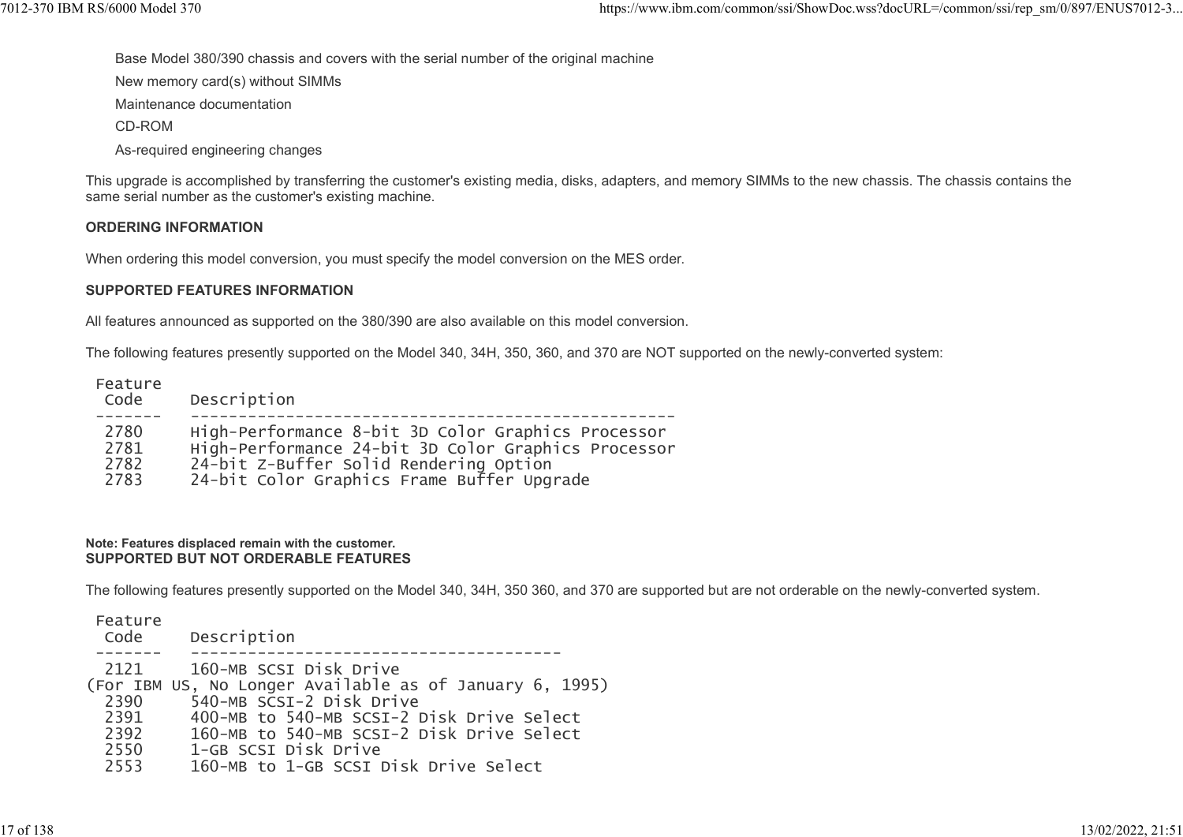Base Model 380/390 chassis and covers with the serial number of the original machine

New memory card(s) without SIMMs

Maintenance documentation

CD-ROM

As-required engineering changes

This upgrade is accomplished by transferring the customer's existing media, disks, adapters, and memory SIMMs to the new chassis. The chassis contains the same serial number as the customer's existing machine.

**ORDERING INFORMATION**

When ordering this model conversion, you must specify the model conversion on the MES order.

**SUPPORTED FEATURES INFORMATION**

All features announced as supported on the 380/390 are also available on this model conversion.

The following features presently supported on the Model 340, 34H, 350, 360, and 370 are NOT supported on the newly-converted system:

```
Feature
 Code     Description
-------   ---------------------------------------------------
 2780     High-Performance 8-bit 3D Color Graphics Processor
 2781     High-Performance 24-bit 3D Color Graphics Processor
 2782     24-bit Z-Buffer Solid Rendering Option
 2783     24-bit Color Graphics Frame Buffer Upgrade
```

**Note: Features displaced remain with the customer.**

**SUPPORTED BUT NOT ORDERABLE FEATURES**

The following features presently supported on the Model 340, 34H, 350 360, and 370 are supported but are not orderable on the newly-converted system.

```
Feature
 Code     Description
-------   ---------------------------------------
 2121     160-MB SCSI Disk Drive
(For IBM US, No Longer Available as of January 6, 1995)
 2390     540-MB SCSI-2 Disk Drive
 2391     400-MB to 540-MB SCSI-2 Disk Drive Select
 2392     160-MB to 540-MB SCSI-2 Disk Drive Select
 2550     1-GB SCSI Disk Drive
 2553     160-MB to 1-GB SCSI Disk Drive Select
```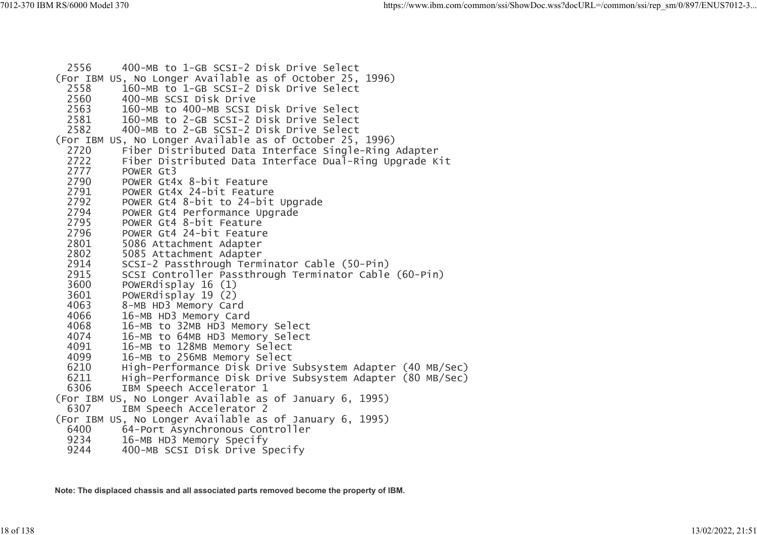```
  2556     400-MB to 1-GB SCSI-2 Disk Drive Select
(For IBM US, No Longer Available as of October 25, 1996)
  2558     160-MB to 1-GB SCSI-2 Disk Drive Select
  2560     400-MB SCSI Disk Drive
  2563     160-MB to 400-MB SCSI Disk Drive Select
  2581     160-MB to 2-GB SCSI-2 Disk Drive Select
  2582     400-MB to 2-GB SCSI-2 Disk Drive Select
(For IBM US, No Longer Available as of October 25, 1996)
  2720     Fiber Distributed Data Interface Single-Ring Adapter
  2722     Fiber Distributed Data Interface Dual-Ring Upgrade Kit
  2777     POWER Gt3
  2790     POWER Gt4x 8-bit Feature
  2791     POWER Gt4x 24-bit Feature
  2792     POWER Gt4 8-bit to 24-bit Upgrade
  2794     POWER Gt4 Performance Upgrade
  2795     POWER Gt4 8-bit Feature
  2796     POWER Gt4 24-bit Feature
  2801     5086 Attachment Adapter
  2802     5085 Attachment Adapter
  2914     SCSI-2 Passthrough Terminator Cable (50-Pin)
  2915     SCSI Controller Passthrough Terminator Cable (60-Pin)
  3600     POWERdisplay 16 (1)
  3601     POWERdisplay 19 (2)
  4063     8-MB HD3 Memory Card
  4066     16-MB HD3 Memory Card
  4068     16-MB to 32MB HD3 Memory Select
  4074     16-MB to 64MB HD3 Memory Select
  4091     16-MB to 128MB Memory Select
  4099     16-MB to 256MB Memory Select
  6210     High-Performance Disk Drive Subsystem Adapter (40 MB/Sec)
  6211     High-Performance Disk Drive Subsystem Adapter (80 MB/Sec)
  6306     IBM Speech Accelerator 1
(For IBM US, No Longer Available as of January 6, 1995)
  6307     IBM Speech Accelerator 2
(For IBM US, No Longer Available as of January 6, 1995)
  6400     64-Port Asynchronous Controller
  9234     16-MB HD3 Memory Specify
  9244     400-MB SCSI Disk Drive Specify
```

**Note: The displaced chassis and all associated parts removed become the property of IBM.**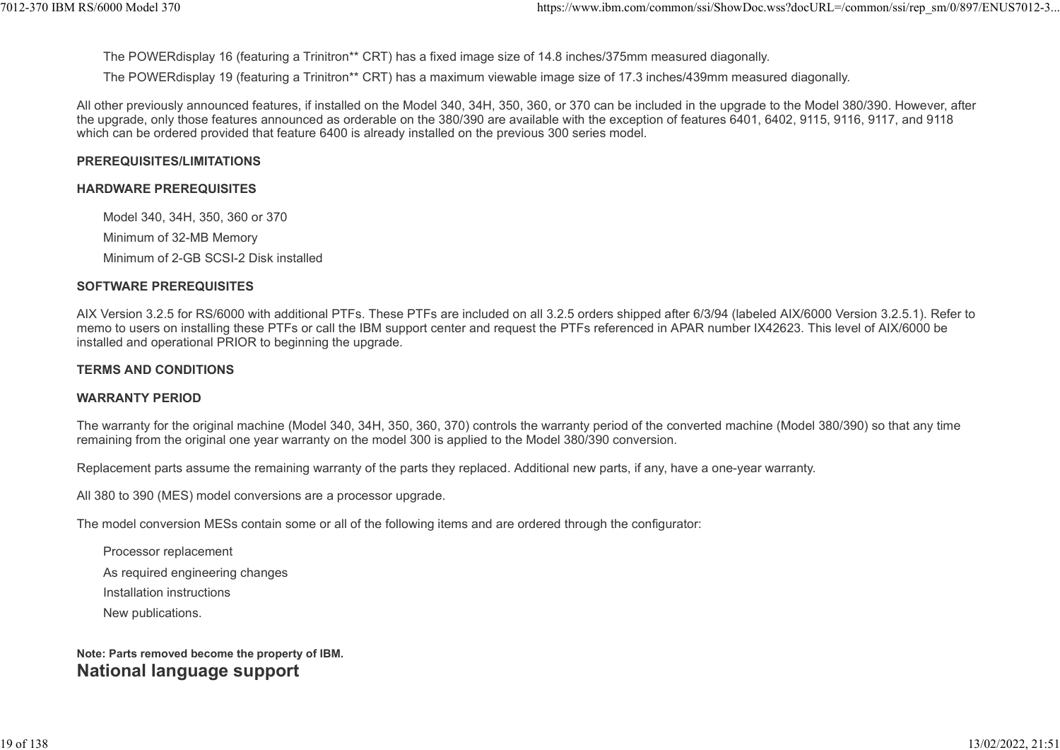The POWERdisplay 16 (featuring a Trinitron** CRT) has a fixed image size of 14.8 inches/375mm measured diagonally.

The POWERdisplay 19 (featuring a Trinitron** CRT) has a maximum viewable image size of 17.3 inches/439mm measured diagonally.

All other previously announced features, if installed on the Model 340, 34H, 350, 360, or 370 can be included in the upgrade to the Model 380/390. However, after the upgrade, only those features announced as orderable on the 380/390 are available with the exception of features 6401, 6402, 9115, 9116, 9117, and 9118 which can be ordered provided that feature 6400 is already installed on the previous 300 series model.

**PREREQUISITES/LIMITATIONS**

**HARDWARE PREREQUISITES**

Model 340, 34H, 350, 360 or 370

Minimum of 32-MB Memory

Minimum of 2-GB SCSI-2 Disk installed

**SOFTWARE PREREQUISITES**

AIX Version 3.2.5 for RS/6000 with additional PTFs. These PTFs are included on all 3.2.5 orders shipped after 6/3/94 (labeled AIX/6000 Version 3.2.5.1). Refer to memo to users on installing these PTFs or call the IBM support center and request the PTFs referenced in APAR number IX42623. This level of AIX/6000 be installed and operational PRIOR to beginning the upgrade.

**TERMS AND CONDITIONS**

**WARRANTY PERIOD**

The warranty for the original machine (Model 340, 34H, 350, 360, 370) controls the warranty period of the converted machine (Model 380/390) so that any time remaining from the original one year warranty on the model 300 is applied to the Model 380/390 conversion.

Replacement parts assume the remaining warranty of the parts they replaced. Additional new parts, if any, have a one-year warranty.

All 380 to 390 (MES) model conversions are a processor upgrade.

The model conversion MESs contain some or all of the following items and are ordered through the configurator:

Processor replacement

As required engineering changes

Installation instructions

New publications.

**Note: Parts removed become the property of IBM.**

## National language support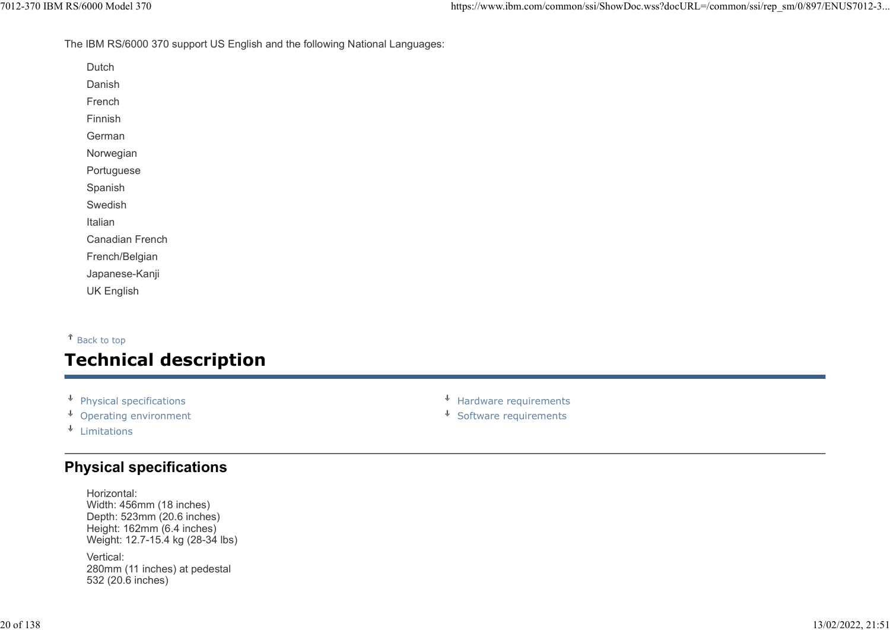The IBM RS/6000 370 support US English and the following National Languages:

- Dutch
- Danish
- French
- Finnish
- German
- Norwegian
- Portuguese
- Spanish
- Swedish
- Italian
- Canadian French
- French/Belgian
- Japanese-Kanji
- UK English

↑ Back to top

# Technical description

- ↓ Physical specifications
- ↓ Operating environment
- ↓ Limitations
- ↓ Hardware requirements
- ↓ Software requirements

## Physical specifications

Horizontal:
Width: 456mm (18 inches)
Depth: 523mm (20.6 inches)
Height: 162mm (6.4 inches)
Weight: 12.7-15.4 kg (28-34 lbs)

Vertical:
280mm (11 inches) at pedestal
532 (20.6 inches)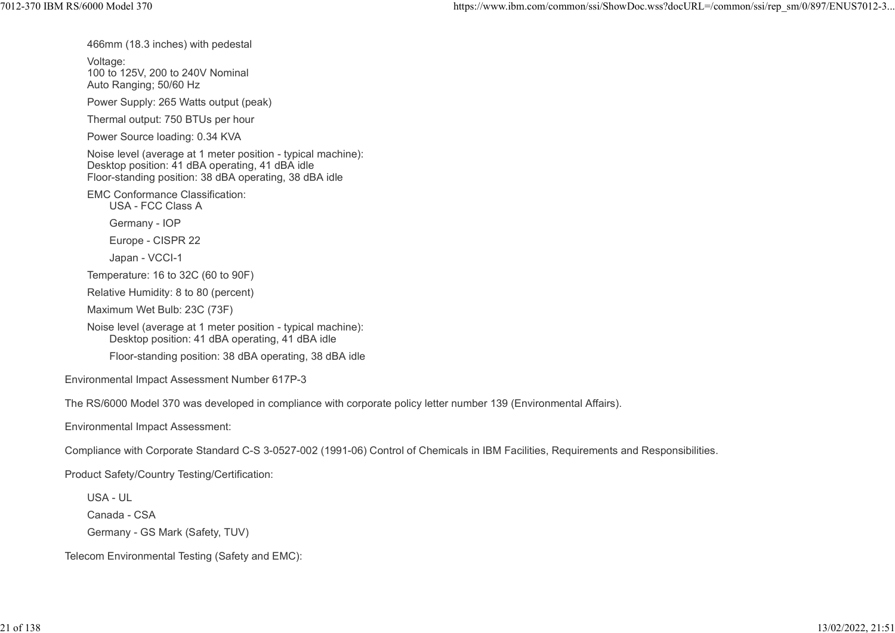466mm (18.3 inches) with pedestal

Voltage:
100 to 125V, 200 to 240V Nominal
Auto Ranging; 50/60 Hz

Power Supply: 265 Watts output (peak)

Thermal output: 750 BTUs per hour

Power Source loading: 0.34 KVA

Noise level (average at 1 meter position - typical machine):
Desktop position: 41 dBA operating, 41 dBA idle
Floor-standing position: 38 dBA operating, 38 dBA idle

EMC Conformance Classification:

- USA - FCC Class A
- Germany - IOP
- Europe - CISPR 22
- Japan - VCCI-1

Temperature: 16 to 32C (60 to 90F)

Relative Humidity: 8 to 80 (percent)

Maximum Wet Bulb: 23C (73F)

Noise level (average at 1 meter position - typical machine):

- Desktop position: 41 dBA operating, 41 dBA idle
- Floor-standing position: 38 dBA operating, 38 dBA idle

Environmental Impact Assessment Number 617P-3

The RS/6000 Model 370 was developed in compliance with corporate policy letter number 139 (Environmental Affairs).

Environmental Impact Assessment:

Compliance with Corporate Standard C-S 3-0527-002 (1991-06) Control of Chemicals in IBM Facilities, Requirements and Responsibilities.

Product Safety/Country Testing/Certification:

- USA - UL
- Canada - CSA
- Germany - GS Mark (Safety, TUV)

Telecom Environmental Testing (Safety and EMC):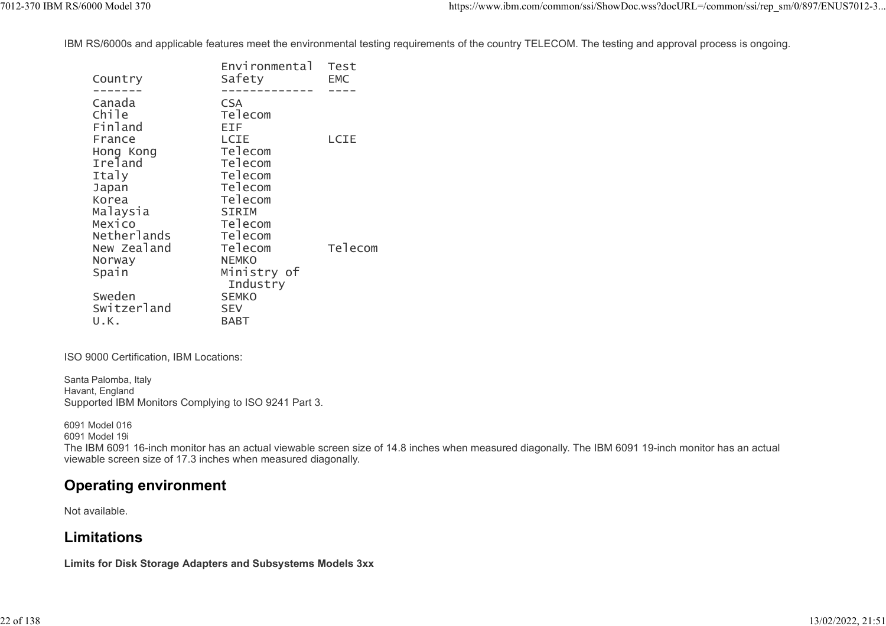IBM RS/6000s and applicable features meet the environmental testing requirements of the country TELECOM. The testing and approval process is ongoing.

| Country | Environmental Safety | Test EMC |
| --- | --- | --- |
| Canada | CSA | |
| Chile | Telecom | |
| Finland | EIF | |
| France | LCIE | LCIE |
| Hong Kong | Telecom | |
| Ireland | Telecom | |
| Italy | Telecom | |
| Japan | Telecom | |
| Korea | Telecom | |
| Malaysia | SIRIM | |
| Mexico | Telecom | |
| Netherlands | Telecom | |
| New Zealand | Telecom | Telecom |
| Norway | NEMKO | |
| Spain | Ministry of Industry | |
| Sweden | SEMKO | |
| Switzerland | SEV | |
| U.K. | BABT | |

ISO 9000 Certification, IBM Locations:

Santa Palomba, Italy
Havant, England
Supported IBM Monitors Complying to ISO 9241 Part 3.

6091 Model 016
6091 Model 19i
The IBM 6091 16-inch monitor has an actual viewable screen size of 14.8 inches when measured diagonally. The IBM 6091 19-inch monitor has an actual viewable screen size of 17.3 inches when measured diagonally.

## Operating environment

Not available.

## Limitations

**Limits for Disk Storage Adapters and Subsystems Models 3xx**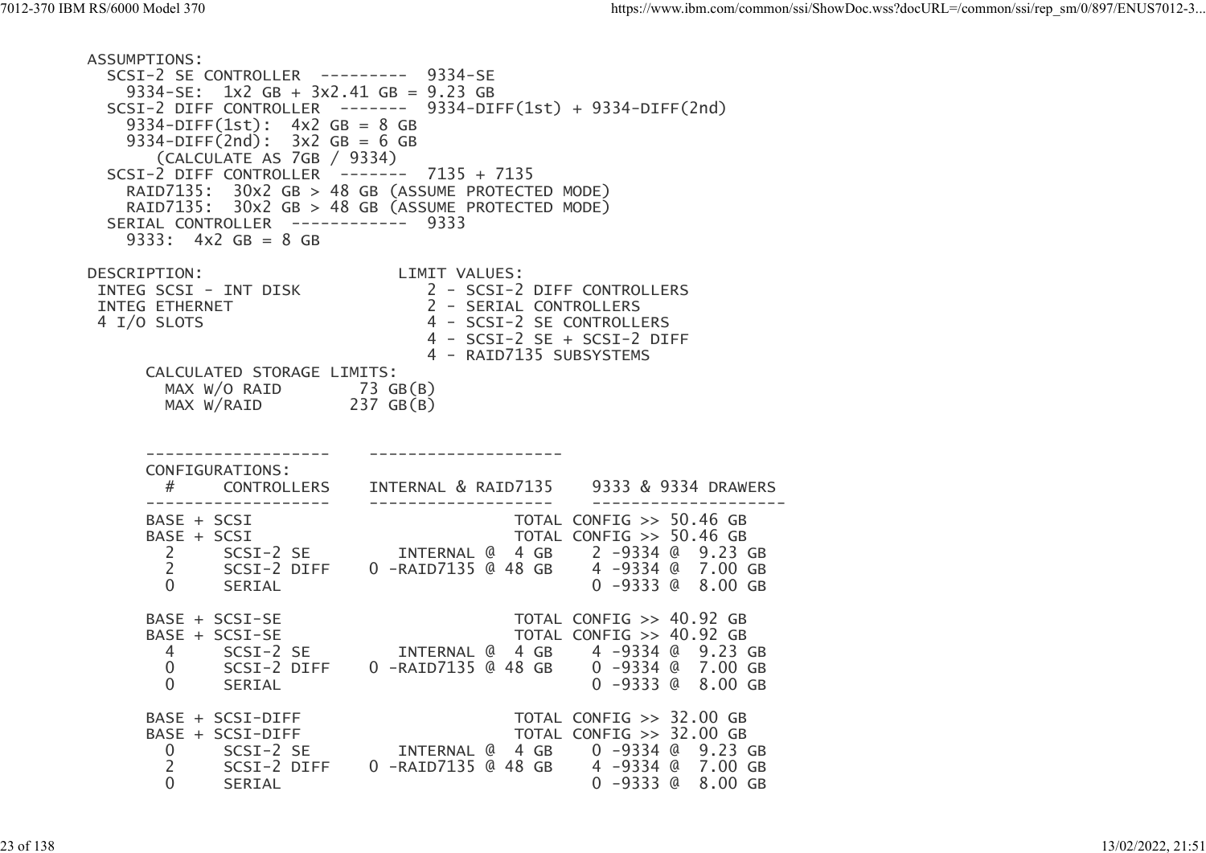```
ASSUMPTIONS:
  SCSI-2 SE CONTROLLER  ---------  9334-SE
    9334-SE:  1x2 GB + 3x2.41 GB = 9.23 GB
  SCSI-2 DIFF CONTROLLER  -------  9334-DIFF(1st) + 9334-DIFF(2nd)
    9334-DIFF(1st):  4x2 GB = 8 GB
    9334-DIFF(2nd):  3x2 GB = 6 GB
        (CALCULATE AS 7GB / 9334)
  SCSI-2 DIFF CONTROLLER  -------  7135 + 7135
    RAID7135:  30x2 GB > 48 GB (ASSUME PROTECTED MODE)
    RAID7135:  30x2 GB > 48 GB (ASSUME PROTECTED MODE)
  SERIAL CONTROLLER  ------------  9333
    9333:  4x2 GB = 8 GB

DESCRIPTION:                    LIMIT VALUES:
 INTEG SCSI - INT DISK             2 - SCSI-2 DIFF CONTROLLERS
 INTEG ETHERNET                    2 - SERIAL CONTROLLERS
 4 I/O SLOTS                       4 - SCSI-2 SE CONTROLLERS
                                   4 - SCSI-2 SE + SCSI-2 DIFF
                                   4 - RAID7135 SUBSYSTEMS
      CALCULATED STORAGE LIMITS:
        MAX W/O RAID        73 GB(B)
        MAX W/RAID         237 GB(B)


      ------------------    -------------------
      CONFIGURATIONS:
        #     CONTROLLERS    INTERNAL & RAID7135    9333 & 9334 DRAWERS
      ------------------    -------------------    --------------------
      BASE + SCSI                          TOTAL CONFIG >> 50.46 GB
      BASE + SCSI                          TOTAL CONFIG >> 50.46 GB
        2     SCSI-2 SE         INTERNAL @  4 GB    2 -9334 @  9.23 GB
        2     SCSI-2 DIFF    0 -RAID7135 @ 48 GB    4 -9334 @  7.00 GB
        0     SERIAL                                0 -9333 @  8.00 GB

      BASE + SCSI-SE                       TOTAL CONFIG >> 40.92 GB
      BASE + SCSI-SE                       TOTAL CONFIG >> 40.92 GB
        4     SCSI-2 SE         INTERNAL @  4 GB    4 -9334 @  9.23 GB
        0     SCSI-2 DIFF    0 -RAID7135 @ 48 GB    0 -9334 @  7.00 GB
        0     SERIAL                                0 -9333 @  8.00 GB

      BASE + SCSI-DIFF                     TOTAL CONFIG >> 32.00 GB
      BASE + SCSI-DIFF                     TOTAL CONFIG >> 32.00 GB
        0     SCSI-2 SE         INTERNAL @  4 GB    0 -9334 @  9.23 GB
        2     SCSI-2 DIFF    0 -RAID7135 @ 48 GB    4 -9334 @  7.00 GB
        0     SERIAL                                0 -9333 @  8.00 GB
```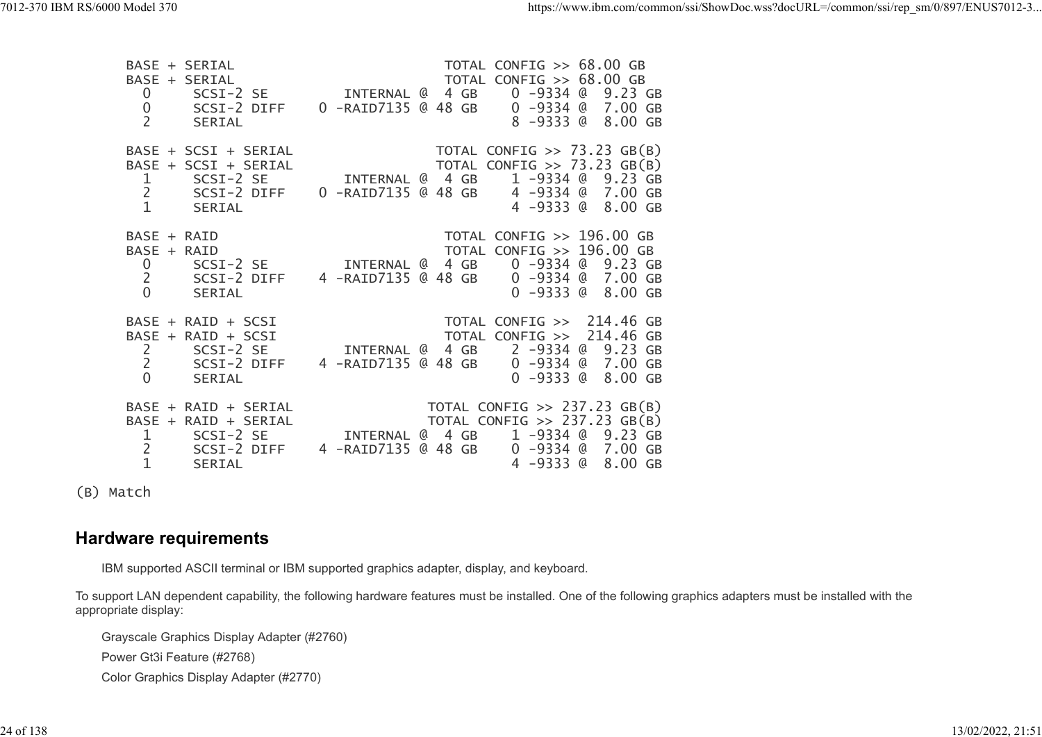```
BASE + SERIAL                         TOTAL CONFIG >> 68.00 GB
BASE + SERIAL                         TOTAL CONFIG >> 68.00 GB
  0     SCSI-2 SE        INTERNAL @  4 GB    0 -9334 @  9.23 GB
  0     SCSI-2 DIFF    0 -RAID7135 @ 48 GB    0 -9334 @  7.00 GB
  2     SERIAL                                8 -9333 @  8.00 GB

BASE + SCSI + SERIAL                 TOTAL CONFIG >> 73.23 GB(B)
BASE + SCSI + SERIAL                 TOTAL CONFIG >> 73.23 GB(B)
  1     SCSI-2 SE        INTERNAL @  4 GB    1 -9334 @  9.23 GB
  2     SCSI-2 DIFF    0 -RAID7135 @ 48 GB    4 -9334 @  7.00 GB
  1     SERIAL                                4 -9333 @  8.00 GB

BASE + RAID                           TOTAL CONFIG >> 196.00 GB
BASE + RAID                           TOTAL CONFIG >> 196.00 GB
  0     SCSI-2 SE        INTERNAL @  4 GB    0 -9334 @  9.23 GB
  2     SCSI-2 DIFF    4 -RAID7135 @ 48 GB    0 -9334 @  7.00 GB
  0     SERIAL                                0 -9333 @  8.00 GB

BASE + RAID + SCSI                    TOTAL CONFIG >>  214.46 GB
BASE + RAID + SCSI                    TOTAL CONFIG >>  214.46 GB
  2     SCSI-2 SE        INTERNAL @  4 GB    2 -9334 @  9.23 GB
  2     SCSI-2 DIFF    4 -RAID7135 @ 48 GB    0 -9334 @  7.00 GB
  0     SERIAL                                0 -9333 @  8.00 GB

BASE + RAID + SERIAL                TOTAL CONFIG >> 237.23 GB(B)
BASE + RAID + SERIAL                TOTAL CONFIG >> 237.23 GB(B)
  1     SCSI-2 SE        INTERNAL @  4 GB    1 -9334 @  9.23 GB
  2     SCSI-2 DIFF    4 -RAID7135 @ 48 GB    0 -9334 @  7.00 GB
  1     SERIAL                                4 -9333 @  8.00 GB
```

```
(B) Match
```

## Hardware requirements

IBM supported ASCII terminal or IBM supported graphics adapter, display, and keyboard.

To support LAN dependent capability, the following hardware features must be installed. One of the following graphics adapters must be installed with the appropriate display:

- Grayscale Graphics Display Adapter (#2760)
- Power Gt3i Feature (#2768)
- Color Graphics Display Adapter (#2770)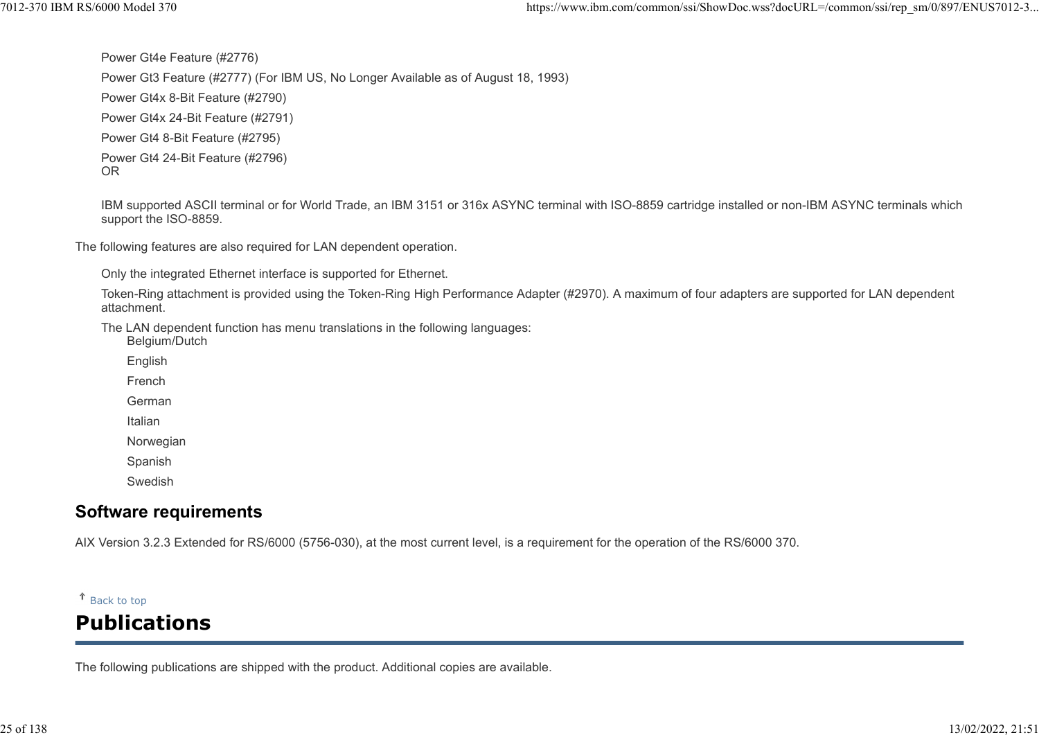Power Gt4e Feature (#2776)

Power Gt3 Feature (#2777) (For IBM US, No Longer Available as of August 18, 1993)

Power Gt4x 8-Bit Feature (#2790)

Power Gt4x 24-Bit Feature (#2791)

Power Gt4 8-Bit Feature (#2795)

Power Gt4 24-Bit Feature (#2796)
OR

IBM supported ASCII terminal or for World Trade, an IBM 3151 or 316x ASYNC terminal with ISO-8859 cartridge installed or non-IBM ASYNC terminals which support the ISO-8859.

The following features are also required for LAN dependent operation.

Only the integrated Ethernet interface is supported for Ethernet.

Token-Ring attachment is provided using the Token-Ring High Performance Adapter (#2970). A maximum of four adapters are supported for LAN dependent attachment.

The LAN dependent function has menu translations in the following languages:

- Belgium/Dutch
- English
- French
- German
- Italian
- Norwegian
- Spanish
- Swedish

## Software requirements

AIX Version 3.2.3 Extended for RS/6000 (5756-030), at the most current level, is a requirement for the operation of the RS/6000 370.

↑ Back to top

# Publications

The following publications are shipped with the product. Additional copies are available.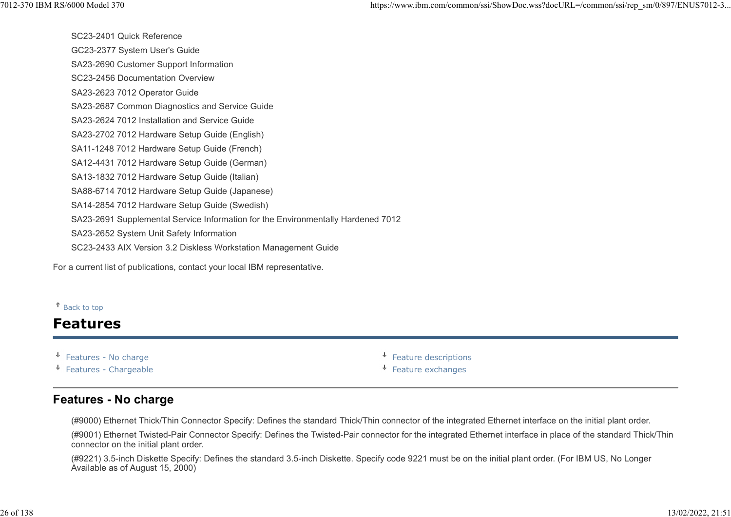SC23-2401 Quick Reference

GC23-2377 System User's Guide

SA23-2690 Customer Support Information

SC23-2456 Documentation Overview

SA23-2623 7012 Operator Guide

SA23-2687 Common Diagnostics and Service Guide

SA23-2624 7012 Installation and Service Guide

SA23-2702 7012 Hardware Setup Guide (English)

SA11-1248 7012 Hardware Setup Guide (French)

SA12-4431 7012 Hardware Setup Guide (German)

SA13-1832 7012 Hardware Setup Guide (Italian)

SA88-6714 7012 Hardware Setup Guide (Japanese)

SA14-2854 7012 Hardware Setup Guide (Swedish)

SA23-2691 Supplemental Service Information for the Environmentally Hardened 7012

SA23-2652 System Unit Safety Information

SC23-2433 AIX Version 3.2 Diskless Workstation Management Guide

For a current list of publications, contact your local IBM representative.

Back to top

# Features

- Features - No charge
- Features - Chargeable
- Feature descriptions
- Feature exchanges

## Features - No charge

(#9000) Ethernet Thick/Thin Connector Specify: Defines the standard Thick/Thin connector of the integrated Ethernet interface on the initial plant order.

(#9001) Ethernet Twisted-Pair Connector Specify: Defines the Twisted-Pair connector for the integrated Ethernet interface in place of the standard Thick/Thin connector on the initial plant order.

(#9221) 3.5-inch Diskette Specify: Defines the standard 3.5-inch Diskette. Specify code 9221 must be on the initial plant order. (For IBM US, No Longer Available as of August 15, 2000)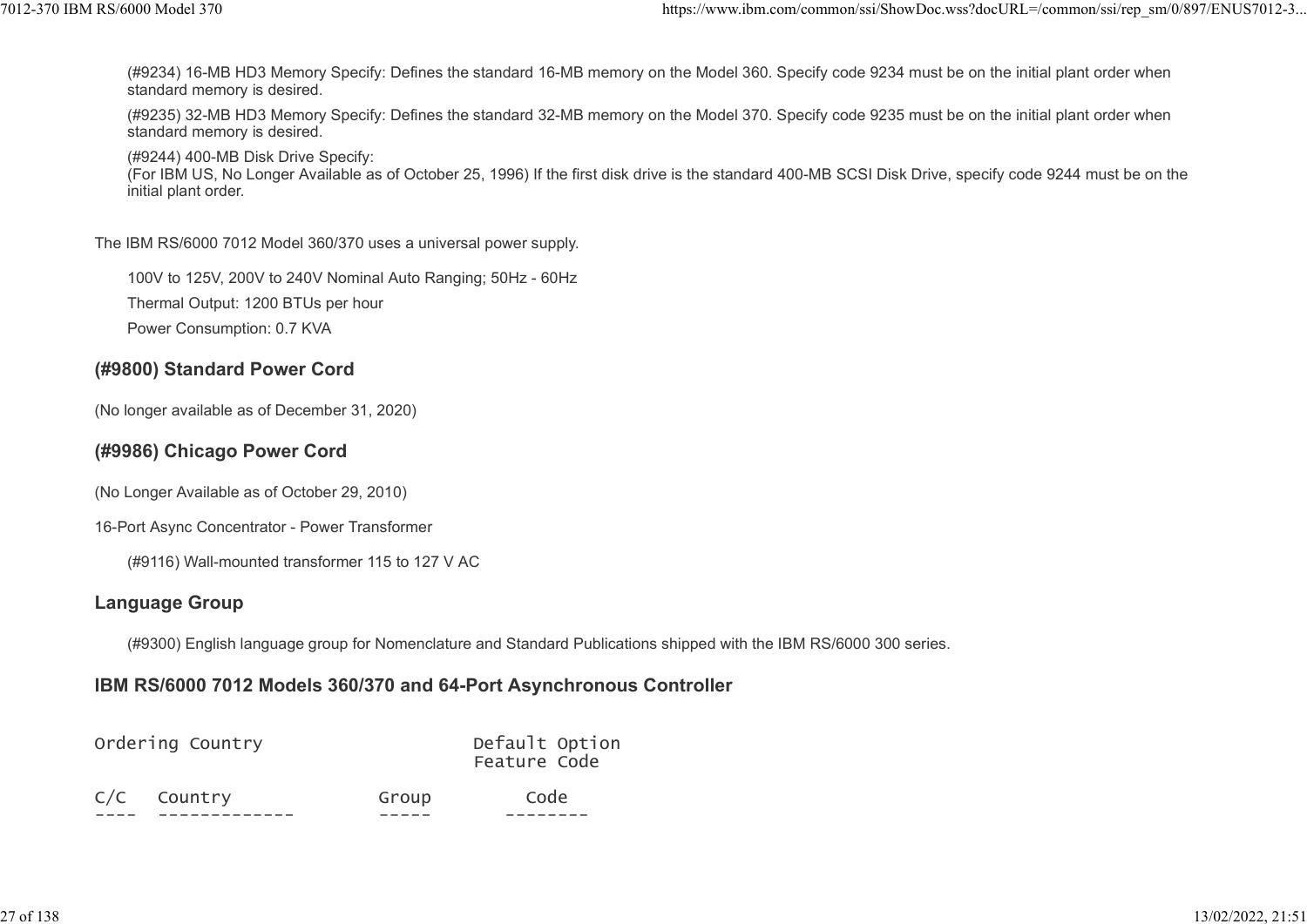(#9234) 16-MB HD3 Memory Specify: Defines the standard 16-MB memory on the Model 360. Specify code 9234 must be on the initial plant order when standard memory is desired.

(#9235) 32-MB HD3 Memory Specify: Defines the standard 32-MB memory on the Model 370. Specify code 9235 must be on the initial plant order when standard memory is desired.

(#9244) 400-MB Disk Drive Specify:
(For IBM US, No Longer Available as of October 25, 1996) If the first disk drive is the standard 400-MB SCSI Disk Drive, specify code 9244 must be on the initial plant order.

The IBM RS/6000 7012 Model 360/370 uses a universal power supply.

100V to 125V, 200V to 240V Nominal Auto Ranging; 50Hz - 60Hz

Thermal Output: 1200 BTUs per hour

Power Consumption: 0.7 KVA

### (#9800) Standard Power Cord

(No longer available as of December 31, 2020)

### (#9986) Chicago Power Cord

(No Longer Available as of October 29, 2010)

16-Port Async Concentrator - Power Transformer

(#9116) Wall-mounted transformer 115 to 127 V AC

### Language Group

(#9300) English language group for Nomenclature and Standard Publications shipped with the IBM RS/6000 300 series.

### IBM RS/6000 7012 Models 360/370 and 64-Port Asynchronous Controller

```
Ordering Country                     Default Option
                                     Feature Code

C/C   Country              Group        Code
----  -------------        -----      --------
```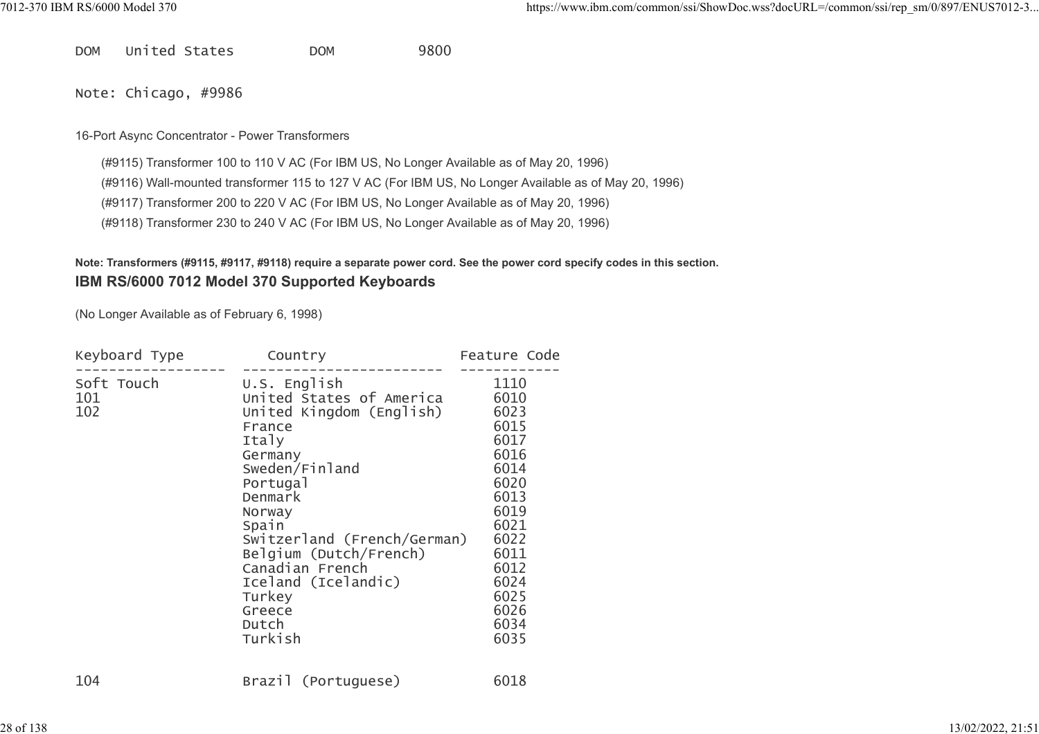```
DOM   United States         DOM          9800
```

Note: Chicago, #9986

16-Port Async Concentrator - Power Transformers

- (#9115) Transformer 100 to 110 V AC (For IBM US, No Longer Available as of May 20, 1996)
- (#9116) Wall-mounted transformer 115 to 127 V AC (For IBM US, No Longer Available as of May 20, 1996)
- (#9117) Transformer 200 to 220 V AC (For IBM US, No Longer Available as of May 20, 1996)
- (#9118) Transformer 230 to 240 V AC (For IBM US, No Longer Available as of May 20, 1996)

**Note: Transformers (#9115, #9117, #9118) require a separate power cord. See the power cord specify codes in this section.**

## IBM RS/6000 7012 Model 370 Supported Keyboards

(No Longer Available as of February 6, 1998)

```
Keyboard Type        Country                   Feature Code
------------------   ------------------------  ------------
Soft Touch           U.S. English                  1110
101                  United States of America      6010
102                  United Kingdom (English)      6023
                     France                        6015
                     Italy                         6017
                     Germany                       6016
                     Sweden/Finland                6014
                     Portugal                      6020
                     Denmark                       6013
                     Norway                        6019
                     Spain                         6021
                     Switzerland (French/German)   6022
                     Belgium (Dutch/French)        6011
                     Canadian French               6012
                     Iceland (Icelandic)           6024
                     Turkey                        6025
                     Greece                        6026
                     Dutch                         6034
                     Turkish                       6035


104                  Brazil (Portuguese)           6018
```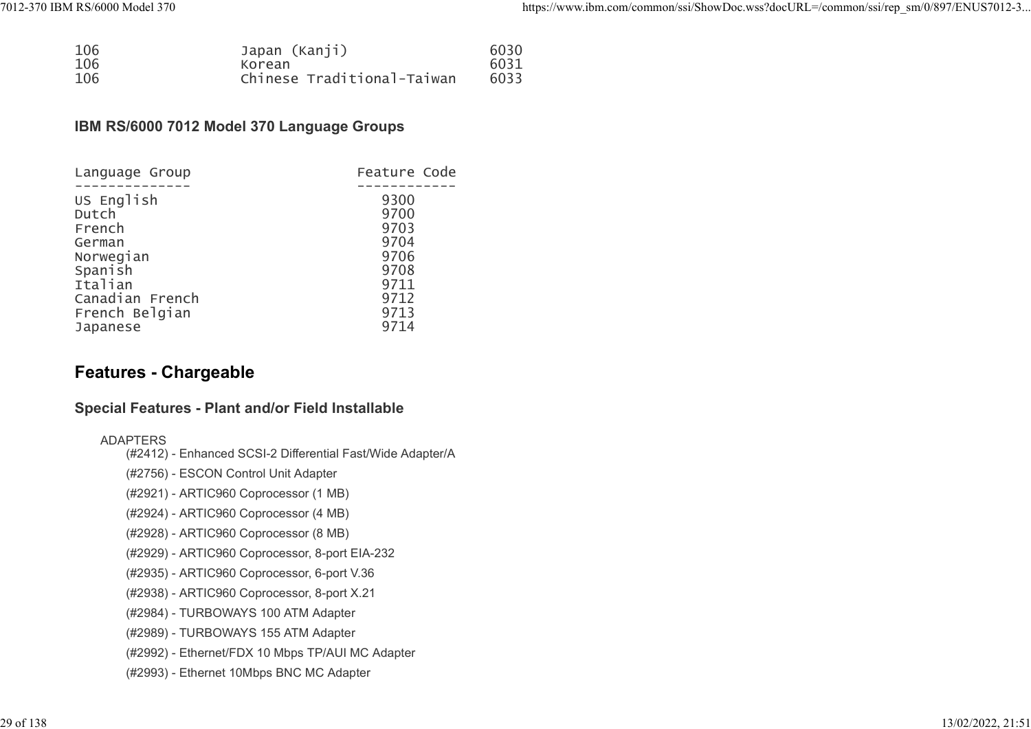```
106              Japan (Kanji)              6030
106              Korean                     6031
106              Chinese Traditional-Taiwan 6033
```

### IBM RS/6000 7012 Model 370 Language Groups

| Language Group | Feature Code |
|---|---|
| US English | 9300 |
| Dutch | 9700 |
| French | 9703 |
| German | 9704 |
| Norwegian | 9706 |
| Spanish | 9708 |
| Italian | 9711 |
| Canadian French | 9712 |
| French Belgian | 9713 |
| Japanese | 9714 |

## Features - Chargeable

### Special Features - Plant and/or Field Installable

ADAPTERS

- (#2412) - Enhanced SCSI-2 Differential Fast/Wide Adapter/A
- (#2756) - ESCON Control Unit Adapter
- (#2921) - ARTIC960 Coprocessor (1 MB)
- (#2924) - ARTIC960 Coprocessor (4 MB)
- (#2928) - ARTIC960 Coprocessor (8 MB)
- (#2929) - ARTIC960 Coprocessor, 8-port EIA-232
- (#2935) - ARTIC960 Coprocessor, 6-port V.36
- (#2938) - ARTIC960 Coprocessor, 8-port X.21
- (#2984) - TURBOWAYS 100 ATM Adapter
- (#2989) - TURBOWAYS 155 ATM Adapter
- (#2992) - Ethernet/FDX 10 Mbps TP/AUI MC Adapter
- (#2993) - Ethernet 10Mbps BNC MC Adapter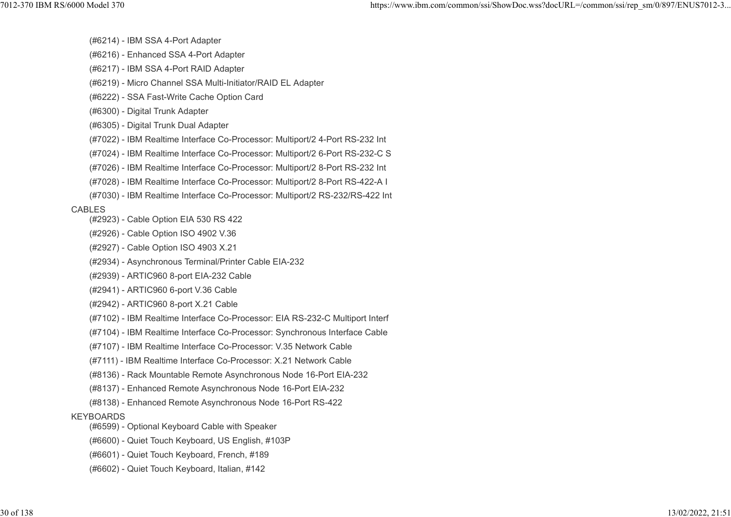- (#6214) - IBM SSA 4-Port Adapter
- (#6216) - Enhanced SSA 4-Port Adapter
- (#6217) - IBM SSA 4-Port RAID Adapter
- (#6219) - Micro Channel SSA Multi-Initiator/RAID EL Adapter
- (#6222) - SSA Fast-Write Cache Option Card
- (#6300) - Digital Trunk Adapter
- (#6305) - Digital Trunk Dual Adapter
- (#7022) - IBM Realtime Interface Co-Processor: Multiport/2 4-Port RS-232 Int
- (#7024) - IBM Realtime Interface Co-Processor: Multiport/2 6-Port RS-232-C S
- (#7026) - IBM Realtime Interface Co-Processor: Multiport/2 8-Port RS-232 Int
- (#7028) - IBM Realtime Interface Co-Processor: Multiport/2 8-Port RS-422-A I
- (#7030) - IBM Realtime Interface Co-Processor: Multiport/2 RS-232/RS-422 Int

CABLES

- (#2923) - Cable Option EIA 530 RS 422
- (#2926) - Cable Option ISO 4902 V.36
- (#2927) - Cable Option ISO 4903 X.21
- (#2934) - Asynchronous Terminal/Printer Cable EIA-232
- (#2939) - ARTIC960 8-port EIA-232 Cable
- (#2941) - ARTIC960 6-port V.36 Cable
- (#2942) - ARTIC960 8-port X.21 Cable
- (#7102) - IBM Realtime Interface Co-Processor: EIA RS-232-C Multiport Interf
- (#7104) - IBM Realtime Interface Co-Processor: Synchronous Interface Cable
- (#7107) - IBM Realtime Interface Co-Processor: V.35 Network Cable
- (#7111) - IBM Realtime Interface Co-Processor: X.21 Network Cable
- (#8136) - Rack Mountable Remote Asynchronous Node 16-Port EIA-232
- (#8137) - Enhanced Remote Asynchronous Node 16-Port EIA-232
- (#8138) - Enhanced Remote Asynchronous Node 16-Port RS-422

KEYBOARDS

- (#6599) - Optional Keyboard Cable with Speaker
- (#6600) - Quiet Touch Keyboard, US English, #103P
- (#6601) - Quiet Touch Keyboard, French, #189
- (#6602) - Quiet Touch Keyboard, Italian, #142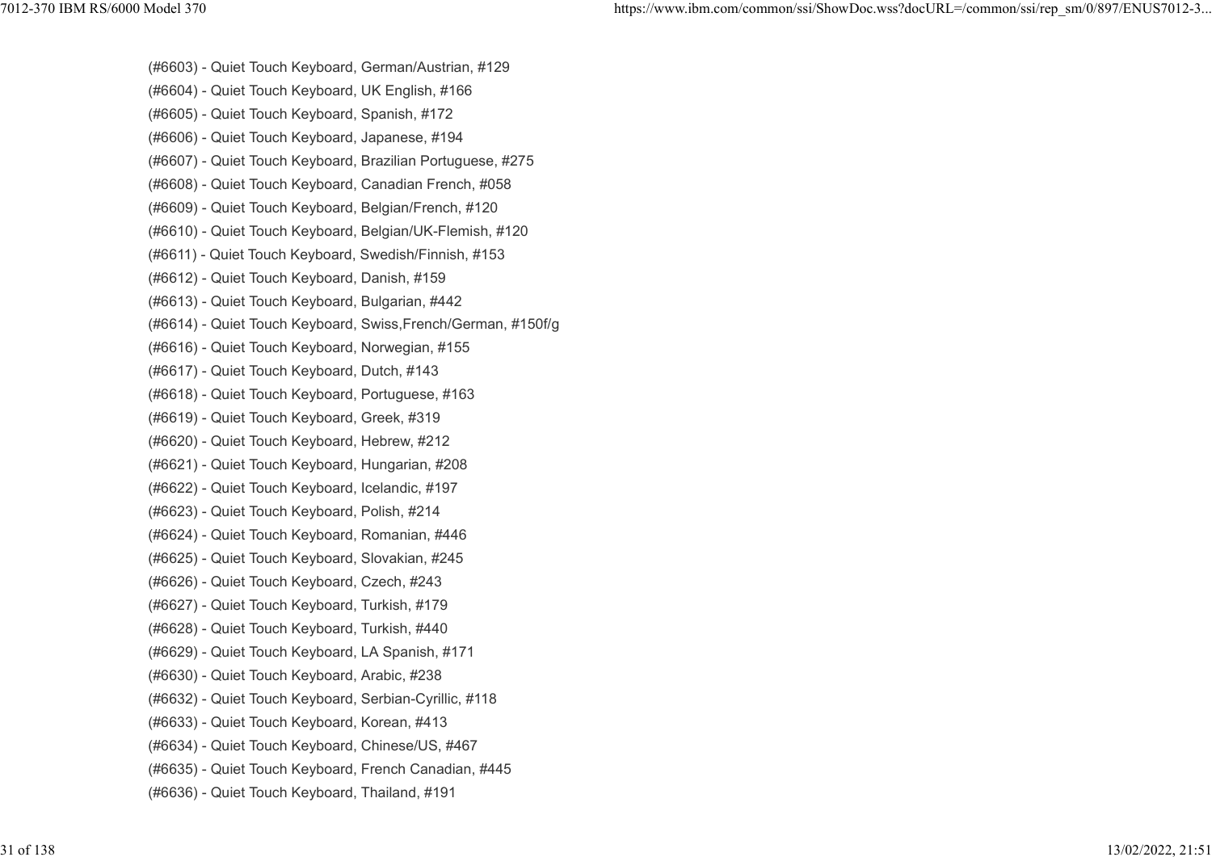(#6603) - Quiet Touch Keyboard, German/Austrian, #129

(#6604) - Quiet Touch Keyboard, UK English, #166

(#6605) - Quiet Touch Keyboard, Spanish, #172

(#6606) - Quiet Touch Keyboard, Japanese, #194

(#6607) - Quiet Touch Keyboard, Brazilian Portuguese, #275

(#6608) - Quiet Touch Keyboard, Canadian French, #058

(#6609) - Quiet Touch Keyboard, Belgian/French, #120

(#6610) - Quiet Touch Keyboard, Belgian/UK-Flemish, #120

(#6611) - Quiet Touch Keyboard, Swedish/Finnish, #153

(#6612) - Quiet Touch Keyboard, Danish, #159

(#6613) - Quiet Touch Keyboard, Bulgarian, #442

(#6614) - Quiet Touch Keyboard, Swiss,French/German, #150f/g

(#6616) - Quiet Touch Keyboard, Norwegian, #155

(#6617) - Quiet Touch Keyboard, Dutch, #143

(#6618) - Quiet Touch Keyboard, Portuguese, #163

(#6619) - Quiet Touch Keyboard, Greek, #319

(#6620) - Quiet Touch Keyboard, Hebrew, #212

(#6621) - Quiet Touch Keyboard, Hungarian, #208

(#6622) - Quiet Touch Keyboard, Icelandic, #197

(#6623) - Quiet Touch Keyboard, Polish, #214

(#6624) - Quiet Touch Keyboard, Romanian, #446

(#6625) - Quiet Touch Keyboard, Slovakian, #245

(#6626) - Quiet Touch Keyboard, Czech, #243

(#6627) - Quiet Touch Keyboard, Turkish, #179

(#6628) - Quiet Touch Keyboard, Turkish, #440

(#6629) - Quiet Touch Keyboard, LA Spanish, #171

(#6630) - Quiet Touch Keyboard, Arabic, #238

(#6632) - Quiet Touch Keyboard, Serbian-Cyrillic, #118

(#6633) - Quiet Touch Keyboard, Korean, #413

(#6634) - Quiet Touch Keyboard, Chinese/US, #467

(#6635) - Quiet Touch Keyboard, French Canadian, #445

(#6636) - Quiet Touch Keyboard, Thailand, #191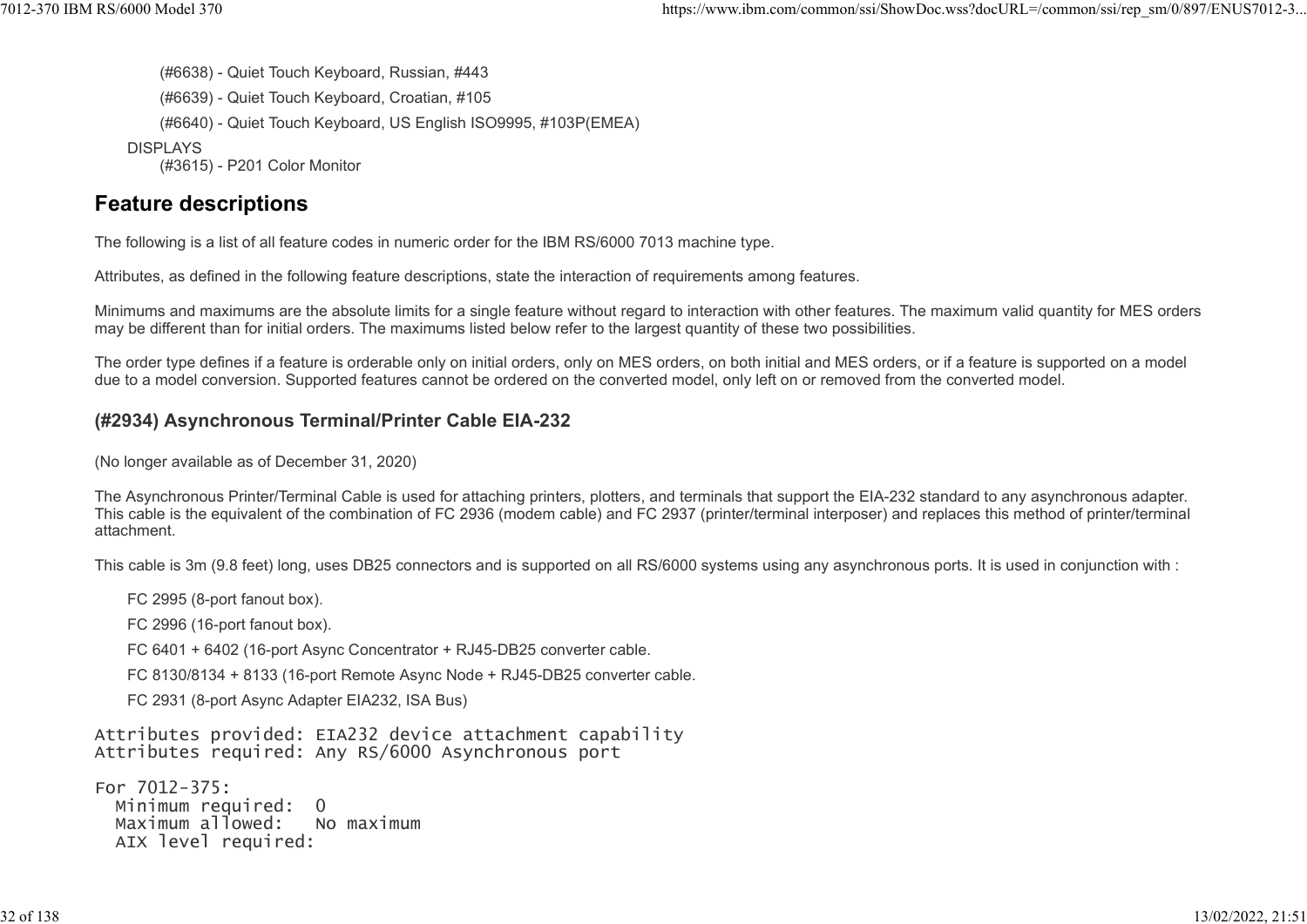(#6638) - Quiet Touch Keyboard, Russian, #443

(#6639) - Quiet Touch Keyboard, Croatian, #105

(#6640) - Quiet Touch Keyboard, US English ISO9995, #103P(EMEA)

DISPLAYS
(#3615) - P201 Color Monitor

## Feature descriptions

The following is a list of all feature codes in numeric order for the IBM RS/6000 7013 machine type.

Attributes, as defined in the following feature descriptions, state the interaction of requirements among features.

Minimums and maximums are the absolute limits for a single feature without regard to interaction with other features. The maximum valid quantity for MES orders may be different than for initial orders. The maximums listed below refer to the largest quantity of these two possibilities.

The order type defines if a feature is orderable only on initial orders, only on MES orders, on both initial and MES orders, or if a feature is supported on a model due to a model conversion. Supported features cannot be ordered on the converted model, only left on or removed from the converted model.

### (#2934) Asynchronous Terminal/Printer Cable EIA-232

(No longer available as of December 31, 2020)

The Asynchronous Printer/Terminal Cable is used for attaching printers, plotters, and terminals that support the EIA-232 standard to any asynchronous adapter. This cable is the equivalent of the combination of FC 2936 (modem cable) and FC 2937 (printer/terminal interposer) and replaces this method of printer/terminal attachment.

This cable is 3m (9.8 feet) long, uses DB25 connectors and is supported on all RS/6000 systems using any asynchronous ports. It is used in conjunction with :

FC 2995 (8-port fanout box).

FC 2996 (16-port fanout box).

FC 6401 + 6402 (16-port Async Concentrator + RJ45-DB25 converter cable.

FC 8130/8134 + 8133 (16-port Remote Async Node + RJ45-DB25 converter cable.

FC 2931 (8-port Async Adapter EIA232, ISA Bus)

```
Attributes provided: EIA232 device attachment capability
Attributes required: Any RS/6000 Asynchronous port

For 7012-375:
  Minimum required:  0
  Maximum allowed:   No maximum
  AIX level required:
```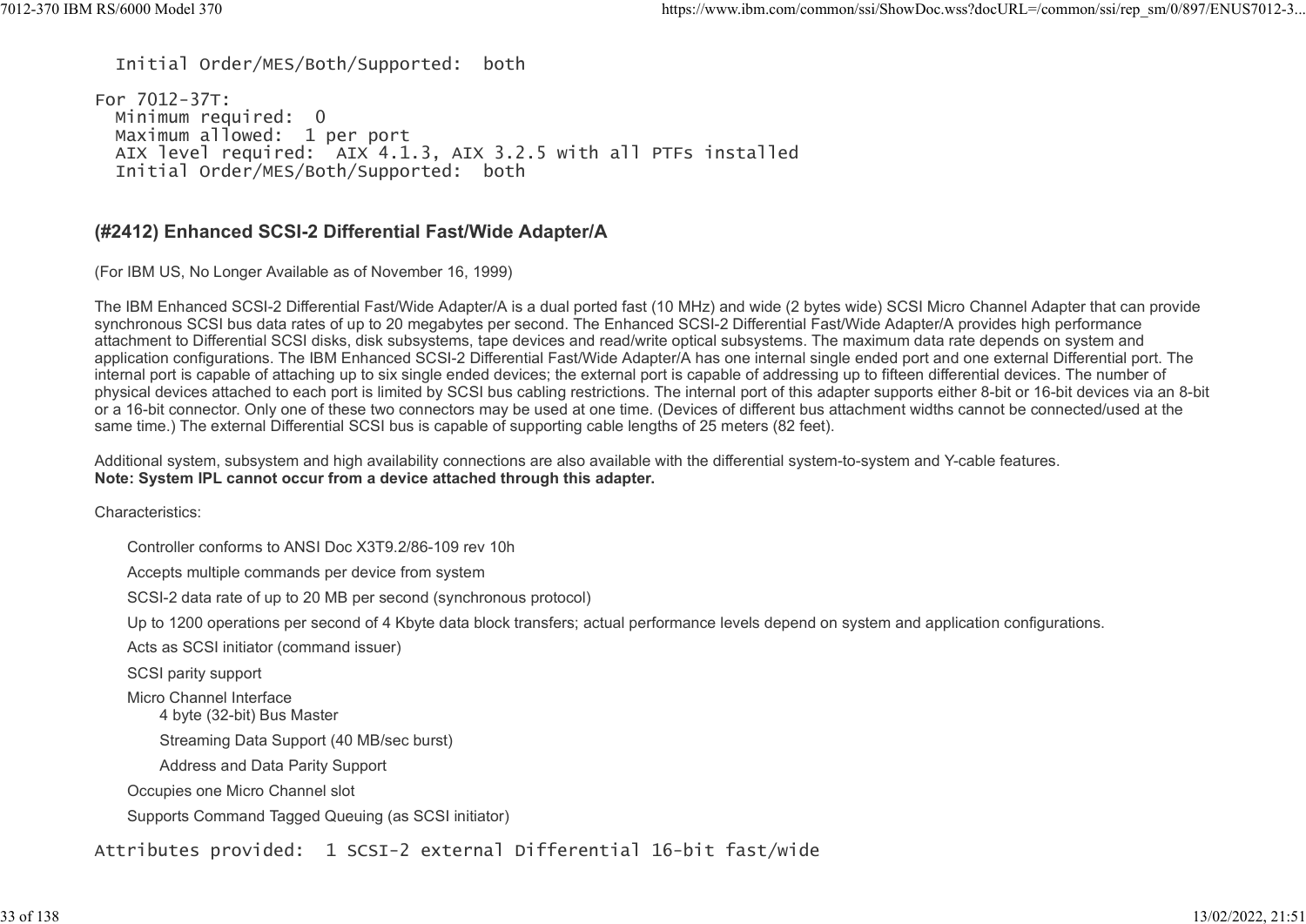```
  Initial Order/MES/Both/Supported:  both

For 7012-37T:
  Minimum required:  0
  Maximum allowed:  1 per port
  AIX level required:  AIX 4.1.3, AIX 3.2.5 with all PTFs installed
  Initial Order/MES/Both/Supported:  both
```

## (#2412) Enhanced SCSI-2 Differential Fast/Wide Adapter/A

(For IBM US, No Longer Available as of November 16, 1999)

The IBM Enhanced SCSI-2 Differential Fast/Wide Adapter/A is a dual ported fast (10 MHz) and wide (2 bytes wide) SCSI Micro Channel Adapter that can provide synchronous SCSI bus data rates of up to 20 megabytes per second. The Enhanced SCSI-2 Differential Fast/Wide Adapter/A provides high performance attachment to Differential SCSI disks, disk subsystems, tape devices and read/write optical subsystems. The maximum data rate depends on system and application configurations. The IBM Enhanced SCSI-2 Differential Fast/Wide Adapter/A has one internal single ended port and one external Differential port. The internal port is capable of attaching up to six single ended devices; the external port is capable of addressing up to fifteen differential devices. The number of physical devices attached to each port is limited by SCSI bus cabling restrictions. The internal port of this adapter supports either 8-bit or 16-bit devices via an 8-bit or a 16-bit connector. Only one of these two connectors may be used at one time. (Devices of different bus attachment widths cannot be connected/used at the same time.) The external Differential SCSI bus is capable of supporting cable lengths of 25 meters (82 feet).

Additional system, subsystem and high availability connections are also available with the differential system-to-system and Y-cable features.
**Note: System IPL cannot occur from a device attached through this adapter.**

Characteristics:

- Controller conforms to ANSI Doc X3T9.2/86-109 rev 10h
- Accepts multiple commands per device from system
- SCSI-2 data rate of up to 20 MB per second (synchronous protocol)
- Up to 1200 operations per second of 4 Kbyte data block transfers; actual performance levels depend on system and application configurations.
- Acts as SCSI initiator (command issuer)
- SCSI parity support
- Micro Channel Interface
  - 4 byte (32-bit) Bus Master
  - Streaming Data Support (40 MB/sec burst)
  - Address and Data Parity Support
- Occupies one Micro Channel slot
- Supports Command Tagged Queuing (as SCSI initiator)

```
Attributes provided:  1 SCSI-2 external Differential 16-bit fast/wide
```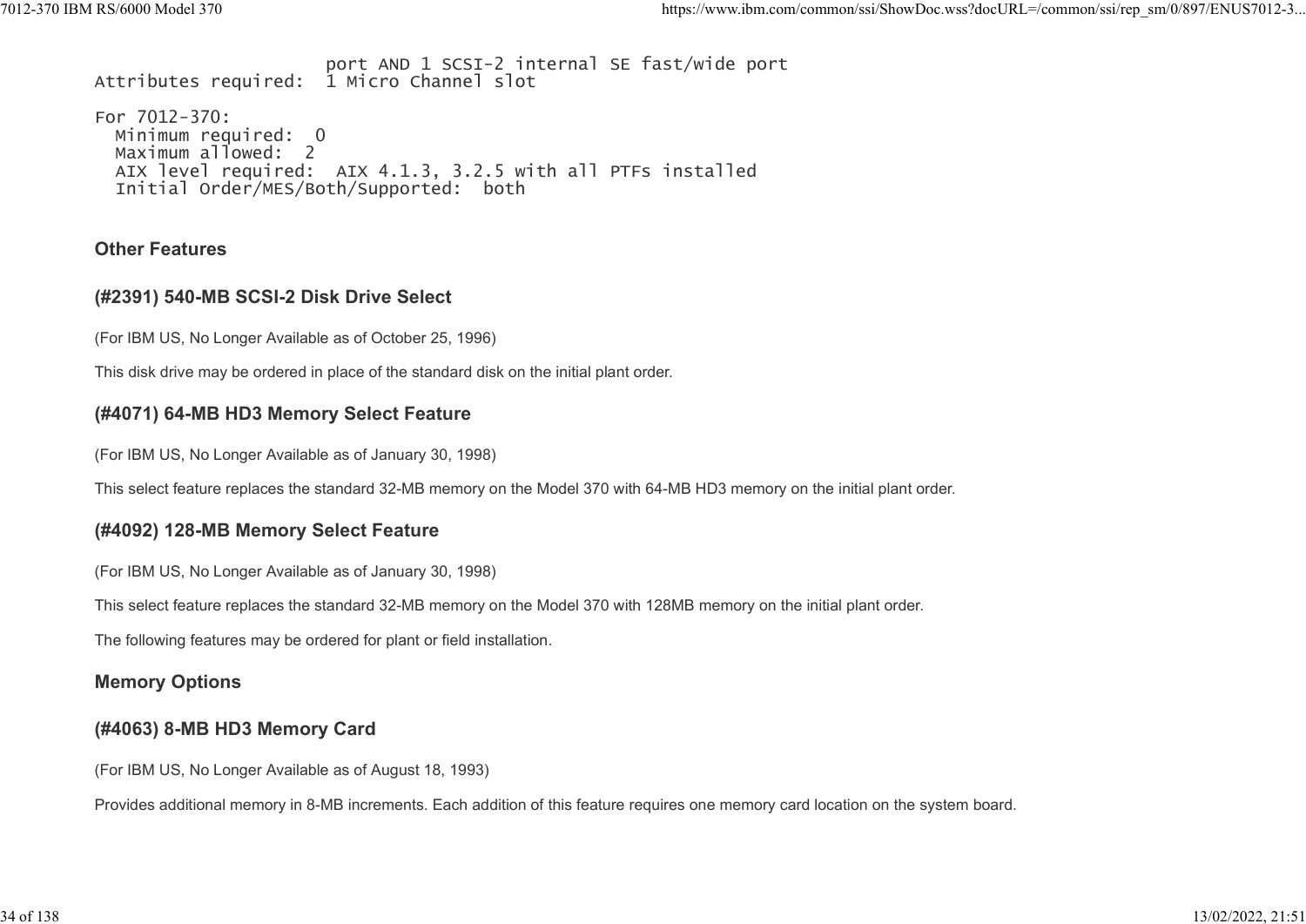```
                      port AND 1 SCSI-2 internal SE fast/wide port
Attributes required:  1 Micro Channel slot

For 7012-370:
  Minimum required:  0
  Maximum allowed:  2
  AIX level required:  AIX 4.1.3, 3.2.5 with all PTFs installed
  Initial Order/MES/Both/Supported:  both
```

### Other Features

#### (#2391) 540-MB SCSI-2 Disk Drive Select

(For IBM US, No Longer Available as of October 25, 1996)

This disk drive may be ordered in place of the standard disk on the initial plant order.

#### (#4071) 64-MB HD3 Memory Select Feature

(For IBM US, No Longer Available as of January 30, 1998)

This select feature replaces the standard 32-MB memory on the Model 370 with 64-MB HD3 memory on the initial plant order.

#### (#4092) 128-MB Memory Select Feature

(For IBM US, No Longer Available as of January 30, 1998)

This select feature replaces the standard 32-MB memory on the Model 370 with 128MB memory on the initial plant order.

The following features may be ordered for plant or field installation.

### Memory Options

#### (#4063) 8-MB HD3 Memory Card

(For IBM US, No Longer Available as of August 18, 1993)

Provides additional memory in 8-MB increments. Each addition of this feature requires one memory card location on the system board.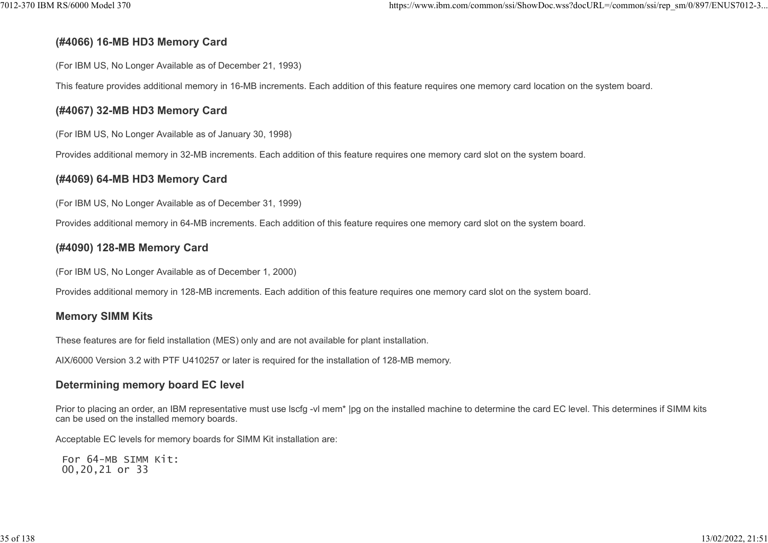### (#4066) 16-MB HD3 Memory Card

(For IBM US, No Longer Available as of December 21, 1993)

This feature provides additional memory in 16-MB increments. Each addition of this feature requires one memory card location on the system board.

### (#4067) 32-MB HD3 Memory Card

(For IBM US, No Longer Available as of January 30, 1998)

Provides additional memory in 32-MB increments. Each addition of this feature requires one memory card slot on the system board.

### (#4069) 64-MB HD3 Memory Card

(For IBM US, No Longer Available as of December 31, 1999)

Provides additional memory in 64-MB increments. Each addition of this feature requires one memory card slot on the system board.

### (#4090) 128-MB Memory Card

(For IBM US, No Longer Available as of December 1, 2000)

Provides additional memory in 128-MB increments. Each addition of this feature requires one memory card slot on the system board.

### Memory SIMM Kits

These features are for field installation (MES) only and are not available for plant installation.

AIX/6000 Version 3.2 with PTF U410257 or later is required for the installation of 128-MB memory.

### Determining memory board EC level

Prior to placing an order, an IBM representative must use lscfg -vl mem* |pg on the installed machine to determine the card EC level. This determines if SIMM kits can be used on the installed memory boards.

Acceptable EC levels for memory boards for SIMM Kit installation are:

```
For 64-MB SIMM Kit:
OO,20,21 or 33
```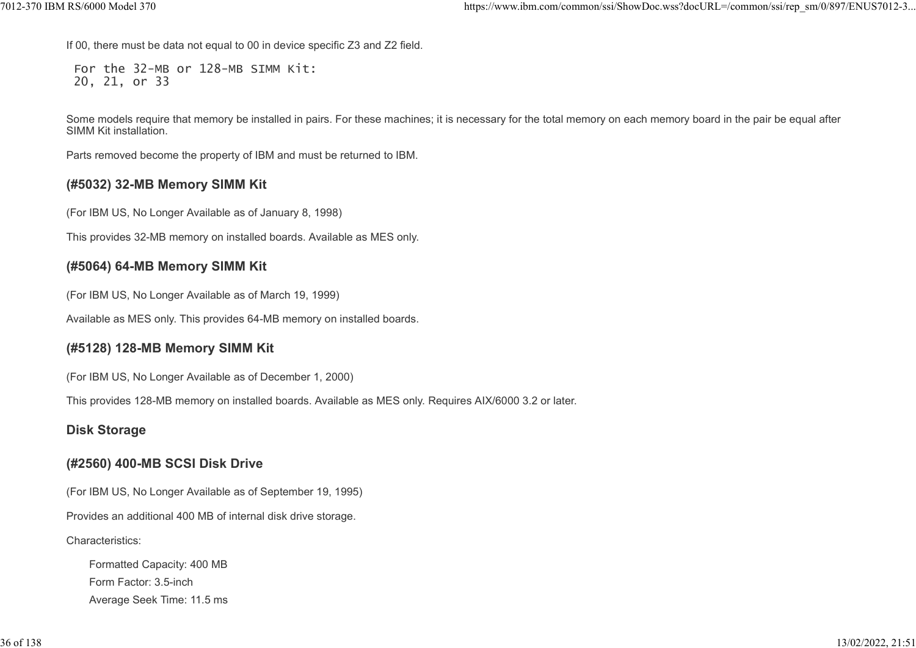If 00, there must be data not equal to 00 in device specific Z3 and Z2 field.

```
For the 32-MB or 128-MB SIMM Kit:
20, 21, or 33
```

Some models require that memory be installed in pairs. For these machines; it is necessary for the total memory on each memory board in the pair be equal after SIMM Kit installation.

Parts removed become the property of IBM and must be returned to IBM.

### (#5032) 32-MB Memory SIMM Kit

(For IBM US, No Longer Available as of January 8, 1998)

This provides 32-MB memory on installed boards. Available as MES only.

### (#5064) 64-MB Memory SIMM Kit

(For IBM US, No Longer Available as of March 19, 1999)

Available as MES only. This provides 64-MB memory on installed boards.

### (#5128) 128-MB Memory SIMM Kit

(For IBM US, No Longer Available as of December 1, 2000)

This provides 128-MB memory on installed boards. Available as MES only. Requires AIX/6000 3.2 or later.

### Disk Storage

### (#2560) 400-MB SCSI Disk Drive

(For IBM US, No Longer Available as of September 19, 1995)

Provides an additional 400 MB of internal disk drive storage.

Characteristics:

- Formatted Capacity: 400 MB
- Form Factor: 3.5-inch
- Average Seek Time: 11.5 ms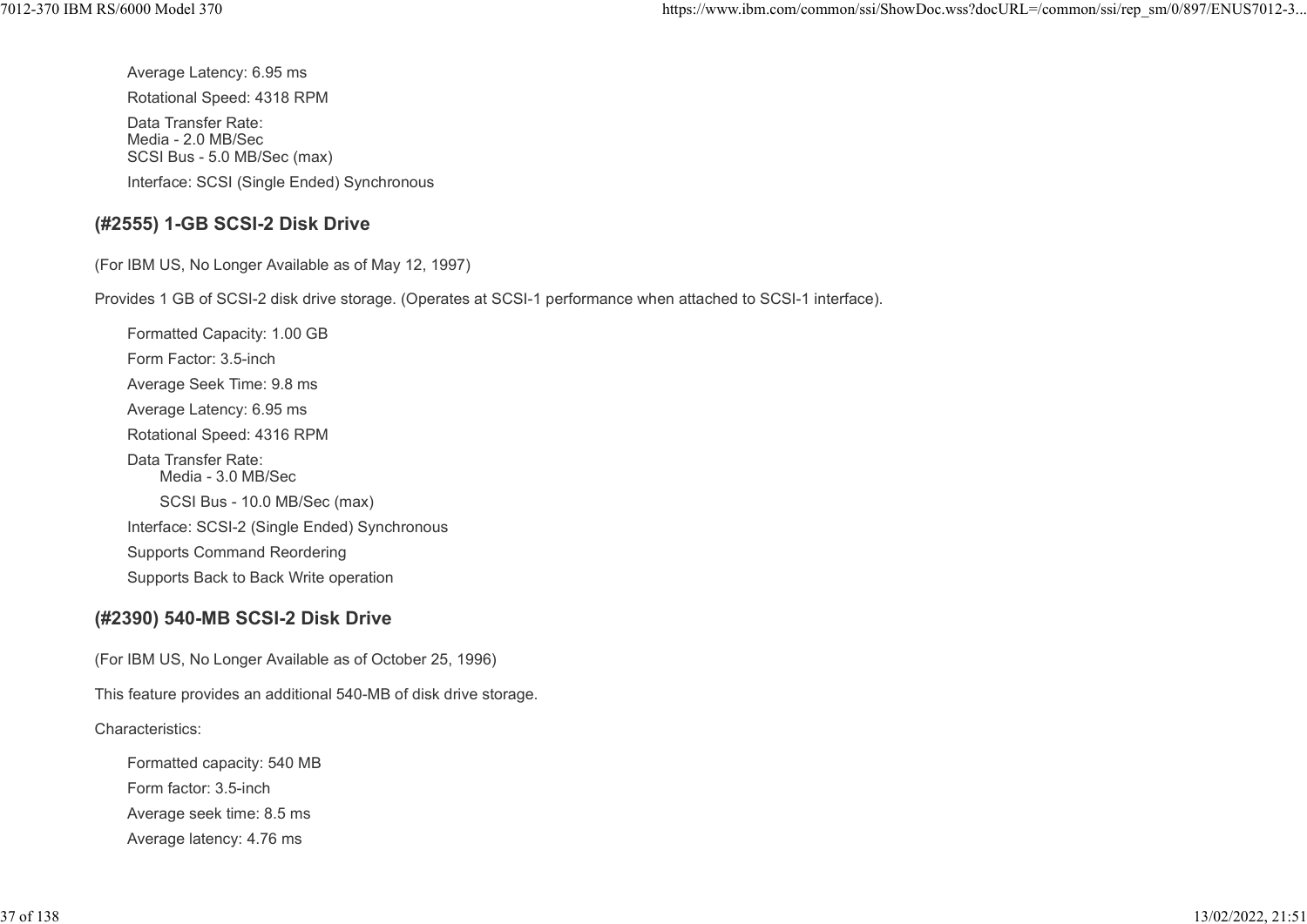Average Latency: 6.95 ms

Rotational Speed: 4318 RPM

Data Transfer Rate:
Media - 2.0 MB/Sec
SCSI Bus - 5.0 MB/Sec (max)

Interface: SCSI (Single Ended) Synchronous

### (#2555) 1-GB SCSI-2 Disk Drive

(For IBM US, No Longer Available as of May 12, 1997)

Provides 1 GB of SCSI-2 disk drive storage. (Operates at SCSI-1 performance when attached to SCSI-1 interface).

Formatted Capacity: 1.00 GB

Form Factor: 3.5-inch

Average Seek Time: 9.8 ms

Average Latency: 6.95 ms

Rotational Speed: 4316 RPM

Data Transfer Rate:

- Media - 3.0 MB/Sec
- SCSI Bus - 10.0 MB/Sec (max)

Interface: SCSI-2 (Single Ended) Synchronous

Supports Command Reordering

Supports Back to Back Write operation

### (#2390) 540-MB SCSI-2 Disk Drive

(For IBM US, No Longer Available as of October 25, 1996)

This feature provides an additional 540-MB of disk drive storage.

Characteristics:

Formatted capacity: 540 MB

Form factor: 3.5-inch

Average seek time: 8.5 ms

Average latency: 4.76 ms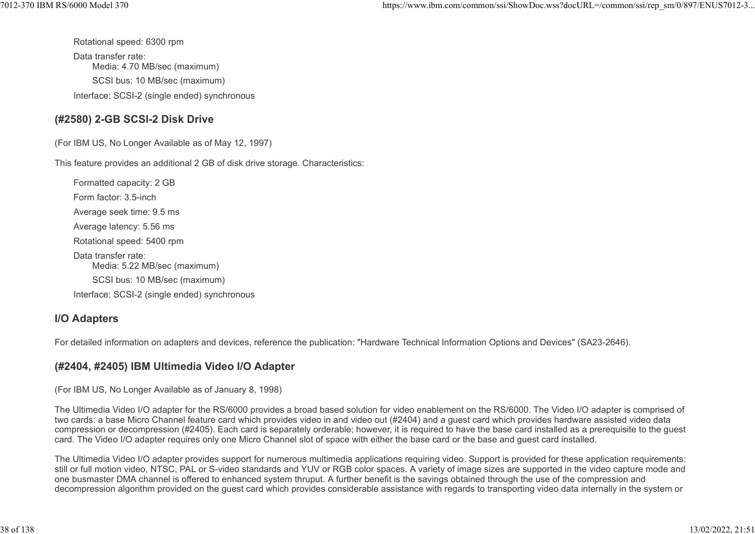Rotational speed: 6300 rpm

Data transfer rate:

- Media: 4.70 MB/sec (maximum)
- SCSI bus: 10 MB/sec (maximum)

Interface: SCSI-2 (single ended) synchronous

### (#2580) 2-GB SCSI-2 Disk Drive

(For IBM US, No Longer Available as of May 12, 1997)

This feature provides an additional 2 GB of disk drive storage. Characteristics:

Formatted capacity: 2 GB

Form factor: 3.5-inch

Average seek time: 9.5 ms

Average latency: 5.56 ms

Rotational speed: 5400 rpm

Data transfer rate:

- Media: 5.22 MB/sec (maximum)
- SCSI bus: 10 MB/sec (maximum)

Interface: SCSI-2 (single ended) synchronous

## I/O Adapters

For detailed information on adapters and devices, reference the publication: "Hardware Technical Information Options and Devices" (SA23-2646).

### (#2404, #2405) IBM Ultimedia Video I/O Adapter

(For IBM US, No Longer Available as of January 8, 1998)

The Ultimedia Video I/O adapter for the RS/6000 provides a broad based solution for video enablement on the RS/6000. The Video I/O adapter is comprised of two cards: a base Micro Channel feature card which provides video in and video out (#2404) and a guest card which provides hardware assisted video data compression or decompression (#2405). Each card is separately orderable; however, it is required to have the base card installed as a prerequisite to the guest card. The Video I/O adapter requires only one Micro Channel slot of space with either the base card or the base and guest card installed.

The Ultimedia Video I/O adapter provides support for numerous multimedia applications requiring video. Support is provided for these application requirements: still or full motion video, NTSC, PAL or S-video standards and YUV or RGB color spaces. A variety of image sizes are supported in the video capture mode and one busmaster DMA channel is offered to enhanced system thruput. A further benefit is the savings obtained through the use of the compression and decompression algorithm provided on the guest card which provides considerable assistance with regards to transporting video data internally in the system or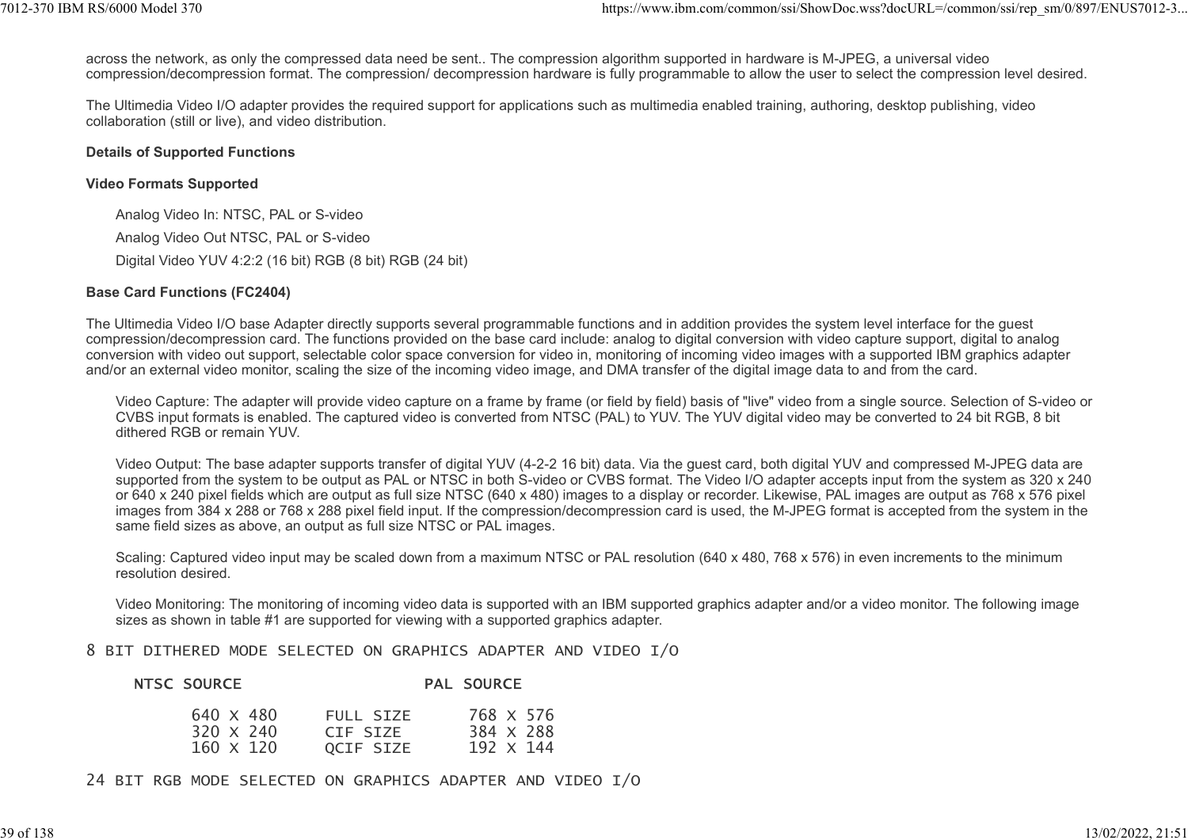across the network, as only the compressed data need be sent.. The compression algorithm supported in hardware is M-JPEG, a universal video compression/decompression format. The compression/ decompression hardware is fully programmable to allow the user to select the compression level desired.

The Ultimedia Video I/O adapter provides the required support for applications such as multimedia enabled training, authoring, desktop publishing, video collaboration (still or live), and video distribution.

**Details of Supported Functions**

**Video Formats Supported**

Analog Video In: NTSC, PAL or S-video

Analog Video Out NTSC, PAL or S-video

Digital Video YUV 4:2:2 (16 bit) RGB (8 bit) RGB (24 bit)

**Base Card Functions (FC2404)**

The Ultimedia Video I/O base Adapter directly supports several programmable functions and in addition provides the system level interface for the guest compression/decompression card. The functions provided on the base card include: analog to digital conversion with video capture support, digital to analog conversion with video out support, selectable color space conversion for video in, monitoring of incoming video images with a supported IBM graphics adapter and/or an external video monitor, scaling the size of the incoming video image, and DMA transfer of the digital image data to and from the card.

Video Capture: The adapter will provide video capture on a frame by frame (or field by field) basis of "live" video from a single source. Selection of S-video or CVBS input formats is enabled. The captured video is converted from NTSC (PAL) to YUV. The YUV digital video may be converted to 24 bit RGB, 8 bit dithered RGB or remain YUV.

Video Output: The base adapter supports transfer of digital YUV (4-2-2 16 bit) data. Via the guest card, both digital YUV and compressed M-JPEG data are supported from the system to be output as PAL or NTSC in both S-video or CVBS format. The Video I/O adapter accepts input from the system as 320 x 240 or 640 x 240 pixel fields which are output as full size NTSC (640 x 480) images to a display or recorder. Likewise, PAL images are output as 768 x 576 pixel images from 384 x 288 or 768 x 288 pixel field input. If the compression/decompression card is used, the M-JPEG format is accepted from the system in the same field sizes as above, an output as full size NTSC or PAL images.

Scaling: Captured video input may be scaled down from a maximum NTSC or PAL resolution (640 x 480, 768 x 576) in even increments to the minimum resolution desired.

Video Monitoring: The monitoring of incoming video data is supported with an IBM supported graphics adapter and/or a video monitor. The following image sizes as shown in table #1 are supported for viewing with a supported graphics adapter.

```
8 BIT DITHERED MODE SELECTED ON GRAPHICS ADAPTER AND VIDEO I/O

     NTSC SOURCE                  PAL SOURCE

           640 X 480     FULL SIZE      768 X 576
           320 X 240     CIF SIZE       384 X 288
           160 X 120     QCIF SIZE      192 X 144

24 BIT RGB MODE SELECTED ON GRAPHICS ADAPTER AND VIDEO I/O
```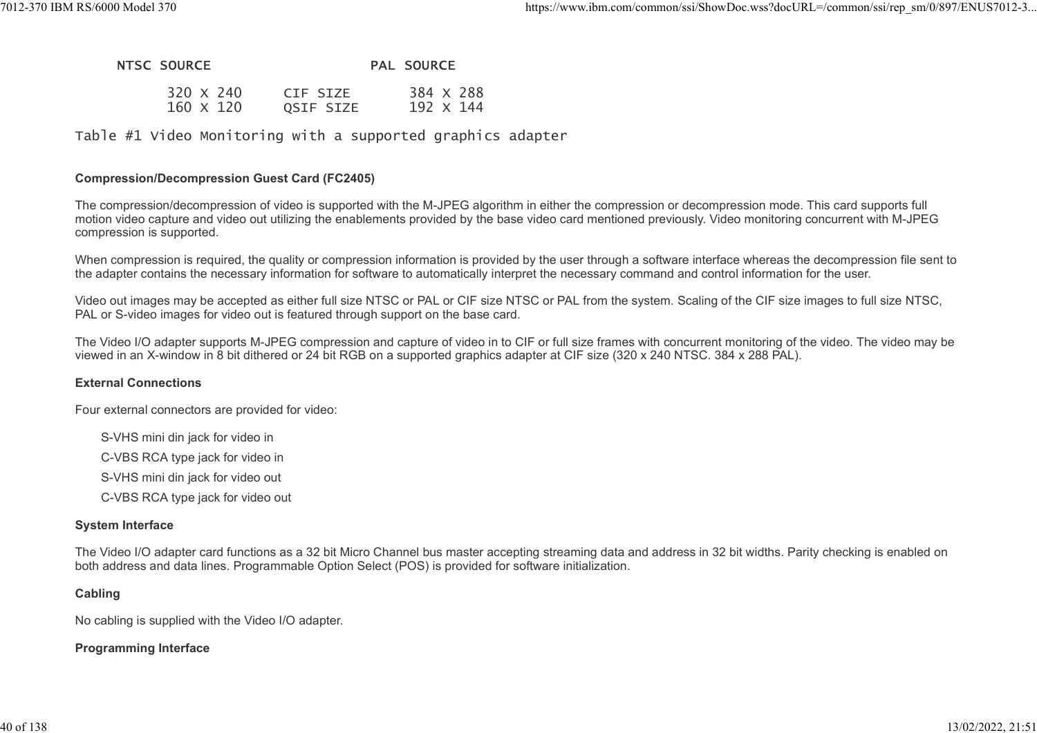| NTSC SOURCE | | PAL SOURCE |
|---|---|---|
| 320 X 240 | CIF SIZE | 384 X 288 |
| 160 X 120 | QSIF SIZE | 192 X 144 |

Table #1 Video Monitoring with a supported graphics adapter

**Compression/Decompression Guest Card (FC2405)**

The compression/decompression of video is supported with the M-JPEG algorithm in either the compression or decompression mode. This card supports full motion video capture and video out utilizing the enablements provided by the base video card mentioned previously. Video monitoring concurrent with M-JPEG compression is supported.

When compression is required, the quality or compression information is provided by the user through a software interface whereas the decompression file sent to the adapter contains the necessary information for software to automatically interpret the necessary command and control information for the user.

Video out images may be accepted as either full size NTSC or PAL or CIF size NTSC or PAL from the system. Scaling of the CIF size images to full size NTSC, PAL or S-video images for video out is featured through support on the base card.

The Video I/O adapter supports M-JPEG compression and capture of video in to CIF or full size frames with concurrent monitoring of the video. The video may be viewed in an X-window in 8 bit dithered or 24 bit RGB on a supported graphics adapter at CIF size (320 x 240 NTSC. 384 x 288 PAL).

**External Connections**

Four external connectors are provided for video:

- S-VHS mini din jack for video in
- C-VBS RCA type jack for video in
- S-VHS mini din jack for video out
- C-VBS RCA type jack for video out

**System Interface**

The Video I/O adapter card functions as a 32 bit Micro Channel bus master accepting streaming data and address in 32 bit widths. Parity checking is enabled on both address and data lines. Programmable Option Select (POS) is provided for software initialization.

**Cabling**

No cabling is supplied with the Video I/O adapter.

**Programming Interface**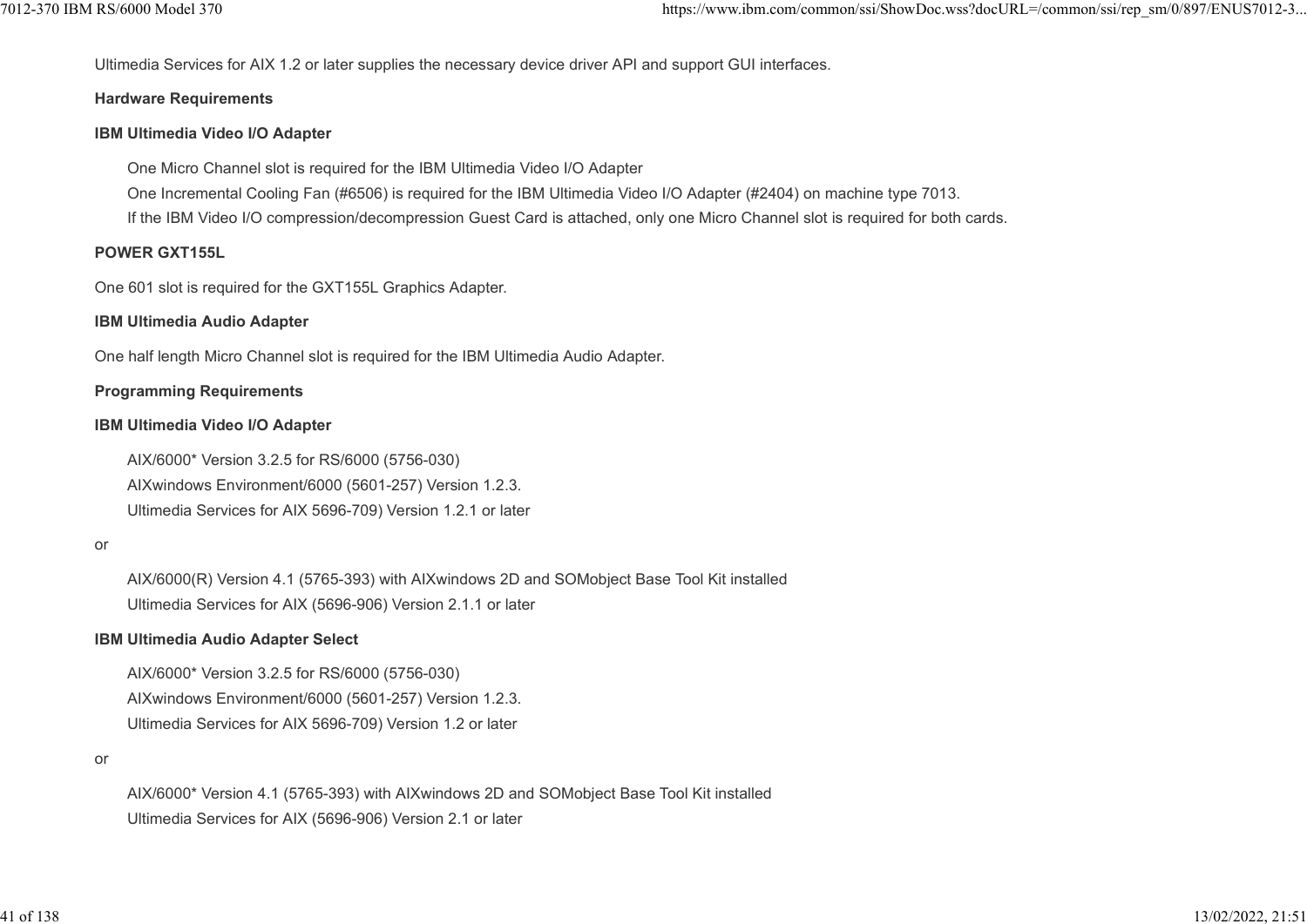Ultimedia Services for AIX 1.2 or later supplies the necessary device driver API and support GUI interfaces.

**Hardware Requirements**

**IBM Ultimedia Video I/O Adapter**

One Micro Channel slot is required for the IBM Ultimedia Video I/O Adapter
One Incremental Cooling Fan (#6506) is required for the IBM Ultimedia Video I/O Adapter (#2404) on machine type 7013.
If the IBM Video I/O compression/decompression Guest Card is attached, only one Micro Channel slot is required for both cards.

**POWER GXT155L**

One 601 slot is required for the GXT155L Graphics Adapter.

**IBM Ultimedia Audio Adapter**

One half length Micro Channel slot is required for the IBM Ultimedia Audio Adapter.

**Programming Requirements**

**IBM Ultimedia Video I/O Adapter**

AIX/6000* Version 3.2.5 for RS/6000 (5756-030)
AIXwindows Environment/6000 (5601-257) Version 1.2.3.
Ultimedia Services for AIX 5696-709) Version 1.2.1 or later

or

AIX/6000(R) Version 4.1 (5765-393) with AIXwindows 2D and SOMobject Base Tool Kit installed
Ultimedia Services for AIX (5696-906) Version 2.1.1 or later

**IBM Ultimedia Audio Adapter Select**

AIX/6000* Version 3.2.5 for RS/6000 (5756-030)
AIXwindows Environment/6000 (5601-257) Version 1.2.3.
Ultimedia Services for AIX 5696-709) Version 1.2 or later

or

AIX/6000* Version 4.1 (5765-393) with AIXwindows 2D and SOMobject Base Tool Kit installed
Ultimedia Services for AIX (5696-906) Version 2.1 or later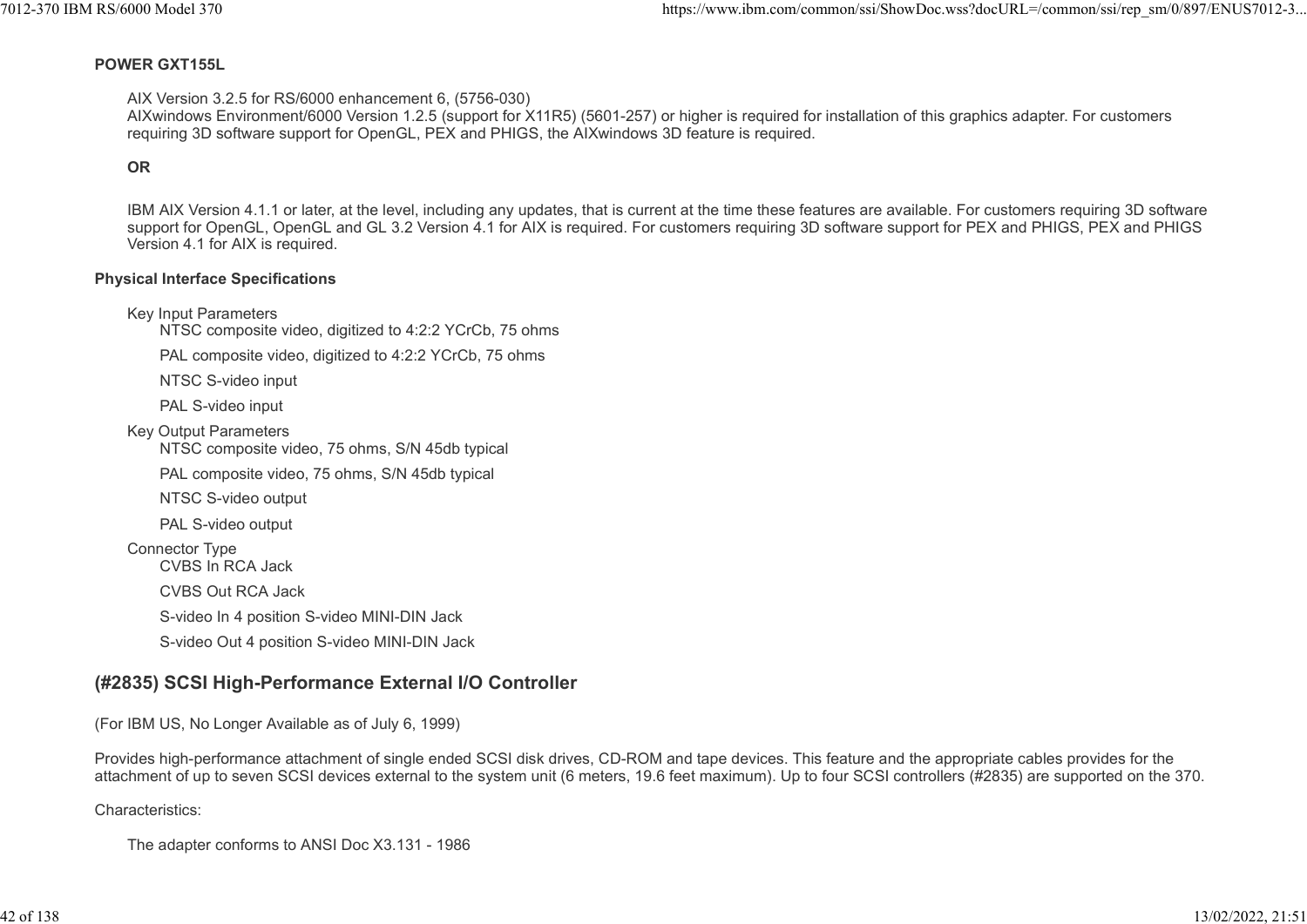**POWER GXT155L**

AIX Version 3.2.5 for RS/6000 enhancement 6, (5756-030)
AIXwindows Environment/6000 Version 1.2.5 (support for X11R5) (5601-257) or higher is required for installation of this graphics adapter. For customers requiring 3D software support for OpenGL, PEX and PHIGS, the AIXwindows 3D feature is required.

**OR**

IBM AIX Version 4.1.1 or later, at the level, including any updates, that is current at the time these features are available. For customers requiring 3D software support for OpenGL, OpenGL and GL 3.2 Version 4.1 for AIX is required. For customers requiring 3D software support for PEX and PHIGS, PEX and PHIGS Version 4.1 for AIX is required.

**Physical Interface Specifications**

- Key Input Parameters
  - NTSC composite video, digitized to 4:2:2 YCrCb, 75 ohms
  - PAL composite video, digitized to 4:2:2 YCrCb, 75 ohms
  - NTSC S-video input
  - PAL S-video input
- Key Output Parameters
  - NTSC composite video, 75 ohms, S/N 45db typical
  - PAL composite video, 75 ohms, S/N 45db typical
  - NTSC S-video output
  - PAL S-video output
- Connector Type
  - CVBS In RCA Jack
  - CVBS Out RCA Jack
  - S-video In 4 position S-video MINI-DIN Jack
  - S-video Out 4 position S-video MINI-DIN Jack

## (#2835) SCSI High-Performance External I/O Controller

(For IBM US, No Longer Available as of July 6, 1999)

Provides high-performance attachment of single ended SCSI disk drives, CD-ROM and tape devices. This feature and the appropriate cables provides for the attachment of up to seven SCSI devices external to the system unit (6 meters, 19.6 feet maximum). Up to four SCSI controllers (#2835) are supported on the 370.

Characteristics:

The adapter conforms to ANSI Doc X3.131 - 1986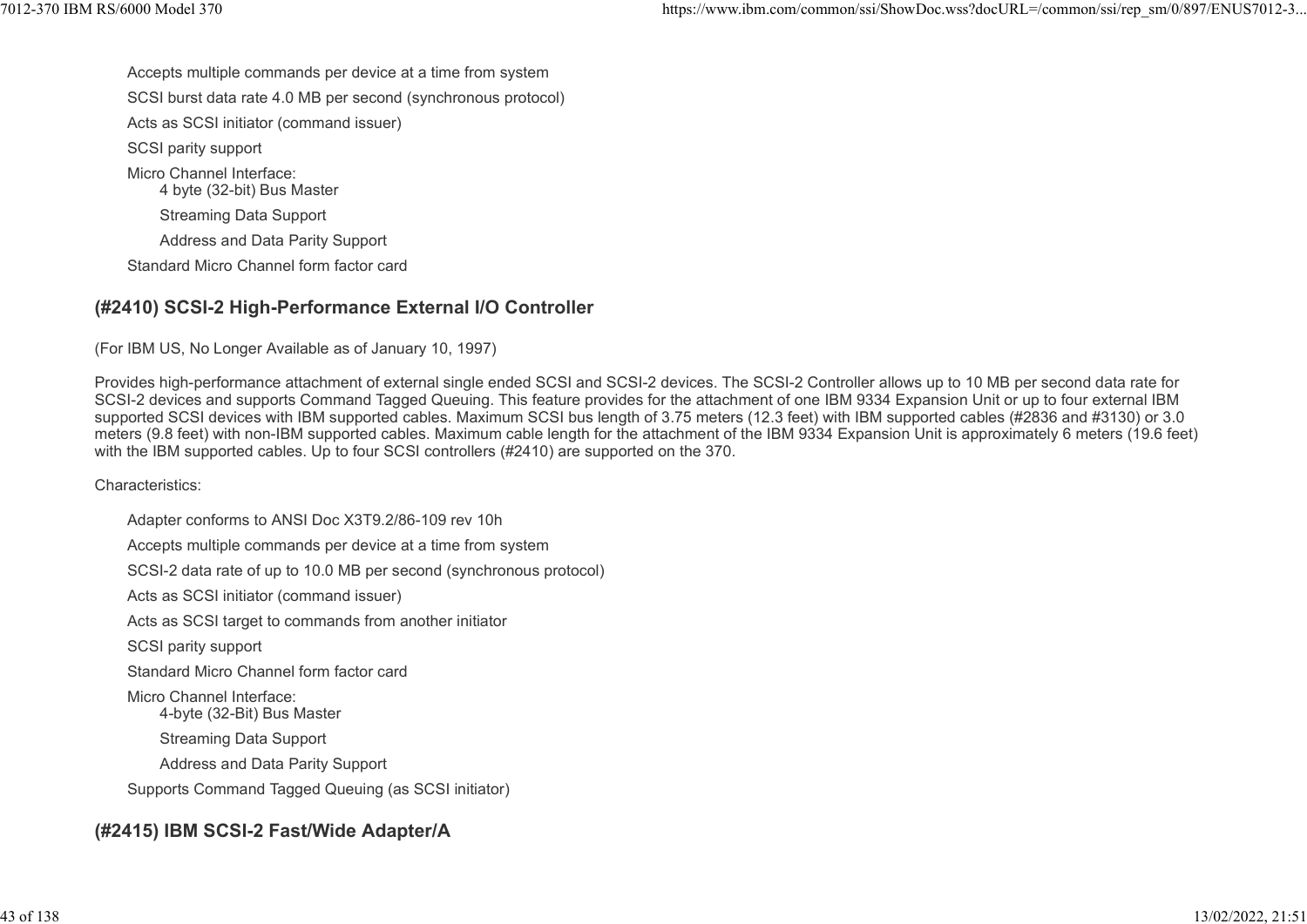- Accepts multiple commands per device at a time from system
- SCSI burst data rate 4.0 MB per second (synchronous protocol)
- Acts as SCSI initiator (command issuer)
- SCSI parity support
- Micro Channel Interface:
  - 4 byte (32-bit) Bus Master
  - Streaming Data Support
  - Address and Data Parity Support
- Standard Micro Channel form factor card

### (#2410) SCSI-2 High-Performance External I/O Controller

(For IBM US, No Longer Available as of January 10, 1997)

Provides high-performance attachment of external single ended SCSI and SCSI-2 devices. The SCSI-2 Controller allows up to 10 MB per second data rate for SCSI-2 devices and supports Command Tagged Queuing. This feature provides for the attachment of one IBM 9334 Expansion Unit or up to four external IBM supported SCSI devices with IBM supported cables. Maximum SCSI bus length of 3.75 meters (12.3 feet) with IBM supported cables (#2836 and #3130) or 3.0 meters (9.8 feet) with non-IBM supported cables. Maximum cable length for the attachment of the IBM 9334 Expansion Unit is approximately 6 meters (19.6 feet) with the IBM supported cables. Up to four SCSI controllers (#2410) are supported on the 370.

Characteristics:

- Adapter conforms to ANSI Doc X3T9.2/86-109 rev 10h
- Accepts multiple commands per device at a time from system
- SCSI-2 data rate of up to 10.0 MB per second (synchronous protocol)
- Acts as SCSI initiator (command issuer)
- Acts as SCSI target to commands from another initiator
- SCSI parity support
- Standard Micro Channel form factor card
- Micro Channel Interface:
  - 4-byte (32-Bit) Bus Master
  - Streaming Data Support
  - Address and Data Parity Support
- Supports Command Tagged Queuing (as SCSI initiator)

### (#2415) IBM SCSI-2 Fast/Wide Adapter/A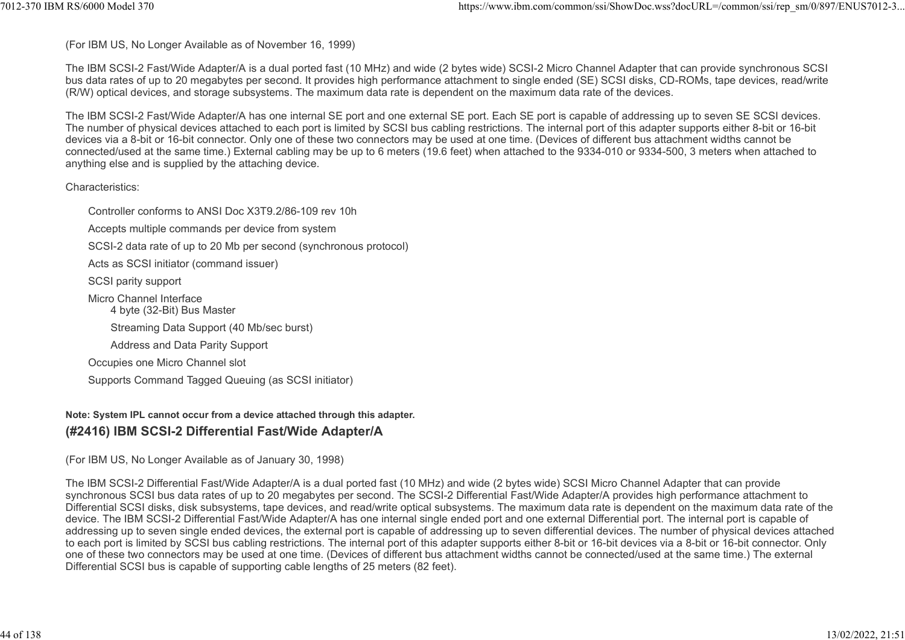(For IBM US, No Longer Available as of November 16, 1999)

The IBM SCSI-2 Fast/Wide Adapter/A is a dual ported fast (10 MHz) and wide (2 bytes wide) SCSI-2 Micro Channel Adapter that can provide synchronous SCSI bus data rates of up to 20 megabytes per second. It provides high performance attachment to single ended (SE) SCSI disks, CD-ROMs, tape devices, read/write (R/W) optical devices, and storage subsystems. The maximum data rate is dependent on the maximum data rate of the devices.

The IBM SCSI-2 Fast/Wide Adapter/A has one internal SE port and one external SE port. Each SE port is capable of addressing up to seven SE SCSI devices. The number of physical devices attached to each port is limited by SCSI bus cabling restrictions. The internal port of this adapter supports either 8-bit or 16-bit devices via a 8-bit or 16-bit connector. Only one of these two connectors may be used at one time. (Devices of different bus attachment widths cannot be connected/used at the same time.) External cabling may be up to 6 meters (19.6 feet) when attached to the 9334-010 or 9334-500, 3 meters when attached to anything else and is supplied by the attaching device.

Characteristics:

- Controller conforms to ANSI Doc X3T9.2/86-109 rev 10h
- Accepts multiple commands per device from system
- SCSI-2 data rate of up to 20 Mb per second (synchronous protocol)
- Acts as SCSI initiator (command issuer)
- SCSI parity support
- Micro Channel Interface
  - 4 byte (32-Bit) Bus Master
  - Streaming Data Support (40 Mb/sec burst)
  - Address and Data Parity Support
- Occupies one Micro Channel slot
- Supports Command Tagged Queuing (as SCSI initiator)

**Note: System IPL cannot occur from a device attached through this adapter.**

### (#2416) IBM SCSI-2 Differential Fast/Wide Adapter/A

(For IBM US, No Longer Available as of January 30, 1998)

The IBM SCSI-2 Differential Fast/Wide Adapter/A is a dual ported fast (10 MHz) and wide (2 bytes wide) SCSI Micro Channel Adapter that can provide synchronous SCSI bus data rates of up to 20 megabytes per second. The SCSI-2 Differential Fast/Wide Adapter/A provides high performance attachment to Differential SCSI disks, disk subsystems, tape devices, and read/write optical subsystems. The maximum data rate is dependent on the maximum data rate of the device. The IBM SCSI-2 Differential Fast/Wide Adapter/A has one internal single ended port and one external Differential port. The internal port is capable of addressing up to seven single ended devices, the external port is capable of addressing up to seven differential devices. The number of physical devices attached to each port is limited by SCSI bus cabling restrictions. The internal port of this adapter supports either 8-bit or 16-bit devices via a 8-bit or 16-bit connector. Only one of these two connectors may be used at one time. (Devices of different bus attachment widths cannot be connected/used at the same time.) The external Differential SCSI bus is capable of supporting cable lengths of 25 meters (82 feet).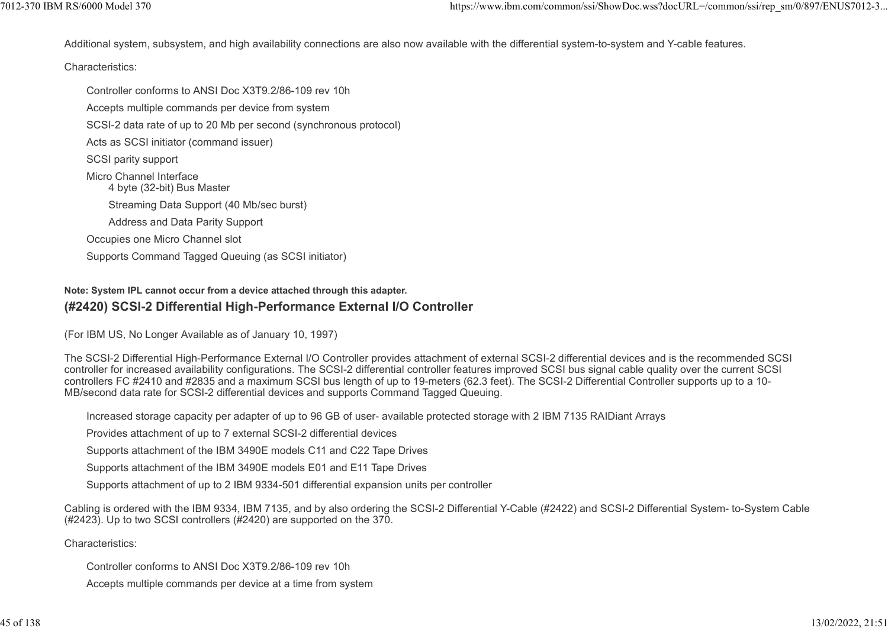Additional system, subsystem, and high availability connections are also now available with the differential system-to-system and Y-cable features.

Characteristics:

- Controller conforms to ANSI Doc X3T9.2/86-109 rev 10h
- Accepts multiple commands per device from system
- SCSI-2 data rate of up to 20 Mb per second (synchronous protocol)
- Acts as SCSI initiator (command issuer)
- SCSI parity support
- Micro Channel Interface
  - 4 byte (32-bit) Bus Master
  - Streaming Data Support (40 Mb/sec burst)
  - Address and Data Parity Support
- Occupies one Micro Channel slot
- Supports Command Tagged Queuing (as SCSI initiator)

**Note: System IPL cannot occur from a device attached through this adapter.**

### (#2420) SCSI-2 Differential High-Performance External I/O Controller

(For IBM US, No Longer Available as of January 10, 1997)

The SCSI-2 Differential High-Performance External I/O Controller provides attachment of external SCSI-2 differential devices and is the recommended SCSI controller for increased availability configurations. The SCSI-2 differential controller features improved SCSI bus signal cable quality over the current SCSI controllers FC #2410 and #2835 and a maximum SCSI bus length of up to 19-meters (62.3 feet). The SCSI-2 Differential Controller supports up to a 10-MB/second data rate for SCSI-2 differential devices and supports Command Tagged Queuing.

- Increased storage capacity per adapter of up to 96 GB of user- available protected storage with 2 IBM 7135 RAIDiant Arrays
- Provides attachment of up to 7 external SCSI-2 differential devices
- Supports attachment of the IBM 3490E models C11 and C22 Tape Drives
- Supports attachment of the IBM 3490E models E01 and E11 Tape Drives
- Supports attachment of up to 2 IBM 9334-501 differential expansion units per controller

Cabling is ordered with the IBM 9334, IBM 7135, and by also ordering the SCSI-2 Differential Y-Cable (#2422) and SCSI-2 Differential System- to-System Cable (#2423). Up to two SCSI controllers (#2420) are supported on the 370.

Characteristics:

- Controller conforms to ANSI Doc X3T9.2/86-109 rev 10h
- Accepts multiple commands per device at a time from system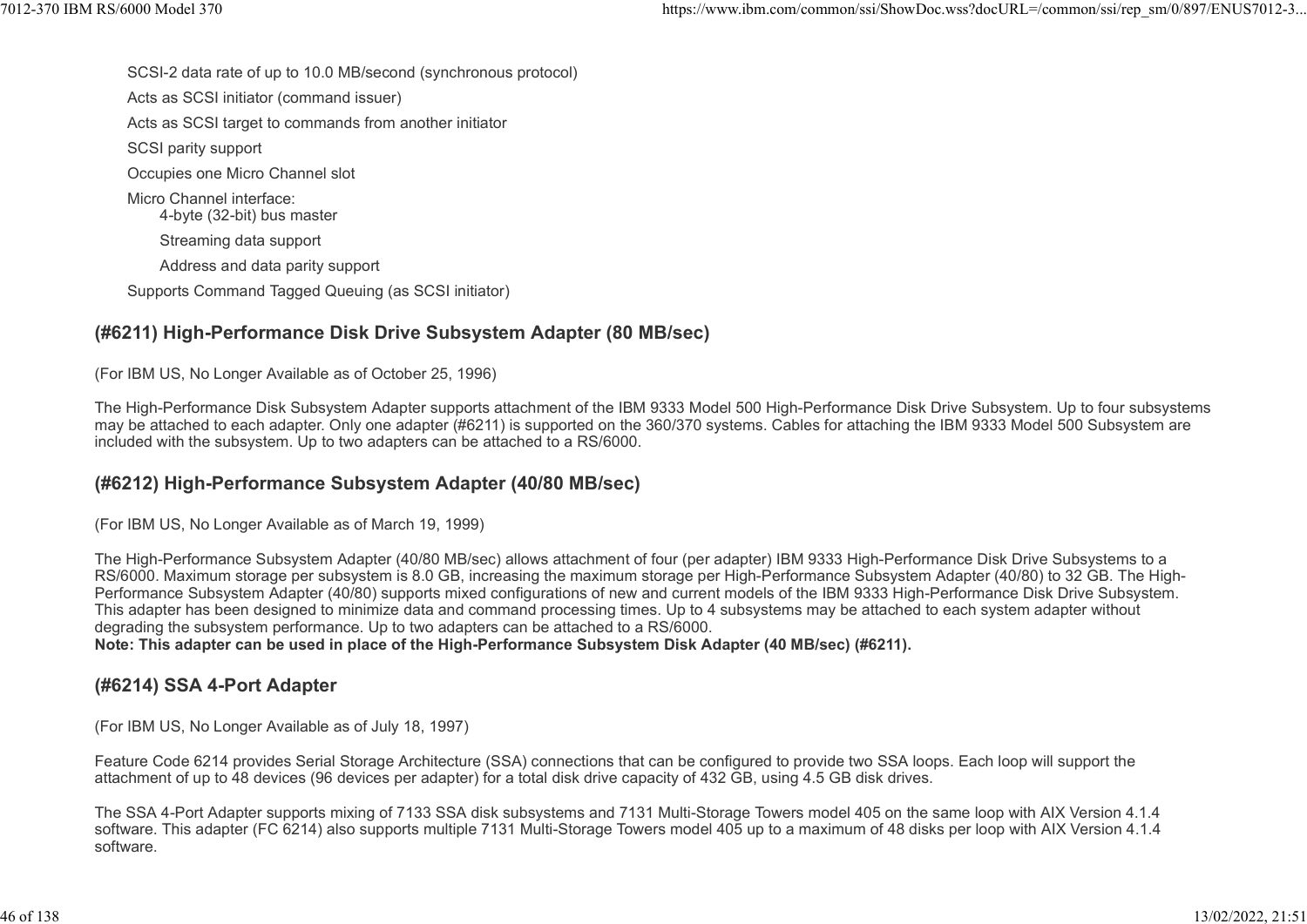- SCSI-2 data rate of up to 10.0 MB/second (synchronous protocol)
- Acts as SCSI initiator (command issuer)
- Acts as SCSI target to commands from another initiator
- SCSI parity support
- Occupies one Micro Channel slot
- Micro Channel interface:
  - 4-byte (32-bit) bus master
  - Streaming data support
  - Address and data parity support
- Supports Command Tagged Queuing (as SCSI initiator)

## (#6211) High-Performance Disk Drive Subsystem Adapter (80 MB/sec)

(For IBM US, No Longer Available as of October 25, 1996)

The High-Performance Disk Subsystem Adapter supports attachment of the IBM 9333 Model 500 High-Performance Disk Drive Subsystem. Up to four subsystems may be attached to each adapter. Only one adapter (#6211) is supported on the 360/370 systems. Cables for attaching the IBM 9333 Model 500 Subsystem are included with the subsystem. Up to two adapters can be attached to a RS/6000.

## (#6212) High-Performance Subsystem Adapter (40/80 MB/sec)

(For IBM US, No Longer Available as of March 19, 1999)

The High-Performance Subsystem Adapter (40/80 MB/sec) allows attachment of four (per adapter) IBM 9333 High-Performance Disk Drive Subsystems to a RS/6000. Maximum storage per subsystem is 8.0 GB, increasing the maximum storage per High-Performance Subsystem Adapter (40/80) to 32 GB. The High-Performance Subsystem Adapter (40/80) supports mixed configurations of new and current models of the IBM 9333 High-Performance Disk Drive Subsystem. This adapter has been designed to minimize data and command processing times. Up to 4 subsystems may be attached to each system adapter without degrading the subsystem performance. Up to two adapters can be attached to a RS/6000.
**Note: This adapter can be used in place of the High-Performance Subsystem Disk Adapter (40 MB/sec) (#6211).**

## (#6214) SSA 4-Port Adapter

(For IBM US, No Longer Available as of July 18, 1997)

Feature Code 6214 provides Serial Storage Architecture (SSA) connections that can be configured to provide two SSA loops. Each loop will support the attachment of up to 48 devices (96 devices per adapter) for a total disk drive capacity of 432 GB, using 4.5 GB disk drives.

The SSA 4-Port Adapter supports mixing of 7133 SSA disk subsystems and 7131 Multi-Storage Towers model 405 on the same loop with AIX Version 4.1.4 software. This adapter (FC 6214) also supports multiple 7131 Multi-Storage Towers model 405 up to a maximum of 48 disks per loop with AIX Version 4.1.4 software.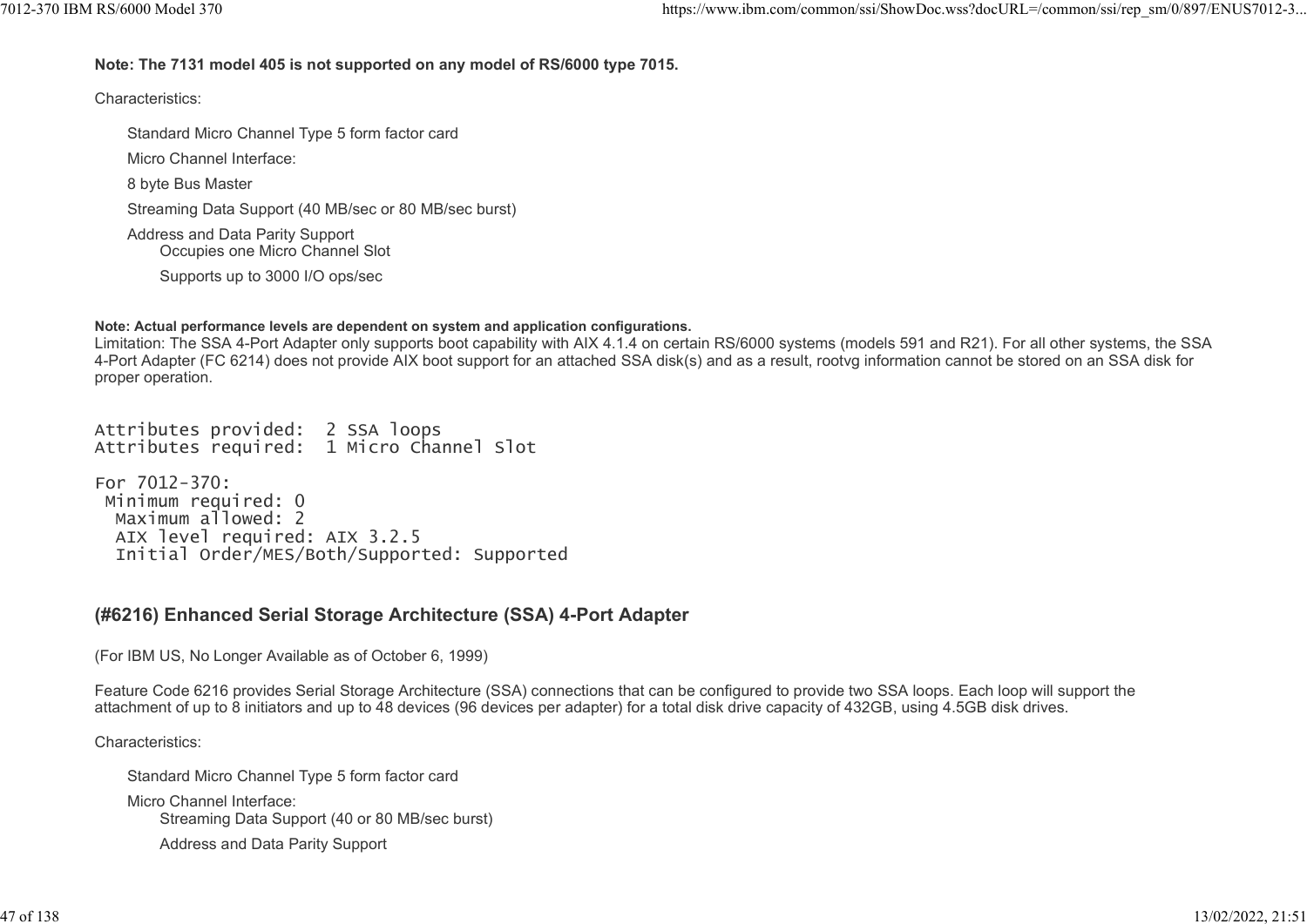**Note: The 7131 model 405 is not supported on any model of RS/6000 type 7015.**

Characteristics:

- Standard Micro Channel Type 5 form factor card
- Micro Channel Interface:
- 8 byte Bus Master
- Streaming Data Support (40 MB/sec or 80 MB/sec burst)
- Address and Data Parity Support
  - Occupies one Micro Channel Slot
  - Supports up to 3000 I/O ops/sec

**Note: Actual performance levels are dependent on system and application configurations.**
Limitation: The SSA 4-Port Adapter only supports boot capability with AIX 4.1.4 on certain RS/6000 systems (models 591 and R21). For all other systems, the SSA 4-Port Adapter (FC 6214) does not provide AIX boot support for an attached SSA disk(s) and as a result, rootvg information cannot be stored on an SSA disk for proper operation.

```
Attributes provided:  2 SSA loops
Attributes required:  1 Micro Channel Slot

For 7012-370:
 Minimum required: 0
  Maximum allowed: 2
  AIX level required: AIX 3.2.5
  Initial Order/MES/Both/Supported: Supported
```

## (#6216) Enhanced Serial Storage Architecture (SSA) 4-Port Adapter

(For IBM US, No Longer Available as of October 6, 1999)

Feature Code 6216 provides Serial Storage Architecture (SSA) connections that can be configured to provide two SSA loops. Each loop will support the attachment of up to 8 initiators and up to 48 devices (96 devices per adapter) for a total disk drive capacity of 432GB, using 4.5GB disk drives.

Characteristics:

- Standard Micro Channel Type 5 form factor card
- Micro Channel Interface:
  - Streaming Data Support (40 or 80 MB/sec burst)
  - Address and Data Parity Support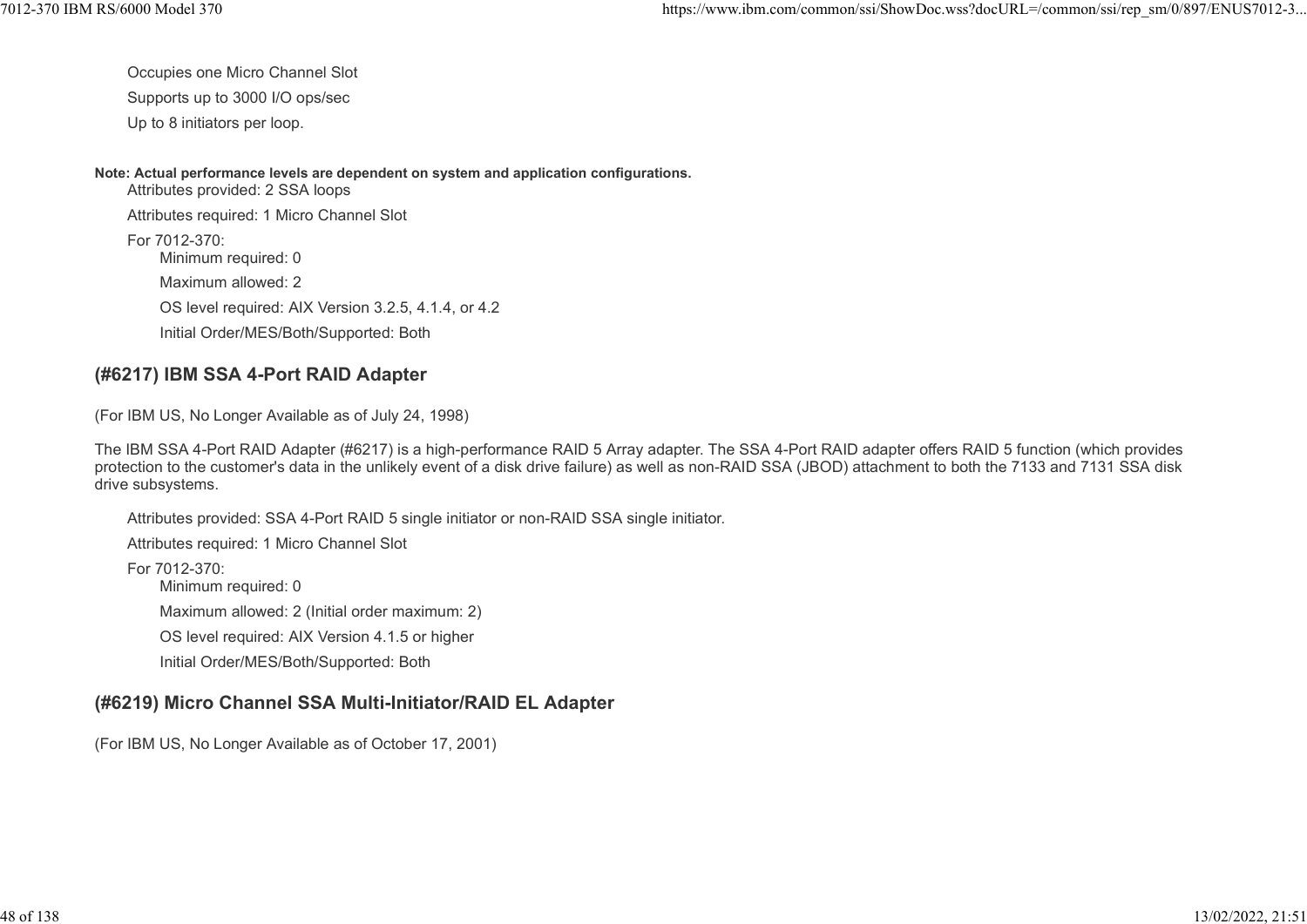- Occupies one Micro Channel Slot
- Supports up to 3000 I/O ops/sec
- Up to 8 initiators per loop.

**Note: Actual performance levels are dependent on system and application configurations.**

- Attributes provided: 2 SSA loops
- Attributes required: 1 Micro Channel Slot
- For 7012-370:
  - Minimum required: 0
  - Maximum allowed: 2
  - OS level required: AIX Version 3.2.5, 4.1.4, or 4.2
  - Initial Order/MES/Both/Supported: Both

### (#6217) IBM SSA 4-Port RAID Adapter

(For IBM US, No Longer Available as of July 24, 1998)

The IBM SSA 4-Port RAID Adapter (#6217) is a high-performance RAID 5 Array adapter. The SSA 4-Port RAID adapter offers RAID 5 function (which provides protection to the customer's data in the unlikely event of a disk drive failure) as well as non-RAID SSA (JBOD) attachment to both the 7133 and 7131 SSA disk drive subsystems.

- Attributes provided: SSA 4-Port RAID 5 single initiator or non-RAID SSA single initiator.
- Attributes required: 1 Micro Channel Slot
- For 7012-370:
  - Minimum required: 0
  - Maximum allowed: 2 (Initial order maximum: 2)
  - OS level required: AIX Version 4.1.5 or higher
  - Initial Order/MES/Both/Supported: Both

### (#6219) Micro Channel SSA Multi-Initiator/RAID EL Adapter

(For IBM US, No Longer Available as of October 17, 2001)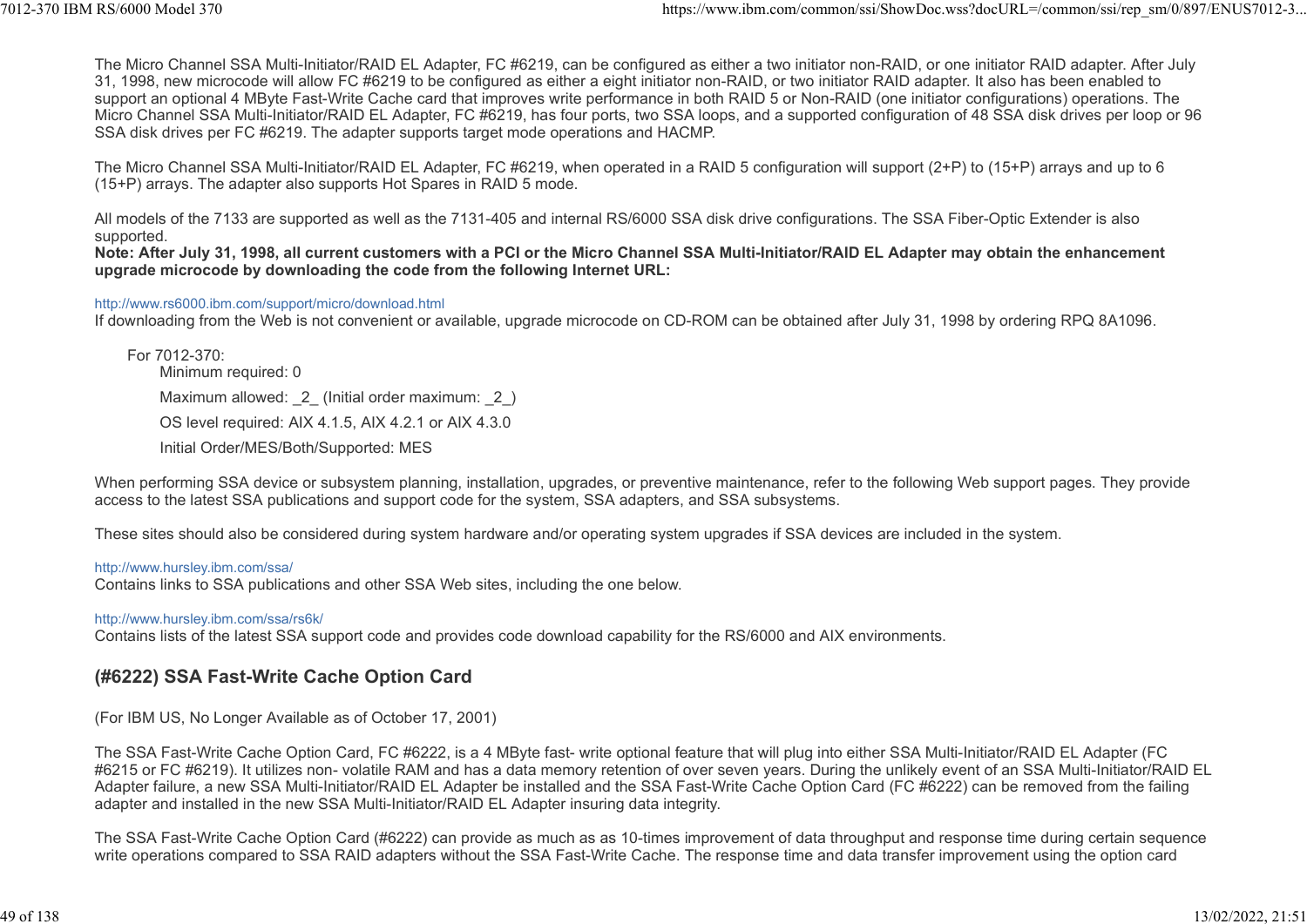The Micro Channel SSA Multi-Initiator/RAID EL Adapter, FC #6219, can be configured as either a two initiator non-RAID, or one initiator RAID adapter. After July 31, 1998, new microcode will allow FC #6219 to be configured as either a eight initiator non-RAID, or two initiator RAID adapter. It also has been enabled to support an optional 4 MByte Fast-Write Cache card that improves write performance in both RAID 5 or Non-RAID (one initiator configurations) operations. The Micro Channel SSA Multi-Initiator/RAID EL Adapter, FC #6219, has four ports, two SSA loops, and a supported configuration of 48 SSA disk drives per loop or 96 SSA disk drives per FC #6219. The adapter supports target mode operations and HACMP.

The Micro Channel SSA Multi-Initiator/RAID EL Adapter, FC #6219, when operated in a RAID 5 configuration will support (2+P) to (15+P) arrays and up to 6 (15+P) arrays. The adapter also supports Hot Spares in RAID 5 mode.

All models of the 7133 are supported as well as the 7131-405 and internal RS/6000 SSA disk drive configurations. The SSA Fiber-Optic Extender is also supported.

**Note: After July 31, 1998, all current customers with a PCI or the Micro Channel SSA Multi-Initiator/RAID EL Adapter may obtain the enhancement upgrade microcode by downloading the code from the following Internet URL:**

http://www.rs6000.ibm.com/support/micro/download.html

If downloading from the Web is not convenient or available, upgrade microcode on CD-ROM can be obtained after July 31, 1998 by ordering RPQ 8A1096.

For 7012-370:

- Minimum required: 0
- Maximum allowed: _2_ (Initial order maximum: _2_)
- OS level required: AIX 4.1.5, AIX 4.2.1 or AIX 4.3.0
- Initial Order/MES/Both/Supported: MES

When performing SSA device or subsystem planning, installation, upgrades, or preventive maintenance, refer to the following Web support pages. They provide access to the latest SSA publications and support code for the system, SSA adapters, and SSA subsystems.

These sites should also be considered during system hardware and/or operating system upgrades if SSA devices are included in the system.

http://www.hursley.ibm.com/ssa/

Contains links to SSA publications and other SSA Web sites, including the one below.

http://www.hursley.ibm.com/ssa/rs6k/

Contains lists of the latest SSA support code and provides code download capability for the RS/6000 and AIX environments.

## (#6222) SSA Fast-Write Cache Option Card

(For IBM US, No Longer Available as of October 17, 2001)

The SSA Fast-Write Cache Option Card, FC #6222, is a 4 MByte fast- write optional feature that will plug into either SSA Multi-Initiator/RAID EL Adapter (FC #6215 or FC #6219). It utilizes non- volatile RAM and has a data memory retention of over seven years. During the unlikely event of an SSA Multi-Initiator/RAID EL Adapter failure, a new SSA Multi-Initiator/RAID EL Adapter be installed and the SSA Fast-Write Cache Option Card (FC #6222) can be removed from the failing adapter and installed in the new SSA Multi-Initiator/RAID EL Adapter insuring data integrity.

The SSA Fast-Write Cache Option Card (#6222) can provide as much as as 10-times improvement of data throughput and response time during certain sequence write operations compared to SSA RAID adapters without the SSA Fast-Write Cache. The response time and data transfer improvement using the option card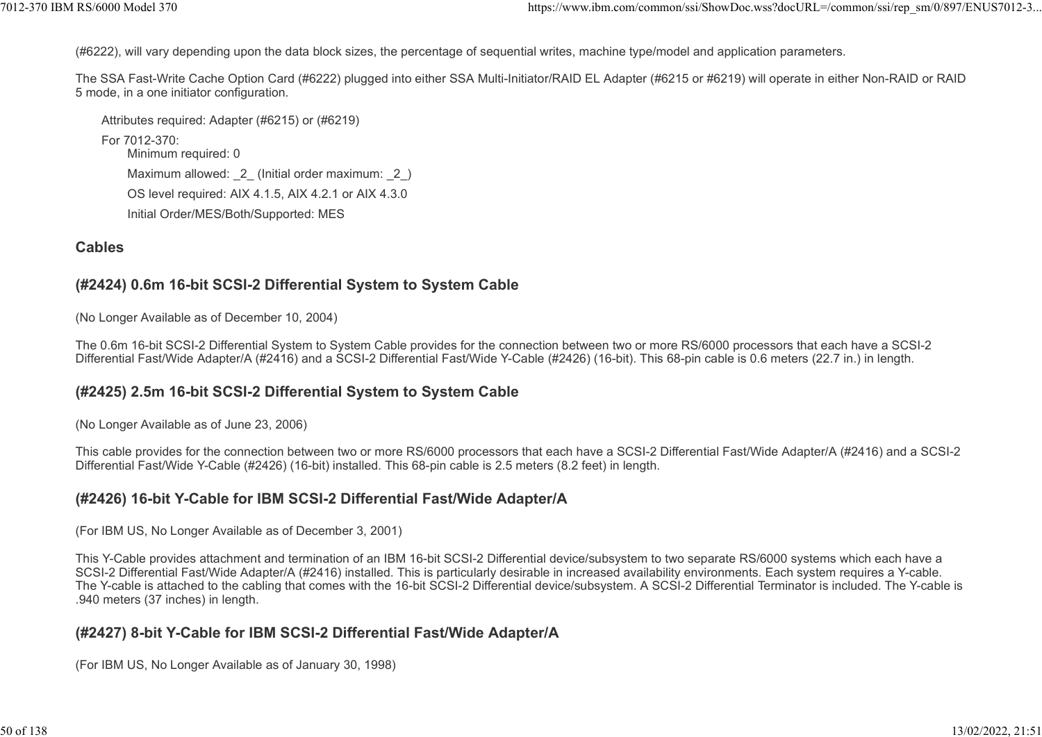(#6222), will vary depending upon the data block sizes, the percentage of sequential writes, machine type/model and application parameters.

The SSA Fast-Write Cache Option Card (#6222) plugged into either SSA Multi-Initiator/RAID EL Adapter (#6215 or #6219) will operate in either Non-RAID or RAID 5 mode, in a one initiator configuration.

Attributes required: Adapter (#6215) or (#6219)

For 7012-370:

- Minimum required: 0
- Maximum allowed: _2_ (Initial order maximum: _2_)
- OS level required: AIX 4.1.5, AIX 4.2.1 or AIX 4.3.0
- Initial Order/MES/Both/Supported: MES

## Cables

### (#2424) 0.6m 16-bit SCSI-2 Differential System to System Cable

(No Longer Available as of December 10, 2004)

The 0.6m 16-bit SCSI-2 Differential System to System Cable provides for the connection between two or more RS/6000 processors that each have a SCSI-2 Differential Fast/Wide Adapter/A (#2416) and a SCSI-2 Differential Fast/Wide Y-Cable (#2426) (16-bit). This 68-pin cable is 0.6 meters (22.7 in.) in length.

### (#2425) 2.5m 16-bit SCSI-2 Differential System to System Cable

(No Longer Available as of June 23, 2006)

This cable provides for the connection between two or more RS/6000 processors that each have a SCSI-2 Differential Fast/Wide Adapter/A (#2416) and a SCSI-2 Differential Fast/Wide Y-Cable (#2426) (16-bit) installed. This 68-pin cable is 2.5 meters (8.2 feet) in length.

### (#2426) 16-bit Y-Cable for IBM SCSI-2 Differential Fast/Wide Adapter/A

(For IBM US, No Longer Available as of December 3, 2001)

This Y-Cable provides attachment and termination of an IBM 16-bit SCSI-2 Differential device/subsystem to two separate RS/6000 systems which each have a SCSI-2 Differential Fast/Wide Adapter/A (#2416) installed. This is particularly desirable in increased availability environments. Each system requires a Y-cable. The Y-cable is attached to the cabling that comes with the 16-bit SCSI-2 Differential device/subsystem. A SCSI-2 Differential Terminator is included. The Y-cable is .940 meters (37 inches) in length.

### (#2427) 8-bit Y-Cable for IBM SCSI-2 Differential Fast/Wide Adapter/A

(For IBM US, No Longer Available as of January 30, 1998)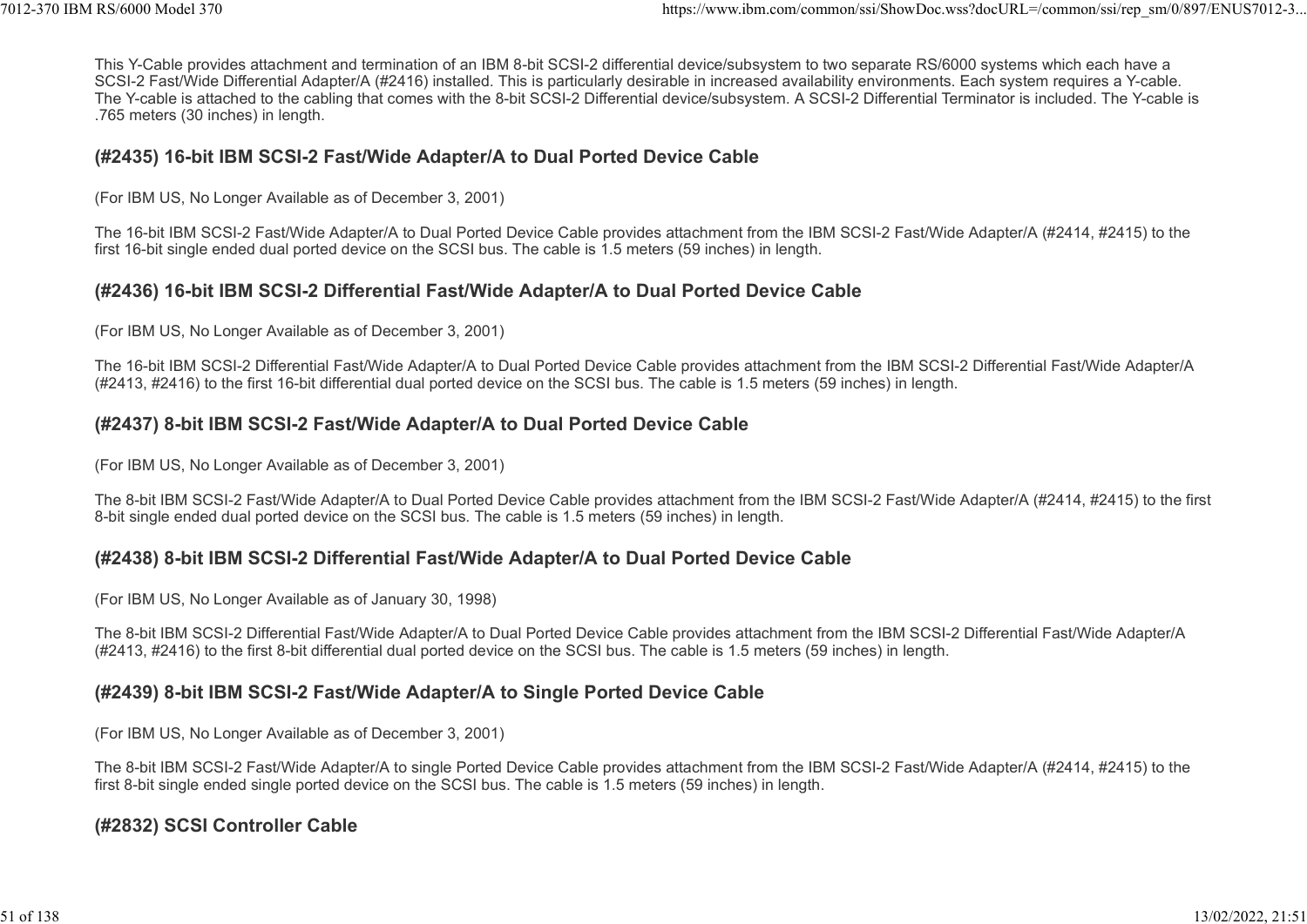This Y-Cable provides attachment and termination of an IBM 8-bit SCSI-2 differential device/subsystem to two separate RS/6000 systems which each have a SCSI-2 Fast/Wide Differential Adapter/A (#2416) installed. This is particularly desirable in increased availability environments. Each system requires a Y-cable. The Y-cable is attached to the cabling that comes with the 8-bit SCSI-2 Differential device/subsystem. A SCSI-2 Differential Terminator is included. The Y-cable is .765 meters (30 inches) in length.

### (#2435) 16-bit IBM SCSI-2 Fast/Wide Adapter/A to Dual Ported Device Cable

(For IBM US, No Longer Available as of December 3, 2001)

The 16-bit IBM SCSI-2 Fast/Wide Adapter/A to Dual Ported Device Cable provides attachment from the IBM SCSI-2 Fast/Wide Adapter/A (#2414, #2415) to the first 16-bit single ended dual ported device on the SCSI bus. The cable is 1.5 meters (59 inches) in length.

### (#2436) 16-bit IBM SCSI-2 Differential Fast/Wide Adapter/A to Dual Ported Device Cable

(For IBM US, No Longer Available as of December 3, 2001)

The 16-bit IBM SCSI-2 Differential Fast/Wide Adapter/A to Dual Ported Device Cable provides attachment from the IBM SCSI-2 Differential Fast/Wide Adapter/A (#2413, #2416) to the first 16-bit differential dual ported device on the SCSI bus. The cable is 1.5 meters (59 inches) in length.

### (#2437) 8-bit IBM SCSI-2 Fast/Wide Adapter/A to Dual Ported Device Cable

(For IBM US, No Longer Available as of December 3, 2001)

The 8-bit IBM SCSI-2 Fast/Wide Adapter/A to Dual Ported Device Cable provides attachment from the IBM SCSI-2 Fast/Wide Adapter/A (#2414, #2415) to the first 8-bit single ended dual ported device on the SCSI bus. The cable is 1.5 meters (59 inches) in length.

### (#2438) 8-bit IBM SCSI-2 Differential Fast/Wide Adapter/A to Dual Ported Device Cable

(For IBM US, No Longer Available as of January 30, 1998)

The 8-bit IBM SCSI-2 Differential Fast/Wide Adapter/A to Dual Ported Device Cable provides attachment from the IBM SCSI-2 Differential Fast/Wide Adapter/A (#2413, #2416) to the first 8-bit differential dual ported device on the SCSI bus. The cable is 1.5 meters (59 inches) in length.

### (#2439) 8-bit IBM SCSI-2 Fast/Wide Adapter/A to Single Ported Device Cable

(For IBM US, No Longer Available as of December 3, 2001)

The 8-bit IBM SCSI-2 Fast/Wide Adapter/A to single Ported Device Cable provides attachment from the IBM SCSI-2 Fast/Wide Adapter/A (#2414, #2415) to the first 8-bit single ended single ported device on the SCSI bus. The cable is 1.5 meters (59 inches) in length.

### (#2832) SCSI Controller Cable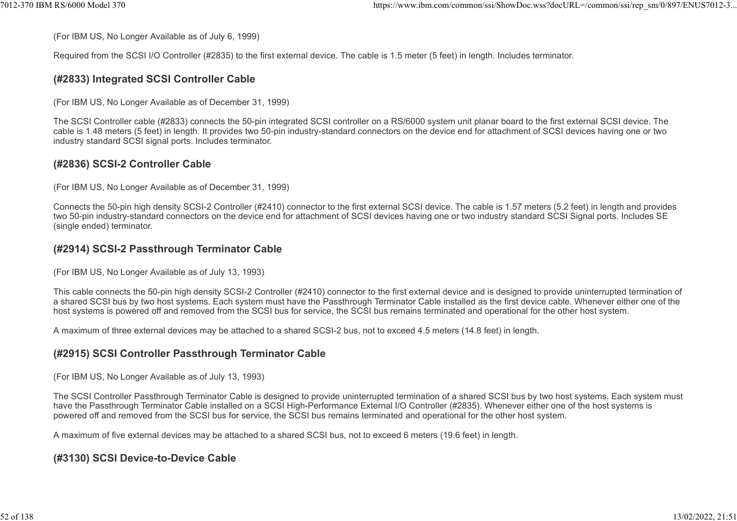(For IBM US, No Longer Available as of July 6, 1999)

Required from the SCSI I/O Controller (#2835) to the first external device. The cable is 1.5 meter (5 feet) in length. Includes terminator.

### (#2833) Integrated SCSI Controller Cable

(For IBM US, No Longer Available as of December 31, 1999)

The SCSI Controller cable (#2833) connects the 50-pin integrated SCSI controller on a RS/6000 system unit planar board to the first external SCSI device. The cable is 1.48 meters (5 feet) in length. It provides two 50-pin industry-standard connectors on the device end for attachment of SCSI devices having one or two industry standard SCSI signal ports. Includes terminator.

### (#2836) SCSI-2 Controller Cable

(For IBM US, No Longer Available as of December 31, 1999)

Connects the 50-pin high density SCSI-2 Controller (#2410) connector to the first external SCSI device. The cable is 1.57 meters (5.2 feet) in length and provides two 50-pin industry-standard connectors on the device end for attachment of SCSI devices having one or two industry standard SCSI Signal ports. Includes SE (single ended) terminator.

### (#2914) SCSI-2 Passthrough Terminator Cable

(For IBM US, No Longer Available as of July 13, 1993)

This cable connects the 50-pin high density SCSI-2 Controller (#2410) connector to the first external device and is designed to provide uninterrupted termination of a shared SCSI bus by two host systems. Each system must have the Passthrough Terminator Cable installed as the first device cable. Whenever either one of the host systems is powered off and removed from the SCSI bus for service, the SCSI bus remains terminated and operational for the other host system.

A maximum of three external devices may be attached to a shared SCSI-2 bus, not to exceed 4.5 meters (14.8 feet) in length.

### (#2915) SCSI Controller Passthrough Terminator Cable

(For IBM US, No Longer Available as of July 13, 1993)

The SCSI Controller Passthrough Terminator Cable is designed to provide uninterrupted termination of a shared SCSI bus by two host systems. Each system must have the Passthrough Terminator Cable installed on a SCSI High-Performance External I/O Controller (#2835). Whenever either one of the host systems is powered off and removed from the SCSI bus for service, the SCSI bus remains terminated and operational for the other host system.

A maximum of five external devices may be attached to a shared SCSI bus, not to exceed 6 meters (19.6 feet) in length.

### (#3130) SCSI Device-to-Device Cable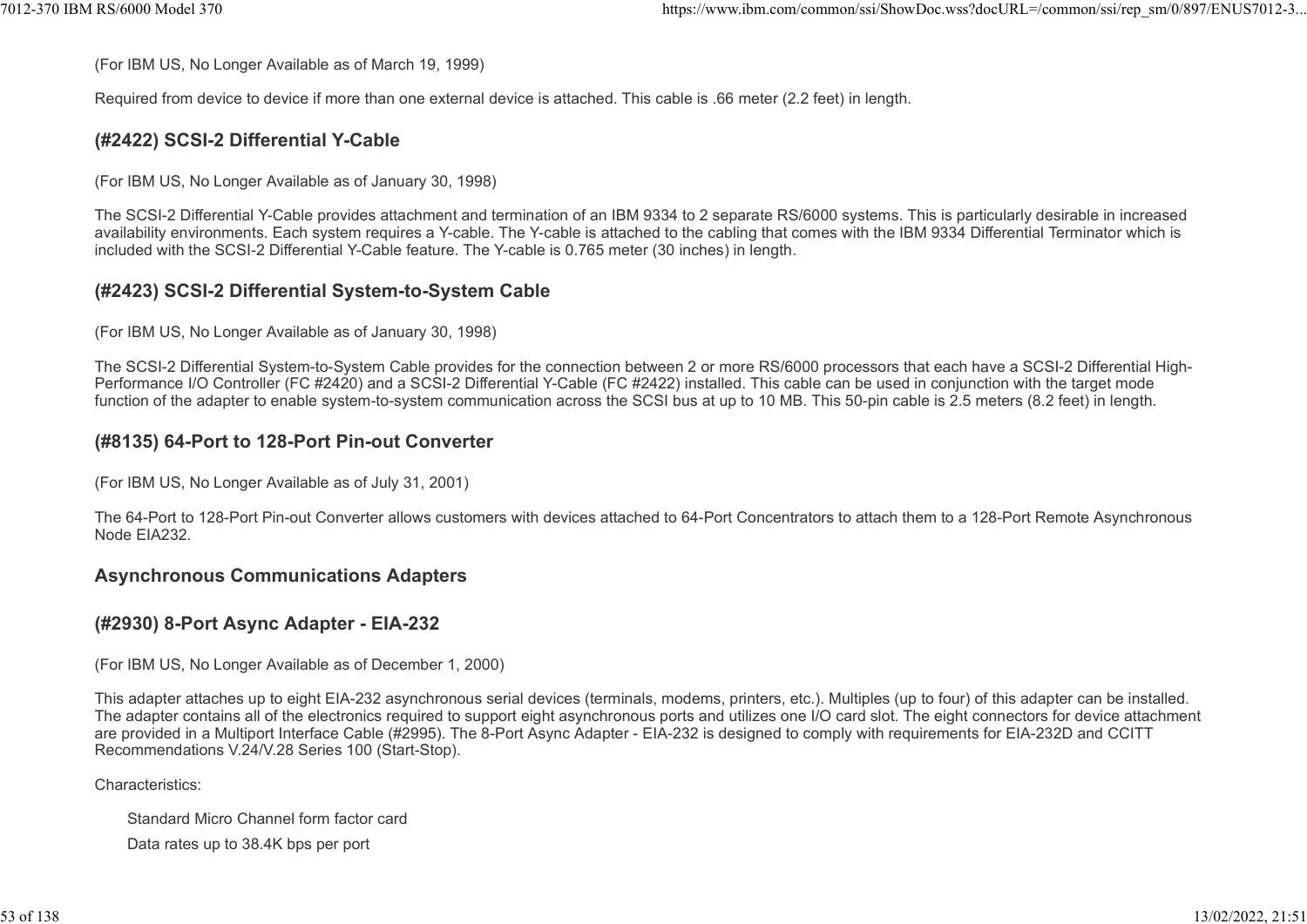(For IBM US, No Longer Available as of March 19, 1999)

Required from device to device if more than one external device is attached. This cable is .66 meter (2.2 feet) in length.

### (#2422) SCSI-2 Differential Y-Cable

(For IBM US, No Longer Available as of January 30, 1998)

The SCSI-2 Differential Y-Cable provides attachment and termination of an IBM 9334 to 2 separate RS/6000 systems. This is particularly desirable in increased availability environments. Each system requires a Y-cable. The Y-cable is attached to the cabling that comes with the IBM 9334 Differential Terminator which is included with the SCSI-2 Differential Y-Cable feature. The Y-cable is 0.765 meter (30 inches) in length.

### (#2423) SCSI-2 Differential System-to-System Cable

(For IBM US, No Longer Available as of January 30, 1998)

The SCSI-2 Differential System-to-System Cable provides for the connection between 2 or more RS/6000 processors that each have a SCSI-2 Differential High-Performance I/O Controller (FC #2420) and a SCSI-2 Differential Y-Cable (FC #2422) installed. This cable can be used in conjunction with the target mode function of the adapter to enable system-to-system communication across the SCSI bus at up to 10 MB. This 50-pin cable is 2.5 meters (8.2 feet) in length.

### (#8135) 64-Port to 128-Port Pin-out Converter

(For IBM US, No Longer Available as of July 31, 2001)

The 64-Port to 128-Port Pin-out Converter allows customers with devices attached to 64-Port Concentrators to attach them to a 128-Port Remote Asynchronous Node EIA232.

### Asynchronous Communications Adapters

### (#2930) 8-Port Async Adapter - EIA-232

(For IBM US, No Longer Available as of December 1, 2000)

This adapter attaches up to eight EIA-232 asynchronous serial devices (terminals, modems, printers, etc.). Multiples (up to four) of this adapter can be installed. The adapter contains all of the electronics required to support eight asynchronous ports and utilizes one I/O card slot. The eight connectors for device attachment are provided in a Multiport Interface Cable (#2995). The 8-Port Async Adapter - EIA-232 is designed to comply with requirements for EIA-232D and CCITT Recommendations V.24/V.28 Series 100 (Start-Stop).

Characteristics:

- Standard Micro Channel form factor card
- Data rates up to 38.4K bps per port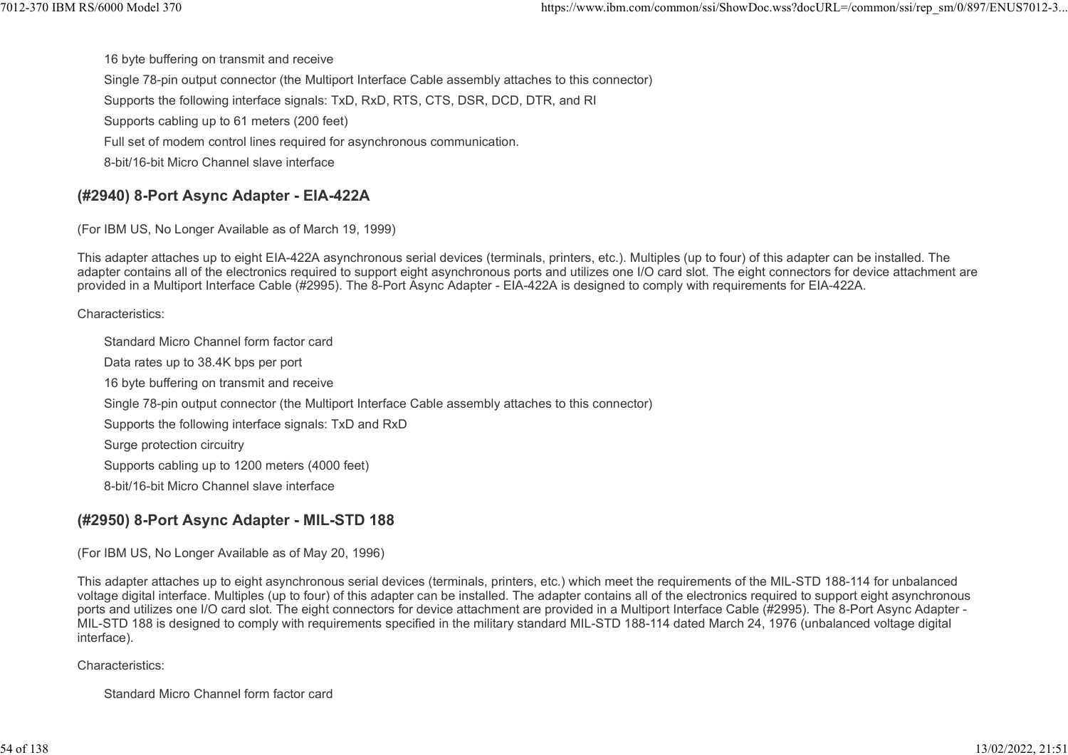- 16 byte buffering on transmit and receive
- Single 78-pin output connector (the Multiport Interface Cable assembly attaches to this connector)
- Supports the following interface signals: TxD, RxD, RTS, CTS, DSR, DCD, DTR, and RI
- Supports cabling up to 61 meters (200 feet)
- Full set of modem control lines required for asynchronous communication.
- 8-bit/16-bit Micro Channel slave interface

### (#2940) 8-Port Async Adapter - EIA-422A

(For IBM US, No Longer Available as of March 19, 1999)

This adapter attaches up to eight EIA-422A asynchronous serial devices (terminals, printers, etc.). Multiples (up to four) of this adapter can be installed. The adapter contains all of the electronics required to support eight asynchronous ports and utilizes one I/O card slot. The eight connectors for device attachment are provided in a Multiport Interface Cable (#2995). The 8-Port Async Adapter - EIA-422A is designed to comply with requirements for EIA-422A.

Characteristics:

- Standard Micro Channel form factor card
- Data rates up to 38.4K bps per port
- 16 byte buffering on transmit and receive
- Single 78-pin output connector (the Multiport Interface Cable assembly attaches to this connector)
- Supports the following interface signals: TxD and RxD
- Surge protection circuitry
- Supports cabling up to 1200 meters (4000 feet)
- 8-bit/16-bit Micro Channel slave interface

### (#2950) 8-Port Async Adapter - MIL-STD 188

(For IBM US, No Longer Available as of May 20, 1996)

This adapter attaches up to eight asynchronous serial devices (terminals, printers, etc.) which meet the requirements of the MIL-STD 188-114 for unbalanced voltage digital interface. Multiples (up to four) of this adapter can be installed. The adapter contains all of the electronics required to support eight asynchronous ports and utilizes one I/O card slot. The eight connectors for device attachment are provided in a Multiport Interface Cable (#2995). The 8-Port Async Adapter - MIL-STD 188 is designed to comply with requirements specified in the military standard MIL-STD 188-114 dated March 24, 1976 (unbalanced voltage digital interface).

Characteristics:

- Standard Micro Channel form factor card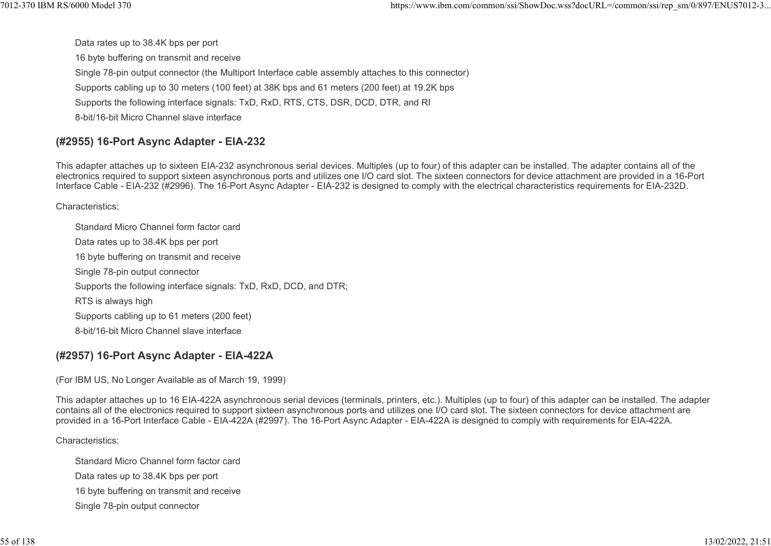- Data rates up to 38.4K bps per port
- 16 byte buffering on transmit and receive
- Single 78-pin output connector (the Multiport Interface cable assembly attaches to this connector)
- Supports cabling up to 30 meters (100 feet) at 38K bps and 61 meters (200 feet) at 19.2K bps
- Supports the following interface signals: TxD, RxD, RTS, CTS, DSR, DCD, DTR, and RI
- 8-bit/16-bit Micro Channel slave interface

### (#2955) 16-Port Async Adapter - EIA-232

This adapter attaches up to sixteen EIA-232 asynchronous serial devices. Multiples (up to four) of this adapter can be installed. The adapter contains all of the electronics required to support sixteen asynchronous ports and utilizes one I/O card slot. The sixteen connectors for device attachment are provided in a 16-Port Interface Cable - EIA-232 (#2996). The 16-Port Async Adapter - EIA-232 is designed to comply with the electrical characteristics requirements for EIA-232D.

Characteristics:

- Standard Micro Channel form factor card
- Data rates up to 38.4K bps per port
- 16 byte buffering on transmit and receive
- Single 78-pin output connector
- Supports the following interface signals: TxD, RxD, DCD, and DTR;
- RTS is always high
- Supports cabling up to 61 meters (200 feet)
- 8-bit/16-bit Micro Channel slave interface

### (#2957) 16-Port Async Adapter - EIA-422A

(For IBM US, No Longer Available as of March 19, 1999)

This adapter attaches up to 16 EIA-422A asynchronous serial devices (terminals, printers, etc.). Multiples (up to four) of this adapter can be installed. The adapter contains all of the electronics required to support sixteen asynchronous ports and utilizes one I/O card slot. The sixteen connectors for device attachment are provided in a 16-Port Interface Cable - EIA-422A (#2997). The 16-Port Async Adapter - EIA-422A is designed to comply with requirements for EIA-422A.

Characteristics:

- Standard Micro Channel form factor card
- Data rates up to 38.4K bps per port
- 16 byte buffering on transmit and receive
- Single 78-pin output connector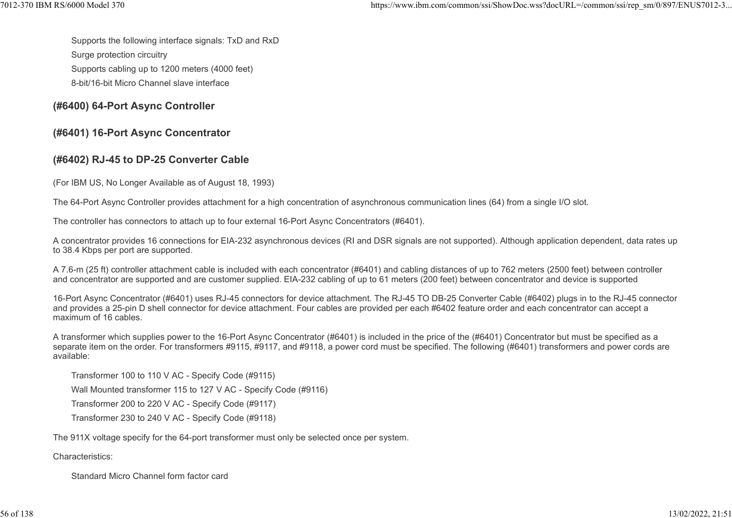- Supports the following interface signals: TxD and RxD
- Surge protection circuitry
- Supports cabling up to 1200 meters (4000 feet)
- 8-bit/16-bit Micro Channel slave interface

### (#6400) 64-Port Async Controller

### (#6401) 16-Port Async Concentrator

### (#6402) RJ-45 to DP-25 Converter Cable

(For IBM US, No Longer Available as of August 18, 1993)

The 64-Port Async Controller provides attachment for a high concentration of asynchronous communication lines (64) from a single I/O slot.

The controller has connectors to attach up to four external 16-Port Async Concentrators (#6401).

A concentrator provides 16 connections for EIA-232 asynchronous devices (RI and DSR signals are not supported). Although application dependent, data rates up to 38.4 Kbps per port are supported.

A 7.6-m (25 ft) controller attachment cable is included with each concentrator (#6401) and cabling distances of up to 762 meters (2500 feet) between controller and concentrator are supported and are customer supplied. EIA-232 cabling of up to 61 meters (200 feet) between concentrator and device is supported

16-Port Async Concentrator (#6401) uses RJ-45 connectors for device attachment. The RJ-45 TO DB-25 Converter Cable (#6402) plugs in to the RJ-45 connector and provides a 25-pin D shell connector for device attachment. Four cables are provided per each #6402 feature order and each concentrator can accept a maximum of 16 cables.

A transformer which supplies power to the 16-Port Async Concentrator (#6401) is included in the price of the (#6401) Concentrator but must be specified as a separate item on the order. For transformers #9115, #9117, and #9118, a power cord must be specified. The following (#6401) transformers and power cords are available:

- Transformer 100 to 110 V AC - Specify Code (#9115)
- Wall Mounted transformer 115 to 127 V AC - Specify Code (#9116)
- Transformer 200 to 220 V AC - Specify Code (#9117)
- Transformer 230 to 240 V AC - Specify Code (#9118)

The 911X voltage specify for the 64-port transformer must only be selected once per system.

Characteristics:

- Standard Micro Channel form factor card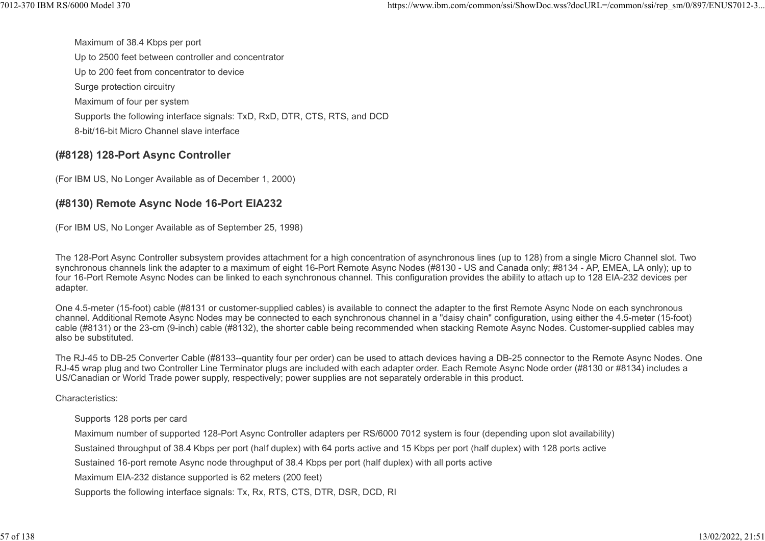- Maximum of 38.4 Kbps per port
- Up to 2500 feet between controller and concentrator
- Up to 200 feet from concentrator to device
- Surge protection circuitry
- Maximum of four per system
- Supports the following interface signals: TxD, RxD, DTR, CTS, RTS, and DCD
- 8-bit/16-bit Micro Channel slave interface

### (#8128) 128-Port Async Controller

(For IBM US, No Longer Available as of December 1, 2000)

### (#8130) Remote Async Node 16-Port EIA232

(For IBM US, No Longer Available as of September 25, 1998)

The 128-Port Async Controller subsystem provides attachment for a high concentration of asynchronous lines (up to 128) from a single Micro Channel slot. Two synchronous channels link the adapter to a maximum of eight 16-Port Remote Async Nodes (#8130 - US and Canada only; #8134 - AP, EMEA, LA only); up to four 16-Port Remote Async Nodes can be linked to each synchronous channel. This configuration provides the ability to attach up to 128 EIA-232 devices per adapter.

One 4.5-meter (15-foot) cable (#8131 or customer-supplied cables) is available to connect the adapter to the first Remote Async Node on each synchronous channel. Additional Remote Async Nodes may be connected to each synchronous channel in a "daisy chain" configuration, using either the 4.5-meter (15-foot) cable (#8131) or the 23-cm (9-inch) cable (#8132), the shorter cable being recommended when stacking Remote Async Nodes. Customer-supplied cables may also be substituted.

The RJ-45 to DB-25 Converter Cable (#8133--quantity four per order) can be used to attach devices having a DB-25 connector to the Remote Async Nodes. One RJ-45 wrap plug and two Controller Line Terminator plugs are included with each adapter order. Each Remote Async Node order (#8130 or #8134) includes a US/Canadian or World Trade power supply, respectively; power supplies are not separately orderable in this product.

Characteristics:

- Supports 128 ports per card
- Maximum number of supported 128-Port Async Controller adapters per RS/6000 7012 system is four (depending upon slot availability)
- Sustained throughput of 38.4 Kbps per port (half duplex) with 64 ports active and 15 Kbps per port (half duplex) with 128 ports active
- Sustained 16-port remote Async node throughput of 38.4 Kbps per port (half duplex) with all ports active
- Maximum EIA-232 distance supported is 62 meters (200 feet)
- Supports the following interface signals: Tx, Rx, RTS, CTS, DTR, DSR, DCD, RI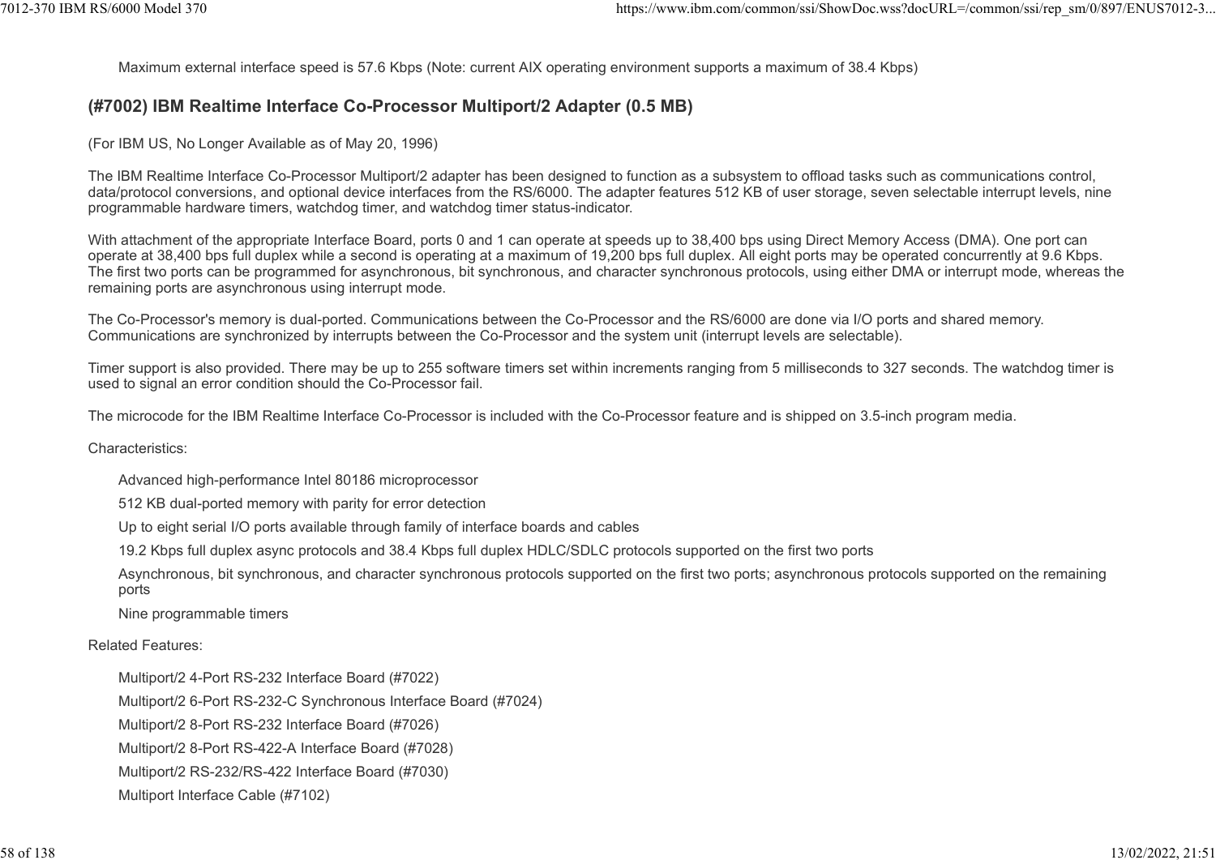Maximum external interface speed is 57.6 Kbps (Note: current AIX operating environment supports a maximum of 38.4 Kbps)

### (#7002) IBM Realtime Interface Co-Processor Multiport/2 Adapter (0.5 MB)

(For IBM US, No Longer Available as of May 20, 1996)

The IBM Realtime Interface Co-Processor Multiport/2 adapter has been designed to function as a subsystem to offload tasks such as communications control, data/protocol conversions, and optional device interfaces from the RS/6000. The adapter features 512 KB of user storage, seven selectable interrupt levels, nine programmable hardware timers, watchdog timer, and watchdog timer status-indicator.

With attachment of the appropriate Interface Board, ports 0 and 1 can operate at speeds up to 38,400 bps using Direct Memory Access (DMA). One port can operate at 38,400 bps full duplex while a second is operating at a maximum of 19,200 bps full duplex. All eight ports may be operated concurrently at 9.6 Kbps. The first two ports can be programmed for asynchronous, bit synchronous, and character synchronous protocols, using either DMA or interrupt mode, whereas the remaining ports are asynchronous using interrupt mode.

The Co-Processor's memory is dual-ported. Communications between the Co-Processor and the RS/6000 are done via I/O ports and shared memory. Communications are synchronized by interrupts between the Co-Processor and the system unit (interrupt levels are selectable).

Timer support is also provided. There may be up to 255 software timers set within increments ranging from 5 milliseconds to 327 seconds. The watchdog timer is used to signal an error condition should the Co-Processor fail.

The microcode for the IBM Realtime Interface Co-Processor is included with the Co-Processor feature and is shipped on 3.5-inch program media.

Characteristics:

- Advanced high-performance Intel 80186 microprocessor
- 512 KB dual-ported memory with parity for error detection
- Up to eight serial I/O ports available through family of interface boards and cables
- 19.2 Kbps full duplex async protocols and 38.4 Kbps full duplex HDLC/SDLC protocols supported on the first two ports
- Asynchronous, bit synchronous, and character synchronous protocols supported on the first two ports; asynchronous protocols supported on the remaining ports
- Nine programmable timers

Related Features:

- Multiport/2 4-Port RS-232 Interface Board (#7022)
- Multiport/2 6-Port RS-232-C Synchronous Interface Board (#7024)
- Multiport/2 8-Port RS-232 Interface Board (#7026)
- Multiport/2 8-Port RS-422-A Interface Board (#7028)
- Multiport/2 RS-232/RS-422 Interface Board (#7030)
- Multiport Interface Cable (#7102)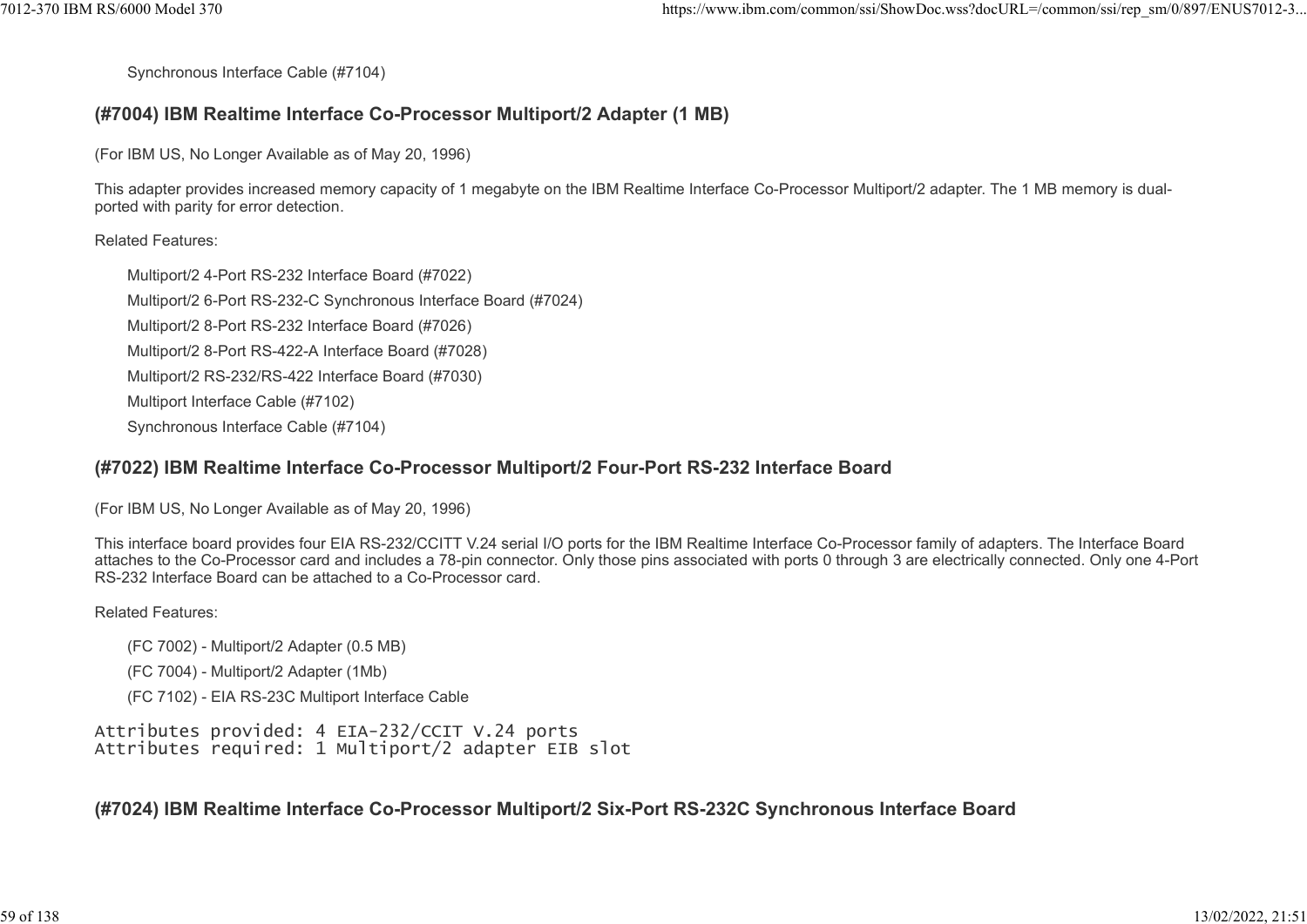Synchronous Interface Cable (#7104)

### (#7004) IBM Realtime Interface Co-Processor Multiport/2 Adapter (1 MB)

(For IBM US, No Longer Available as of May 20, 1996)

This adapter provides increased memory capacity of 1 megabyte on the IBM Realtime Interface Co-Processor Multiport/2 adapter. The 1 MB memory is dual-ported with parity for error detection.

Related Features:

- Multiport/2 4-Port RS-232 Interface Board (#7022)
- Multiport/2 6-Port RS-232-C Synchronous Interface Board (#7024)
- Multiport/2 8-Port RS-232 Interface Board (#7026)
- Multiport/2 8-Port RS-422-A Interface Board (#7028)
- Multiport/2 RS-232/RS-422 Interface Board (#7030)
- Multiport Interface Cable (#7102)
- Synchronous Interface Cable (#7104)

### (#7022) IBM Realtime Interface Co-Processor Multiport/2 Four-Port RS-232 Interface Board

(For IBM US, No Longer Available as of May 20, 1996)

This interface board provides four EIA RS-232/CCITT V.24 serial I/O ports for the IBM Realtime Interface Co-Processor family of adapters. The Interface Board attaches to the Co-Processor card and includes a 78-pin connector. Only those pins associated with ports 0 through 3 are electrically connected. Only one 4-Port RS-232 Interface Board can be attached to a Co-Processor card.

Related Features:

- (FC 7002) - Multiport/2 Adapter (0.5 MB)
- (FC 7004) - Multiport/2 Adapter (1Mb)
- (FC 7102) - EIA RS-23C Multiport Interface Cable

```
Attributes provided: 4 EIA-232/CCIT V.24 ports
Attributes required: 1 Multiport/2 adapter EIB slot
```

### (#7024) IBM Realtime Interface Co-Processor Multiport/2 Six-Port RS-232C Synchronous Interface Board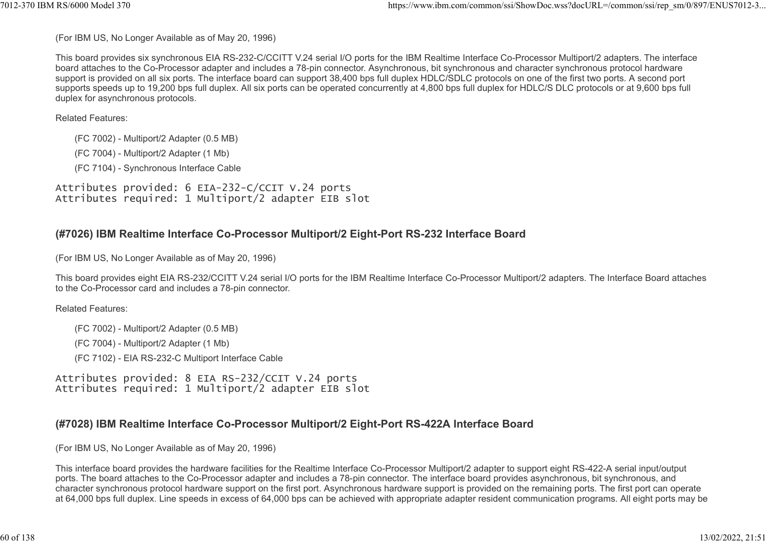(For IBM US, No Longer Available as of May 20, 1996)

This board provides six synchronous EIA RS-232-C/CCITT V.24 serial I/O ports for the IBM Realtime Interface Co-Processor Multiport/2 adapters. The interface board attaches to the Co-Processor adapter and includes a 78-pin connector. Asynchronous, bit synchronous and character synchronous protocol hardware support is provided on all six ports. The interface board can support 38,400 bps full duplex HDLC/SDLC protocols on one of the first two ports. A second port supports speeds up to 19,200 bps full duplex. All six ports can be operated concurrently at 4,800 bps full duplex for HDLC/S DLC protocols or at 9,600 bps full duplex for asynchronous protocols.

Related Features:

- (FC 7002) - Multiport/2 Adapter (0.5 MB)
- (FC 7004) - Multiport/2 Adapter (1 Mb)
- (FC 7104) - Synchronous Interface Cable

```
Attributes provided: 6 EIA-232-C/CCIT V.24 ports
Attributes required: 1 Multiport/2 adapter EIB slot
```

### (#7026) IBM Realtime Interface Co-Processor Multiport/2 Eight-Port RS-232 Interface Board

(For IBM US, No Longer Available as of May 20, 1996)

This board provides eight EIA RS-232/CCITT V.24 serial I/O ports for the IBM Realtime Interface Co-Processor Multiport/2 adapters. The Interface Board attaches to the Co-Processor card and includes a 78-pin connector.

Related Features:

- (FC 7002) - Multiport/2 Adapter (0.5 MB)
- (FC 7004) - Multiport/2 Adapter (1 Mb)
- (FC 7102) - EIA RS-232-C Multiport Interface Cable

```
Attributes provided: 8 EIA RS-232/CCIT V.24 ports
Attributes required: 1 Multiport/2 adapter EIB slot
```

### (#7028) IBM Realtime Interface Co-Processor Multiport/2 Eight-Port RS-422A Interface Board

(For IBM US, No Longer Available as of May 20, 1996)

This interface board provides the hardware facilities for the Realtime Interface Co-Processor Multiport/2 adapter to support eight RS-422-A serial input/output ports. The board attaches to the Co-Processor adapter and includes a 78-pin connector. The interface board provides asynchronous, bit synchronous, and character synchronous protocol hardware support on the first port. Asynchronous hardware support is provided on the remaining ports. The first port can operate at 64,000 bps full duplex. Line speeds in excess of 64,000 bps can be achieved with appropriate adapter resident communication programs. All eight ports may be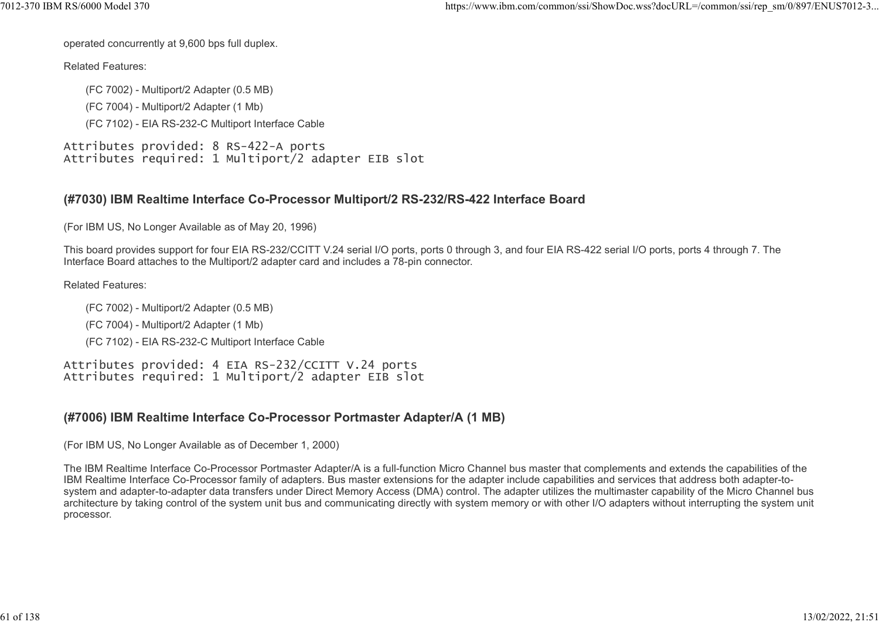operated concurrently at 9,600 bps full duplex.

Related Features:

- (FC 7002) - Multiport/2 Adapter (0.5 MB)
- (FC 7004) - Multiport/2 Adapter (1 Mb)
- (FC 7102) - EIA RS-232-C Multiport Interface Cable

```
Attributes provided: 8 RS-422-A ports
Attributes required: 1 Multiport/2 adapter EIB slot
```

### (#7030) IBM Realtime Interface Co-Processor Multiport/2 RS-232/RS-422 Interface Board

(For IBM US, No Longer Available as of May 20, 1996)

This board provides support for four EIA RS-232/CCITT V.24 serial I/O ports, ports 0 through 3, and four EIA RS-422 serial I/O ports, ports 4 through 7. The Interface Board attaches to the Multiport/2 adapter card and includes a 78-pin connector.

Related Features:

- (FC 7002) - Multiport/2 Adapter (0.5 MB)
- (FC 7004) - Multiport/2 Adapter (1 Mb)
- (FC 7102) - EIA RS-232-C Multiport Interface Cable

```
Attributes provided: 4 EIA RS-232/CCITT V.24 ports
Attributes required: 1 Multiport/2 adapter EIB slot
```

### (#7006) IBM Realtime Interface Co-Processor Portmaster Adapter/A (1 MB)

(For IBM US, No Longer Available as of December 1, 2000)

The IBM Realtime Interface Co-Processor Portmaster Adapter/A is a full-function Micro Channel bus master that complements and extends the capabilities of the IBM Realtime Interface Co-Processor family of adapters. Bus master extensions for the adapter include capabilities and services that address both adapter-to-system and adapter-to-adapter data transfers under Direct Memory Access (DMA) control. The adapter utilizes the multimaster capability of the Micro Channel bus architecture by taking control of the system unit bus and communicating directly with system memory or with other I/O adapters without interrupting the system unit processor.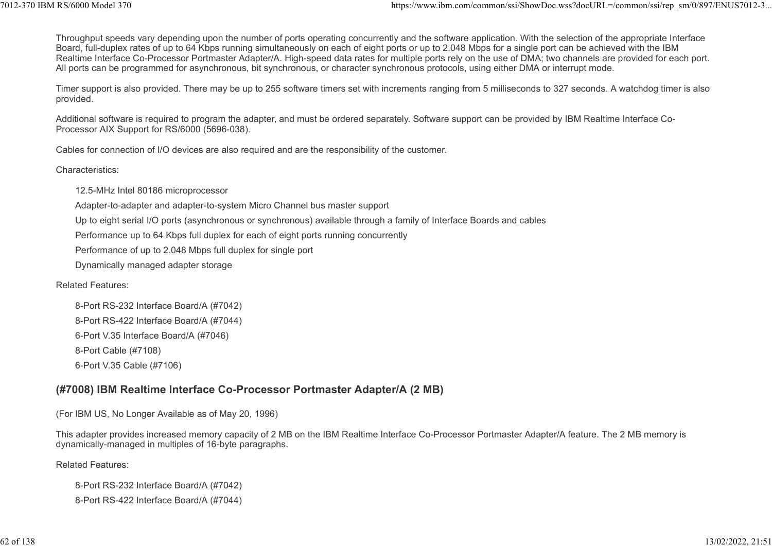Throughput speeds vary depending upon the number of ports operating concurrently and the software application. With the selection of the appropriate Interface Board, full-duplex rates of up to 64 Kbps running simultaneously on each of eight ports or up to 2.048 Mbps for a single port can be achieved with the IBM Realtime Interface Co-Processor Portmaster Adapter/A. High-speed data rates for multiple ports rely on the use of DMA; two channels are provided for each port. All ports can be programmed for asynchronous, bit synchronous, or character synchronous protocols, using either DMA or interrupt mode.

Timer support is also provided. There may be up to 255 software timers set with increments ranging from 5 milliseconds to 327 seconds. A watchdog timer is also provided.

Additional software is required to program the adapter, and must be ordered separately. Software support can be provided by IBM Realtime Interface Co-Processor AIX Support for RS/6000 (5696-038).

Cables for connection of I/O devices are also required and are the responsibility of the customer.

Characteristics:

- 12.5-MHz Intel 80186 microprocessor
- Adapter-to-adapter and adapter-to-system Micro Channel bus master support
- Up to eight serial I/O ports (asynchronous or synchronous) available through a family of Interface Boards and cables
- Performance up to 64 Kbps full duplex for each of eight ports running concurrently
- Performance of up to 2.048 Mbps full duplex for single port
- Dynamically managed adapter storage

Related Features:

- 8-Port RS-232 Interface Board/A (#7042)
- 8-Port RS-422 Interface Board/A (#7044)
- 6-Port V.35 Interface Board/A (#7046)
- 8-Port Cable (#7108)
- 6-Port V.35 Cable (#7106)

## (#7008) IBM Realtime Interface Co-Processor Portmaster Adapter/A (2 MB)

(For IBM US, No Longer Available as of May 20, 1996)

This adapter provides increased memory capacity of 2 MB on the IBM Realtime Interface Co-Processor Portmaster Adapter/A feature. The 2 MB memory is dynamically-managed in multiples of 16-byte paragraphs.

Related Features:

- 8-Port RS-232 Interface Board/A (#7042)
- 8-Port RS-422 Interface Board/A (#7044)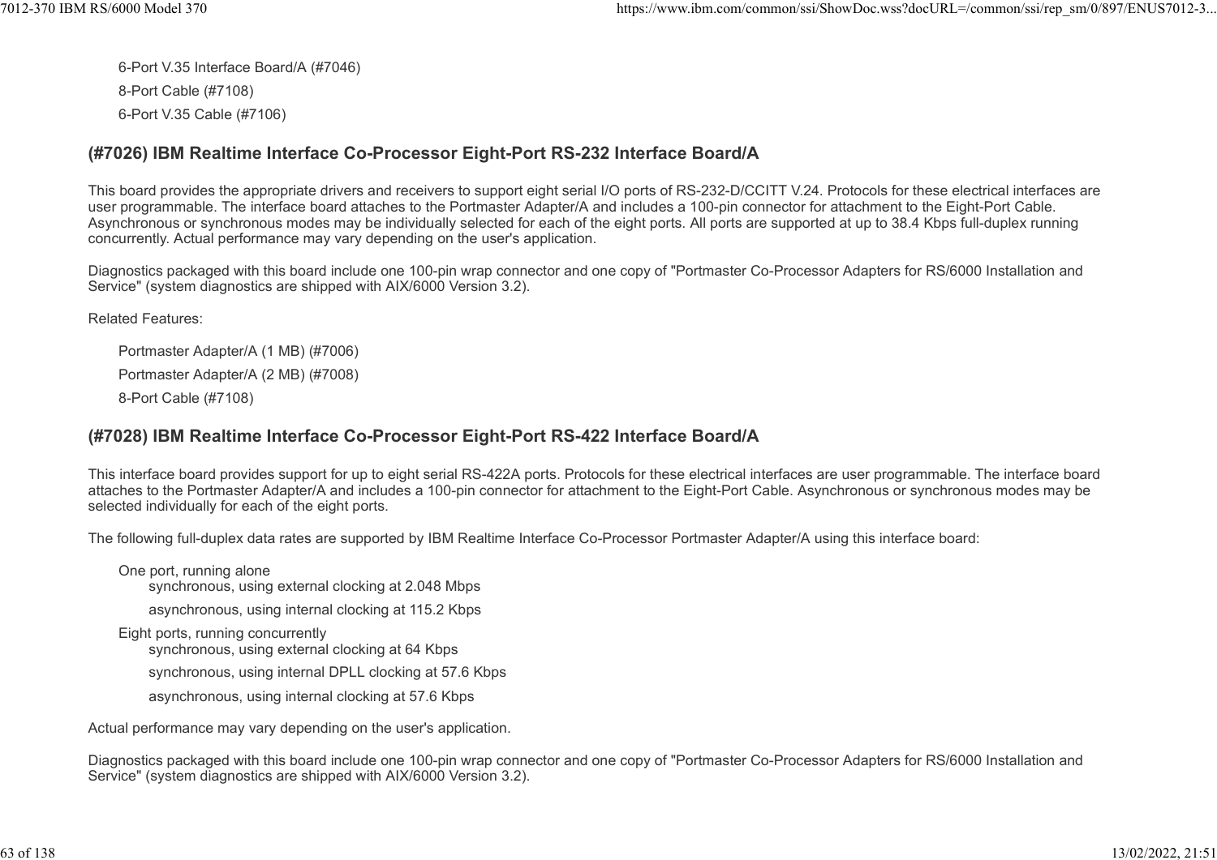- 6-Port V.35 Interface Board/A (#7046)
- 8-Port Cable (#7108)
- 6-Port V.35 Cable (#7106)

### (#7026) IBM Realtime Interface Co-Processor Eight-Port RS-232 Interface Board/A

This board provides the appropriate drivers and receivers to support eight serial I/O ports of RS-232-D/CCITT V.24. Protocols for these electrical interfaces are user programmable. The interface board attaches to the Portmaster Adapter/A and includes a 100-pin connector for attachment to the Eight-Port Cable. Asynchronous or synchronous modes may be individually selected for each of the eight ports. All ports are supported at up to 38.4 Kbps full-duplex running concurrently. Actual performance may vary depending on the user's application.

Diagnostics packaged with this board include one 100-pin wrap connector and one copy of "Portmaster Co-Processor Adapters for RS/6000 Installation and Service" (system diagnostics are shipped with AIX/6000 Version 3.2).

Related Features:

- Portmaster Adapter/A (1 MB) (#7006)
- Portmaster Adapter/A (2 MB) (#7008)
- 8-Port Cable (#7108)

### (#7028) IBM Realtime Interface Co-Processor Eight-Port RS-422 Interface Board/A

This interface board provides support for up to eight serial RS-422A ports. Protocols for these electrical interfaces are user programmable. The interface board attaches to the Portmaster Adapter/A and includes a 100-pin connector for attachment to the Eight-Port Cable. Asynchronous or synchronous modes may be selected individually for each of the eight ports.

The following full-duplex data rates are supported by IBM Realtime Interface Co-Processor Portmaster Adapter/A using this interface board:

- One port, running alone
  - synchronous, using external clocking at 2.048 Mbps
  - asynchronous, using internal clocking at 115.2 Kbps
- Eight ports, running concurrently
  - synchronous, using external clocking at 64 Kbps
  - synchronous, using internal DPLL clocking at 57.6 Kbps
  - asynchronous, using internal clocking at 57.6 Kbps

Actual performance may vary depending on the user's application.

Diagnostics packaged with this board include one 100-pin wrap connector and one copy of "Portmaster Co-Processor Adapters for RS/6000 Installation and Service" (system diagnostics are shipped with AIX/6000 Version 3.2).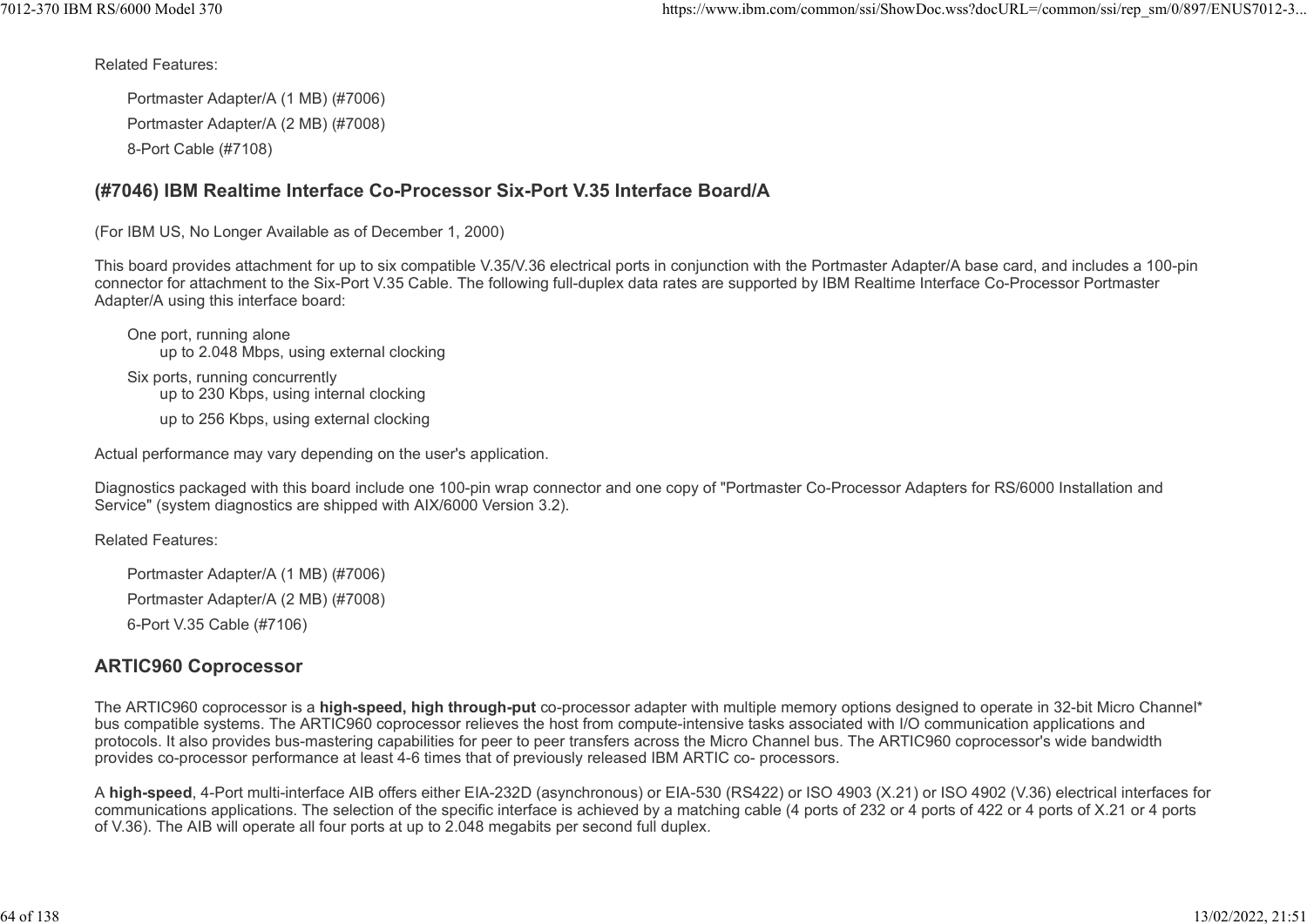Related Features:

Portmaster Adapter/A (1 MB) (#7006)

Portmaster Adapter/A (2 MB) (#7008)

8-Port Cable (#7108)

### (#7046) IBM Realtime Interface Co-Processor Six-Port V.35 Interface Board/A

(For IBM US, No Longer Available as of December 1, 2000)

This board provides attachment for up to six compatible V.35/V.36 electrical ports in conjunction with the Portmaster Adapter/A base card, and includes a 100-pin connector for attachment to the Six-Port V.35 Cable. The following full-duplex data rates are supported by IBM Realtime Interface Co-Processor Portmaster Adapter/A using this interface board:

One port, running alone
- up to 2.048 Mbps, using external clocking

Six ports, running concurrently
- up to 230 Kbps, using internal clocking
- up to 256 Kbps, using external clocking

Actual performance may vary depending on the user's application.

Diagnostics packaged with this board include one 100-pin wrap connector and one copy of "Portmaster Co-Processor Adapters for RS/6000 Installation and Service" (system diagnostics are shipped with AIX/6000 Version 3.2).

Related Features:

Portmaster Adapter/A (1 MB) (#7006)

Portmaster Adapter/A (2 MB) (#7008)

6-Port V.35 Cable (#7106)

### ARTIC960 Coprocessor

The ARTIC960 coprocessor is a **high-speed, high through-put** co-processor adapter with multiple memory options designed to operate in 32-bit Micro Channel* bus compatible systems. The ARTIC960 coprocessor relieves the host from compute-intensive tasks associated with I/O communication applications and protocols. It also provides bus-mastering capabilities for peer to peer transfers across the Micro Channel bus. The ARTIC960 coprocessor's wide bandwidth provides co-processor performance at least 4-6 times that of previously released IBM ARTIC co- processors.

A **high-speed**, 4-Port multi-interface AIB offers either EIA-232D (asynchronous) or EIA-530 (RS422) or ISO 4903 (X.21) or ISO 4902 (V.36) electrical interfaces for communications applications. The selection of the specific interface is achieved by a matching cable (4 ports of 232 or 4 ports of 422 or 4 ports of X.21 or 4 ports of V.36). The AIB will operate all four ports at up to 2.048 megabits per second full duplex.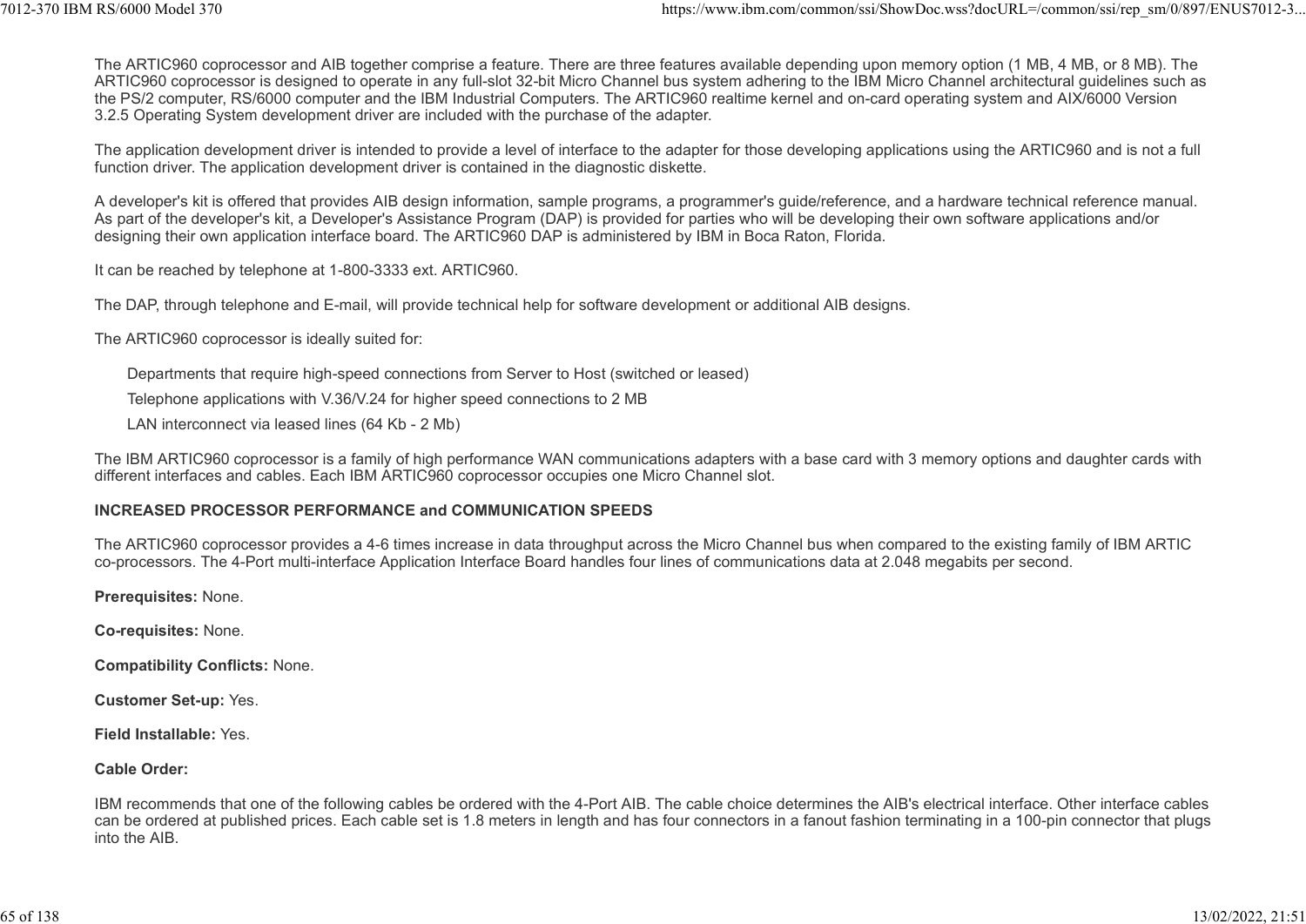The ARTIC960 coprocessor and AIB together comprise a feature. There are three features available depending upon memory option (1 MB, 4 MB, or 8 MB). The ARTIC960 coprocessor is designed to operate in any full-slot 32-bit Micro Channel bus system adhering to the IBM Micro Channel architectural guidelines such as the PS/2 computer, RS/6000 computer and the IBM Industrial Computers. The ARTIC960 realtime kernel and on-card operating system and AIX/6000 Version 3.2.5 Operating System development driver are included with the purchase of the adapter.

The application development driver is intended to provide a level of interface to the adapter for those developing applications using the ARTIC960 and is not a full function driver. The application development driver is contained in the diagnostic diskette.

A developer's kit is offered that provides AIB design information, sample programs, a programmer's guide/reference, and a hardware technical reference manual. As part of the developer's kit, a Developer's Assistance Program (DAP) is provided for parties who will be developing their own software applications and/or designing their own application interface board. The ARTIC960 DAP is administered by IBM in Boca Raton, Florida.

It can be reached by telephone at 1-800-3333 ext. ARTIC960.

The DAP, through telephone and E-mail, will provide technical help for software development or additional AIB designs.

The ARTIC960 coprocessor is ideally suited for:

- Departments that require high-speed connections from Server to Host (switched or leased)
- Telephone applications with V.36/V.24 for higher speed connections to 2 MB
- LAN interconnect via leased lines (64 Kb - 2 Mb)

The IBM ARTIC960 coprocessor is a family of high performance WAN communications adapters with a base card with 3 memory options and daughter cards with different interfaces and cables. Each IBM ARTIC960 coprocessor occupies one Micro Channel slot.

**INCREASED PROCESSOR PERFORMANCE and COMMUNICATION SPEEDS**

The ARTIC960 coprocessor provides a 4-6 times increase in data throughput across the Micro Channel bus when compared to the existing family of IBM ARTIC co-processors. The 4-Port multi-interface Application Interface Board handles four lines of communications data at 2.048 megabits per second.

**Prerequisites:** None.

**Co-requisites:** None.

**Compatibility Conflicts:** None.

**Customer Set-up:** Yes.

**Field Installable:** Yes.

**Cable Order:**

IBM recommends that one of the following cables be ordered with the 4-Port AIB. The cable choice determines the AIB's electrical interface. Other interface cables can be ordered at published prices. Each cable set is 1.8 meters in length and has four connectors in a fanout fashion terminating in a 100-pin connector that plugs into the AIB.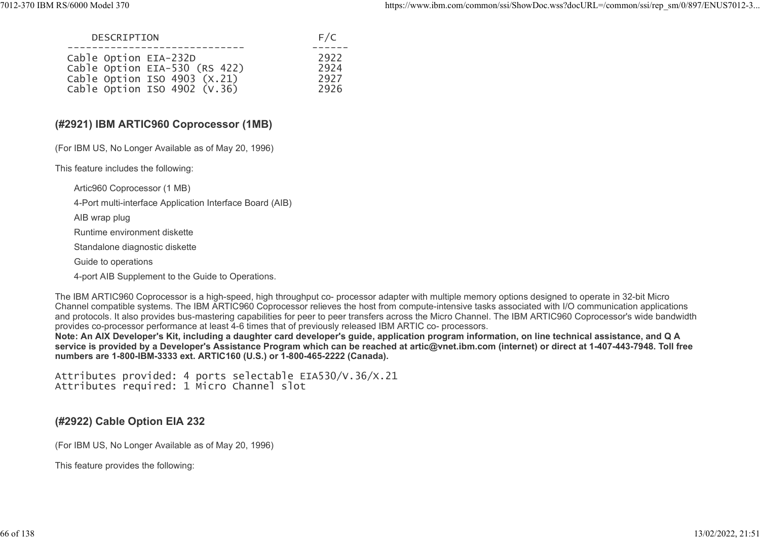| DESCRIPTION | F/C |
| --- | --- |
| Cable Option EIA-232D | 2922 |
| Cable Option EIA-530 (RS 422) | 2924 |
| Cable Option ISO 4903 (X.21) | 2927 |
| Cable Option ISO 4902 (V.36) | 2926 |

### (#2921) IBM ARTIC960 Coprocessor (1MB)

(For IBM US, No Longer Available as of May 20, 1996)

This feature includes the following:

- Artic960 Coprocessor (1 MB)
- 4-Port multi-interface Application Interface Board (AIB)
- AIB wrap plug
- Runtime environment diskette
- Standalone diagnostic diskette
- Guide to operations
- 4-port AIB Supplement to the Guide to Operations.

The IBM ARTIC960 Coprocessor is a high-speed, high throughput co- processor adapter with multiple memory options designed to operate in 32-bit Micro Channel compatible systems. The IBM ARTIC960 Coprocessor relieves the host from compute-intensive tasks associated with I/O communication applications and protocols. It also provides bus-mastering capabilities for peer to peer transfers across the Micro Channel. The IBM ARTIC960 Coprocessor's wide bandwidth provides co-processor performance at least 4-6 times that of previously released IBM ARTIC co- processors.
**Note: An AIX Developer's Kit, including a daughter card developer's guide, application program information, on line technical assistance, and Q A service is provided by a Developer's Assistance Program which can be reached at artic@vnet.ibm.com (internet) or direct at 1-407-443-7948. Toll free numbers are 1-800-IBM-3333 ext. ARTIC160 (U.S.) or 1-800-465-2222 (Canada).**

```
Attributes provided: 4 ports selectable EIA530/V.36/X.21
Attributes required: 1 Micro Channel slot
```

### (#2922) Cable Option EIA 232

(For IBM US, No Longer Available as of May 20, 1996)

This feature provides the following: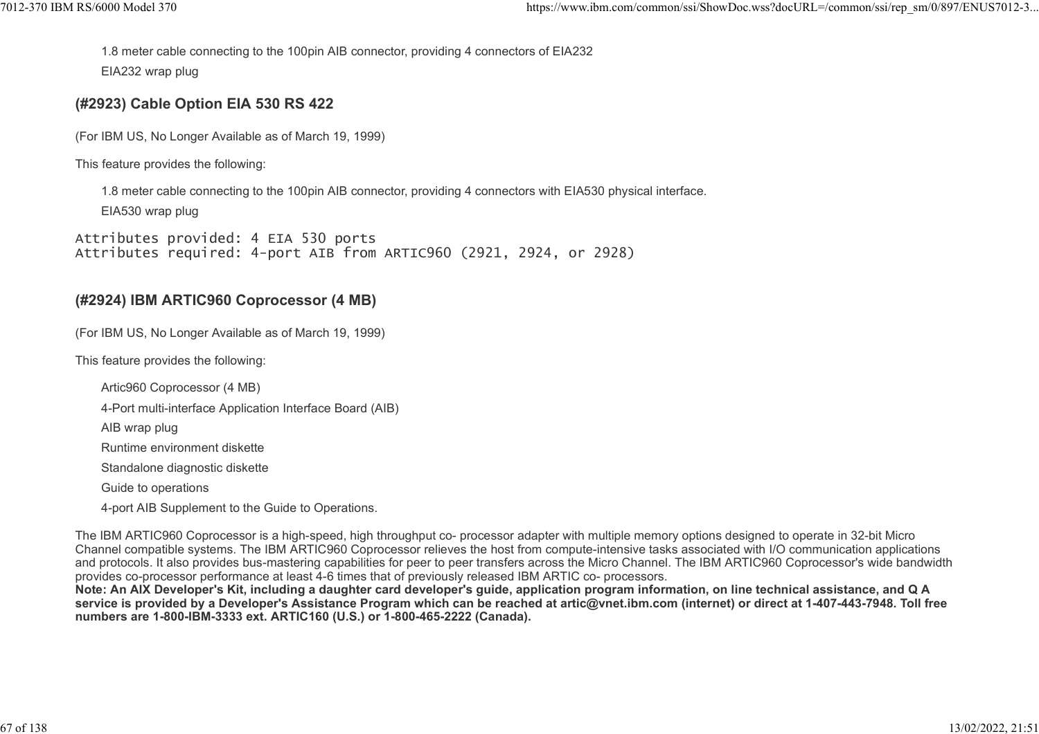- 1.8 meter cable connecting to the 100pin AIB connector, providing 4 connectors of EIA232
- EIA232 wrap plug

### (#2923) Cable Option EIA 530 RS 422

(For IBM US, No Longer Available as of March 19, 1999)

This feature provides the following:

- 1.8 meter cable connecting to the 100pin AIB connector, providing 4 connectors with EIA530 physical interface.
- EIA530 wrap plug

```
Attributes provided: 4 EIA 530 ports
Attributes required: 4-port AIB from ARTIC960 (2921, 2924, or 2928)
```

### (#2924) IBM ARTIC960 Coprocessor (4 MB)

(For IBM US, No Longer Available as of March 19, 1999)

This feature provides the following:

- Artic960 Coprocessor (4 MB)
- 4-Port multi-interface Application Interface Board (AIB)
- AIB wrap plug
- Runtime environment diskette
- Standalone diagnostic diskette
- Guide to operations
- 4-port AIB Supplement to the Guide to Operations.

The IBM ARTIC960 Coprocessor is a high-speed, high throughput co- processor adapter with multiple memory options designed to operate in 32-bit Micro Channel compatible systems. The IBM ARTIC960 Coprocessor relieves the host from compute-intensive tasks associated with I/O communication applications and protocols. It also provides bus-mastering capabilities for peer to peer transfers across the Micro Channel. The IBM ARTIC960 Coprocessor's wide bandwidth provides co-processor performance at least 4-6 times that of previously released IBM ARTIC co- processors.

**Note: An AIX Developer's Kit, including a daughter card developer's guide, application program information, on line technical assistance, and Q A service is provided by a Developer's Assistance Program which can be reached at artic@vnet.ibm.com (internet) or direct at 1-407-443-7948. Toll free numbers are 1-800-IBM-3333 ext. ARTIC160 (U.S.) or 1-800-465-2222 (Canada).**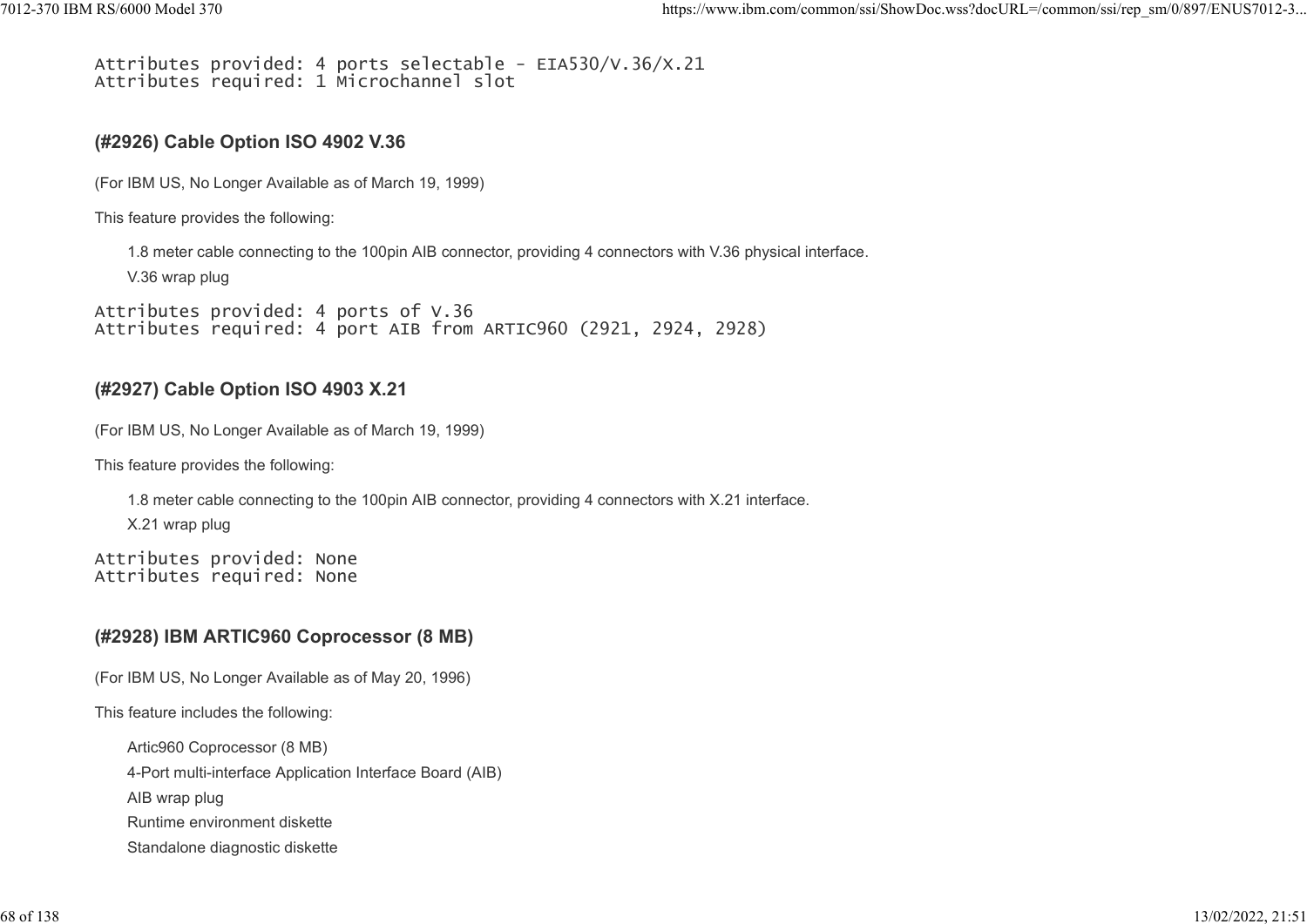```
Attributes provided: 4 ports selectable - EIA530/V.36/X.21
Attributes required: 1 Microchannel slot
```

### (#2926) Cable Option ISO 4902 V.36

(For IBM US, No Longer Available as of March 19, 1999)

This feature provides the following:

- 1.8 meter cable connecting to the 100pin AIB connector, providing 4 connectors with V.36 physical interface.
- V.36 wrap plug

```
Attributes provided: 4 ports of V.36
Attributes required: 4 port AIB from ARTIC960 (2921, 2924, 2928)
```

### (#2927) Cable Option ISO 4903 X.21

(For IBM US, No Longer Available as of March 19, 1999)

This feature provides the following:

- 1.8 meter cable connecting to the 100pin AIB connector, providing 4 connectors with X.21 interface.
- X.21 wrap plug

```
Attributes provided: None
Attributes required: None
```

### (#2928) IBM ARTIC960 Coprocessor (8 MB)

(For IBM US, No Longer Available as of May 20, 1996)

This feature includes the following:

- Artic960 Coprocessor (8 MB)
- 4-Port multi-interface Application Interface Board (AIB)
- AIB wrap plug
- Runtime environment diskette
- Standalone diagnostic diskette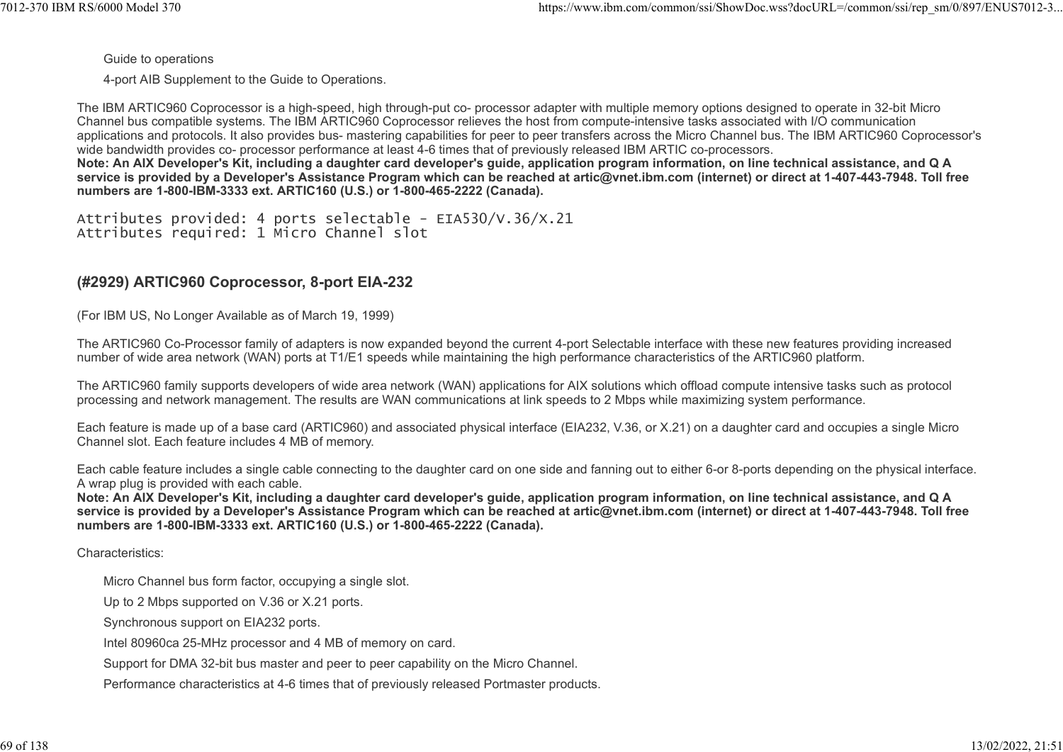Guide to operations

4-port AIB Supplement to the Guide to Operations.

The IBM ARTIC960 Coprocessor is a high-speed, high through-put co- processor adapter with multiple memory options designed to operate in 32-bit Micro Channel bus compatible systems. The IBM ARTIC960 Coprocessor relieves the host from compute-intensive tasks associated with I/O communication applications and protocols. It also provides bus- mastering capabilities for peer to peer transfers across the Micro Channel bus. The IBM ARTIC960 Coprocessor's wide bandwidth provides co- processor performance at least 4-6 times that of previously released IBM ARTIC co-processors.
**Note: An AIX Developer's Kit, including a daughter card developer's guide, application program information, on line technical assistance, and Q A service is provided by a Developer's Assistance Program which can be reached at artic@vnet.ibm.com (internet) or direct at 1-407-443-7948. Toll free numbers are 1-800-IBM-3333 ext. ARTIC160 (U.S.) or 1-800-465-2222 (Canada).**

```
Attributes provided: 4 ports selectable - EIA530/V.36/X.21
Attributes required: 1 Micro Channel slot
```

### (#2929) ARTIC960 Coprocessor, 8-port EIA-232

(For IBM US, No Longer Available as of March 19, 1999)

The ARTIC960 Co-Processor family of adapters is now expanded beyond the current 4-port Selectable interface with these new features providing increased number of wide area network (WAN) ports at T1/E1 speeds while maintaining the high performance characteristics of the ARTIC960 platform.

The ARTIC960 family supports developers of wide area network (WAN) applications for AIX solutions which offload compute intensive tasks such as protocol processing and network management. The results are WAN communications at link speeds to 2 Mbps while maximizing system performance.

Each feature is made up of a base card (ARTIC960) and associated physical interface (EIA232, V.36, or X.21) on a daughter card and occupies a single Micro Channel slot. Each feature includes 4 MB of memory.

Each cable feature includes a single cable connecting to the daughter card on one side and fanning out to either 6-or 8-ports depending on the physical interface. A wrap plug is provided with each cable.
**Note: An AIX Developer's Kit, including a daughter card developer's guide, application program information, on line technical assistance, and Q A service is provided by a Developer's Assistance Program which can be reached at artic@vnet.ibm.com (internet) or direct at 1-407-443-7948. Toll free numbers are 1-800-IBM-3333 ext. ARTIC160 (U.S.) or 1-800-465-2222 (Canada).**

Characteristics:

- Micro Channel bus form factor, occupying a single slot.
- Up to 2 Mbps supported on V.36 or X.21 ports.
- Synchronous support on EIA232 ports.
- Intel 80960ca 25-MHz processor and 4 MB of memory on card.
- Support for DMA 32-bit bus master and peer to peer capability on the Micro Channel.
- Performance characteristics at 4-6 times that of previously released Portmaster products.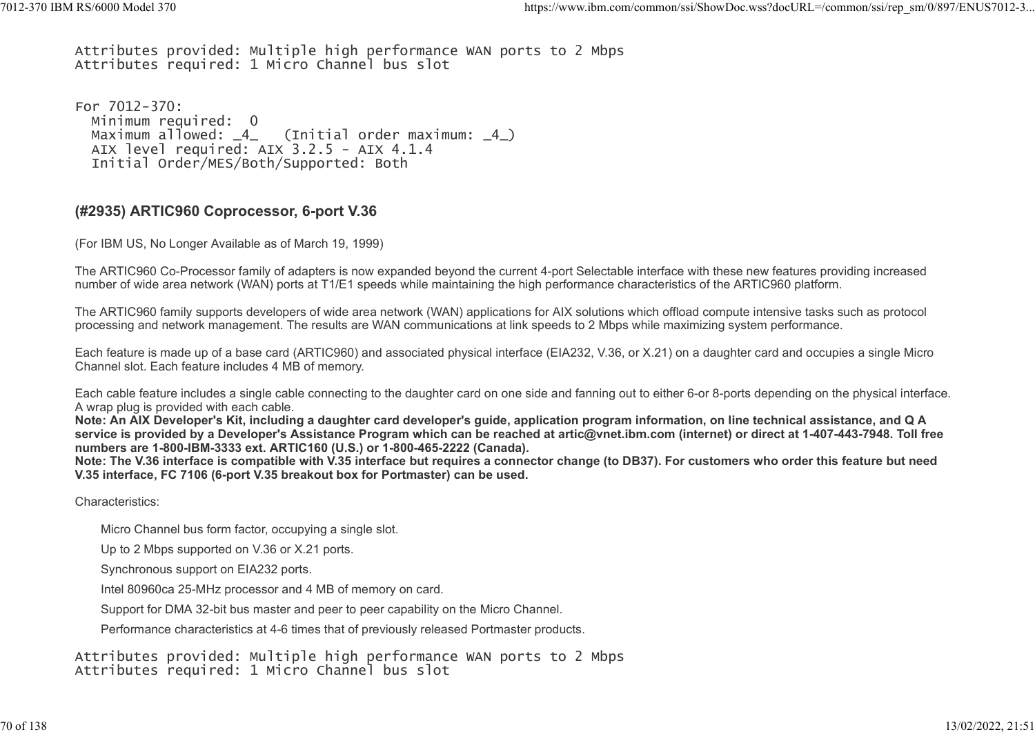```
Attributes provided: Multiple high performance WAN ports to 2 Mbps
Attributes required: 1 Micro Channel bus slot
```

```
For 7012-370:
  Minimum required:  0
  Maximum allowed: _4_   (Initial order maximum: _4_)
  AIX level required: AIX 3.2.5 - AIX 4.1.4
  Initial Order/MES/Both/Supported: Both
```

### (#2935) ARTIC960 Coprocessor, 6-port V.36

(For IBM US, No Longer Available as of March 19, 1999)

The ARTIC960 Co-Processor family of adapters is now expanded beyond the current 4-port Selectable interface with these new features providing increased number of wide area network (WAN) ports at T1/E1 speeds while maintaining the high performance characteristics of the ARTIC960 platform.

The ARTIC960 family supports developers of wide area network (WAN) applications for AIX solutions which offload compute intensive tasks such as protocol processing and network management. The results are WAN communications at link speeds to 2 Mbps while maximizing system performance.

Each feature is made up of a base card (ARTIC960) and associated physical interface (EIA232, V.36, or X.21) on a daughter card and occupies a single Micro Channel slot. Each feature includes 4 MB of memory.

Each cable feature includes a single cable connecting to the daughter card on one side and fanning out to either 6-or 8-ports depending on the physical interface. A wrap plug is provided with each cable.
**Note: An AIX Developer's Kit, including a daughter card developer's guide, application program information, on line technical assistance, and Q A service is provided by a Developer's Assistance Program which can be reached at artic@vnet.ibm.com (internet) or direct at 1-407-443-7948. Toll free numbers are 1-800-IBM-3333 ext. ARTIC160 (U.S.) or 1-800-465-2222 (Canada).**
**Note: The V.36 interface is compatible with V.35 interface but requires a connector change (to DB37). For customers who order this feature but need V.35 interface, FC 7106 (6-port V.35 breakout box for Portmaster) can be used.**

Characteristics:

- Micro Channel bus form factor, occupying a single slot.
- Up to 2 Mbps supported on V.36 or X.21 ports.
- Synchronous support on EIA232 ports.
- Intel 80960ca 25-MHz processor and 4 MB of memory on card.
- Support for DMA 32-bit bus master and peer to peer capability on the Micro Channel.
- Performance characteristics at 4-6 times that of previously released Portmaster products.

```
Attributes provided: Multiple high performance WAN ports to 2 Mbps
Attributes required: 1 Micro Channel bus slot
```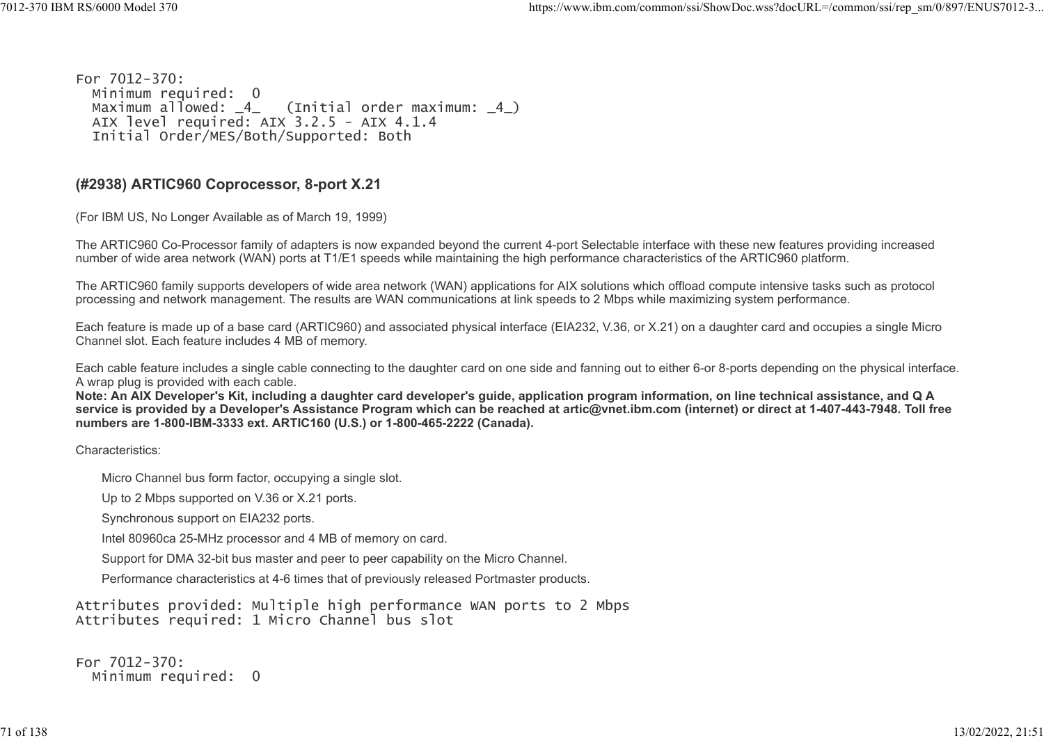```
For 7012-370:
  Minimum required:  0
  Maximum allowed: _4_   (Initial order maximum: _4_)
  AIX level required: AIX 3.2.5 - AIX 4.1.4
  Initial Order/MES/Both/Supported: Both
```

### (#2938) ARTIC960 Coprocessor, 8-port X.21

(For IBM US, No Longer Available as of March 19, 1999)

The ARTIC960 Co-Processor family of adapters is now expanded beyond the current 4-port Selectable interface with these new features providing increased number of wide area network (WAN) ports at T1/E1 speeds while maintaining the high performance characteristics of the ARTIC960 platform.

The ARTIC960 family supports developers of wide area network (WAN) applications for AIX solutions which offload compute intensive tasks such as protocol processing and network management. The results are WAN communications at link speeds to 2 Mbps while maximizing system performance.

Each feature is made up of a base card (ARTIC960) and associated physical interface (EIA232, V.36, or X.21) on a daughter card and occupies a single Micro Channel slot. Each feature includes 4 MB of memory.

Each cable feature includes a single cable connecting to the daughter card on one side and fanning out to either 6-or 8-ports depending on the physical interface. A wrap plug is provided with each cable.

**Note: An AIX Developer's Kit, including a daughter card developer's guide, application program information, on line technical assistance, and Q A service is provided by a Developer's Assistance Program which can be reached at artic@vnet.ibm.com (internet) or direct at 1-407-443-7948. Toll free numbers are 1-800-IBM-3333 ext. ARTIC160 (U.S.) or 1-800-465-2222 (Canada).**

Characteristics:

- Micro Channel bus form factor, occupying a single slot.
- Up to 2 Mbps supported on V.36 or X.21 ports.
- Synchronous support on EIA232 ports.
- Intel 80960ca 25-MHz processor and 4 MB of memory on card.
- Support for DMA 32-bit bus master and peer to peer capability on the Micro Channel.
- Performance characteristics at 4-6 times that of previously released Portmaster products.

```
Attributes provided: Multiple high performance WAN ports to 2 Mbps
Attributes required: 1 Micro Channel bus slot
```

```
For 7012-370:
  Minimum required:  0
```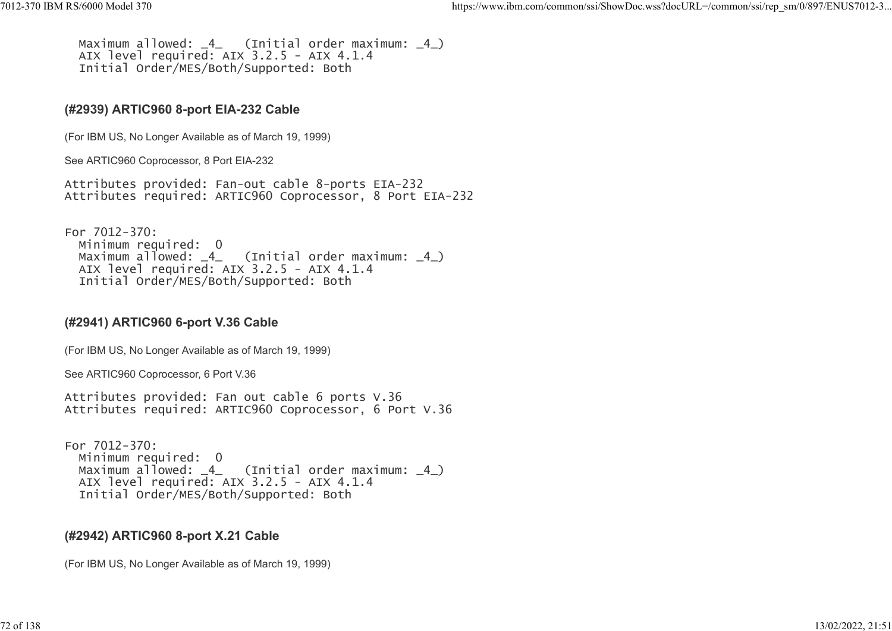```
  Maximum allowed: _4_   (Initial order maximum: _4_)
  AIX level required: AIX 3.2.5 - AIX 4.1.4
  Initial Order/MES/Both/Supported: Both
```

### (#2939) ARTIC960 8-port EIA-232 Cable

(For IBM US, No Longer Available as of March 19, 1999)

See ARTIC960 Coprocessor, 8 Port EIA-232

```
Attributes provided: Fan-out cable 8-ports EIA-232
Attributes required: ARTIC960 Coprocessor, 8 Port EIA-232
```

```
For 7012-370:
  Minimum required:  0
  Maximum allowed: _4_   (Initial order maximum: _4_)
  AIX level required: AIX 3.2.5 - AIX 4.1.4
  Initial Order/MES/Both/Supported: Both
```

### (#2941) ARTIC960 6-port V.36 Cable

(For IBM US, No Longer Available as of March 19, 1999)

See ARTIC960 Coprocessor, 6 Port V.36

```
Attributes provided: Fan out cable 6 ports V.36
Attributes required: ARTIC960 Coprocessor, 6 Port V.36
```

```
For 7012-370:
  Minimum required:  0
  Maximum allowed: _4_   (Initial order maximum: _4_)
  AIX level required: AIX 3.2.5 - AIX 4.1.4
  Initial Order/MES/Both/Supported: Both
```

### (#2942) ARTIC960 8-port X.21 Cable

(For IBM US, No Longer Available as of March 19, 1999)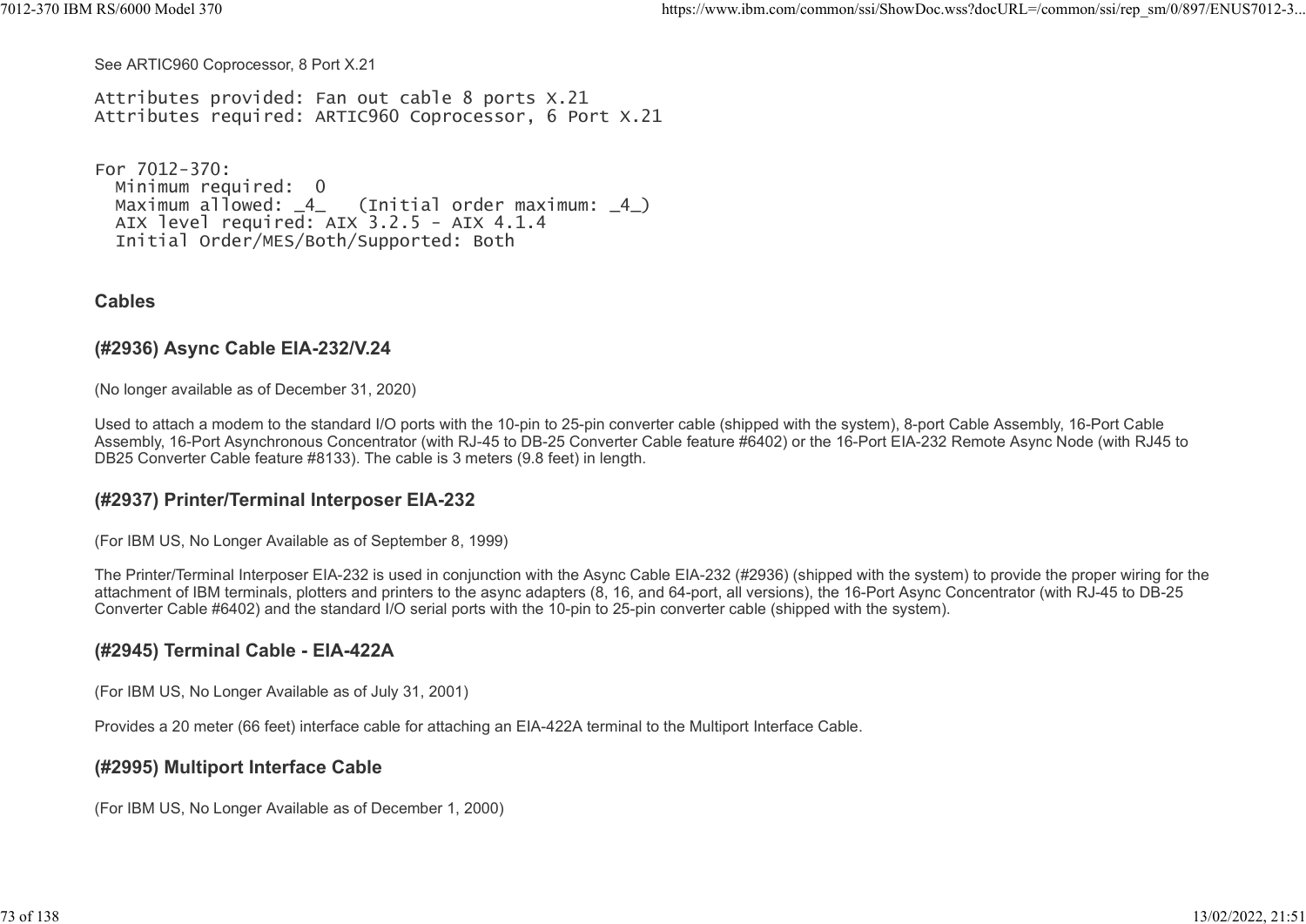See ARTIC960 Coprocessor, 8 Port X.21

```
Attributes provided: Fan out cable 8 ports X.21
Attributes required: ARTIC960 Coprocessor, 6 Port X.21


For 7012-370:
  Minimum required:  0
  Maximum allowed: _4_   (Initial order maximum: _4_)
  AIX level required: AIX 3.2.5 - AIX 4.1.4
  Initial Order/MES/Both/Supported: Both
```

### Cables

#### (#2936) Async Cable EIA-232/V.24

(No longer available as of December 31, 2020)

Used to attach a modem to the standard I/O ports with the 10-pin to 25-pin converter cable (shipped with the system), 8-port Cable Assembly, 16-Port Cable Assembly, 16-Port Asynchronous Concentrator (with RJ-45 to DB-25 Converter Cable feature #6402) or the 16-Port EIA-232 Remote Async Node (with RJ45 to DB25 Converter Cable feature #8133). The cable is 3 meters (9.8 feet) in length.

#### (#2937) Printer/Terminal Interposer EIA-232

(For IBM US, No Longer Available as of September 8, 1999)

The Printer/Terminal Interposer EIA-232 is used in conjunction with the Async Cable EIA-232 (#2936) (shipped with the system) to provide the proper wiring for the attachment of IBM terminals, plotters and printers to the async adapters (8, 16, and 64-port, all versions), the 16-Port Async Concentrator (with RJ-45 to DB-25 Converter Cable #6402) and the standard I/O serial ports with the 10-pin to 25-pin converter cable (shipped with the system).

#### (#2945) Terminal Cable - EIA-422A

(For IBM US, No Longer Available as of July 31, 2001)

Provides a 20 meter (66 feet) interface cable for attaching an EIA-422A terminal to the Multiport Interface Cable.

#### (#2995) Multiport Interface Cable

(For IBM US, No Longer Available as of December 1, 2000)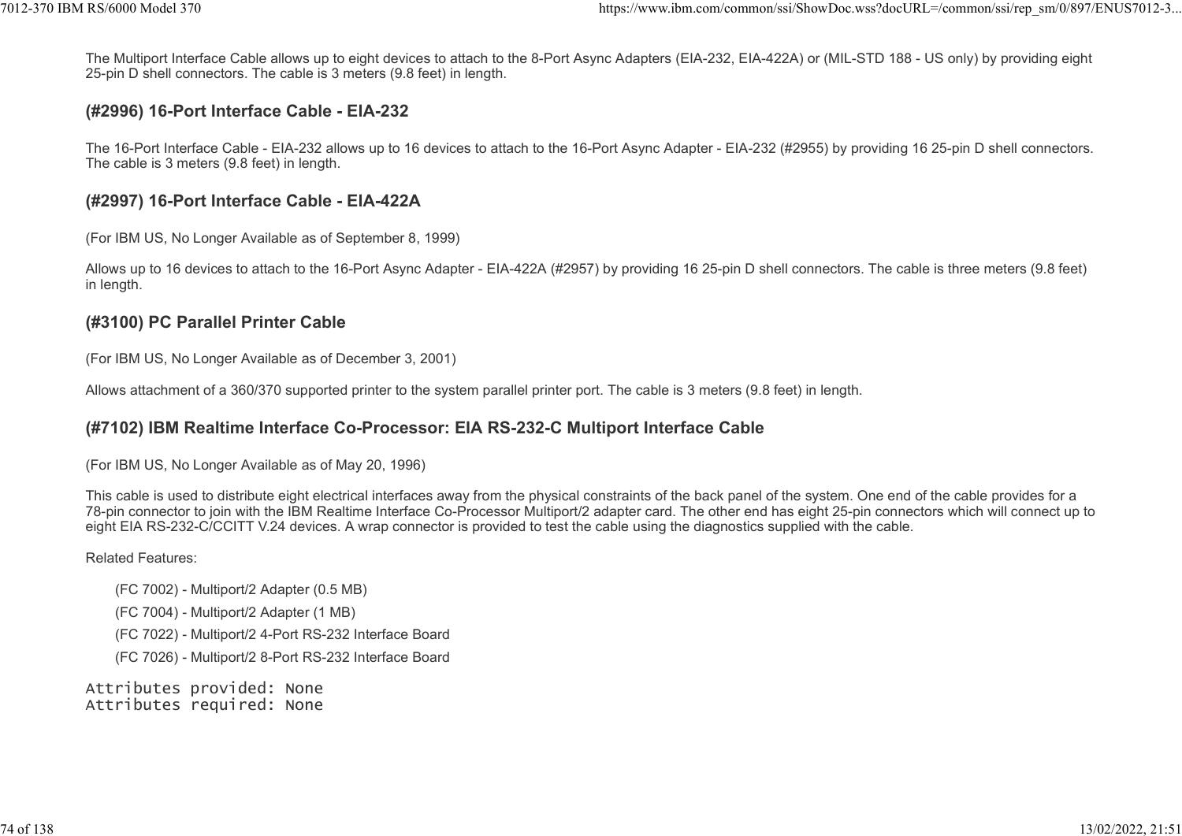The Multiport Interface Cable allows up to eight devices to attach to the 8-Port Async Adapters (EIA-232, EIA-422A) or (MIL-STD 188 - US only) by providing eight 25-pin D shell connectors. The cable is 3 meters (9.8 feet) in length.

### (#2996) 16-Port Interface Cable - EIA-232

The 16-Port Interface Cable - EIA-232 allows up to 16 devices to attach to the 16-Port Async Adapter - EIA-232 (#2955) by providing 16 25-pin D shell connectors. The cable is 3 meters (9.8 feet) in length.

### (#2997) 16-Port Interface Cable - EIA-422A

(For IBM US, No Longer Available as of September 8, 1999)

Allows up to 16 devices to attach to the 16-Port Async Adapter - EIA-422A (#2957) by providing 16 25-pin D shell connectors. The cable is three meters (9.8 feet) in length.

### (#3100) PC Parallel Printer Cable

(For IBM US, No Longer Available as of December 3, 2001)

Allows attachment of a 360/370 supported printer to the system parallel printer port. The cable is 3 meters (9.8 feet) in length.

### (#7102) IBM Realtime Interface Co-Processor: EIA RS-232-C Multiport Interface Cable

(For IBM US, No Longer Available as of May 20, 1996)

This cable is used to distribute eight electrical interfaces away from the physical constraints of the back panel of the system. One end of the cable provides for a 78-pin connector to join with the IBM Realtime Interface Co-Processor Multiport/2 adapter card. The other end has eight 25-pin connectors which will connect up to eight EIA RS-232-C/CCITT V.24 devices. A wrap connector is provided to test the cable using the diagnostics supplied with the cable.

Related Features:

- (FC 7002) - Multiport/2 Adapter (0.5 MB)
- (FC 7004) - Multiport/2 Adapter (1 MB)
- (FC 7022) - Multiport/2 4-Port RS-232 Interface Board
- (FC 7026) - Multiport/2 8-Port RS-232 Interface Board

```
Attributes provided: None
Attributes required: None
```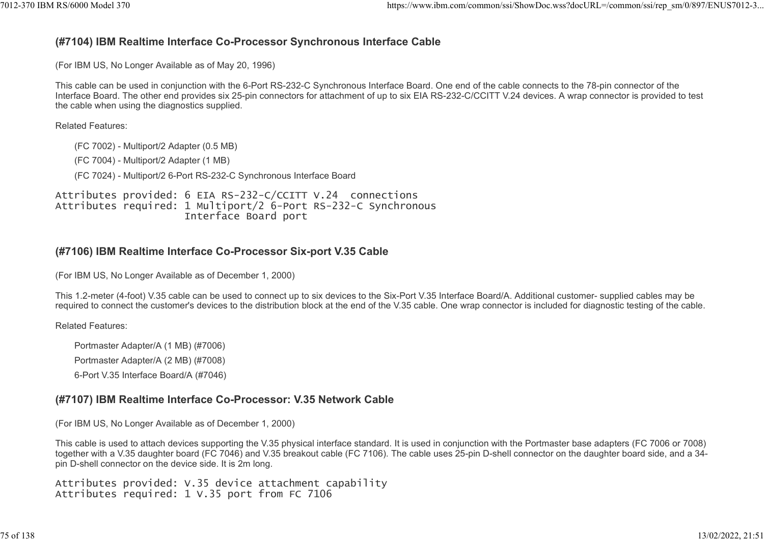### (#7104) IBM Realtime Interface Co-Processor Synchronous Interface Cable

(For IBM US, No Longer Available as of May 20, 1996)

This cable can be used in conjunction with the 6-Port RS-232-C Synchronous Interface Board. One end of the cable connects to the 78-pin connector of the Interface Board. The other end provides six 25-pin connectors for attachment of up to six EIA RS-232-C/CCITT V.24 devices. A wrap connector is provided to test the cable when using the diagnostics supplied.

Related Features:

- (FC 7002) - Multiport/2 Adapter (0.5 MB)
- (FC 7004) - Multiport/2 Adapter (1 MB)
- (FC 7024) - Multiport/2 6-Port RS-232-C Synchronous Interface Board

```
Attributes provided: 6 EIA RS-232-C/CCITT V.24  connections
Attributes required: 1 Multiport/2 6-Port RS-232-C Synchronous
                     Interface Board port
```

### (#7106) IBM Realtime Interface Co-Processor Six-port V.35 Cable

(For IBM US, No Longer Available as of December 1, 2000)

This 1.2-meter (4-foot) V.35 cable can be used to connect up to six devices to the Six-Port V.35 Interface Board/A. Additional customer- supplied cables may be required to connect the customer's devices to the distribution block at the end of the V.35 cable. One wrap connector is included for diagnostic testing of the cable.

Related Features:

- Portmaster Adapter/A (1 MB) (#7006)
- Portmaster Adapter/A (2 MB) (#7008)
- 6-Port V.35 Interface Board/A (#7046)

### (#7107) IBM Realtime Interface Co-Processor: V.35 Network Cable

(For IBM US, No Longer Available as of December 1, 2000)

This cable is used to attach devices supporting the V.35 physical interface standard. It is used in conjunction with the Portmaster base adapters (FC 7006 or 7008) together with a V.35 daughter board (FC 7046) and V.35 breakout cable (FC 7106). The cable uses 25-pin D-shell connector on the daughter board side, and a 34-pin D-shell connector on the device side. It is 2m long.

```
Attributes provided: V.35 device attachment capability
Attributes required: 1 V.35 port from FC 7106
```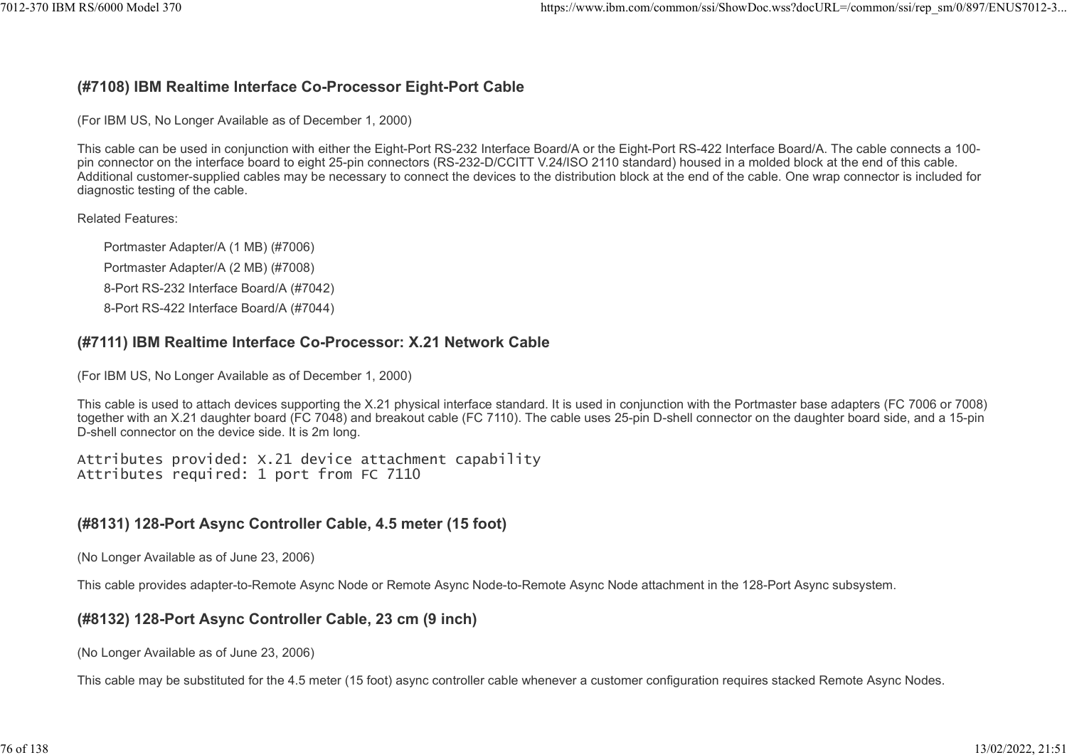### (#7108) IBM Realtime Interface Co-Processor Eight-Port Cable

(For IBM US, No Longer Available as of December 1, 2000)

This cable can be used in conjunction with either the Eight-Port RS-232 Interface Board/A or the Eight-Port RS-422 Interface Board/A. The cable connects a 100-pin connector on the interface board to eight 25-pin connectors (RS-232-D/CCITT V.24/ISO 2110 standard) housed in a molded block at the end of this cable. Additional customer-supplied cables may be necessary to connect the devices to the distribution block at the end of the cable. One wrap connector is included for diagnostic testing of the cable.

Related Features:

- Portmaster Adapter/A (1 MB) (#7006)
- Portmaster Adapter/A (2 MB) (#7008)
- 8-Port RS-232 Interface Board/A (#7042)
- 8-Port RS-422 Interface Board/A (#7044)

### (#7111) IBM Realtime Interface Co-Processor: X.21 Network Cable

(For IBM US, No Longer Available as of December 1, 2000)

This cable is used to attach devices supporting the X.21 physical interface standard. It is used in conjunction with the Portmaster base adapters (FC 7006 or 7008) together with an X.21 daughter board (FC 7048) and breakout cable (FC 7110). The cable uses 25-pin D-shell connector on the daughter board side, and a 15-pin D-shell connector on the device side. It is 2m long.

```
Attributes provided: X.21 device attachment capability
Attributes required: 1 port from FC 7110
```

### (#8131) 128-Port Async Controller Cable, 4.5 meter (15 foot)

(No Longer Available as of June 23, 2006)

This cable provides adapter-to-Remote Async Node or Remote Async Node-to-Remote Async Node attachment in the 128-Port Async subsystem.

### (#8132) 128-Port Async Controller Cable, 23 cm (9 inch)

(No Longer Available as of June 23, 2006)

This cable may be substituted for the 4.5 meter (15 foot) async controller cable whenever a customer configuration requires stacked Remote Async Nodes.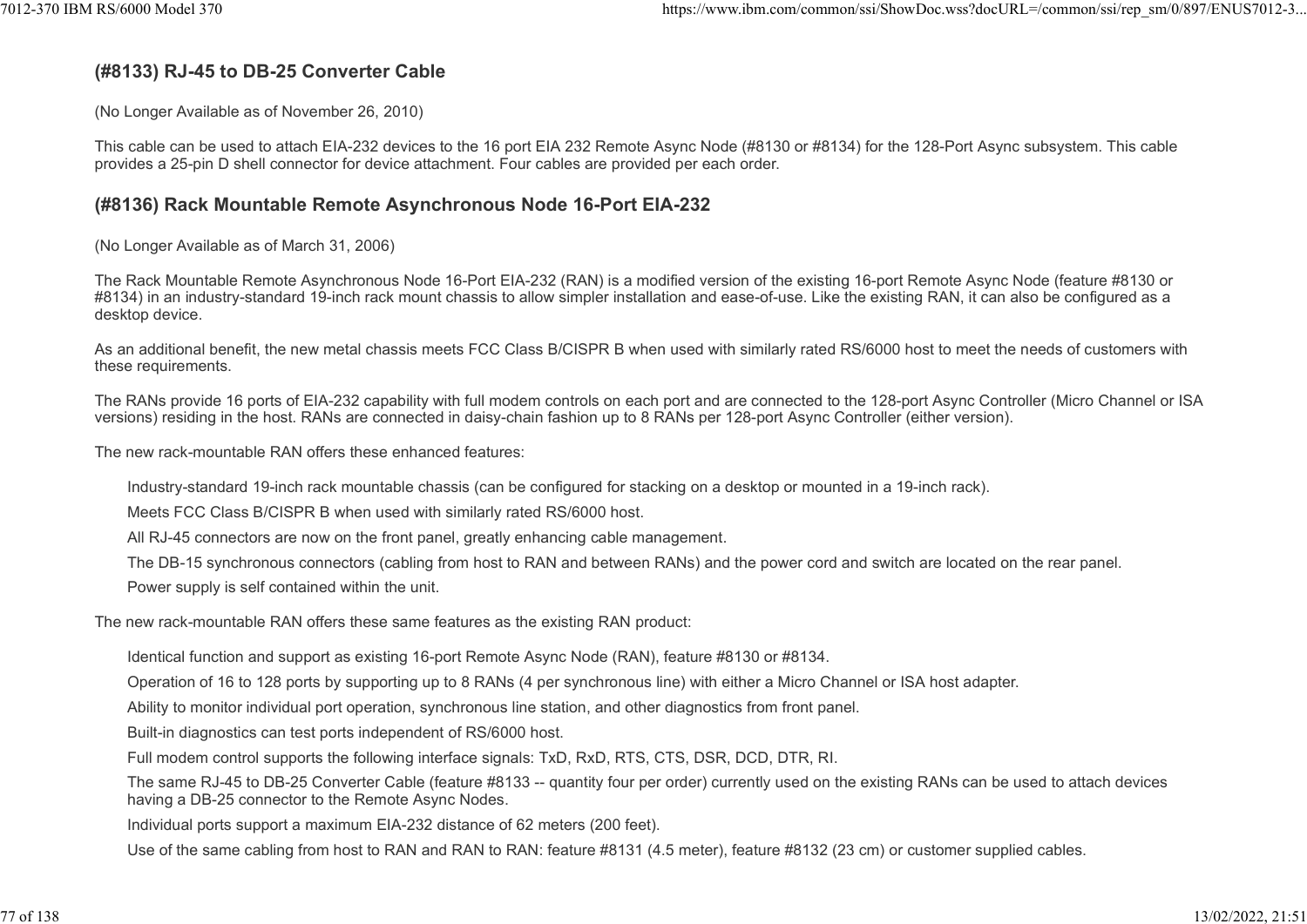### (#8133) RJ-45 to DB-25 Converter Cable

(No Longer Available as of November 26, 2010)

This cable can be used to attach EIA-232 devices to the 16 port EIA 232 Remote Async Node (#8130 or #8134) for the 128-Port Async subsystem. This cable provides a 25-pin D shell connector for device attachment. Four cables are provided per each order.

### (#8136) Rack Mountable Remote Asynchronous Node 16-Port EIA-232

(No Longer Available as of March 31, 2006)

The Rack Mountable Remote Asynchronous Node 16-Port EIA-232 (RAN) is a modified version of the existing 16-port Remote Async Node (feature #8130 or #8134) in an industry-standard 19-inch rack mount chassis to allow simpler installation and ease-of-use. Like the existing RAN, it can also be configured as a desktop device.

As an additional benefit, the new metal chassis meets FCC Class B/CISPR B when used with similarly rated RS/6000 host to meet the needs of customers with these requirements.

The RANs provide 16 ports of EIA-232 capability with full modem controls on each port and are connected to the 128-port Async Controller (Micro Channel or ISA versions) residing in the host. RANs are connected in daisy-chain fashion up to 8 RANs per 128-port Async Controller (either version).

The new rack-mountable RAN offers these enhanced features:

- Industry-standard 19-inch rack mountable chassis (can be configured for stacking on a desktop or mounted in a 19-inch rack).
- Meets FCC Class B/CISPR B when used with similarly rated RS/6000 host.
- All RJ-45 connectors are now on the front panel, greatly enhancing cable management.
- The DB-15 synchronous connectors (cabling from host to RAN and between RANs) and the power cord and switch are located on the rear panel.
- Power supply is self contained within the unit.

The new rack-mountable RAN offers these same features as the existing RAN product:

- Identical function and support as existing 16-port Remote Async Node (RAN), feature #8130 or #8134.
- Operation of 16 to 128 ports by supporting up to 8 RANs (4 per synchronous line) with either a Micro Channel or ISA host adapter.
- Ability to monitor individual port operation, synchronous line station, and other diagnostics from front panel.
- Built-in diagnostics can test ports independent of RS/6000 host.
- Full modem control supports the following interface signals: TxD, RxD, RTS, CTS, DSR, DCD, DTR, RI.
- The same RJ-45 to DB-25 Converter Cable (feature #8133 -- quantity four per order) currently used on the existing RANs can be used to attach devices having a DB-25 connector to the Remote Async Nodes.
- Individual ports support a maximum EIA-232 distance of 62 meters (200 feet).
- Use of the same cabling from host to RAN and RAN to RAN: feature #8131 (4.5 meter), feature #8132 (23 cm) or customer supplied cables.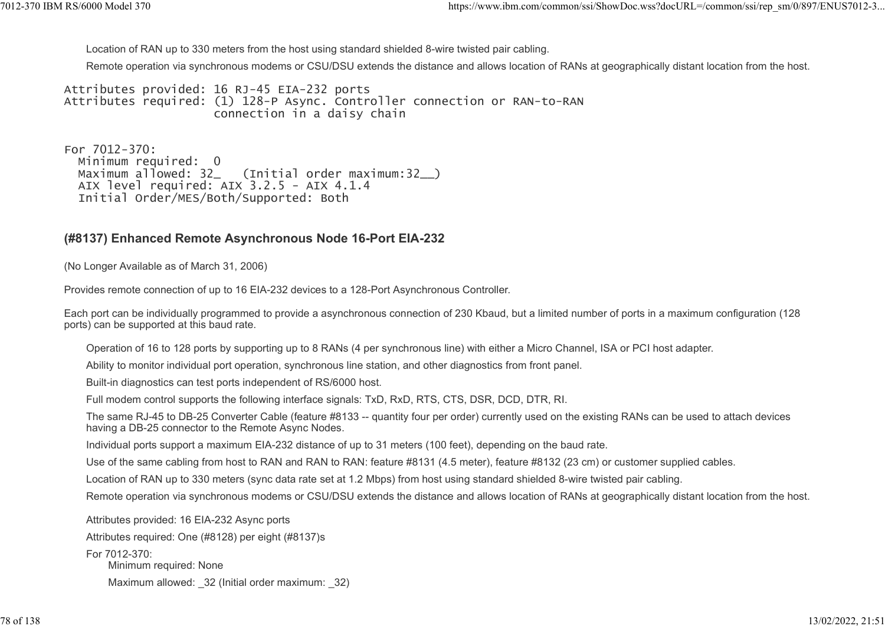Location of RAN up to 330 meters from the host using standard shielded 8-wire twisted pair cabling.

Remote operation via synchronous modems or CSU/DSU extends the distance and allows location of RANs at geographically distant location from the host.

```
Attributes provided: 16 RJ-45 EIA-232 ports
Attributes required: (1) 128-P Async. Controller connection or RAN-to-RAN
                     connection in a daisy chain


For 7012-370:
  Minimum required:  0
  Maximum allowed: 32_   (Initial order maximum:32__)
  AIX level required: AIX 3.2.5 - AIX 4.1.4
  Initial Order/MES/Both/Supported: Both
```

### (#8137) Enhanced Remote Asynchronous Node 16-Port EIA-232

(No Longer Available as of March 31, 2006)

Provides remote connection of up to 16 EIA-232 devices to a 128-Port Asynchronous Controller.

Each port can be individually programmed to provide a asynchronous connection of 230 Kbaud, but a limited number of ports in a maximum configuration (128 ports) can be supported at this baud rate.

- Operation of 16 to 128 ports by supporting up to 8 RANs (4 per synchronous line) with either a Micro Channel, ISA or PCI host adapter.
- Ability to monitor individual port operation, synchronous line station, and other diagnostics from front panel.
- Built-in diagnostics can test ports independent of RS/6000 host.
- Full modem control supports the following interface signals: TxD, RxD, RTS, CTS, DSR, DCD, DTR, RI.
- The same RJ-45 to DB-25 Converter Cable (feature #8133 -- quantity four per order) currently used on the existing RANs can be used to attach devices having a DB-25 connector to the Remote Async Nodes.
- Individual ports support a maximum EIA-232 distance of up to 31 meters (100 feet), depending on the baud rate.
- Use of the same cabling from host to RAN and RAN to RAN: feature #8131 (4.5 meter), feature #8132 (23 cm) or customer supplied cables.
- Location of RAN up to 330 meters (sync data rate set at 1.2 Mbps) from host using standard shielded 8-wire twisted pair cabling.
- Remote operation via synchronous modems or CSU/DSU extends the distance and allows location of RANs at geographically distant location from the host.

Attributes provided: 16 EIA-232 Async ports

Attributes required: One (#8128) per eight (#8137)s

For 7012-370:

Minimum required: None

Maximum allowed: _32 (Initial order maximum: _32)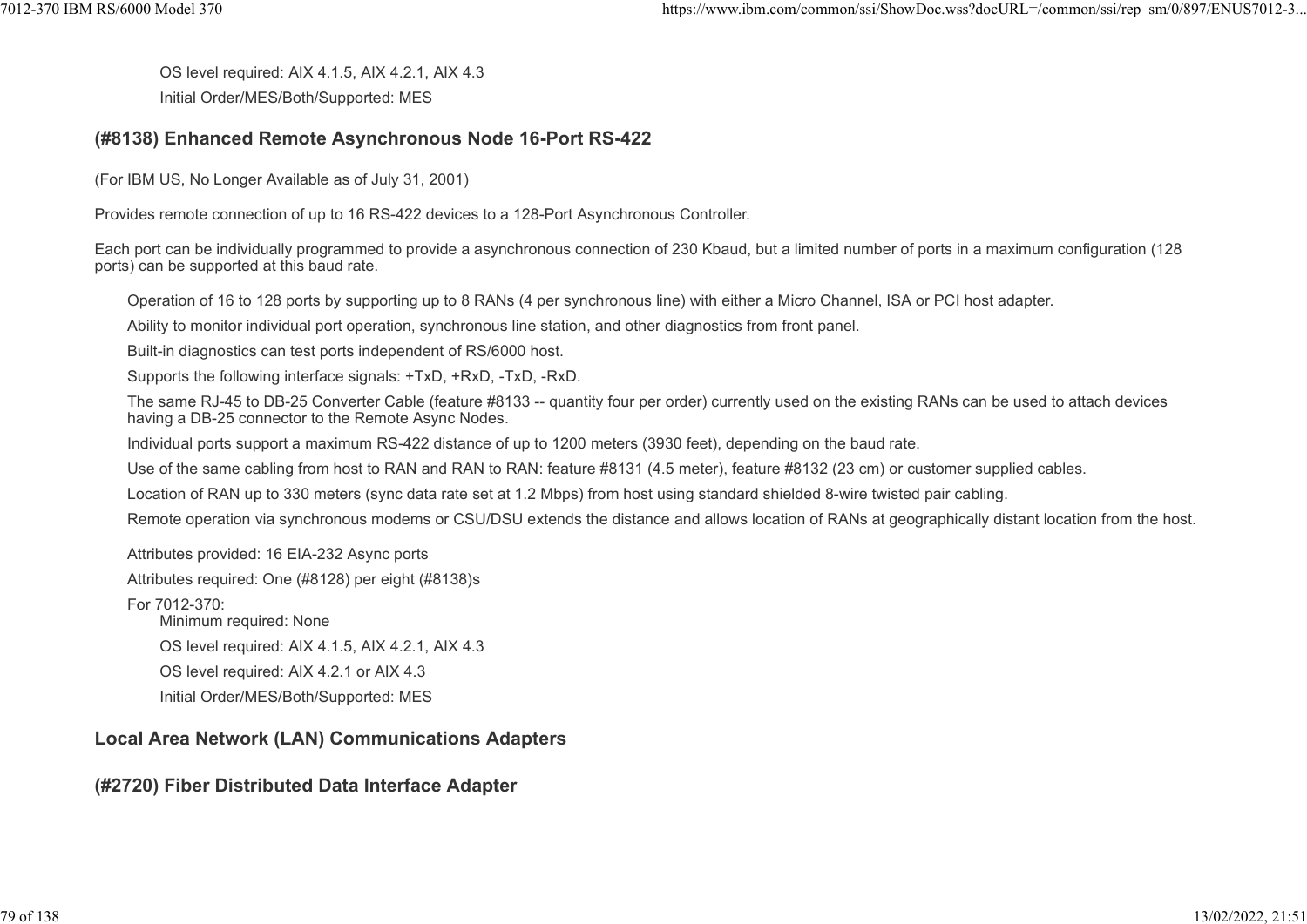OS level required: AIX 4.1.5, AIX 4.2.1, AIX 4.3

Initial Order/MES/Both/Supported: MES

### (#8138) Enhanced Remote Asynchronous Node 16-Port RS-422

(For IBM US, No Longer Available as of July 31, 2001)

Provides remote connection of up to 16 RS-422 devices to a 128-Port Asynchronous Controller.

Each port can be individually programmed to provide a asynchronous connection of 230 Kbaud, but a limited number of ports in a maximum configuration (128 ports) can be supported at this baud rate.

- Operation of 16 to 128 ports by supporting up to 8 RANs (4 per synchronous line) with either a Micro Channel, ISA or PCI host adapter.
- Ability to monitor individual port operation, synchronous line station, and other diagnostics from front panel.
- Built-in diagnostics can test ports independent of RS/6000 host.
- Supports the following interface signals: +TxD, +RxD, -TxD, -RxD.
- The same RJ-45 to DB-25 Converter Cable (feature #8133 -- quantity four per order) currently used on the existing RANs can be used to attach devices having a DB-25 connector to the Remote Async Nodes.
- Individual ports support a maximum RS-422 distance of up to 1200 meters (3930 feet), depending on the baud rate.
- Use of the same cabling from host to RAN and RAN to RAN: feature #8131 (4.5 meter), feature #8132 (23 cm) or customer supplied cables.
- Location of RAN up to 330 meters (sync data rate set at 1.2 Mbps) from host using standard shielded 8-wire twisted pair cabling.
- Remote operation via synchronous modems or CSU/DSU extends the distance and allows location of RANs at geographically distant location from the host.

Attributes provided: 16 EIA-232 Async ports

Attributes required: One (#8128) per eight (#8138)s

For 7012-370:

Minimum required: None

OS level required: AIX 4.1.5, AIX 4.2.1, AIX 4.3

OS level required: AIX 4.2.1 or AIX 4.3

Initial Order/MES/Both/Supported: MES

## Local Area Network (LAN) Communications Adapters

### (#2720) Fiber Distributed Data Interface Adapter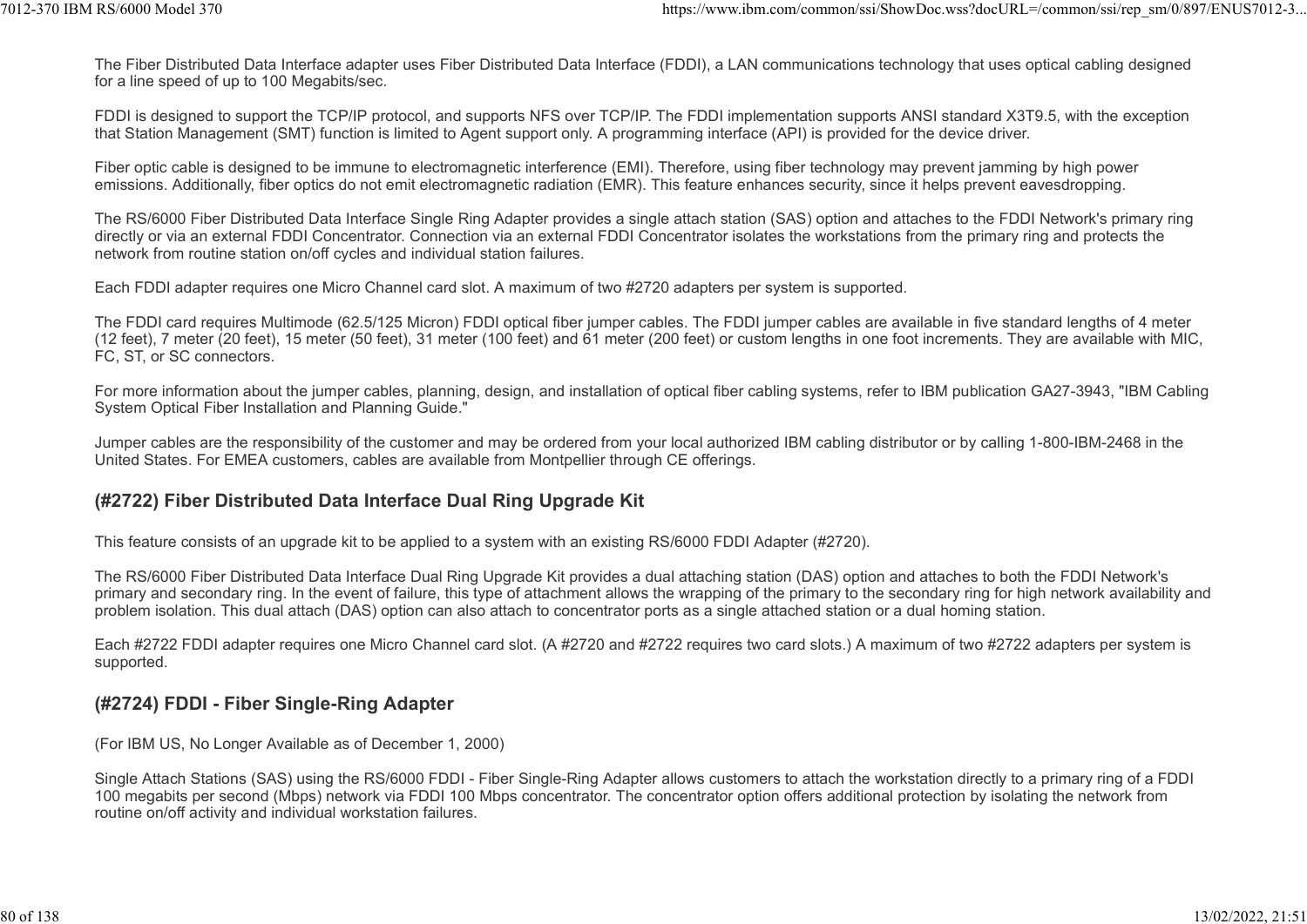The Fiber Distributed Data Interface adapter uses Fiber Distributed Data Interface (FDDI), a LAN communications technology that uses optical cabling designed for a line speed of up to 100 Megabits/sec.

FDDI is designed to support the TCP/IP protocol, and supports NFS over TCP/IP. The FDDI implementation supports ANSI standard X3T9.5, with the exception that Station Management (SMT) function is limited to Agent support only. A programming interface (API) is provided for the device driver.

Fiber optic cable is designed to be immune to electromagnetic interference (EMI). Therefore, using fiber technology may prevent jamming by high power emissions. Additionally, fiber optics do not emit electromagnetic radiation (EMR). This feature enhances security, since it helps prevent eavesdropping.

The RS/6000 Fiber Distributed Data Interface Single Ring Adapter provides a single attach station (SAS) option and attaches to the FDDI Network's primary ring directly or via an external FDDI Concentrator. Connection via an external FDDI Concentrator isolates the workstations from the primary ring and protects the network from routine station on/off cycles and individual station failures.

Each FDDI adapter requires one Micro Channel card slot. A maximum of two #2720 adapters per system is supported.

The FDDI card requires Multimode (62.5/125 Micron) FDDI optical fiber jumper cables. The FDDI jumper cables are available in five standard lengths of 4 meter (12 feet), 7 meter (20 feet), 15 meter (50 feet), 31 meter (100 feet) and 61 meter (200 feet) or custom lengths in one foot increments. They are available with MIC, FC, ST, or SC connectors.

For more information about the jumper cables, planning, design, and installation of optical fiber cabling systems, refer to IBM publication GA27-3943, "IBM Cabling System Optical Fiber Installation and Planning Guide."

Jumper cables are the responsibility of the customer and may be ordered from your local authorized IBM cabling distributor or by calling 1-800-IBM-2468 in the United States. For EMEA customers, cables are available from Montpellier through CE offerings.

### (#2722) Fiber Distributed Data Interface Dual Ring Upgrade Kit

This feature consists of an upgrade kit to be applied to a system with an existing RS/6000 FDDI Adapter (#2720).

The RS/6000 Fiber Distributed Data Interface Dual Ring Upgrade Kit provides a dual attaching station (DAS) option and attaches to both the FDDI Network's primary and secondary ring. In the event of failure, this type of attachment allows the wrapping of the primary to the secondary ring for high network availability and problem isolation. This dual attach (DAS) option can also attach to concentrator ports as a single attached station or a dual homing station.

Each #2722 FDDI adapter requires one Micro Channel card slot. (A #2720 and #2722 requires two card slots.) A maximum of two #2722 adapters per system is supported.

### (#2724) FDDI - Fiber Single-Ring Adapter

(For IBM US, No Longer Available as of December 1, 2000)

Single Attach Stations (SAS) using the RS/6000 FDDI - Fiber Single-Ring Adapter allows customers to attach the workstation directly to a primary ring of a FDDI 100 megabits per second (Mbps) network via FDDI 100 Mbps concentrator. The concentrator option offers additional protection by isolating the network from routine on/off activity and individual workstation failures.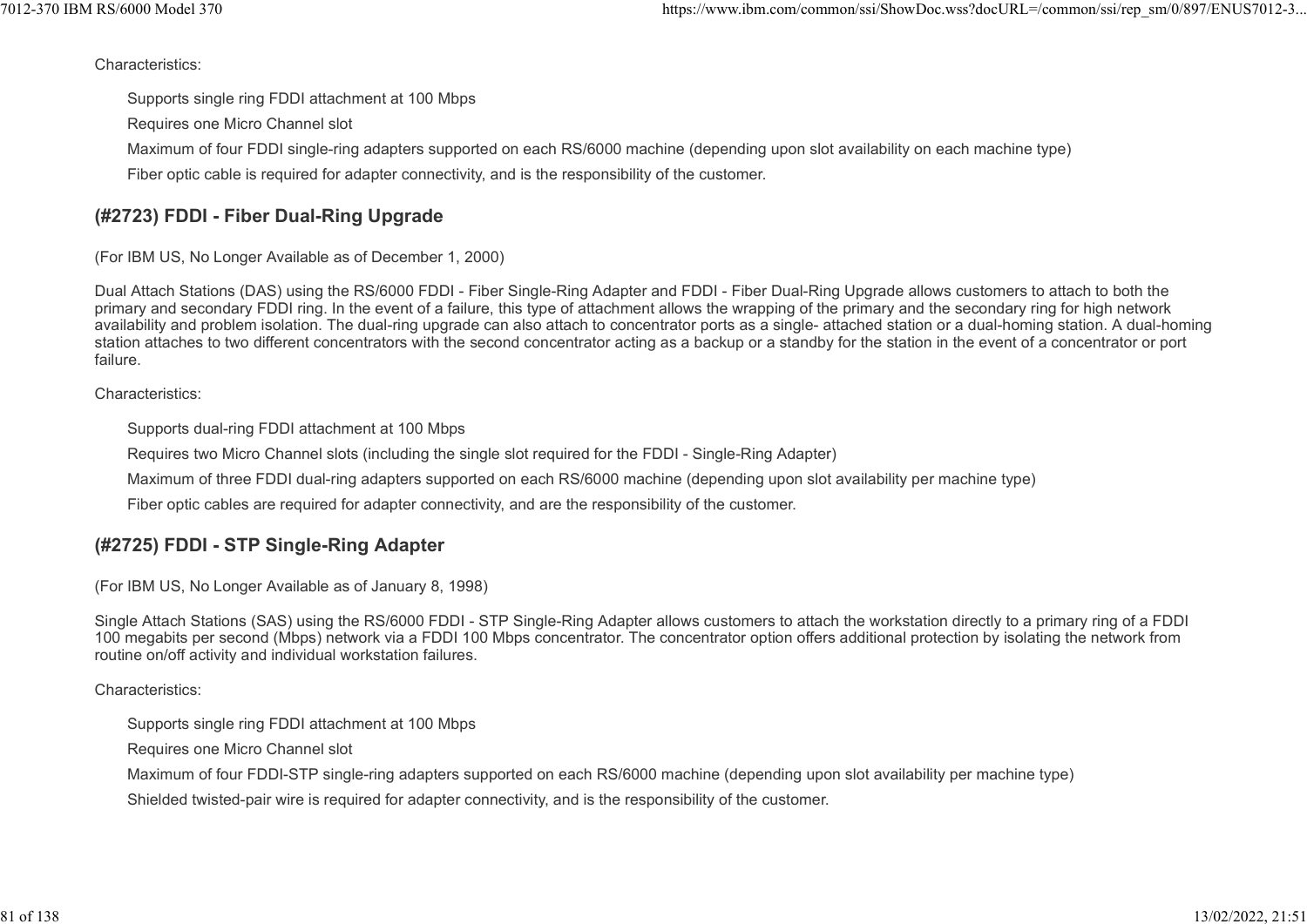Characteristics:

- Supports single ring FDDI attachment at 100 Mbps
- Requires one Micro Channel slot
- Maximum of four FDDI single-ring adapters supported on each RS/6000 machine (depending upon slot availability on each machine type)
- Fiber optic cable is required for adapter connectivity, and is the responsibility of the customer.

### (#2723) FDDI - Fiber Dual-Ring Upgrade

(For IBM US, No Longer Available as of December 1, 2000)

Dual Attach Stations (DAS) using the RS/6000 FDDI - Fiber Single-Ring Adapter and FDDI - Fiber Dual-Ring Upgrade allows customers to attach to both the primary and secondary FDDI ring. In the event of a failure, this type of attachment allows the wrapping of the primary and the secondary ring for high network availability and problem isolation. The dual-ring upgrade can also attach to concentrator ports as a single- attached station or a dual-homing station. A dual-homing station attaches to two different concentrators with the second concentrator acting as a backup or a standby for the station in the event of a concentrator or port failure.

Characteristics:

- Supports dual-ring FDDI attachment at 100 Mbps
- Requires two Micro Channel slots (including the single slot required for the FDDI - Single-Ring Adapter)
- Maximum of three FDDI dual-ring adapters supported on each RS/6000 machine (depending upon slot availability per machine type)
- Fiber optic cables are required for adapter connectivity, and are the responsibility of the customer.

### (#2725) FDDI - STP Single-Ring Adapter

(For IBM US, No Longer Available as of January 8, 1998)

Single Attach Stations (SAS) using the RS/6000 FDDI - STP Single-Ring Adapter allows customers to attach the workstation directly to a primary ring of a FDDI 100 megabits per second (Mbps) network via a FDDI 100 Mbps concentrator. The concentrator option offers additional protection by isolating the network from routine on/off activity and individual workstation failures.

Characteristics:

- Supports single ring FDDI attachment at 100 Mbps
- Requires one Micro Channel slot
- Maximum of four FDDI-STP single-ring adapters supported on each RS/6000 machine (depending upon slot availability per machine type)
- Shielded twisted-pair wire is required for adapter connectivity, and is the responsibility of the customer.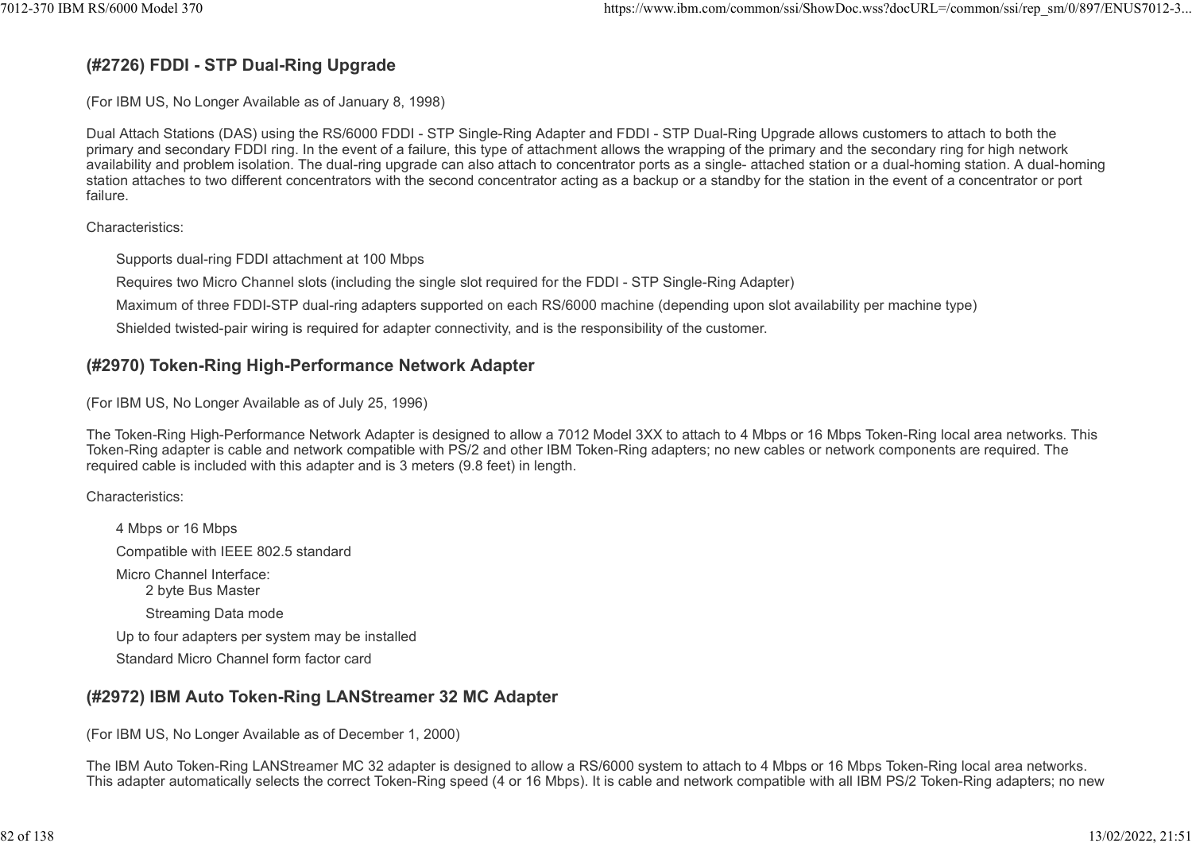### (#2726) FDDI - STP Dual-Ring Upgrade

(For IBM US, No Longer Available as of January 8, 1998)

Dual Attach Stations (DAS) using the RS/6000 FDDI - STP Single-Ring Adapter and FDDI - STP Dual-Ring Upgrade allows customers to attach to both the primary and secondary FDDI ring. In the event of a failure, this type of attachment allows the wrapping of the primary and the secondary ring for high network availability and problem isolation. The dual-ring upgrade can also attach to concentrator ports as a single- attached station or a dual-homing station. A dual-homing station attaches to two different concentrators with the second concentrator acting as a backup or a standby for the station in the event of a concentrator or port failure.

Characteristics:

- Supports dual-ring FDDI attachment at 100 Mbps
- Requires two Micro Channel slots (including the single slot required for the FDDI - STP Single-Ring Adapter)
- Maximum of three FDDI-STP dual-ring adapters supported on each RS/6000 machine (depending upon slot availability per machine type)
- Shielded twisted-pair wiring is required for adapter connectivity, and is the responsibility of the customer.

### (#2970) Token-Ring High-Performance Network Adapter

(For IBM US, No Longer Available as of July 25, 1996)

The Token-Ring High-Performance Network Adapter is designed to allow a 7012 Model 3XX to attach to 4 Mbps or 16 Mbps Token-Ring local area networks. This Token-Ring adapter is cable and network compatible with PS/2 and other IBM Token-Ring adapters; no new cables or network components are required. The required cable is included with this adapter and is 3 meters (9.8 feet) in length.

Characteristics:

- 4 Mbps or 16 Mbps
- Compatible with IEEE 802.5 standard
- Micro Channel Interface:
  - 2 byte Bus Master
  - Streaming Data mode
- Up to four adapters per system may be installed
- Standard Micro Channel form factor card

### (#2972) IBM Auto Token-Ring LANStreamer 32 MC Adapter

(For IBM US, No Longer Available as of December 1, 2000)

The IBM Auto Token-Ring LANStreamer MC 32 adapter is designed to allow a RS/6000 system to attach to 4 Mbps or 16 Mbps Token-Ring local area networks. This adapter automatically selects the correct Token-Ring speed (4 or 16 Mbps). It is cable and network compatible with all IBM PS/2 Token-Ring adapters; no new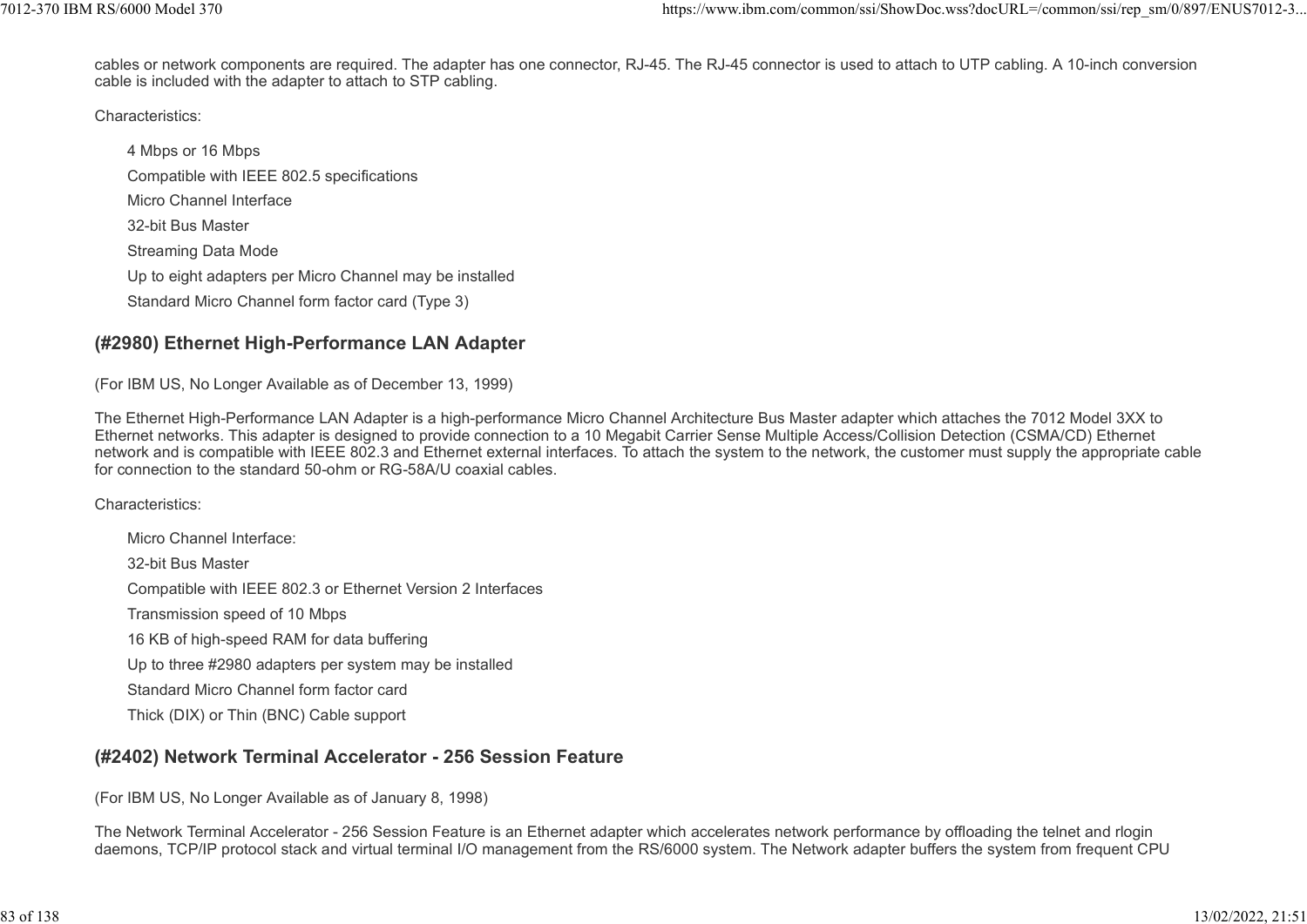cables or network components are required. The adapter has one connector, RJ-45. The RJ-45 connector is used to attach to UTP cabling. A 10-inch conversion cable is included with the adapter to attach to STP cabling.

Characteristics:

- 4 Mbps or 16 Mbps
- Compatible with IEEE 802.5 specifications
- Micro Channel Interface
- 32-bit Bus Master
- Streaming Data Mode
- Up to eight adapters per Micro Channel may be installed
- Standard Micro Channel form factor card (Type 3)

### (#2980) Ethernet High-Performance LAN Adapter

(For IBM US, No Longer Available as of December 13, 1999)

The Ethernet High-Performance LAN Adapter is a high-performance Micro Channel Architecture Bus Master adapter which attaches the 7012 Model 3XX to Ethernet networks. This adapter is designed to provide connection to a 10 Megabit Carrier Sense Multiple Access/Collision Detection (CSMA/CD) Ethernet network and is compatible with IEEE 802.3 and Ethernet external interfaces. To attach the system to the network, the customer must supply the appropriate cable for connection to the standard 50-ohm or RG-58A/U coaxial cables.

Characteristics:

- Micro Channel Interface:
- 32-bit Bus Master
- Compatible with IEEE 802.3 or Ethernet Version 2 Interfaces
- Transmission speed of 10 Mbps
- 16 KB of high-speed RAM for data buffering
- Up to three #2980 adapters per system may be installed
- Standard Micro Channel form factor card
- Thick (DIX) or Thin (BNC) Cable support

### (#2402) Network Terminal Accelerator - 256 Session Feature

(For IBM US, No Longer Available as of January 8, 1998)

The Network Terminal Accelerator - 256 Session Feature is an Ethernet adapter which accelerates network performance by offloading the telnet and rlogin daemons, TCP/IP protocol stack and virtual terminal I/O management from the RS/6000 system. The Network adapter buffers the system from frequent CPU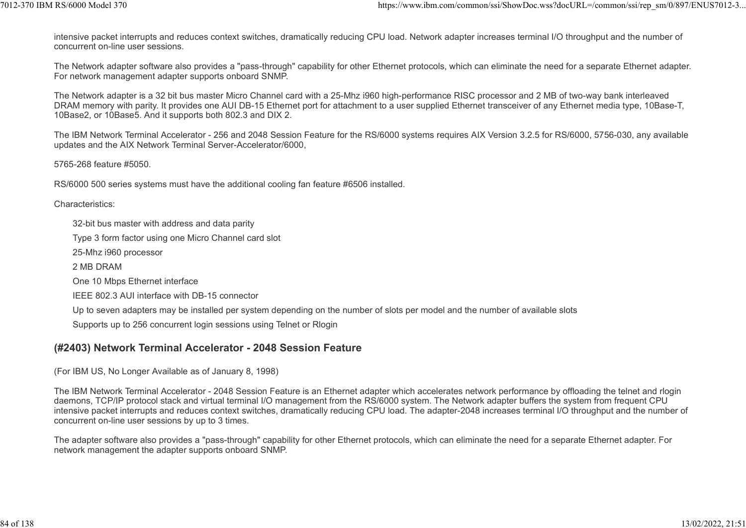intensive packet interrupts and reduces context switches, dramatically reducing CPU load. Network adapter increases terminal I/O throughput and the number of concurrent on-line user sessions.

The Network adapter software also provides a "pass-through" capability for other Ethernet protocols, which can eliminate the need for a separate Ethernet adapter. For network management adapter supports onboard SNMP.

The Network adapter is a 32 bit bus master Micro Channel card with a 25-Mhz i960 high-performance RISC processor and 2 MB of two-way bank interleaved DRAM memory with parity. It provides one AUI DB-15 Ethernet port for attachment to a user supplied Ethernet transceiver of any Ethernet media type, 10Base-T, 10Base2, or 10Base5. And it supports both 802.3 and DIX 2.

The IBM Network Terminal Accelerator - 256 and 2048 Session Feature for the RS/6000 systems requires AIX Version 3.2.5 for RS/6000, 5756-030, any available updates and the AIX Network Terminal Server-Accelerator/6000,

5765-268 feature #5050.

RS/6000 500 series systems must have the additional cooling fan feature #6506 installed.

Characteristics:

- 32-bit bus master with address and data parity
- Type 3 form factor using one Micro Channel card slot
- 25-Mhz i960 processor
- 2 MB DRAM
- One 10 Mbps Ethernet interface
- IEEE 802.3 AUI interface with DB-15 connector
- Up to seven adapters may be installed per system depending on the number of slots per model and the number of available slots
- Supports up to 256 concurrent login sessions using Telnet or Rlogin

### (#2403) Network Terminal Accelerator - 2048 Session Feature

(For IBM US, No Longer Available as of January 8, 1998)

The IBM Network Terminal Accelerator - 2048 Session Feature is an Ethernet adapter which accelerates network performance by offloading the telnet and rlogin daemons, TCP/IP protocol stack and virtual terminal I/O management from the RS/6000 system. The Network adapter buffers the system from frequent CPU intensive packet interrupts and reduces context switches, dramatically reducing CPU load. The adapter-2048 increases terminal I/O throughput and the number of concurrent on-line user sessions by up to 3 times.

The adapter software also provides a "pass-through" capability for other Ethernet protocols, which can eliminate the need for a separate Ethernet adapter. For network management the adapter supports onboard SNMP.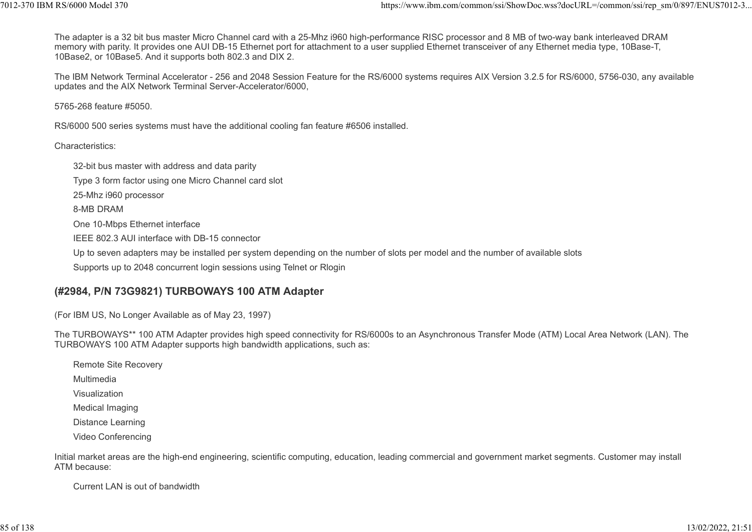The adapter is a 32 bit bus master Micro Channel card with a 25-Mhz i960 high-performance RISC processor and 8 MB of two-way bank interleaved DRAM memory with parity. It provides one AUI DB-15 Ethernet port for attachment to a user supplied Ethernet transceiver of any Ethernet media type, 10Base-T, 10Base2, or 10Base5. And it supports both 802.3 and DIX 2.

The IBM Network Terminal Accelerator - 256 and 2048 Session Feature for the RS/6000 systems requires AIX Version 3.2.5 for RS/6000, 5756-030, any available updates and the AIX Network Terminal Server-Accelerator/6000,

5765-268 feature #5050.

RS/6000 500 series systems must have the additional cooling fan feature #6506 installed.

Characteristics:

- 32-bit bus master with address and data parity
- Type 3 form factor using one Micro Channel card slot
- 25-Mhz i960 processor
- 8-MB DRAM
- One 10-Mbps Ethernet interface
- IEEE 802.3 AUI interface with DB-15 connector
- Up to seven adapters may be installed per system depending on the number of slots per model and the number of available slots
- Supports up to 2048 concurrent login sessions using Telnet or Rlogin

## (#2984, P/N 73G9821) TURBOWAYS 100 ATM Adapter

(For IBM US, No Longer Available as of May 23, 1997)

The TURBOWAYS** 100 ATM Adapter provides high speed connectivity for RS/6000s to an Asynchronous Transfer Mode (ATM) Local Area Network (LAN). The TURBOWAYS 100 ATM Adapter supports high bandwidth applications, such as:

- Remote Site Recovery
- Multimedia
- Visualization
- Medical Imaging
- Distance Learning
- Video Conferencing

Initial market areas are the high-end engineering, scientific computing, education, leading commercial and government market segments. Customer may install ATM because:

- Current LAN is out of bandwidth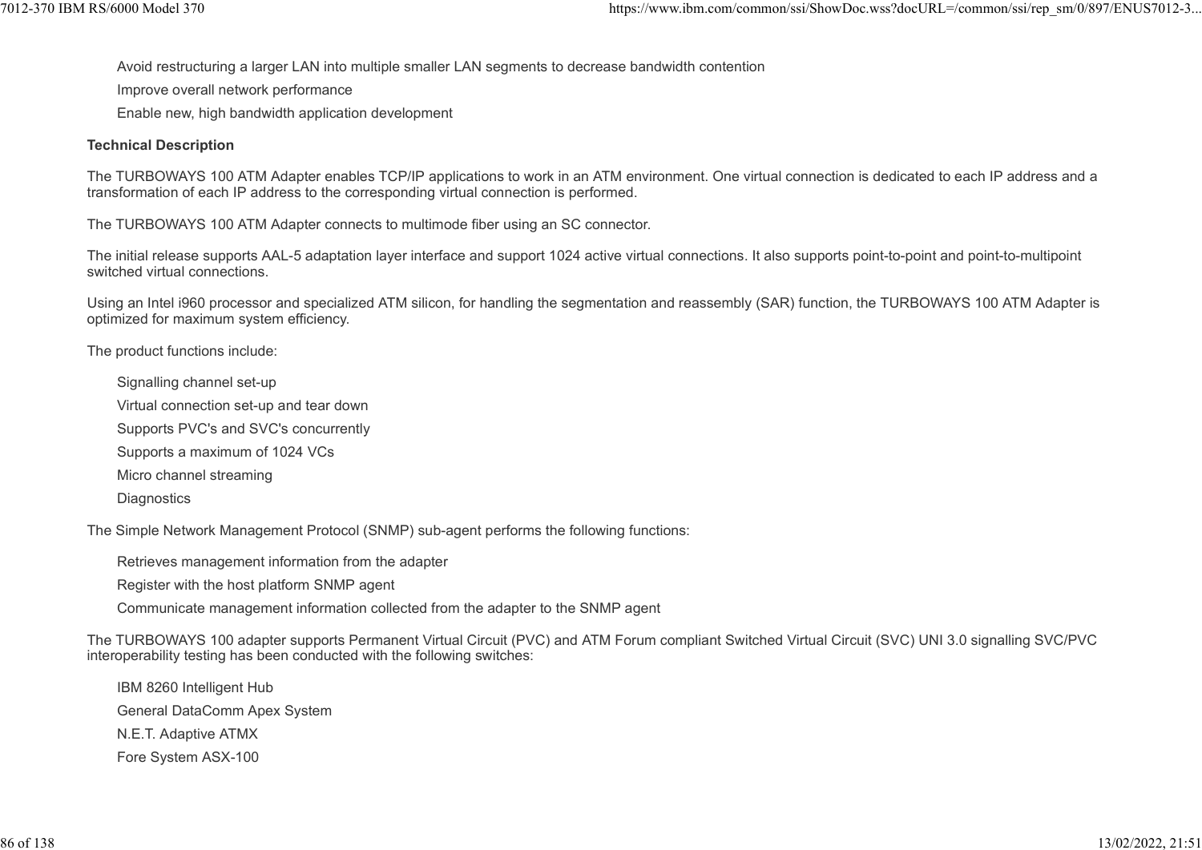- Avoid restructuring a larger LAN into multiple smaller LAN segments to decrease bandwidth contention
- Improve overall network performance
- Enable new, high bandwidth application development

**Technical Description**

The TURBOWAYS 100 ATM Adapter enables TCP/IP applications to work in an ATM environment. One virtual connection is dedicated to each IP address and a transformation of each IP address to the corresponding virtual connection is performed.

The TURBOWAYS 100 ATM Adapter connects to multimode fiber using an SC connector.

The initial release supports AAL-5 adaptation layer interface and support 1024 active virtual connections. It also supports point-to-point and point-to-multipoint switched virtual connections.

Using an Intel i960 processor and specialized ATM silicon, for handling the segmentation and reassembly (SAR) function, the TURBOWAYS 100 ATM Adapter is optimized for maximum system efficiency.

The product functions include:

- Signalling channel set-up
- Virtual connection set-up and tear down
- Supports PVC's and SVC's concurrently
- Supports a maximum of 1024 VCs
- Micro channel streaming
- Diagnostics

The Simple Network Management Protocol (SNMP) sub-agent performs the following functions:

- Retrieves management information from the adapter
- Register with the host platform SNMP agent
- Communicate management information collected from the adapter to the SNMP agent

The TURBOWAYS 100 adapter supports Permanent Virtual Circuit (PVC) and ATM Forum compliant Switched Virtual Circuit (SVC) UNI 3.0 signalling SVC/PVC interoperability testing has been conducted with the following switches:

- IBM 8260 Intelligent Hub
- General DataComm Apex System
- N.E.T. Adaptive ATMX
- Fore System ASX-100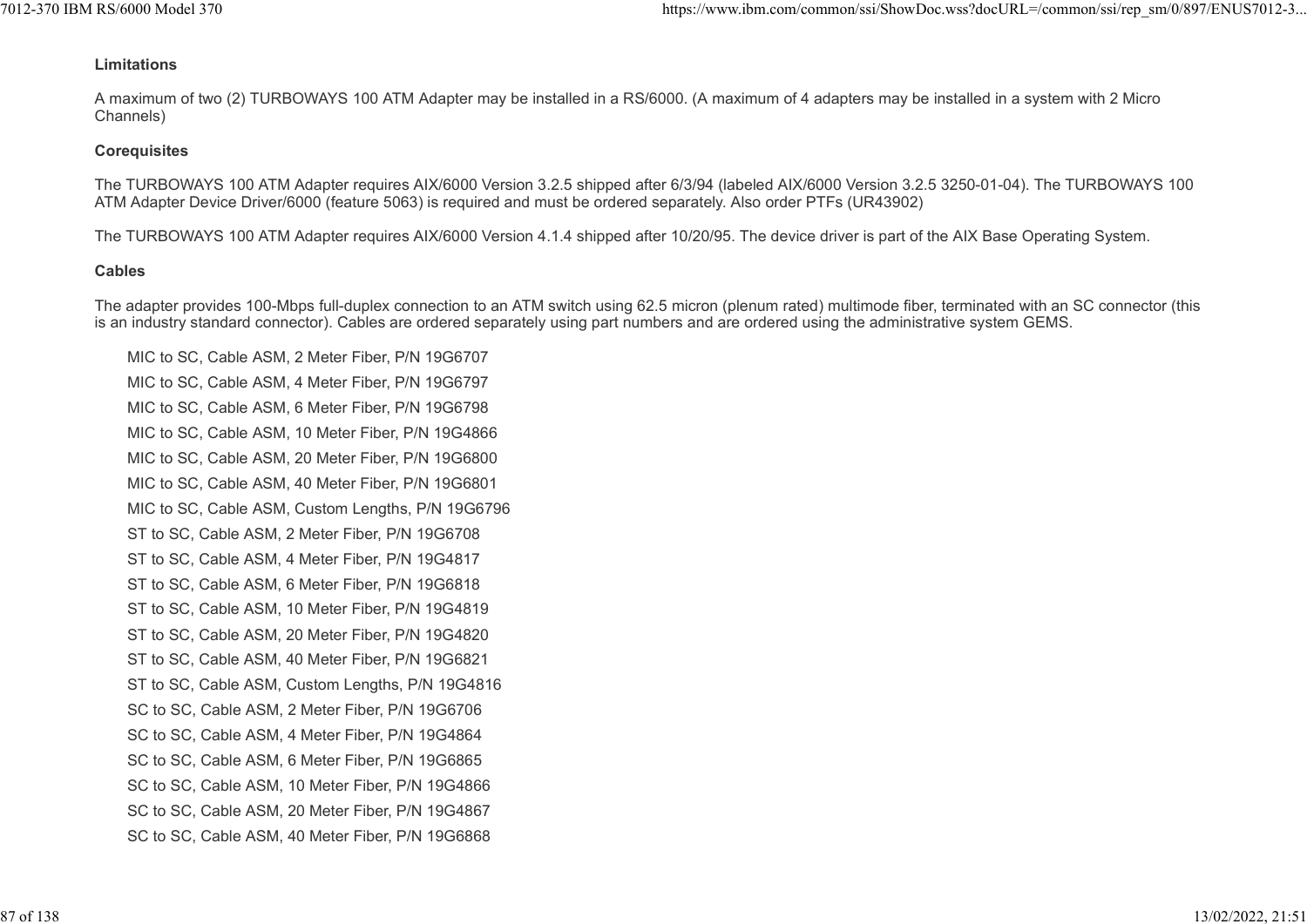**Limitations**

A maximum of two (2) TURBOWAYS 100 ATM Adapter may be installed in a RS/6000. (A maximum of 4 adapters may be installed in a system with 2 Micro Channels)

**Corequisites**

The TURBOWAYS 100 ATM Adapter requires AIX/6000 Version 3.2.5 shipped after 6/3/94 (labeled AIX/6000 Version 3.2.5 3250-01-04). The TURBOWAYS 100 ATM Adapter Device Driver/6000 (feature 5063) is required and must be ordered separately. Also order PTFs (UR43902)

The TURBOWAYS 100 ATM Adapter requires AIX/6000 Version 4.1.4 shipped after 10/20/95. The device driver is part of the AIX Base Operating System.

**Cables**

The adapter provides 100-Mbps full-duplex connection to an ATM switch using 62.5 micron (plenum rated) multimode fiber, terminated with an SC connector (this is an industry standard connector). Cables are ordered separately using part numbers and are ordered using the administrative system GEMS.

MIC to SC, Cable ASM, 2 Meter Fiber, P/N 19G6707

MIC to SC, Cable ASM, 4 Meter Fiber, P/N 19G6797

MIC to SC, Cable ASM, 6 Meter Fiber, P/N 19G6798

MIC to SC, Cable ASM, 10 Meter Fiber, P/N 19G4866

MIC to SC, Cable ASM, 20 Meter Fiber, P/N 19G6800

MIC to SC, Cable ASM, 40 Meter Fiber, P/N 19G6801

MIC to SC, Cable ASM, Custom Lengths, P/N 19G6796

ST to SC, Cable ASM, 2 Meter Fiber, P/N 19G6708

ST to SC, Cable ASM, 4 Meter Fiber, P/N 19G4817

ST to SC, Cable ASM, 6 Meter Fiber, P/N 19G6818

ST to SC, Cable ASM, 10 Meter Fiber, P/N 19G4819

ST to SC, Cable ASM, 20 Meter Fiber, P/N 19G4820

ST to SC, Cable ASM, 40 Meter Fiber, P/N 19G6821

ST to SC, Cable ASM, Custom Lengths, P/N 19G4816

SC to SC, Cable ASM, 2 Meter Fiber, P/N 19G6706

SC to SC, Cable ASM, 4 Meter Fiber, P/N 19G4864

SC to SC, Cable ASM, 6 Meter Fiber, P/N 19G6865

SC to SC, Cable ASM, 10 Meter Fiber, P/N 19G4866

SC to SC, Cable ASM, 20 Meter Fiber, P/N 19G4867

SC to SC, Cable ASM, 40 Meter Fiber, P/N 19G6868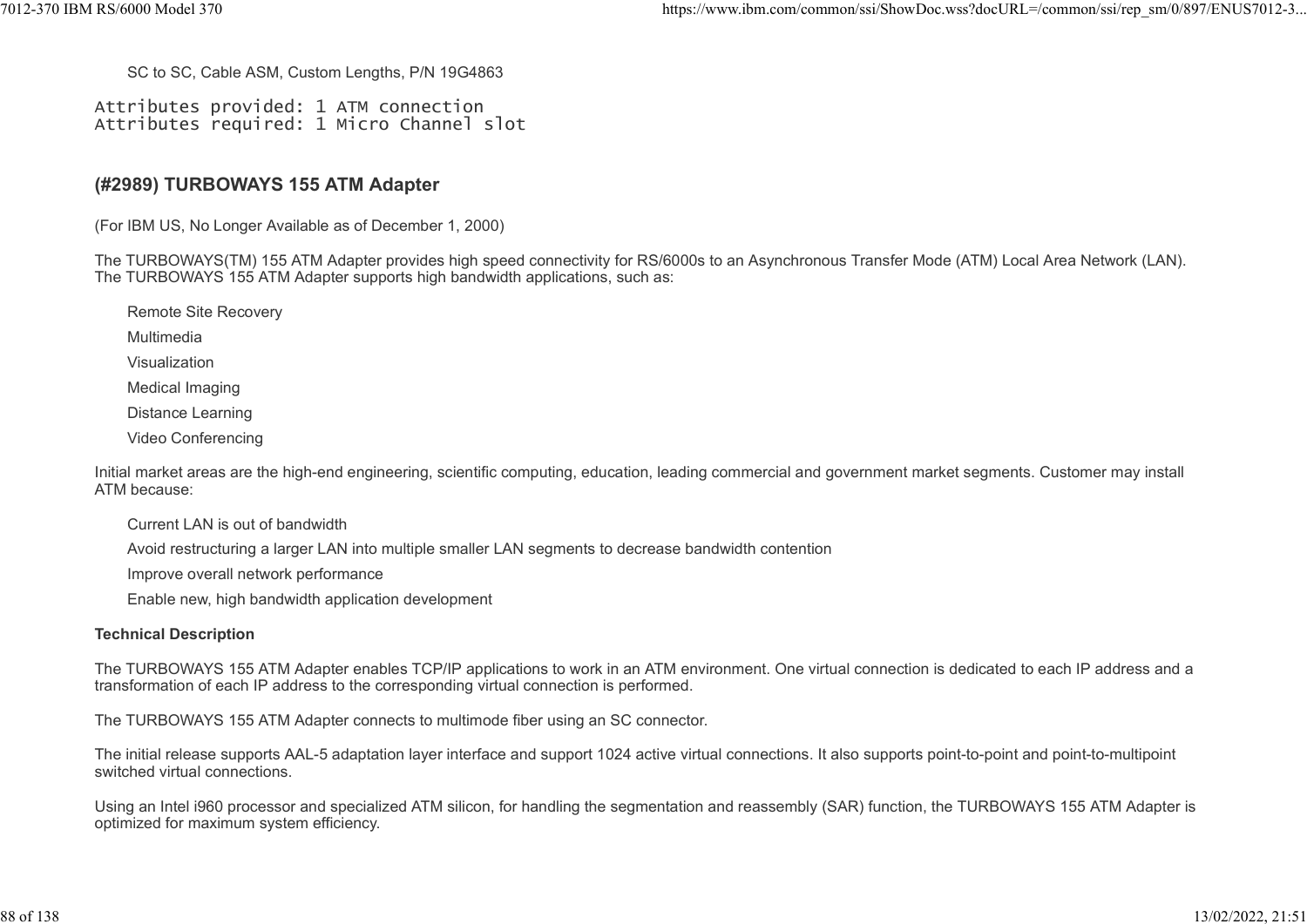SC to SC, Cable ASM, Custom Lengths, P/N 19G4863

```
Attributes provided: 1 ATM connection
Attributes required: 1 Micro Channel slot
```

### (#2989) TURBOWAYS 155 ATM Adapter

(For IBM US, No Longer Available as of December 1, 2000)

The TURBOWAYS(TM) 155 ATM Adapter provides high speed connectivity for RS/6000s to an Asynchronous Transfer Mode (ATM) Local Area Network (LAN). The TURBOWAYS 155 ATM Adapter supports high bandwidth applications, such as:

- Remote Site Recovery
- Multimedia
- Visualization
- Medical Imaging
- Distance Learning
- Video Conferencing

Initial market areas are the high-end engineering, scientific computing, education, leading commercial and government market segments. Customer may install ATM because:

- Current LAN is out of bandwidth
- Avoid restructuring a larger LAN into multiple smaller LAN segments to decrease bandwidth contention
- Improve overall network performance
- Enable new, high bandwidth application development

**Technical Description**

The TURBOWAYS 155 ATM Adapter enables TCP/IP applications to work in an ATM environment. One virtual connection is dedicated to each IP address and a transformation of each IP address to the corresponding virtual connection is performed.

The TURBOWAYS 155 ATM Adapter connects to multimode fiber using an SC connector.

The initial release supports AAL-5 adaptation layer interface and support 1024 active virtual connections. It also supports point-to-point and point-to-multipoint switched virtual connections.

Using an Intel i960 processor and specialized ATM silicon, for handling the segmentation and reassembly (SAR) function, the TURBOWAYS 155 ATM Adapter is optimized for maximum system efficiency.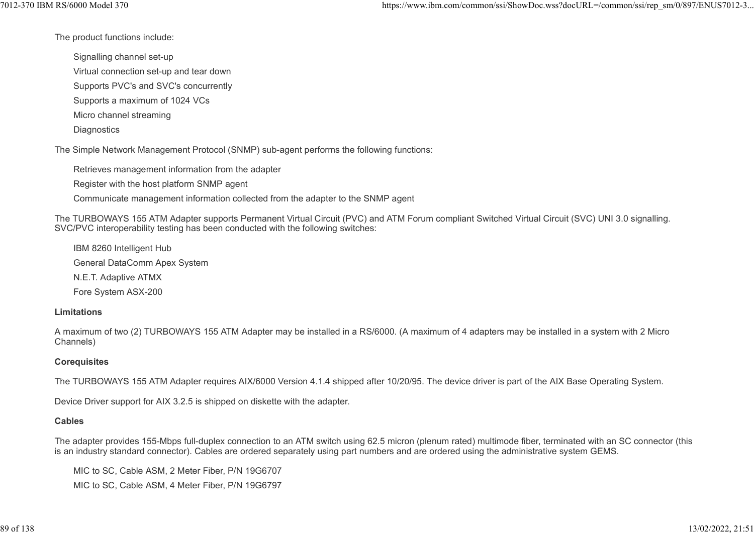The product functions include:

- Signalling channel set-up
- Virtual connection set-up and tear down
- Supports PVC's and SVC's concurrently
- Supports a maximum of 1024 VCs
- Micro channel streaming
- Diagnostics

The Simple Network Management Protocol (SNMP) sub-agent performs the following functions:

- Retrieves management information from the adapter
- Register with the host platform SNMP agent
- Communicate management information collected from the adapter to the SNMP agent

The TURBOWAYS 155 ATM Adapter supports Permanent Virtual Circuit (PVC) and ATM Forum compliant Switched Virtual Circuit (SVC) UNI 3.0 signalling. SVC/PVC interoperability testing has been conducted with the following switches:

- IBM 8260 Intelligent Hub
- General DataComm Apex System
- N.E.T. Adaptive ATMX
- Fore System ASX-200

**Limitations**

A maximum of two (2) TURBOWAYS 155 ATM Adapter may be installed in a RS/6000. (A maximum of 4 adapters may be installed in a system with 2 Micro Channels)

**Corequisites**

The TURBOWAYS 155 ATM Adapter requires AIX/6000 Version 4.1.4 shipped after 10/20/95. The device driver is part of the AIX Base Operating System.

Device Driver support for AIX 3.2.5 is shipped on diskette with the adapter.

**Cables**

The adapter provides 155-Mbps full-duplex connection to an ATM switch using 62.5 micron (plenum rated) multimode fiber, terminated with an SC connector (this is an industry standard connector). Cables are ordered separately using part numbers and are ordered using the administrative system GEMS.

- MIC to SC, Cable ASM, 2 Meter Fiber, P/N 19G6707
- MIC to SC, Cable ASM, 4 Meter Fiber, P/N 19G6797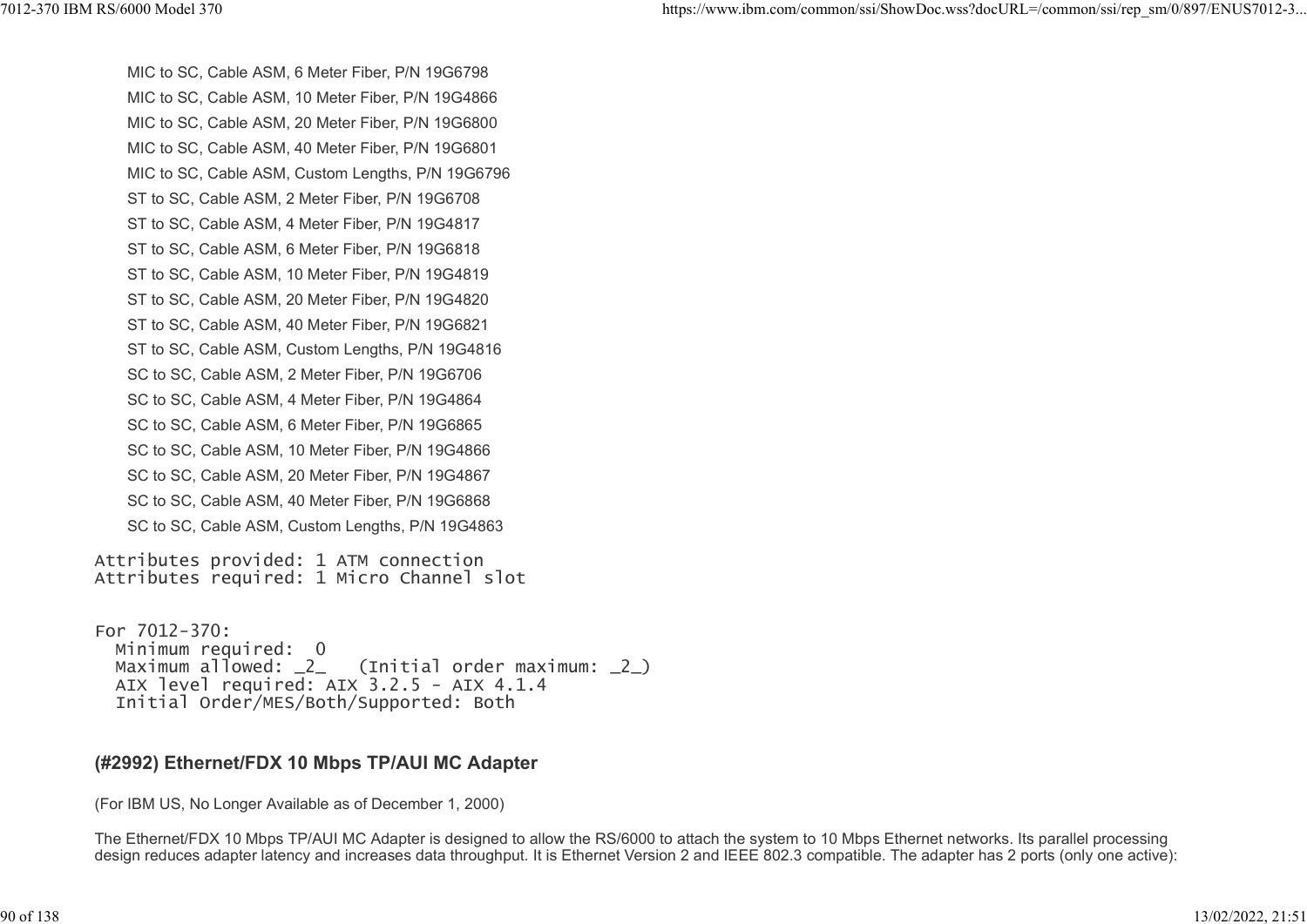MIC to SC, Cable ASM, 6 Meter Fiber, P/N 19G6798

MIC to SC, Cable ASM, 10 Meter Fiber, P/N 19G4866

MIC to SC, Cable ASM, 20 Meter Fiber, P/N 19G6800

MIC to SC, Cable ASM, 40 Meter Fiber, P/N 19G6801

MIC to SC, Cable ASM, Custom Lengths, P/N 19G6796

ST to SC, Cable ASM, 2 Meter Fiber, P/N 19G6708

ST to SC, Cable ASM, 4 Meter Fiber, P/N 19G4817

ST to SC, Cable ASM, 6 Meter Fiber, P/N 19G6818

ST to SC, Cable ASM, 10 Meter Fiber, P/N 19G4819

ST to SC, Cable ASM, 20 Meter Fiber, P/N 19G4820

ST to SC, Cable ASM, 40 Meter Fiber, P/N 19G6821

ST to SC, Cable ASM, Custom Lengths, P/N 19G4816

SC to SC, Cable ASM, 2 Meter Fiber, P/N 19G6706

SC to SC, Cable ASM, 4 Meter Fiber, P/N 19G4864

SC to SC, Cable ASM, 6 Meter Fiber, P/N 19G6865

SC to SC, Cable ASM, 10 Meter Fiber, P/N 19G4866

SC to SC, Cable ASM, 20 Meter Fiber, P/N 19G4867

SC to SC, Cable ASM, 40 Meter Fiber, P/N 19G6868

SC to SC, Cable ASM, Custom Lengths, P/N 19G4863

```
Attributes provided: 1 ATM connection
Attributes required: 1 Micro Channel slot


For 7012-370:
  Minimum required:  0
  Maximum allowed: _2_   (Initial order maximum: _2_)
  AIX level required: AIX 3.2.5 - AIX 4.1.4
  Initial Order/MES/Both/Supported: Both
```

### (#2992) Ethernet/FDX 10 Mbps TP/AUI MC Adapter

(For IBM US, No Longer Available as of December 1, 2000)

The Ethernet/FDX 10 Mbps TP/AUI MC Adapter is designed to allow the RS/6000 to attach the system to 10 Mbps Ethernet networks. Its parallel processing design reduces adapter latency and increases data throughput. It is Ethernet Version 2 and IEEE 802.3 compatible. The adapter has 2 ports (only one active):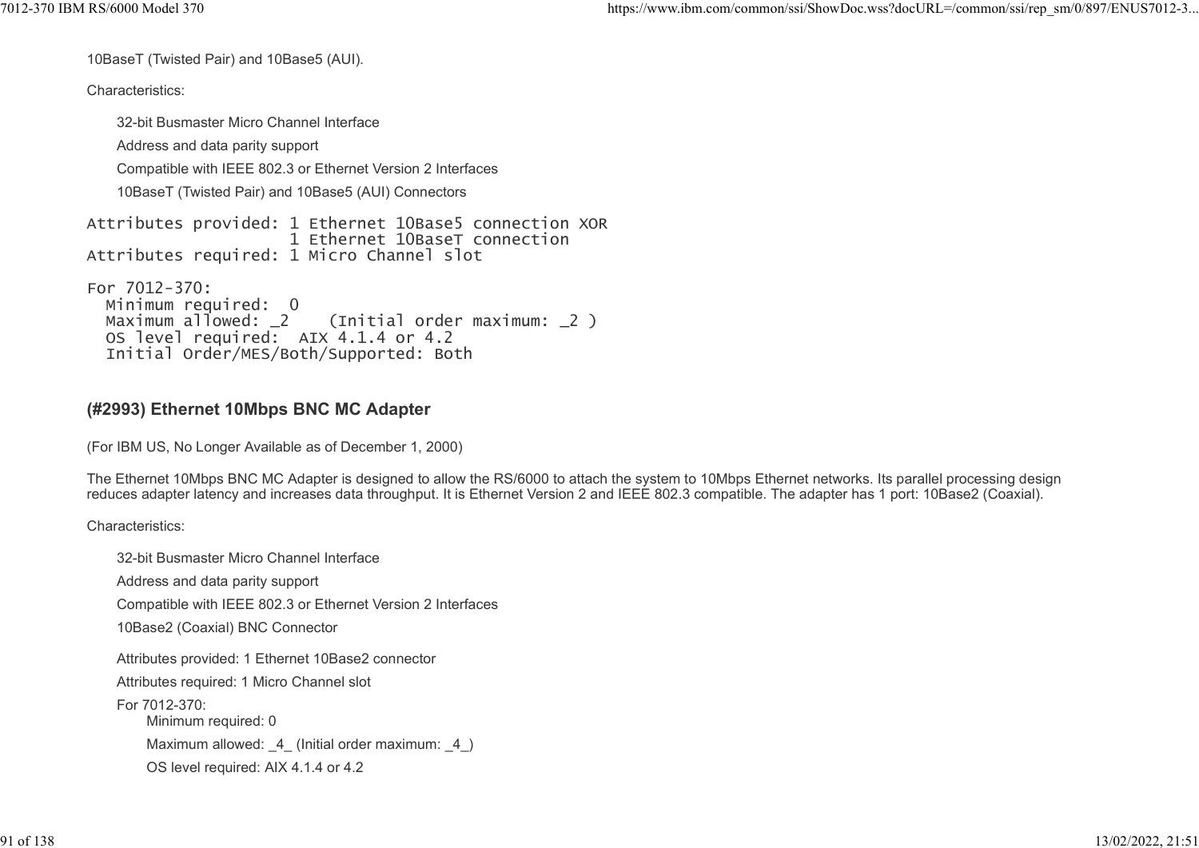10BaseT (Twisted Pair) and 10Base5 (AUI).

Characteristics:

- 32-bit Busmaster Micro Channel Interface
- Address and data parity support
- Compatible with IEEE 802.3 or Ethernet Version 2 Interfaces
- 10BaseT (Twisted Pair) and 10Base5 (AUI) Connectors

```
Attributes provided: 1 Ethernet 10Base5 connection XOR
                     1 Ethernet 10BaseT connection
Attributes required: 1 Micro Channel slot

For 7012-370:
  Minimum required:  0
  Maximum allowed: _2    (Initial order maximum: _2 )
  OS level required:  AIX 4.1.4 or 4.2
  Initial Order/MES/Both/Supported: Both
```

### (#2993) Ethernet 10Mbps BNC MC Adapter

(For IBM US, No Longer Available as of December 1, 2000)

The Ethernet 10Mbps BNC MC Adapter is designed to allow the RS/6000 to attach the system to 10Mbps Ethernet networks. Its parallel processing design reduces adapter latency and increases data throughput. It is Ethernet Version 2 and IEEE 802.3 compatible. The adapter has 1 port: 10Base2 (Coaxial).

Characteristics:

- 32-bit Busmaster Micro Channel Interface
- Address and data parity support
- Compatible with IEEE 802.3 or Ethernet Version 2 Interfaces
- 10Base2 (Coaxial) BNC Connector

Attributes provided: 1 Ethernet 10Base2 connector

Attributes required: 1 Micro Channel slot

For 7012-370:

Minimum required: 0

Maximum allowed: _4_ (Initial order maximum: _4_)

OS level required: AIX 4.1.4 or 4.2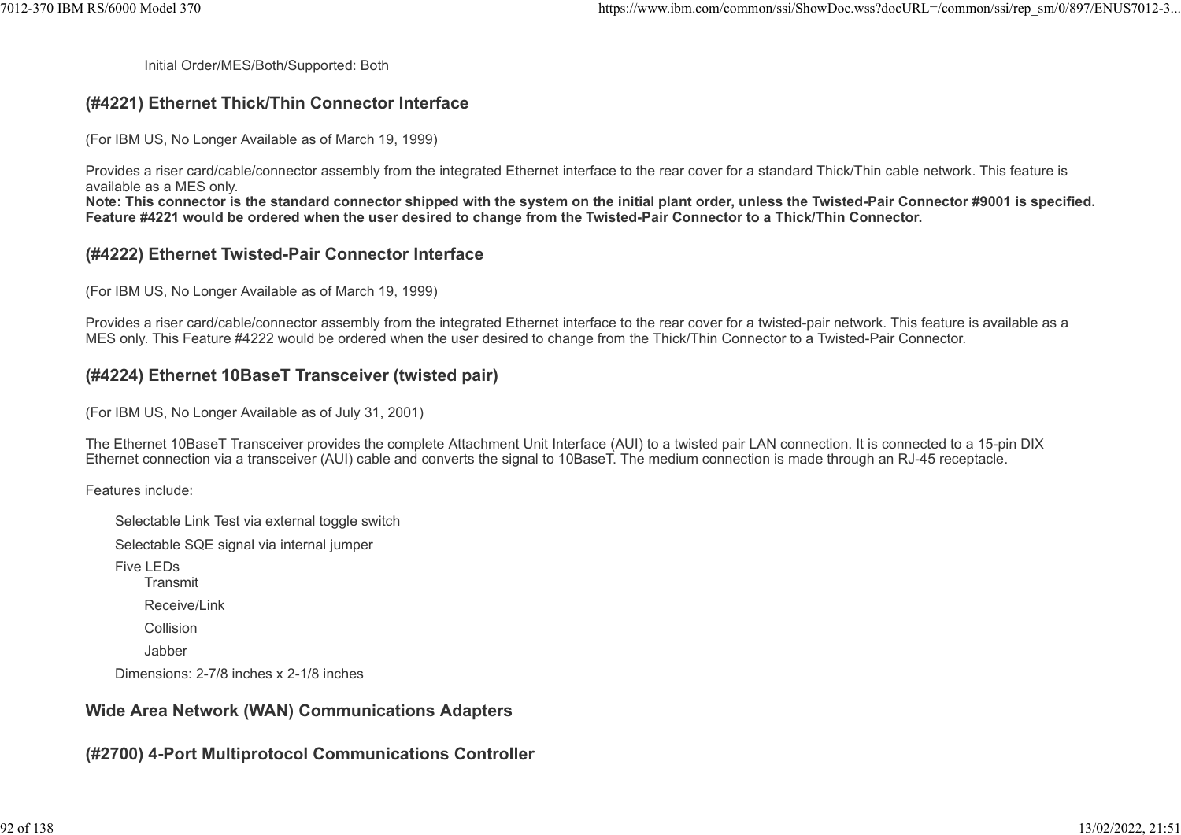Initial Order/MES/Both/Supported: Both

## (#4221) Ethernet Thick/Thin Connector Interface

(For IBM US, No Longer Available as of March 19, 1999)

Provides a riser card/cable/connector assembly from the integrated Ethernet interface to the rear cover for a standard Thick/Thin cable network. This feature is available as a MES only.
**Note: This connector is the standard connector shipped with the system on the initial plant order, unless the Twisted-Pair Connector #9001 is specified. Feature #4221 would be ordered when the user desired to change from the Twisted-Pair Connector to a Thick/Thin Connector.**

## (#4222) Ethernet Twisted-Pair Connector Interface

(For IBM US, No Longer Available as of March 19, 1999)

Provides a riser card/cable/connector assembly from the integrated Ethernet interface to the rear cover for a twisted-pair network. This feature is available as a MES only. This Feature #4222 would be ordered when the user desired to change from the Thick/Thin Connector to a Twisted-Pair Connector.

## (#4224) Ethernet 10BaseT Transceiver (twisted pair)

(For IBM US, No Longer Available as of July 31, 2001)

The Ethernet 10BaseT Transceiver provides the complete Attachment Unit Interface (AUI) to a twisted pair LAN connection. It is connected to a 15-pin DIX Ethernet connection via a transceiver (AUI) cable and converts the signal to 10BaseT. The medium connection is made through an RJ-45 receptacle.

Features include:

- Selectable Link Test via external toggle switch
- Selectable SQE signal via internal jumper
- Five LEDs
  - Transmit
  - Receive/Link
  - Collision
  - Jabber
- Dimensions: 2-7/8 inches x 2-1/8 inches

## Wide Area Network (WAN) Communications Adapters

## (#2700) 4-Port Multiprotocol Communications Controller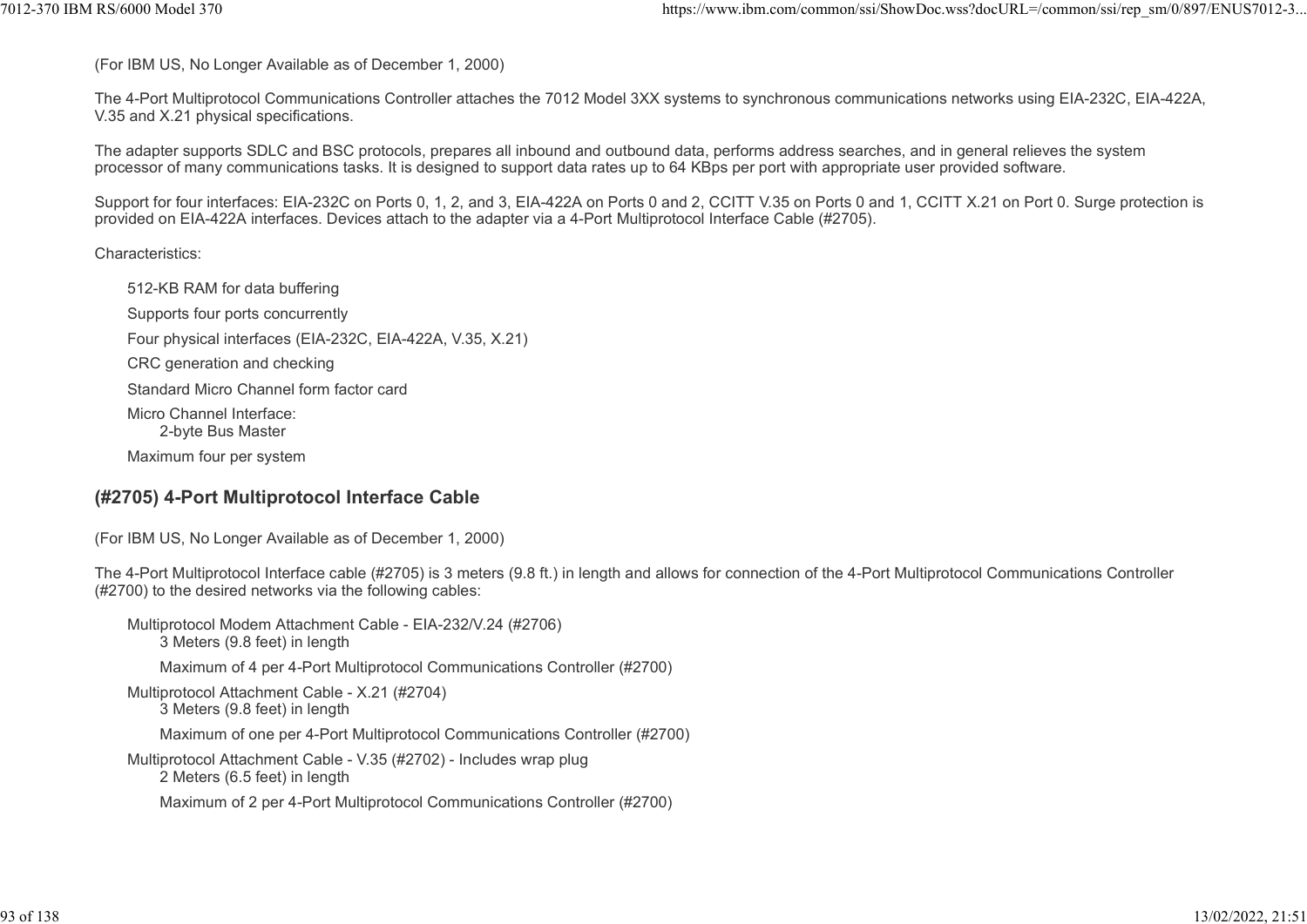(For IBM US, No Longer Available as of December 1, 2000)

The 4-Port Multiprotocol Communications Controller attaches the 7012 Model 3XX systems to synchronous communications networks using EIA-232C, EIA-422A, V.35 and X.21 physical specifications.

The adapter supports SDLC and BSC protocols, prepares all inbound and outbound data, performs address searches, and in general relieves the system processor of many communications tasks. It is designed to support data rates up to 64 KBps per port with appropriate user provided software.

Support for four interfaces: EIA-232C on Ports 0, 1, 2, and 3, EIA-422A on Ports 0 and 2, CCITT V.35 on Ports 0 and 1, CCITT X.21 on Port 0. Surge protection is provided on EIA-422A interfaces. Devices attach to the adapter via a 4-Port Multiprotocol Interface Cable (#2705).

Characteristics:

- 512-KB RAM for data buffering
- Supports four ports concurrently
- Four physical interfaces (EIA-232C, EIA-422A, V.35, X.21)
- CRC generation and checking
- Standard Micro Channel form factor card
- Micro Channel Interface:
  - 2-byte Bus Master
- Maximum four per system

## (#2705) 4-Port Multiprotocol Interface Cable

(For IBM US, No Longer Available as of December 1, 2000)

The 4-Port Multiprotocol Interface cable (#2705) is 3 meters (9.8 ft.) in length and allows for connection of the 4-Port Multiprotocol Communications Controller (#2700) to the desired networks via the following cables:

- Multiprotocol Modem Attachment Cable - EIA-232/V.24 (#2706)
  - 3 Meters (9.8 feet) in length
  - Maximum of 4 per 4-Port Multiprotocol Communications Controller (#2700)
- Multiprotocol Attachment Cable - X.21 (#2704)
  - 3 Meters (9.8 feet) in length
  - Maximum of one per 4-Port Multiprotocol Communications Controller (#2700)
- Multiprotocol Attachment Cable - V.35 (#2702) - Includes wrap plug
  - 2 Meters (6.5 feet) in length
  - Maximum of 2 per 4-Port Multiprotocol Communications Controller (#2700)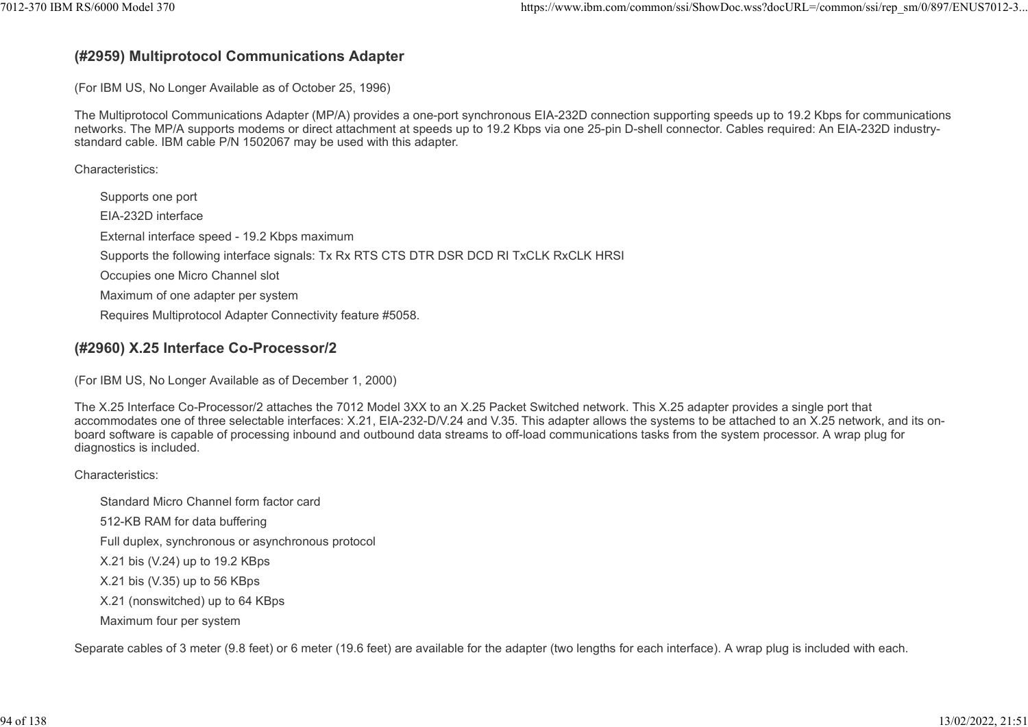### (#2959) Multiprotocol Communications Adapter

(For IBM US, No Longer Available as of October 25, 1996)

The Multiprotocol Communications Adapter (MP/A) provides a one-port synchronous EIA-232D connection supporting speeds up to 19.2 Kbps for communications networks. The MP/A supports modems or direct attachment at speeds up to 19.2 Kbps via one 25-pin D-shell connector. Cables required: An EIA-232D industry-standard cable. IBM cable P/N 1502067 may be used with this adapter.

Characteristics:

- Supports one port
- EIA-232D interface
- External interface speed - 19.2 Kbps maximum
- Supports the following interface signals: Tx Rx RTS CTS DTR DSR DCD RI TxCLK RxCLK HRSI
- Occupies one Micro Channel slot
- Maximum of one adapter per system
- Requires Multiprotocol Adapter Connectivity feature #5058.

### (#2960) X.25 Interface Co-Processor/2

(For IBM US, No Longer Available as of December 1, 2000)

The X.25 Interface Co-Processor/2 attaches the 7012 Model 3XX to an X.25 Packet Switched network. This X.25 adapter provides a single port that accommodates one of three selectable interfaces: X.21, EIA-232-D/V.24 and V.35. This adapter allows the systems to be attached to an X.25 network, and its on-board software is capable of processing inbound and outbound data streams to off-load communications tasks from the system processor. A wrap plug for diagnostics is included.

Characteristics:

- Standard Micro Channel form factor card
- 512-KB RAM for data buffering
- Full duplex, synchronous or asynchronous protocol
- X.21 bis (V.24) up to 19.2 KBps
- X.21 bis (V.35) up to 56 KBps
- X.21 (nonswitched) up to 64 KBps
- Maximum four per system

Separate cables of 3 meter (9.8 feet) or 6 meter (19.6 feet) are available for the adapter (two lengths for each interface). A wrap plug is included with each.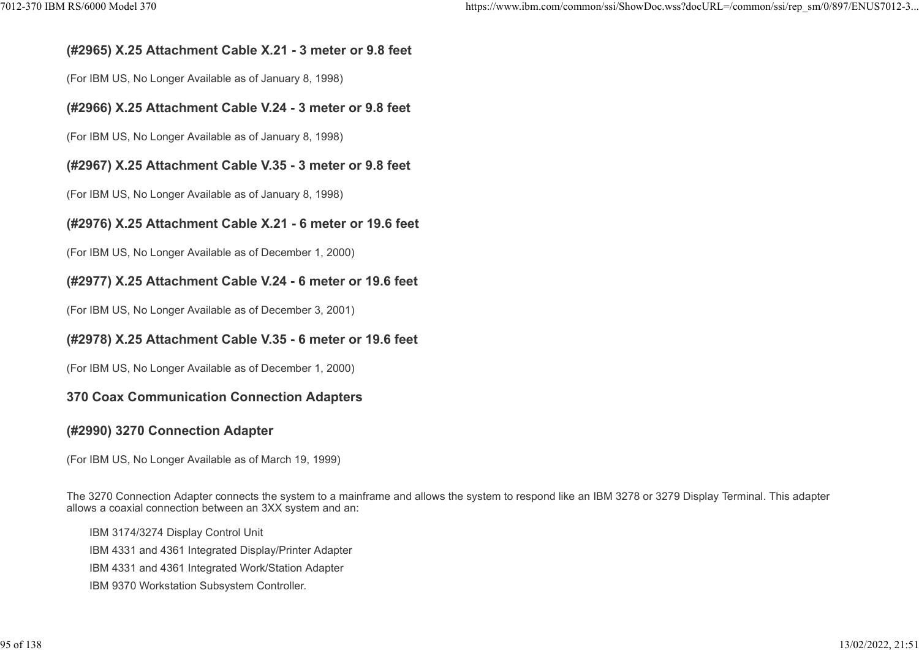### (#2965) X.25 Attachment Cable X.21 - 3 meter or 9.8 feet

(For IBM US, No Longer Available as of January 8, 1998)

### (#2966) X.25 Attachment Cable V.24 - 3 meter or 9.8 feet

(For IBM US, No Longer Available as of January 8, 1998)

### (#2967) X.25 Attachment Cable V.35 - 3 meter or 9.8 feet

(For IBM US, No Longer Available as of January 8, 1998)

### (#2976) X.25 Attachment Cable X.21 - 6 meter or 19.6 feet

(For IBM US, No Longer Available as of December 1, 2000)

### (#2977) X.25 Attachment Cable V.24 - 6 meter or 19.6 feet

(For IBM US, No Longer Available as of December 3, 2001)

### (#2978) X.25 Attachment Cable V.35 - 6 meter or 19.6 feet

(For IBM US, No Longer Available as of December 1, 2000)

### 370 Coax Communication Connection Adapters

### (#2990) 3270 Connection Adapter

(For IBM US, No Longer Available as of March 19, 1999)

The 3270 Connection Adapter connects the system to a mainframe and allows the system to respond like an IBM 3278 or 3279 Display Terminal. This adapter allows a coaxial connection between an 3XX system and an:

- IBM 3174/3274 Display Control Unit
- IBM 4331 and 4361 Integrated Display/Printer Adapter
- IBM 4331 and 4361 Integrated Work/Station Adapter
- IBM 9370 Workstation Subsystem Controller.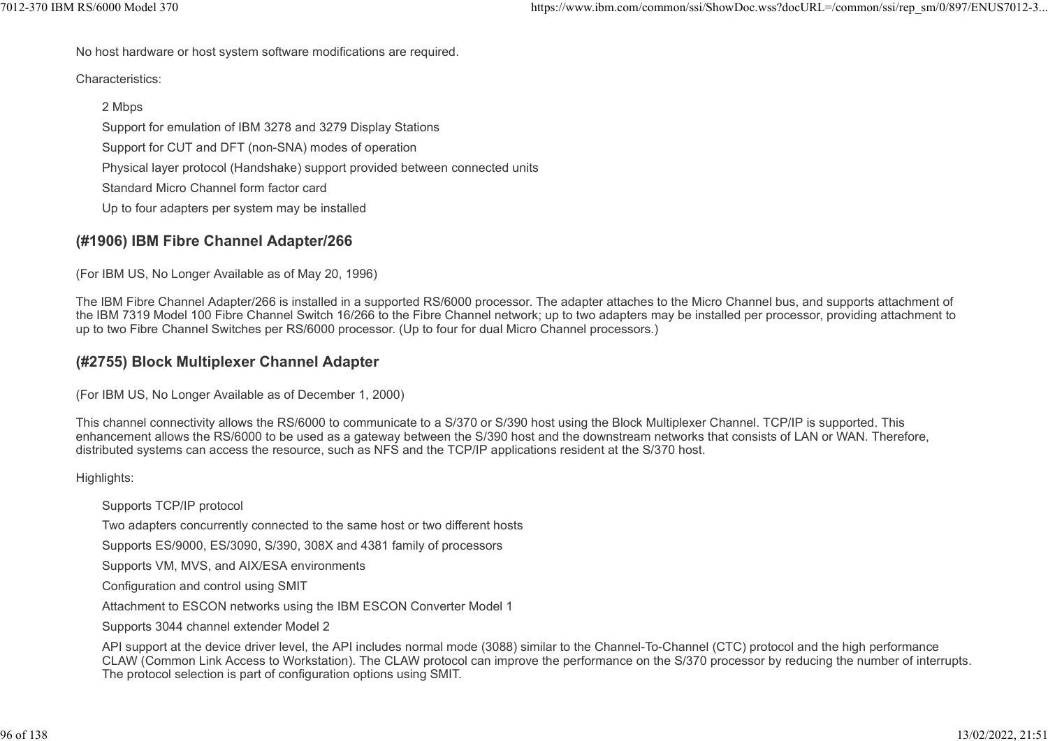No host hardware or host system software modifications are required.

Characteristics:

- 2 Mbps
- Support for emulation of IBM 3278 and 3279 Display Stations
- Support for CUT and DFT (non-SNA) modes of operation
- Physical layer protocol (Handshake) support provided between connected units
- Standard Micro Channel form factor card
- Up to four adapters per system may be installed

## (#1906) IBM Fibre Channel Adapter/266

(For IBM US, No Longer Available as of May 20, 1996)

The IBM Fibre Channel Adapter/266 is installed in a supported RS/6000 processor. The adapter attaches to the Micro Channel bus, and supports attachment of the IBM 7319 Model 100 Fibre Channel Switch 16/266 to the Fibre Channel network; up to two adapters may be installed per processor, providing attachment to up to two Fibre Channel Switches per RS/6000 processor. (Up to four for dual Micro Channel processors.)

## (#2755) Block Multiplexer Channel Adapter

(For IBM US, No Longer Available as of December 1, 2000)

This channel connectivity allows the RS/6000 to communicate to a S/370 or S/390 host using the Block Multiplexer Channel. TCP/IP is supported. This enhancement allows the RS/6000 to be used as a gateway between the S/390 host and the downstream networks that consists of LAN or WAN. Therefore, distributed systems can access the resource, such as NFS and the TCP/IP applications resident at the S/370 host.

Highlights:

- Supports TCP/IP protocol
- Two adapters concurrently connected to the same host or two different hosts
- Supports ES/9000, ES/3090, S/390, 308X and 4381 family of processors
- Supports VM, MVS, and AIX/ESA environments
- Configuration and control using SMIT
- Attachment to ESCON networks using the IBM ESCON Converter Model 1
- Supports 3044 channel extender Model 2
- API support at the device driver level, the API includes normal mode (3088) similar to the Channel-To-Channel (CTC) protocol and the high performance CLAW (Common Link Access to Workstation). The CLAW protocol can improve the performance on the S/370 processor by reducing the number of interrupts. The protocol selection is part of configuration options using SMIT.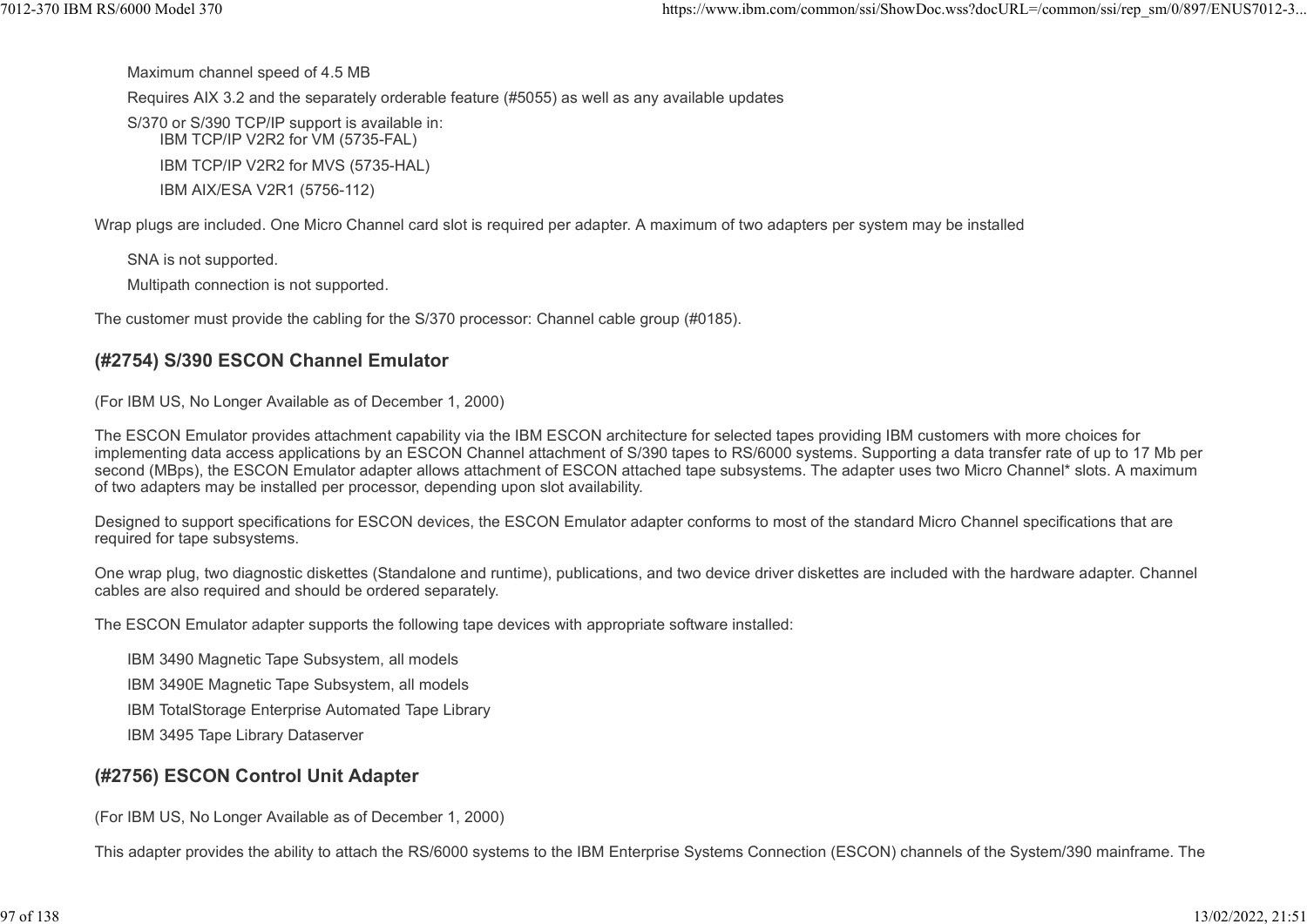Maximum channel speed of 4.5 MB

Requires AIX 3.2 and the separately orderable feature (#5055) as well as any available updates

S/370 or S/390 TCP/IP support is available in:

- IBM TCP/IP V2R2 for VM (5735-FAL)
- IBM TCP/IP V2R2 for MVS (5735-HAL)
- IBM AIX/ESA V2R1 (5756-112)

Wrap plugs are included. One Micro Channel card slot is required per adapter. A maximum of two adapters per system may be installed

SNA is not supported.

Multipath connection is not supported.

The customer must provide the cabling for the S/370 processor: Channel cable group (#0185).

## (#2754) S/390 ESCON Channel Emulator

(For IBM US, No Longer Available as of December 1, 2000)

The ESCON Emulator provides attachment capability via the IBM ESCON architecture for selected tapes providing IBM customers with more choices for implementing data access applications by an ESCON Channel attachment of S/390 tapes to RS/6000 systems. Supporting a data transfer rate of up to 17 Mb per second (MBps), the ESCON Emulator adapter allows attachment of ESCON attached tape subsystems. The adapter uses two Micro Channel* slots. A maximum of two adapters may be installed per processor, depending upon slot availability.

Designed to support specifications for ESCON devices, the ESCON Emulator adapter conforms to most of the standard Micro Channel specifications that are required for tape subsystems.

One wrap plug, two diagnostic diskettes (Standalone and runtime), publications, and two device driver diskettes are included with the hardware adapter. Channel cables are also required and should be ordered separately.

The ESCON Emulator adapter supports the following tape devices with appropriate software installed:

- IBM 3490 Magnetic Tape Subsystem, all models
- IBM 3490E Magnetic Tape Subsystem, all models
- IBM TotalStorage Enterprise Automated Tape Library
- IBM 3495 Tape Library Dataserver

## (#2756) ESCON Control Unit Adapter

(For IBM US, No Longer Available as of December 1, 2000)

This adapter provides the ability to attach the RS/6000 systems to the IBM Enterprise Systems Connection (ESCON) channels of the System/390 mainframe. The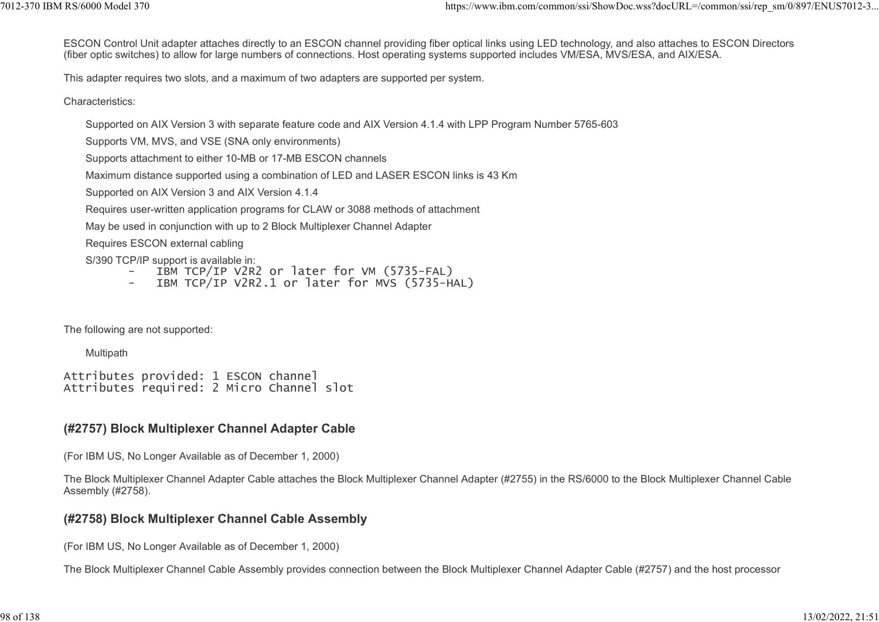ESCON Control Unit adapter attaches directly to an ESCON channel providing fiber optical links using LED technology, and also attaches to ESCON Directors (fiber optic switches) to allow for large numbers of connections. Host operating systems supported includes VM/ESA, MVS/ESA, and AIX/ESA.

This adapter requires two slots, and a maximum of two adapters are supported per system.

Characteristics:

- Supported on AIX Version 3 with separate feature code and AIX Version 4.1.4 with LPP Program Number 5765-603
- Supports VM, MVS, and VSE (SNA only environments)
- Supports attachment to either 10-MB or 17-MB ESCON channels
- Maximum distance supported using a combination of LED and LASER ESCON links is 43 Km
- Supported on AIX Version 3 and AIX Version 4.1.4
- Requires user-written application programs for CLAW or 3088 methods of attachment
- May be used in conjunction with up to 2 Block Multiplexer Channel Adapter
- Requires ESCON external cabling
- S/390 TCP/IP support is available in:

```
    -   IBM TCP/IP V2R2 or later for VM (5735-FAL)
    -   IBM TCP/IP V2R2.1 or later for MVS (5735-HAL)
```

The following are not supported:

- Multipath

```
Attributes provided: 1 ESCON channel
Attributes required: 2 Micro Channel slot
```

### (#2757) Block Multiplexer Channel Adapter Cable

(For IBM US, No Longer Available as of December 1, 2000)

The Block Multiplexer Channel Adapter Cable attaches the Block Multiplexer Channel Adapter (#2755) in the RS/6000 to the Block Multiplexer Channel Cable Assembly (#2758).

### (#2758) Block Multiplexer Channel Cable Assembly

(For IBM US, No Longer Available as of December 1, 2000)

The Block Multiplexer Channel Cable Assembly provides connection between the Block Multiplexer Channel Adapter Cable (#2757) and the host processor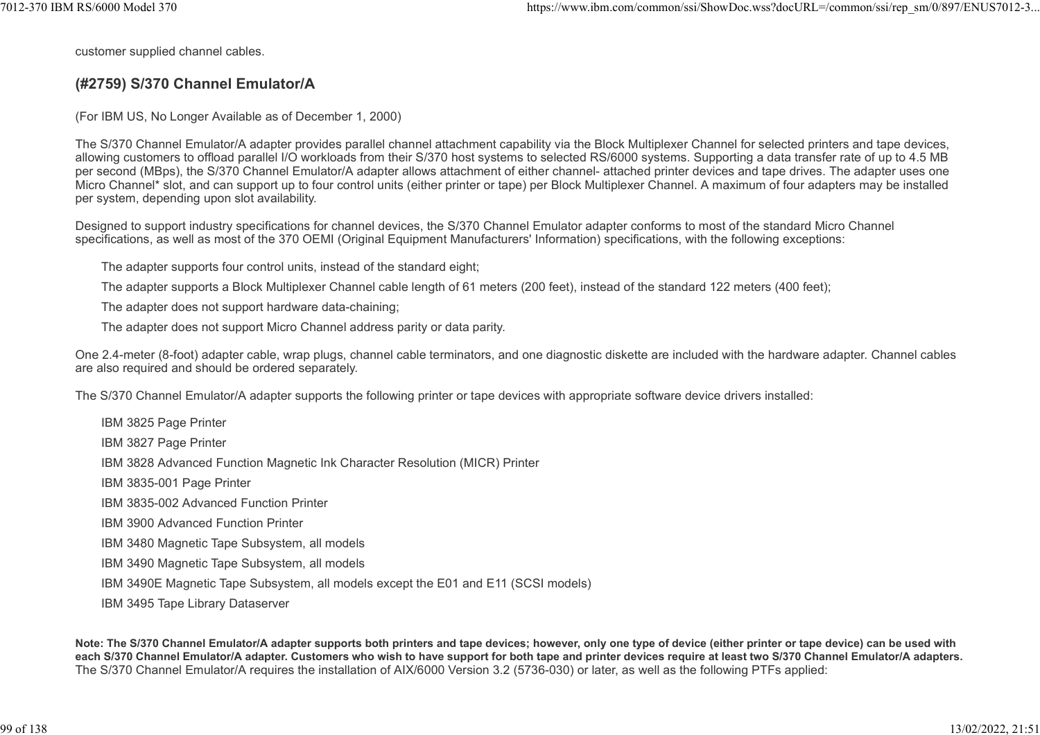customer supplied channel cables.

### (#2759) S/370 Channel Emulator/A

(For IBM US, No Longer Available as of December 1, 2000)

The S/370 Channel Emulator/A adapter provides parallel channel attachment capability via the Block Multiplexer Channel for selected printers and tape devices, allowing customers to offload parallel I/O workloads from their S/370 host systems to selected RS/6000 systems. Supporting a data transfer rate of up to 4.5 MB per second (MBps), the S/370 Channel Emulator/A adapter allows attachment of either channel- attached printer devices and tape drives. The adapter uses one Micro Channel* slot, and can support up to four control units (either printer or tape) per Block Multiplexer Channel. A maximum of four adapters may be installed per system, depending upon slot availability.

Designed to support industry specifications for channel devices, the S/370 Channel Emulator adapter conforms to most of the standard Micro Channel specifications, as well as most of the 370 OEMI (Original Equipment Manufacturers' Information) specifications, with the following exceptions:

- The adapter supports four control units, instead of the standard eight;
- The adapter supports a Block Multiplexer Channel cable length of 61 meters (200 feet), instead of the standard 122 meters (400 feet);
- The adapter does not support hardware data-chaining;
- The adapter does not support Micro Channel address parity or data parity.

One 2.4-meter (8-foot) adapter cable, wrap plugs, channel cable terminators, and one diagnostic diskette are included with the hardware adapter. Channel cables are also required and should be ordered separately.

The S/370 Channel Emulator/A adapter supports the following printer or tape devices with appropriate software device drivers installed:

- IBM 3825 Page Printer
- IBM 3827 Page Printer
- IBM 3828 Advanced Function Magnetic Ink Character Resolution (MICR) Printer
- IBM 3835-001 Page Printer
- IBM 3835-002 Advanced Function Printer
- IBM 3900 Advanced Function Printer
- IBM 3480 Magnetic Tape Subsystem, all models
- IBM 3490 Magnetic Tape Subsystem, all models
- IBM 3490E Magnetic Tape Subsystem, all models except the E01 and E11 (SCSI models)
- IBM 3495 Tape Library Dataserver

**Note: The S/370 Channel Emulator/A adapter supports both printers and tape devices; however, only one type of device (either printer or tape device) can be used with each S/370 Channel Emulator/A adapter. Customers who wish to have support for both tape and printer devices require at least two S/370 Channel Emulator/A adapters.**
The S/370 Channel Emulator/A requires the installation of AIX/6000 Version 3.2 (5736-030) or later, as well as the following PTFs applied: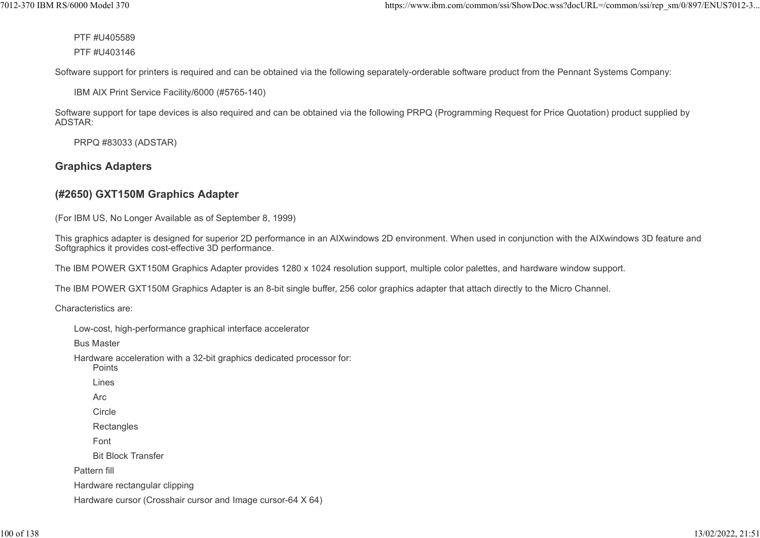PTF #U405589

PTF #U403146

Software support for printers is required and can be obtained via the following separately-orderable software product from the Pennant Systems Company:

IBM AIX Print Service Facility/6000 (#5765-140)

Software support for tape devices is also required and can be obtained via the following PRPQ (Programming Request for Price Quotation) product supplied by ADSTAR:

PRPQ #83033 (ADSTAR)

## Graphics Adapters

### (#2650) GXT150M Graphics Adapter

(For IBM US, No Longer Available as of September 8, 1999)

This graphics adapter is designed for superior 2D performance in an AIXwindows 2D environment. When used in conjunction with the AIXwindows 3D feature and Softgraphics it provides cost-effective 3D performance.

The IBM POWER GXT150M Graphics Adapter provides 1280 x 1024 resolution support, multiple color palettes, and hardware window support.

The IBM POWER GXT150M Graphics Adapter is an 8-bit single buffer, 256 color graphics adapter that attach directly to the Micro Channel.

Characteristics are:

- Low-cost, high-performance graphical interface accelerator
- Bus Master
- Hardware acceleration with a 32-bit graphics dedicated processor for:
  - Points
  - Lines
  - Arc
  - Circle
  - Rectangles
  - Font
  - Bit Block Transfer
- Pattern fill
- Hardware rectangular clipping
- Hardware cursor (Crosshair cursor and Image cursor-64 X 64)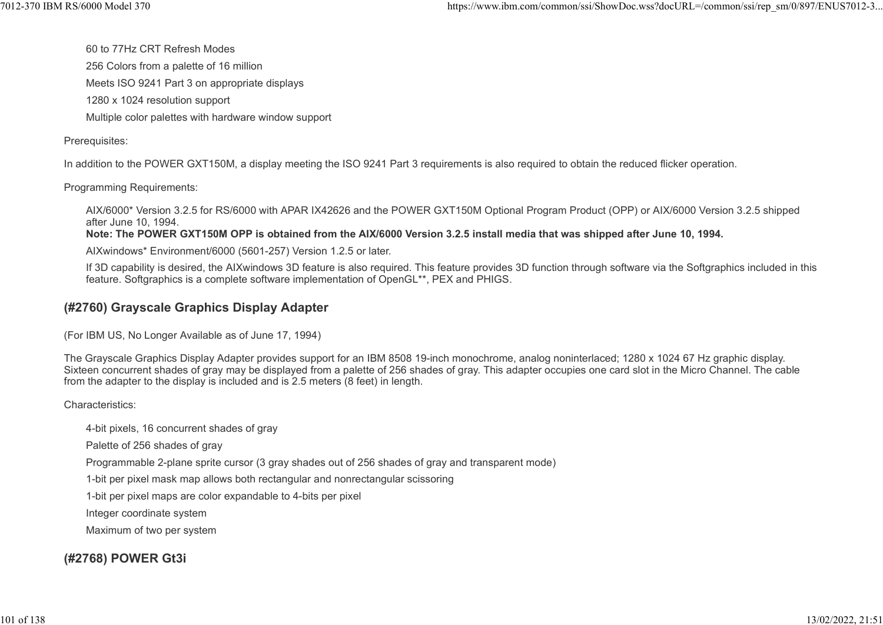- 60 to 77Hz CRT Refresh Modes
- 256 Colors from a palette of 16 million
- Meets ISO 9241 Part 3 on appropriate displays
- 1280 x 1024 resolution support
- Multiple color palettes with hardware window support

Prerequisites:

In addition to the POWER GXT150M, a display meeting the ISO 9241 Part 3 requirements is also required to obtain the reduced flicker operation.

Programming Requirements:

- AIX/6000* Version 3.2.5 for RS/6000 with APAR IX42626 and the POWER GXT150M Optional Program Product (OPP) or AIX/6000 Version 3.2.5 shipped after June 10, 1994.
  **Note: The POWER GXT150M OPP is obtained from the AIX/6000 Version 3.2.5 install media that was shipped after June 10, 1994.**
- AIXwindows* Environment/6000 (5601-257) Version 1.2.5 or later.
- If 3D capability is desired, the AIXwindows 3D feature is also required. This feature provides 3D function through software via the Softgraphics included in this feature. Softgraphics is a complete software implementation of OpenGL**, PEX and PHIGS.

## (#2760) Grayscale Graphics Display Adapter

(For IBM US, No Longer Available as of June 17, 1994)

The Grayscale Graphics Display Adapter provides support for an IBM 8508 19-inch monochrome, analog noninterlaced; 1280 x 1024 67 Hz graphic display. Sixteen concurrent shades of gray may be displayed from a palette of 256 shades of gray. This adapter occupies one card slot in the Micro Channel. The cable from the adapter to the display is included and is 2.5 meters (8 feet) in length.

Characteristics:

- 4-bit pixels, 16 concurrent shades of gray
- Palette of 256 shades of gray
- Programmable 2-plane sprite cursor (3 gray shades out of 256 shades of gray and transparent mode)
- 1-bit per pixel mask map allows both rectangular and nonrectangular scissoring
- 1-bit per pixel maps are color expandable to 4-bits per pixel
- Integer coordinate system
- Maximum of two per system

## (#2768) POWER Gt3i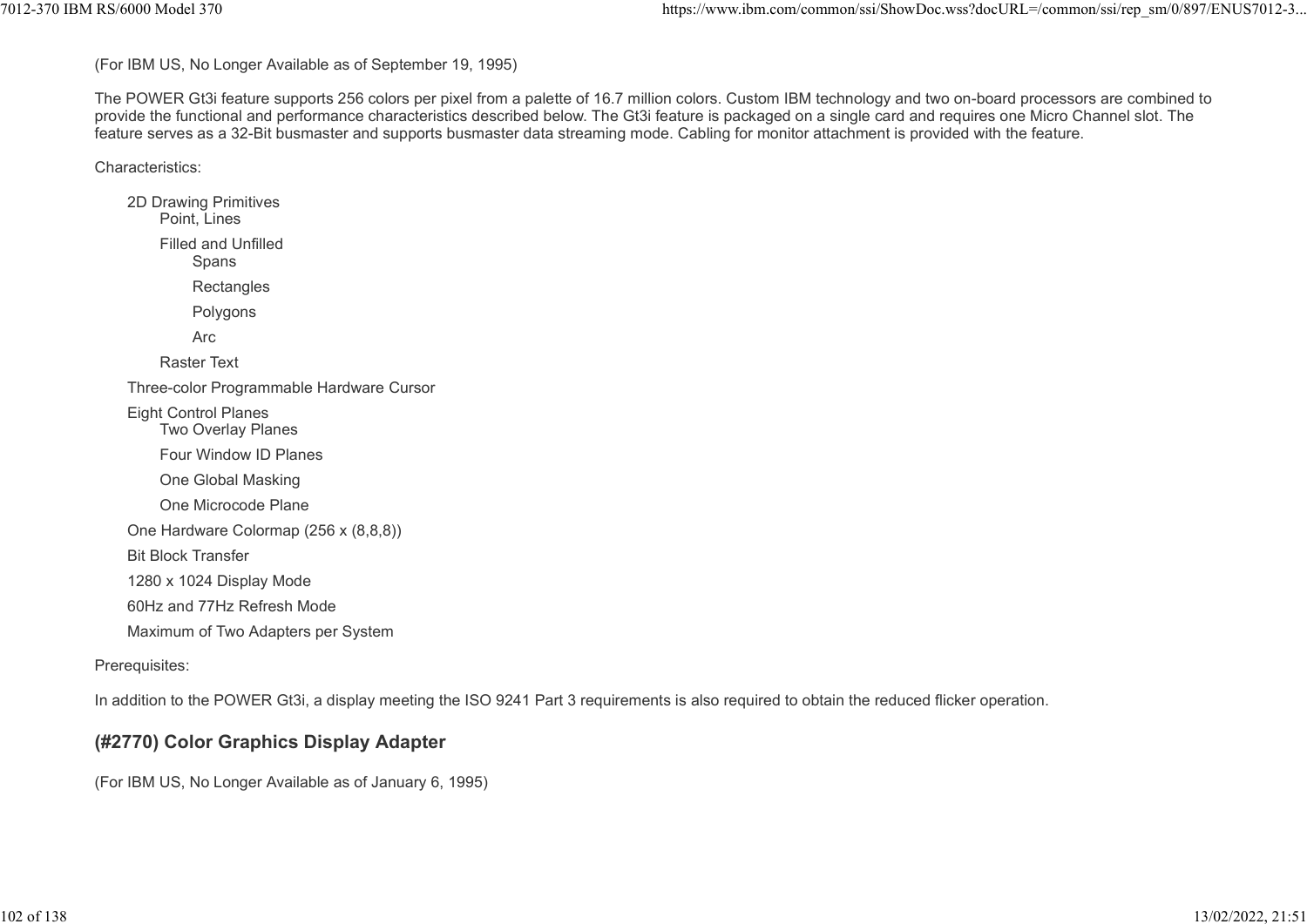(For IBM US, No Longer Available as of September 19, 1995)

The POWER Gt3i feature supports 256 colors per pixel from a palette of 16.7 million colors. Custom IBM technology and two on-board processors are combined to provide the functional and performance characteristics described below. The Gt3i feature is packaged on a single card and requires one Micro Channel slot. The feature serves as a 32-Bit busmaster and supports busmaster data streaming mode. Cabling for monitor attachment is provided with the feature.

Characteristics:

- 2D Drawing Primitives
  - Point, Lines
  - Filled and Unfilled
    - Spans
    - Rectangles
    - Polygons
    - Arc
  - Raster Text
- Three-color Programmable Hardware Cursor
- Eight Control Planes
  - Two Overlay Planes
  - Four Window ID Planes
  - One Global Masking
  - One Microcode Plane
- One Hardware Colormap (256 x (8,8,8))
- Bit Block Transfer
- 1280 x 1024 Display Mode
- 60Hz and 77Hz Refresh Mode
- Maximum of Two Adapters per System

Prerequisites:

In addition to the POWER Gt3i, a display meeting the ISO 9241 Part 3 requirements is also required to obtain the reduced flicker operation.

## (#2770) Color Graphics Display Adapter

(For IBM US, No Longer Available as of January 6, 1995)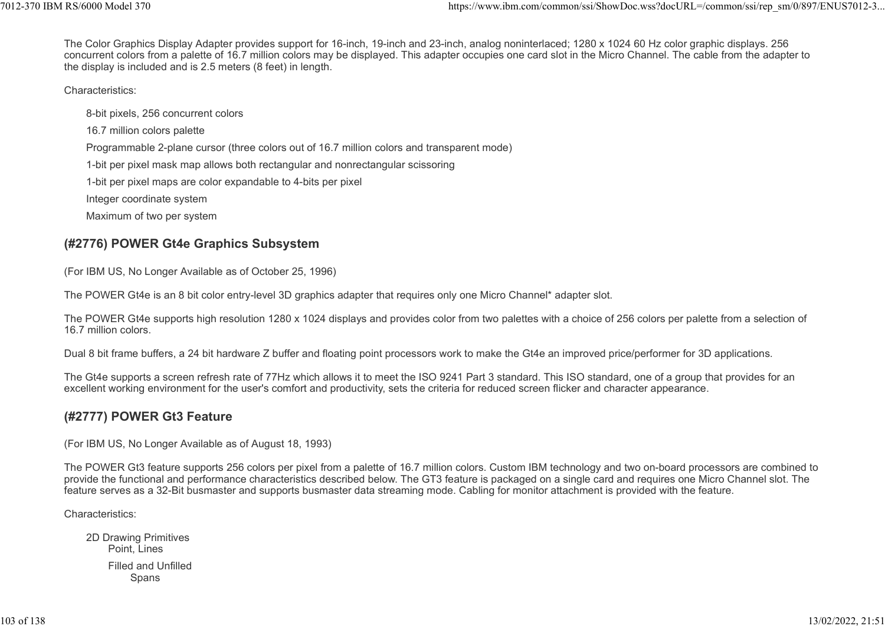The Color Graphics Display Adapter provides support for 16-inch, 19-inch and 23-inch, analog noninterlaced; 1280 x 1024 60 Hz color graphic displays. 256 concurrent colors from a palette of 16.7 million colors may be displayed. This adapter occupies one card slot in the Micro Channel. The cable from the adapter to the display is included and is 2.5 meters (8 feet) in length.

Characteristics:

- 8-bit pixels, 256 concurrent colors
- 16.7 million colors palette
- Programmable 2-plane cursor (three colors out of 16.7 million colors and transparent mode)
- 1-bit per pixel mask map allows both rectangular and nonrectangular scissoring
- 1-bit per pixel maps are color expandable to 4-bits per pixel
- Integer coordinate system
- Maximum of two per system

### (#2776) POWER Gt4e Graphics Subsystem

(For IBM US, No Longer Available as of October 25, 1996)

The POWER Gt4e is an 8 bit color entry-level 3D graphics adapter that requires only one Micro Channel* adapter slot.

The POWER Gt4e supports high resolution 1280 x 1024 displays and provides color from two palettes with a choice of 256 colors per palette from a selection of 16.7 million colors.

Dual 8 bit frame buffers, a 24 bit hardware Z buffer and floating point processors work to make the Gt4e an improved price/performer for 3D applications.

The Gt4e supports a screen refresh rate of 77Hz which allows it to meet the ISO 9241 Part 3 standard. This ISO standard, one of a group that provides for an excellent working environment for the user's comfort and productivity, sets the criteria for reduced screen flicker and character appearance.

### (#2777) POWER Gt3 Feature

(For IBM US, No Longer Available as of August 18, 1993)

The POWER Gt3 feature supports 256 colors per pixel from a palette of 16.7 million colors. Custom IBM technology and two on-board processors are combined to provide the functional and performance characteristics described below. The GT3 feature is packaged on a single card and requires one Micro Channel slot. The feature serves as a 32-Bit busmaster and supports busmaster data streaming mode. Cabling for monitor attachment is provided with the feature.

Characteristics:

- 2D Drawing Primitives
  - Point, Lines
  - Filled and Unfilled
    - Spans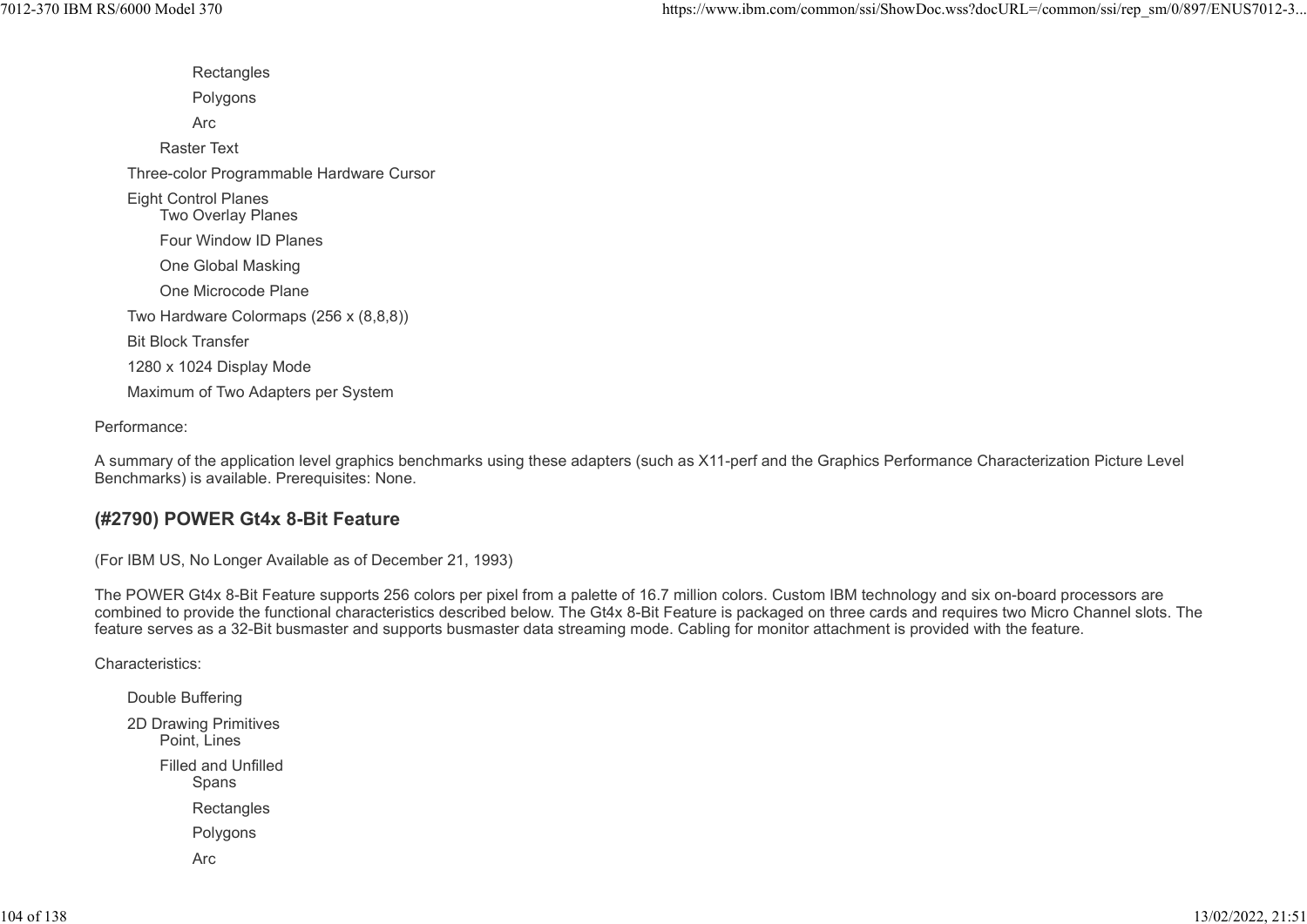- Rectangles
- Polygons
- Arc

Raster Text

Three-color Programmable Hardware Cursor

Eight Control Planes
- Two Overlay Planes
- Four Window ID Planes
- One Global Masking
- One Microcode Plane

Two Hardware Colormaps (256 x (8,8,8))

Bit Block Transfer

1280 x 1024 Display Mode

Maximum of Two Adapters per System

Performance:

A summary of the application level graphics benchmarks using these adapters (such as X11-perf and the Graphics Performance Characterization Picture Level Benchmarks) is available. Prerequisites: None.

### (#2790) POWER Gt4x 8-Bit Feature

(For IBM US, No Longer Available as of December 21, 1993)

The POWER Gt4x 8-Bit Feature supports 256 colors per pixel from a palette of 16.7 million colors. Custom IBM technology and six on-board processors are combined to provide the functional characteristics described below. The Gt4x 8-Bit Feature is packaged on three cards and requires two Micro Channel slots. The feature serves as a 32-Bit busmaster and supports busmaster data streaming mode. Cabling for monitor attachment is provided with the feature.

Characteristics:

- Double Buffering
- 2D Drawing Primitives
  - Point, Lines
  - Filled and Unfilled
    - Spans
    - Rectangles
    - Polygons
    - Arc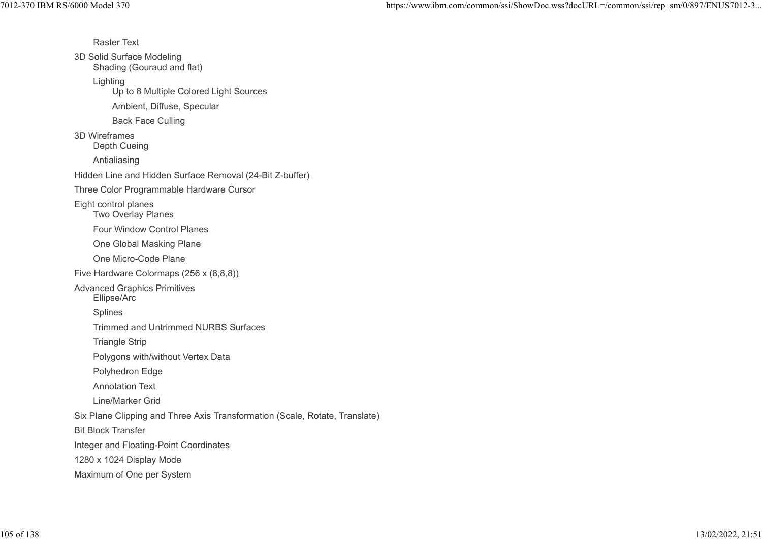- Raster Text
- 3D Solid Surface Modeling
    - Shading (Gouraud and flat)
    - Lighting
        - Up to 8 Multiple Colored Light Sources
        - Ambient, Diffuse, Specular
        - Back Face Culling
- 3D Wireframes
    - Depth Cueing
    - Antialiasing
- Hidden Line and Hidden Surface Removal (24-Bit Z-buffer)
- Three Color Programmable Hardware Cursor
- Eight control planes
    - Two Overlay Planes
    - Four Window Control Planes
    - One Global Masking Plane
    - One Micro-Code Plane
- Five Hardware Colormaps (256 x (8,8,8))
- Advanced Graphics Primitives
    - Ellipse/Arc
    - Splines
    - Trimmed and Untrimmed NURBS Surfaces
    - Triangle Strip
    - Polygons with/without Vertex Data
    - Polyhedron Edge
    - Annotation Text
    - Line/Marker Grid
- Six Plane Clipping and Three Axis Transformation (Scale, Rotate, Translate)
- Bit Block Transfer
- Integer and Floating-Point Coordinates
- 1280 x 1024 Display Mode
- Maximum of One per System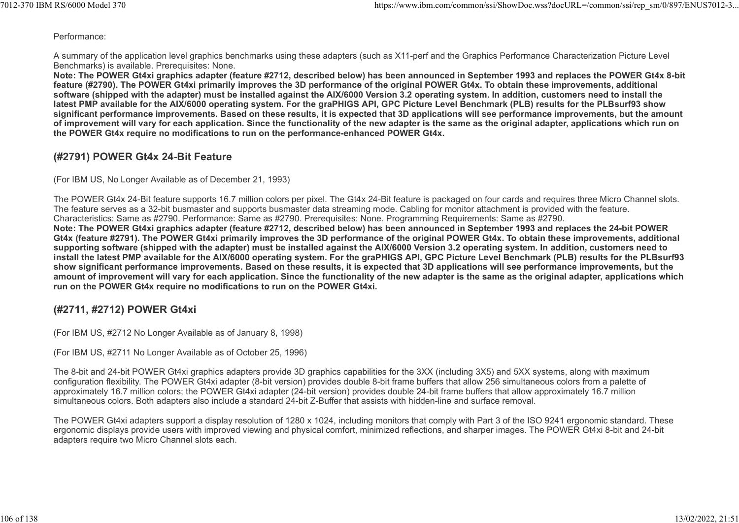Performance:

A summary of the application level graphics benchmarks using these adapters (such as X11-perf and the Graphics Performance Characterization Picture Level Benchmarks) is available. Prerequisites: None.

**Note: The POWER Gt4xi graphics adapter (feature #2712, described below) has been announced in September 1993 and replaces the POWER Gt4x 8-bit feature (#2790). The POWER Gt4xi primarily improves the 3D performance of the original POWER Gt4x. To obtain these improvements, additional software (shipped with the adapter) must be installed against the AIX/6000 Version 3.2 operating system. In addition, customers need to install the latest PMP available for the AIX/6000 operating system. For the graPHIGS API, GPC Picture Level Benchmark (PLB) results for the PLBsurf93 show significant performance improvements. Based on these results, it is expected that 3D applications will see performance improvements, but the amount of improvement will vary for each application. Since the functionality of the new adapter is the same as the original adapter, applications which run on the POWER Gt4x require no modifications to run on the performance-enhanced POWER Gt4x.**

## (#2791) POWER Gt4x 24-Bit Feature

(For IBM US, No Longer Available as of December 21, 1993)

The POWER Gt4x 24-Bit feature supports 16.7 million colors per pixel. The Gt4x 24-Bit feature is packaged on four cards and requires three Micro Channel slots. The feature serves as a 32-bit busmaster and supports busmaster data streaming mode. Cabling for monitor attachment is provided with the feature. Characteristics: Same as #2790. Performance: Same as #2790. Prerequisites: None. Programming Requirements: Same as #2790.

**Note: The POWER Gt4xi graphics adapter (feature #2712, described below) has been announced in September 1993 and replaces the 24-bit POWER Gt4x (feature #2791). The POWER Gt4xi primarily improves the 3D performance of the original POWER Gt4x. To obtain these improvements, additional supporting software (shipped with the adapter) must be installed against the AIX/6000 Version 3.2 operating system. In addition, customers need to install the latest PMP available for the AIX/6000 operating system. For the graPHIGS API, GPC Picture Level Benchmark (PLB) results for the PLBsurf93 show significant performance improvements. Based on these results, it is expected that 3D applications will see performance improvements, but the amount of improvement will vary for each application. Since the functionality of the new adapter is the same as the original adapter, applications which run on the POWER Gt4x require no modifications to run on the POWER Gt4xi.**

## (#2711, #2712) POWER Gt4xi

(For IBM US, #2712 No Longer Available as of January 8, 1998)

(For IBM US, #2711 No Longer Available as of October 25, 1996)

The 8-bit and 24-bit POWER Gt4xi graphics adapters provide 3D graphics capabilities for the 3XX (including 3X5) and 5XX systems, along with maximum configuration flexibility. The POWER Gt4xi adapter (8-bit version) provides double 8-bit frame buffers that allow 256 simultaneous colors from a palette of approximately 16.7 million colors; the POWER Gt4xi adapter (24-bit version) provides double 24-bit frame buffers that allow approximately 16.7 million simultaneous colors. Both adapters also include a standard 24-bit Z-Buffer that assists with hidden-line and surface removal.

The POWER Gt4xi adapters support a display resolution of 1280 x 1024, including monitors that comply with Part 3 of the ISO 9241 ergonomic standard. These ergonomic displays provide users with improved viewing and physical comfort, minimized reflections, and sharper images. The POWER Gt4xi 8-bit and 24-bit adapters require two Micro Channel slots each.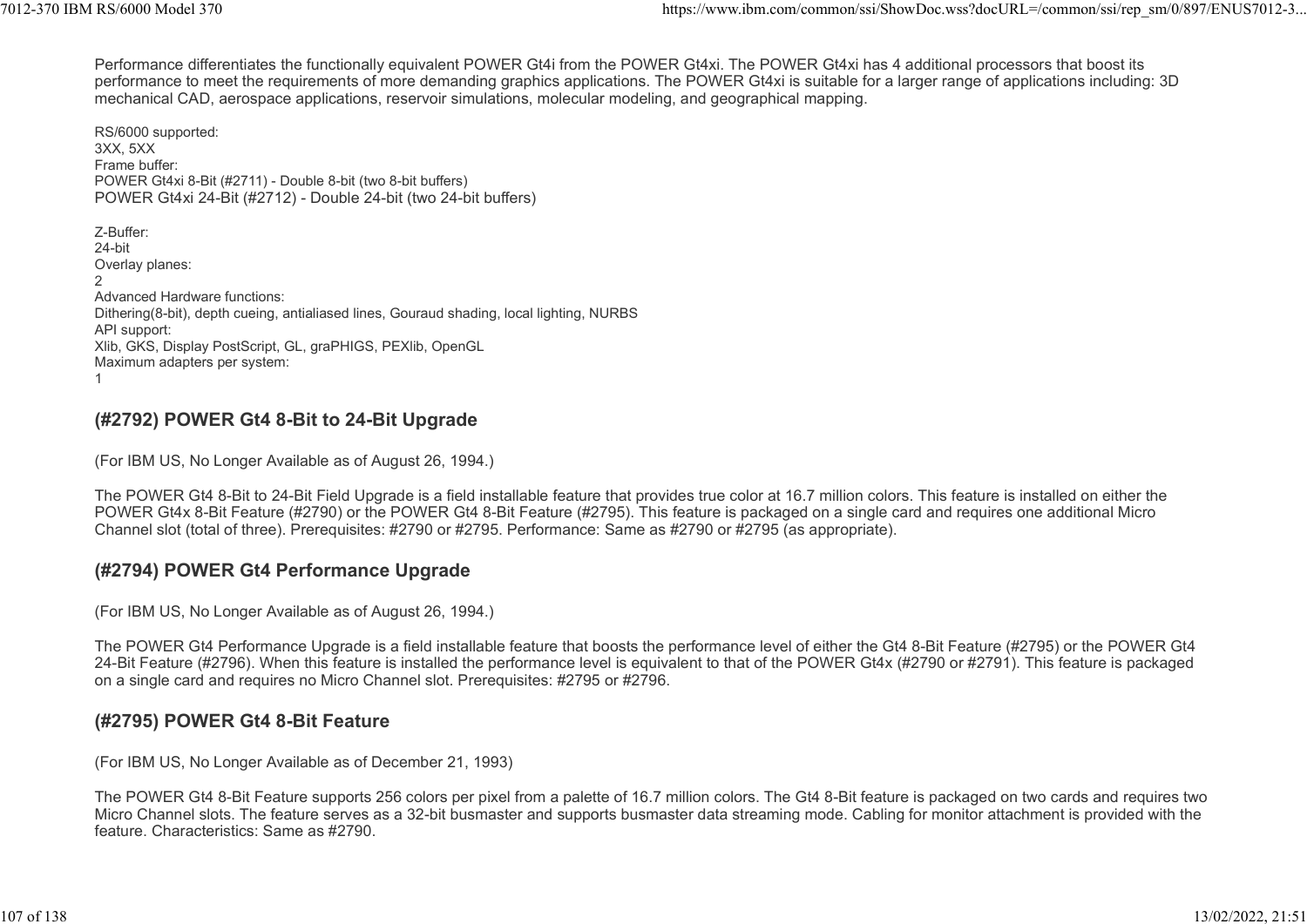Performance differentiates the functionally equivalent POWER Gt4i from the POWER Gt4xi. The POWER Gt4xi has 4 additional processors that boost its performance to meet the requirements of more demanding graphics applications. The POWER Gt4xi is suitable for a larger range of applications including: 3D mechanical CAD, aerospace applications, reservoir simulations, molecular modeling, and geographical mapping.

RS/6000 supported:
3XX, 5XX
Frame buffer:
POWER Gt4xi 8-Bit (#2711) - Double 8-bit (two 8-bit buffers)
POWER Gt4xi 24-Bit (#2712) - Double 24-bit (two 24-bit buffers)

Z-Buffer:
24-bit
Overlay planes:
2
Advanced Hardware functions:
Dithering(8-bit), depth cueing, antialiased lines, Gouraud shading, local lighting, NURBS
API support:
Xlib, GKS, Display PostScript, GL, graPHIGS, PEXlib, OpenGL
Maximum adapters per system:
1

### (#2792) POWER Gt4 8-Bit to 24-Bit Upgrade

(For IBM US, No Longer Available as of August 26, 1994.)

The POWER Gt4 8-Bit to 24-Bit Field Upgrade is a field installable feature that provides true color at 16.7 million colors. This feature is installed on either the POWER Gt4x 8-Bit Feature (#2790) or the POWER Gt4 8-Bit Feature (#2795). This feature is packaged on a single card and requires one additional Micro Channel slot (total of three). Prerequisites: #2790 or #2795. Performance: Same as #2790 or #2795 (as appropriate).

### (#2794) POWER Gt4 Performance Upgrade

(For IBM US, No Longer Available as of August 26, 1994.)

The POWER Gt4 Performance Upgrade is a field installable feature that boosts the performance level of either the Gt4 8-Bit Feature (#2795) or the POWER Gt4 24-Bit Feature (#2796). When this feature is installed the performance level is equivalent to that of the POWER Gt4x (#2790 or #2791). This feature is packaged on a single card and requires no Micro Channel slot. Prerequisites: #2795 or #2796.

### (#2795) POWER Gt4 8-Bit Feature

(For IBM US, No Longer Available as of December 21, 1993)

The POWER Gt4 8-Bit Feature supports 256 colors per pixel from a palette of 16.7 million colors. The Gt4 8-Bit feature is packaged on two cards and requires two Micro Channel slots. The feature serves as a 32-bit busmaster and supports busmaster data streaming mode. Cabling for monitor attachment is provided with the feature. Characteristics: Same as #2790.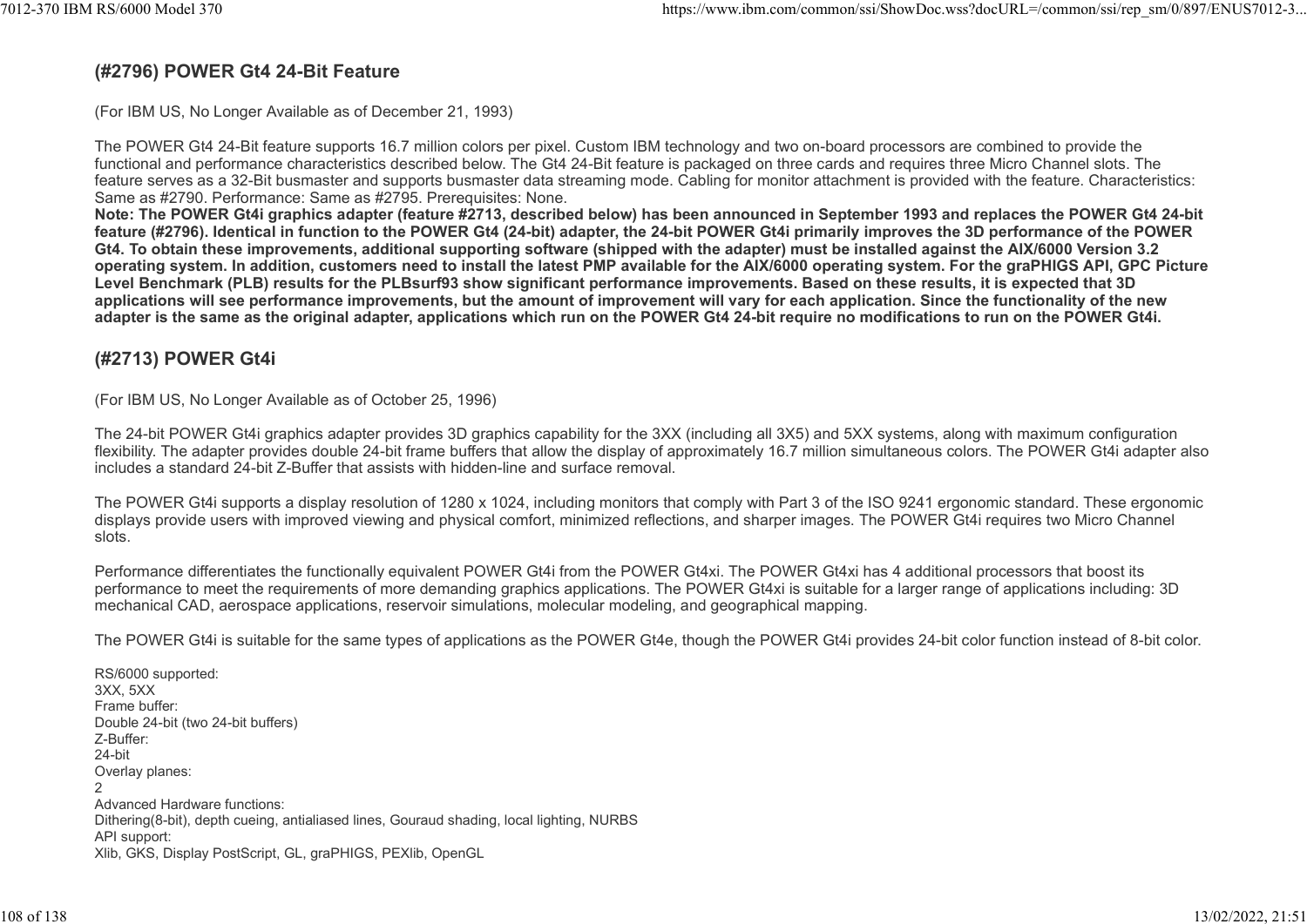## (#2796) POWER Gt4 24-Bit Feature

(For IBM US, No Longer Available as of December 21, 1993)

The POWER Gt4 24-Bit feature supports 16.7 million colors per pixel. Custom IBM technology and two on-board processors are combined to provide the functional and performance characteristics described below. The Gt4 24-Bit feature is packaged on three cards and requires three Micro Channel slots. The feature serves as a 32-Bit busmaster and supports busmaster data streaming mode. Cabling for monitor attachment is provided with the feature. Characteristics: Same as #2790. Performance: Same as #2795. Prerequisites: None.

**Note: The POWER Gt4i graphics adapter (feature #2713, described below) has been announced in September 1993 and replaces the POWER Gt4 24-bit feature (#2796). Identical in function to the POWER Gt4 (24-bit) adapter, the 24-bit POWER Gt4i primarily improves the 3D performance of the POWER Gt4. To obtain these improvements, additional supporting software (shipped with the adapter) must be installed against the AIX/6000 Version 3.2 operating system. In addition, customers need to install the latest PMP available for the AIX/6000 operating system. For the graPHIGS API, GPC Picture Level Benchmark (PLB) results for the PLBsurf93 show significant performance improvements. Based on these results, it is expected that 3D applications will see performance improvements, but the amount of improvement will vary for each application. Since the functionality of the new adapter is the same as the original adapter, applications which run on the POWER Gt4 24-bit require no modifications to run on the POWER Gt4i.**

## (#2713) POWER Gt4i

(For IBM US, No Longer Available as of October 25, 1996)

The 24-bit POWER Gt4i graphics adapter provides 3D graphics capability for the 3XX (including all 3X5) and 5XX systems, along with maximum configuration flexibility. The adapter provides double 24-bit frame buffers that allow the display of approximately 16.7 million simultaneous colors. The POWER Gt4i adapter also includes a standard 24-bit Z-Buffer that assists with hidden-line and surface removal.

The POWER Gt4i supports a display resolution of 1280 x 1024, including monitors that comply with Part 3 of the ISO 9241 ergonomic standard. These ergonomic displays provide users with improved viewing and physical comfort, minimized reflections, and sharper images. The POWER Gt4i requires two Micro Channel slots.

Performance differentiates the functionally equivalent POWER Gt4i from the POWER Gt4xi. The POWER Gt4xi has 4 additional processors that boost its performance to meet the requirements of more demanding graphics applications. The POWER Gt4xi is suitable for a larger range of applications including: 3D mechanical CAD, aerospace applications, reservoir simulations, molecular modeling, and geographical mapping.

The POWER Gt4i is suitable for the same types of applications as the POWER Gt4e, though the POWER Gt4i provides 24-bit color function instead of 8-bit color.

RS/6000 supported:
3XX, 5XX
Frame buffer:
Double 24-bit (two 24-bit buffers)
Z-Buffer:
24-bit
Overlay planes:
2
Advanced Hardware functions:
Dithering(8-bit), depth cueing, antialiased lines, Gouraud shading, local lighting, NURBS
API support:
Xlib, GKS, Display PostScript, GL, graPHIGS, PEXlib, OpenGL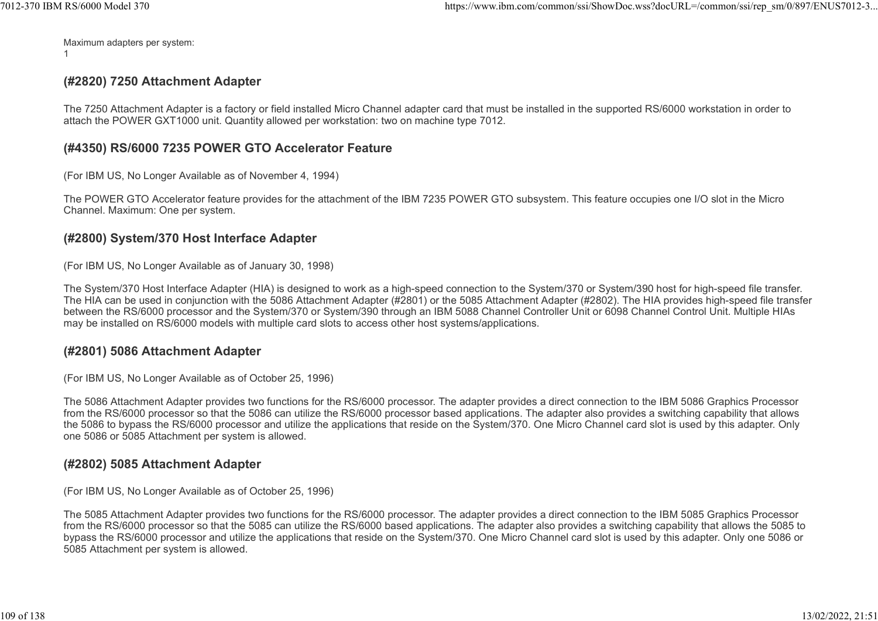Maximum adapters per system:
1

### (#2820) 7250 Attachment Adapter

The 7250 Attachment Adapter is a factory or field installed Micro Channel adapter card that must be installed in the supported RS/6000 workstation in order to attach the POWER GXT1000 unit. Quantity allowed per workstation: two on machine type 7012.

### (#4350) RS/6000 7235 POWER GTO Accelerator Feature

(For IBM US, No Longer Available as of November 4, 1994)

The POWER GTO Accelerator feature provides for the attachment of the IBM 7235 POWER GTO subsystem. This feature occupies one I/O slot in the Micro Channel. Maximum: One per system.

### (#2800) System/370 Host Interface Adapter

(For IBM US, No Longer Available as of January 30, 1998)

The System/370 Host Interface Adapter (HIA) is designed to work as a high-speed connection to the System/370 or System/390 host for high-speed file transfer. The HIA can be used in conjunction with the 5086 Attachment Adapter (#2801) or the 5085 Attachment Adapter (#2802). The HIA provides high-speed file transfer between the RS/6000 processor and the System/370 or System/390 through an IBM 5088 Channel Controller Unit or 6098 Channel Control Unit. Multiple HIAs may be installed on RS/6000 models with multiple card slots to access other host systems/applications.

### (#2801) 5086 Attachment Adapter

(For IBM US, No Longer Available as of October 25, 1996)

The 5086 Attachment Adapter provides two functions for the RS/6000 processor. The adapter provides a direct connection to the IBM 5086 Graphics Processor from the RS/6000 processor so that the 5086 can utilize the RS/6000 processor based applications. The adapter also provides a switching capability that allows the 5086 to bypass the RS/6000 processor and utilize the applications that reside on the System/370. One Micro Channel card slot is used by this adapter. Only one 5086 or 5085 Attachment per system is allowed.

### (#2802) 5085 Attachment Adapter

(For IBM US, No Longer Available as of October 25, 1996)

The 5085 Attachment Adapter provides two functions for the RS/6000 processor. The adapter provides a direct connection to the IBM 5085 Graphics Processor from the RS/6000 processor so that the 5085 can utilize the RS/6000 based applications. The adapter also provides a switching capability that allows the 5085 to bypass the RS/6000 processor and utilize the applications that reside on the System/370. One Micro Channel card slot is used by this adapter. Only one 5086 or 5085 Attachment per system is allowed.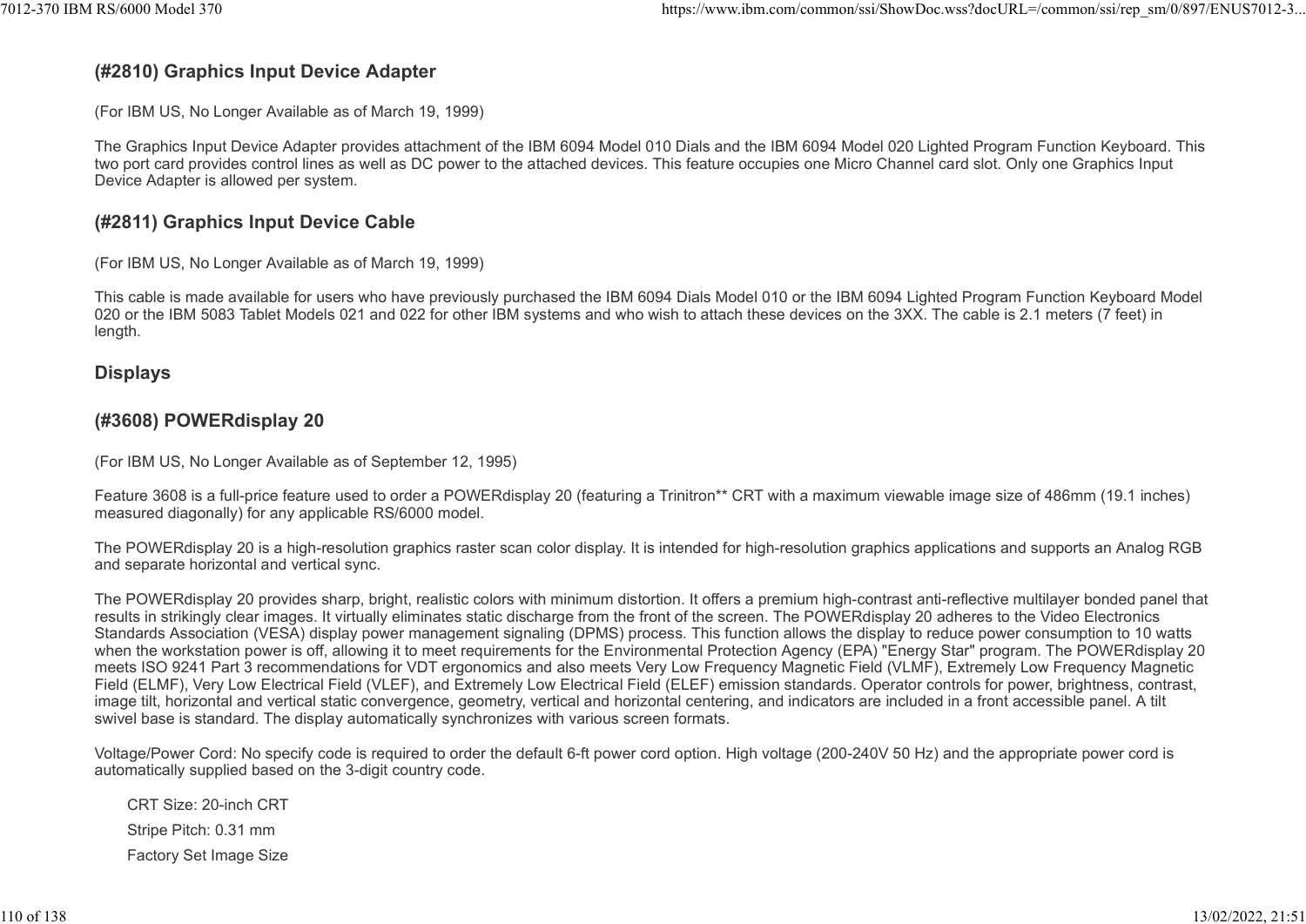### (#2810) Graphics Input Device Adapter

(For IBM US, No Longer Available as of March 19, 1999)

The Graphics Input Device Adapter provides attachment of the IBM 6094 Model 010 Dials and the IBM 6094 Model 020 Lighted Program Function Keyboard. This two port card provides control lines as well as DC power to the attached devices. This feature occupies one Micro Channel card slot. Only one Graphics Input Device Adapter is allowed per system.

### (#2811) Graphics Input Device Cable

(For IBM US, No Longer Available as of March 19, 1999)

This cable is made available for users who have previously purchased the IBM 6094 Dials Model 010 or the IBM 6094 Lighted Program Function Keyboard Model 020 or the IBM 5083 Tablet Models 021 and 022 for other IBM systems and who wish to attach these devices on the 3XX. The cable is 2.1 meters (7 feet) in length.

## Displays

### (#3608) POWERdisplay 20

(For IBM US, No Longer Available as of September 12, 1995)

Feature 3608 is a full-price feature used to order a POWERdisplay 20 (featuring a Trinitron** CRT with a maximum viewable image size of 486mm (19.1 inches) measured diagonally) for any applicable RS/6000 model.

The POWERdisplay 20 is a high-resolution graphics raster scan color display. It is intended for high-resolution graphics applications and supports an Analog RGB and separate horizontal and vertical sync.

The POWERdisplay 20 provides sharp, bright, realistic colors with minimum distortion. It offers a premium high-contrast anti-reflective multilayer bonded panel that results in strikingly clear images. It virtually eliminates static discharge from the front of the screen. The POWERdisplay 20 adheres to the Video Electronics Standards Association (VESA) display power management signaling (DPMS) process. This function allows the display to reduce power consumption to 10 watts when the workstation power is off, allowing it to meet requirements for the Environmental Protection Agency (EPA) "Energy Star" program. The POWERdisplay 20 meets ISO 9241 Part 3 recommendations for VDT ergonomics and also meets Very Low Frequency Magnetic Field (VLMF), Extremely Low Frequency Magnetic Field (ELMF), Very Low Electrical Field (VLEF), and Extremely Low Electrical Field (ELEF) emission standards. Operator controls for power, brightness, contrast, image tilt, horizontal and vertical static convergence, geometry, vertical and horizontal centering, and indicators are included in a front accessible panel. A tilt swivel base is standard. The display automatically synchronizes with various screen formats.

Voltage/Power Cord: No specify code is required to order the default 6-ft power cord option. High voltage (200-240V 50 Hz) and the appropriate power cord is automatically supplied based on the 3-digit country code.

- CRT Size: 20-inch CRT
- Stripe Pitch: 0.31 mm
- Factory Set Image Size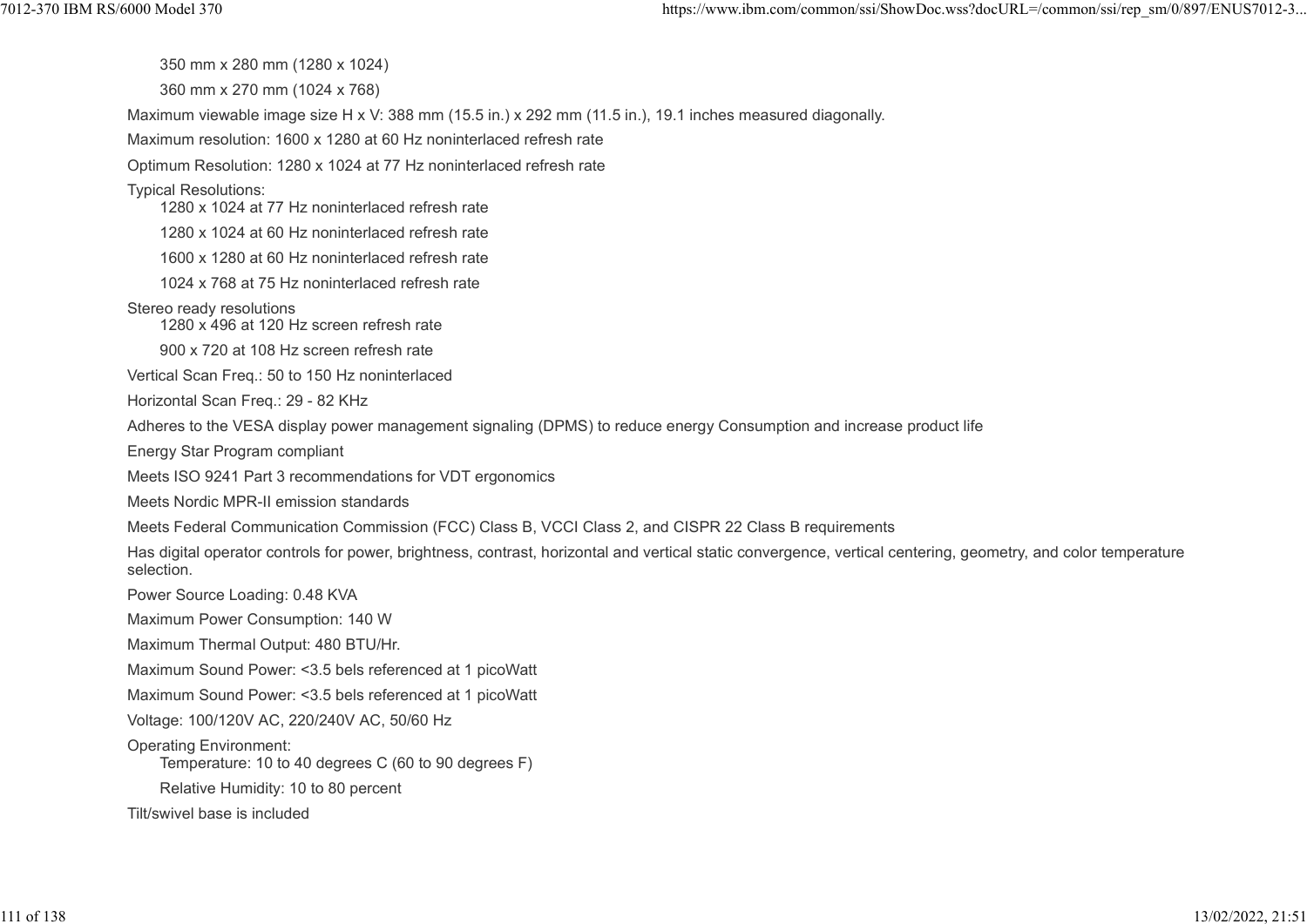- 350 mm x 280 mm (1280 x 1024)
- 360 mm x 270 mm (1024 x 768)

Maximum viewable image size H x V: 388 mm (15.5 in.) x 292 mm (11.5 in.), 19.1 inches measured diagonally.

Maximum resolution: 1600 x 1280 at 60 Hz noninterlaced refresh rate

Optimum Resolution: 1280 x 1024 at 77 Hz noninterlaced refresh rate

Typical Resolutions:

- 1280 x 1024 at 77 Hz noninterlaced refresh rate
- 1280 x 1024 at 60 Hz noninterlaced refresh rate
- 1600 x 1280 at 60 Hz noninterlaced refresh rate
- 1024 x 768 at 75 Hz noninterlaced refresh rate

Stereo ready resolutions

- 1280 x 496 at 120 Hz screen refresh rate
- 900 x 720 at 108 Hz screen refresh rate

Vertical Scan Freq.: 50 to 150 Hz noninterlaced

Horizontal Scan Freq.: 29 - 82 KHz

Adheres to the VESA display power management signaling (DPMS) to reduce energy Consumption and increase product life

Energy Star Program compliant

Meets ISO 9241 Part 3 recommendations for VDT ergonomics

Meets Nordic MPR-II emission standards

Meets Federal Communication Commission (FCC) Class B, VCCI Class 2, and CISPR 22 Class B requirements

Has digital operator controls for power, brightness, contrast, horizontal and vertical static convergence, vertical centering, geometry, and color temperature selection.

Power Source Loading: 0.48 KVA

Maximum Power Consumption: 140 W

Maximum Thermal Output: 480 BTU/Hr.

Maximum Sound Power: <3.5 bels referenced at 1 picoWatt

Maximum Sound Power: <3.5 bels referenced at 1 picoWatt

Voltage: 100/120V AC, 220/240V AC, 50/60 Hz

Operating Environment:

- Temperature: 10 to 40 degrees C (60 to 90 degrees F)
- Relative Humidity: 10 to 80 percent

Tilt/swivel base is included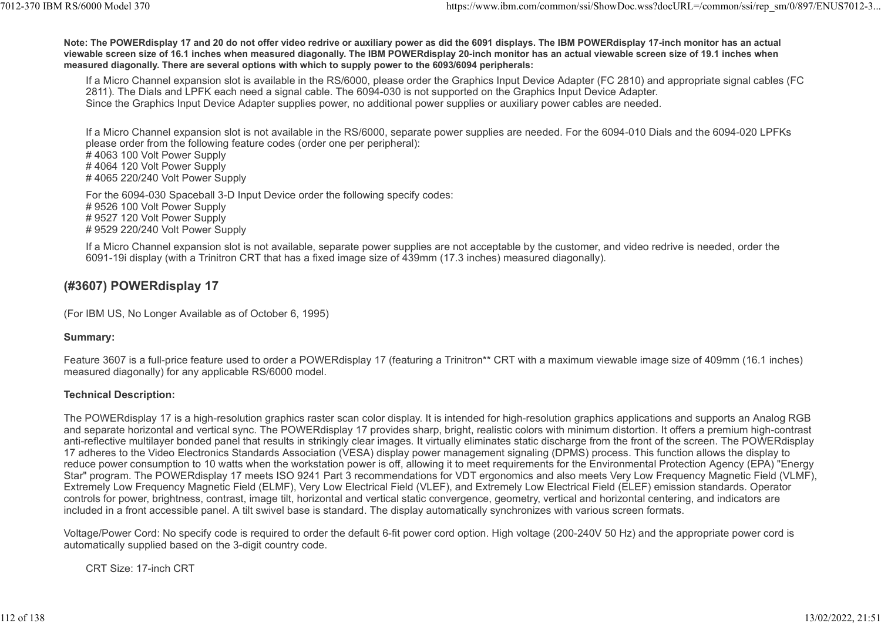**Note: The POWERdisplay 17 and 20 do not offer video redrive or auxiliary power as did the 6091 displays. The IBM POWERdisplay 17-inch monitor has an actual viewable screen size of 16.1 inches when measured diagonally. The IBM POWERdisplay 20-inch monitor has an actual viewable screen size of 19.1 inches when measured diagonally. There are several options with which to supply power to the 6093/6094 peripherals:**

> If a Micro Channel expansion slot is available in the RS/6000, please order the Graphics Input Device Adapter (FC 2810) and appropriate signal cables (FC 2811). The Dials and LPFK each need a signal cable. The 6094-030 is not supported on the Graphics Input Device Adapter.
> Since the Graphics Input Device Adapter supplies power, no additional power supplies or auxiliary power cables are needed.
>
> If a Micro Channel expansion slot is not available in the RS/6000, separate power supplies are needed. For the 6094-010 Dials and the 6094-020 LPFKs please order from the following feature codes (order one per peripheral):
> # 4063 100 Volt Power Supply
> # 4064 120 Volt Power Supply
> # 4065 220/240 Volt Power Supply
>
> For the 6094-030 Spaceball 3-D Input Device order the following specify codes:
> # 9526 100 Volt Power Supply
> # 9527 120 Volt Power Supply
> # 9529 220/240 Volt Power Supply
>
> If a Micro Channel expansion slot is not available, separate power supplies are not acceptable by the customer, and video redrive is needed, order the 6091-19i display (with a Trinitron CRT that has a fixed image size of 439mm (17.3 inches) measured diagonally).

## (#3607) POWERdisplay 17

(For IBM US, No Longer Available as of October 6, 1995)

**Summary:**

Feature 3607 is a full-price feature used to order a POWERdisplay 17 (featuring a Trinitron** CRT with a maximum viewable image size of 409mm (16.1 inches) measured diagonally) for any applicable RS/6000 model.

**Technical Description:**

The POWERdisplay 17 is a high-resolution graphics raster scan color display. It is intended for high-resolution graphics applications and supports an Analog RGB and separate horizontal and vertical sync. The POWERdisplay 17 provides sharp, bright, realistic colors with minimum distortion. It offers a premium high-contrast anti-reflective multilayer bonded panel that results in strikingly clear images. It virtually eliminates static discharge from the front of the screen. The POWERdisplay 17 adheres to the Video Electronics Standards Association (VESA) display power management signaling (DPMS) process. This function allows the display to reduce power consumption to 10 watts when the workstation power is off, allowing it to meet requirements for the Environmental Protection Agency (EPA) "Energy Star" program. The POWERdisplay 17 meets ISO 9241 Part 3 recommendations for VDT ergonomics and also meets Very Low Frequency Magnetic Field (VLMF), Extremely Low Frequency Magnetic Field (ELMF), Very Low Electrical Field (VLEF), and Extremely Low Electrical Field (ELEF) emission standards. Operator controls for power, brightness, contrast, image tilt, horizontal and vertical static convergence, geometry, vertical and horizontal centering, and indicators are included in a front accessible panel. A tilt swivel base is standard. The display automatically synchronizes with various screen formats.

Voltage/Power Cord: No specify code is required to order the default 6-fit power cord option. High voltage (200-240V 50 Hz) and the appropriate power cord is automatically supplied based on the 3-digit country code.

> CRT Size: 17-inch CRT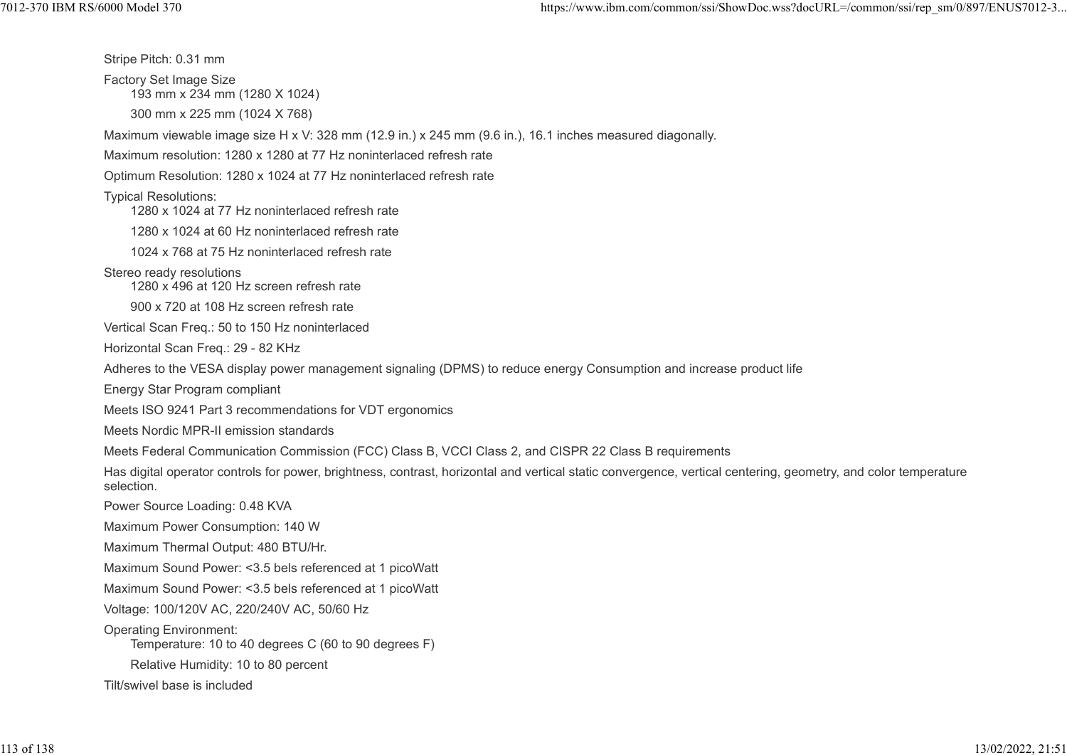Stripe Pitch: 0.31 mm

Factory Set Image Size
- 193 mm x 234 mm (1280 X 1024)
- 300 mm x 225 mm (1024 X 768)

Maximum viewable image size H x V: 328 mm (12.9 in.) x 245 mm (9.6 in.), 16.1 inches measured diagonally.

Maximum resolution: 1280 x 1280 at 77 Hz noninterlaced refresh rate

Optimum Resolution: 1280 x 1024 at 77 Hz noninterlaced refresh rate

Typical Resolutions:
- 1280 x 1024 at 77 Hz noninterlaced refresh rate
- 1280 x 1024 at 60 Hz noninterlaced refresh rate
- 1024 x 768 at 75 Hz noninterlaced refresh rate

Stereo ready resolutions
- 1280 x 496 at 120 Hz screen refresh rate
- 900 x 720 at 108 Hz screen refresh rate

Vertical Scan Freq.: 50 to 150 Hz noninterlaced

Horizontal Scan Freq.: 29 - 82 KHz

Adheres to the VESA display power management signaling (DPMS) to reduce energy Consumption and increase product life

Energy Star Program compliant

Meets ISO 9241 Part 3 recommendations for VDT ergonomics

Meets Nordic MPR-II emission standards

Meets Federal Communication Commission (FCC) Class B, VCCI Class 2, and CISPR 22 Class B requirements

Has digital operator controls for power, brightness, contrast, horizontal and vertical static convergence, vertical centering, geometry, and color temperature selection.

Power Source Loading: 0.48 KVA

Maximum Power Consumption: 140 W

Maximum Thermal Output: 480 BTU/Hr.

Maximum Sound Power: <3.5 bels referenced at 1 picoWatt

Maximum Sound Power: <3.5 bels referenced at 1 picoWatt

Voltage: 100/120V AC, 220/240V AC, 50/60 Hz

Operating Environment:
- Temperature: 10 to 40 degrees C (60 to 90 degrees F)
- Relative Humidity: 10 to 80 percent

Tilt/swivel base is included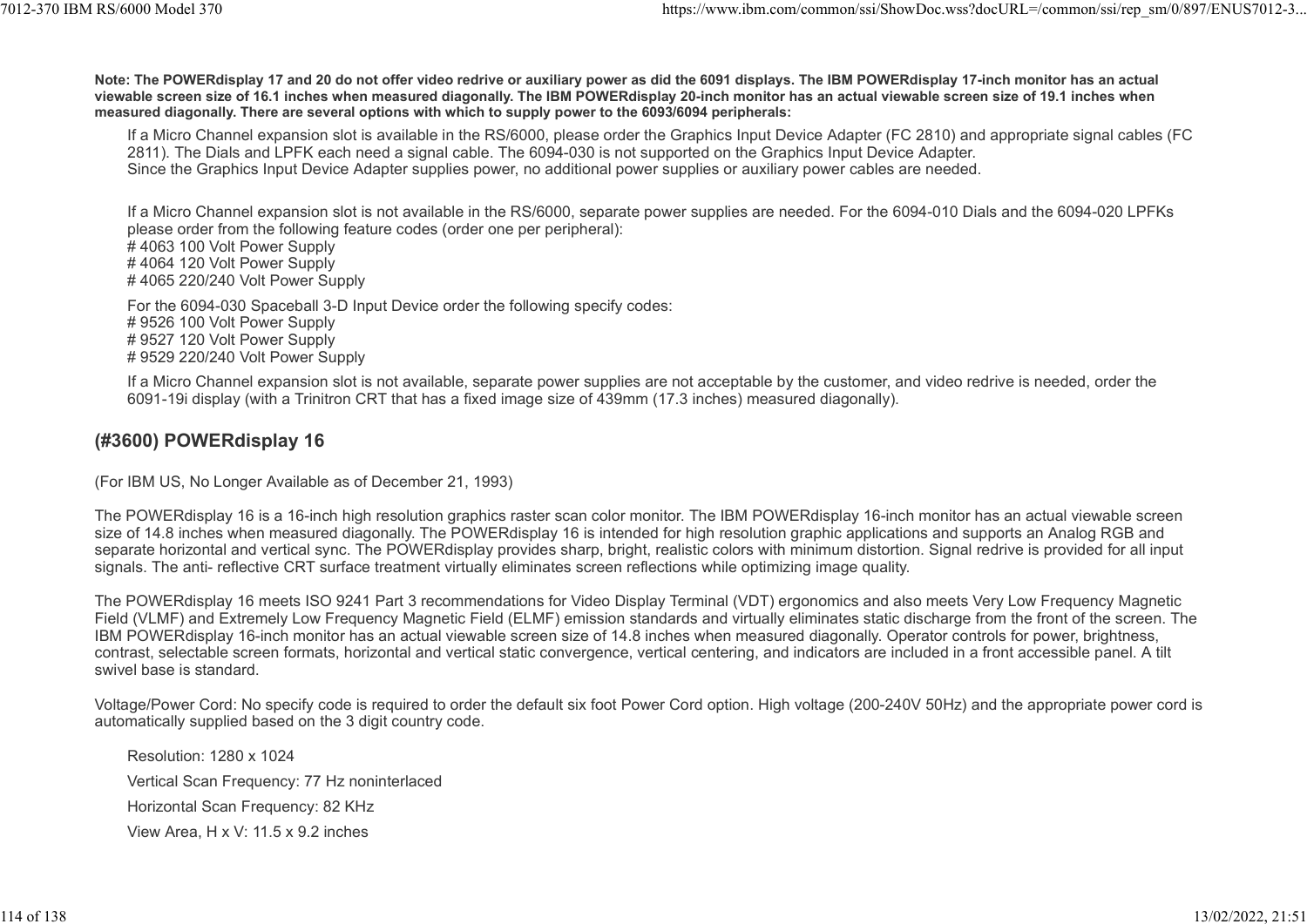**Note: The POWERdisplay 17 and 20 do not offer video redrive or auxiliary power as did the 6091 displays. The IBM POWERdisplay 17-inch monitor has an actual viewable screen size of 16.1 inches when measured diagonally. The IBM POWERdisplay 20-inch monitor has an actual viewable screen size of 19.1 inches when measured diagonally. There are several options with which to supply power to the 6093/6094 peripherals:**

If a Micro Channel expansion slot is available in the RS/6000, please order the Graphics Input Device Adapter (FC 2810) and appropriate signal cables (FC 2811). The Dials and LPFK each need a signal cable. The 6094-030 is not supported on the Graphics Input Device Adapter.
Since the Graphics Input Device Adapter supplies power, no additional power supplies or auxiliary power cables are needed.

If a Micro Channel expansion slot is not available in the RS/6000, separate power supplies are needed. For the 6094-010 Dials and the 6094-020 LPFKs please order from the following feature codes (order one per peripheral):
# 4063 100 Volt Power Supply
# 4064 120 Volt Power Supply
# 4065 220/240 Volt Power Supply

For the 6094-030 Spaceball 3-D Input Device order the following specify codes:
# 9526 100 Volt Power Supply
# 9527 120 Volt Power Supply
# 9529 220/240 Volt Power Supply

If a Micro Channel expansion slot is not available, separate power supplies are not acceptable by the customer, and video redrive is needed, order the 6091-19i display (with a Trinitron CRT that has a fixed image size of 439mm (17.3 inches) measured diagonally).

## (#3600) POWERdisplay 16

(For IBM US, No Longer Available as of December 21, 1993)

The POWERdisplay 16 is a 16-inch high resolution graphics raster scan color monitor. The IBM POWERdisplay 16-inch monitor has an actual viewable screen size of 14.8 inches when measured diagonally. The POWERdisplay 16 is intended for high resolution graphic applications and supports an Analog RGB and separate horizontal and vertical sync. The POWERdisplay provides sharp, bright, realistic colors with minimum distortion. Signal redrive is provided for all input signals. The anti- reflective CRT surface treatment virtually eliminates screen reflections while optimizing image quality.

The POWERdisplay 16 meets ISO 9241 Part 3 recommendations for Video Display Terminal (VDT) ergonomics and also meets Very Low Frequency Magnetic Field (VLMF) and Extremely Low Frequency Magnetic Field (ELMF) emission standards and virtually eliminates static discharge from the front of the screen. The IBM POWERdisplay 16-inch monitor has an actual viewable screen size of 14.8 inches when measured diagonally. Operator controls for power, brightness, contrast, selectable screen formats, horizontal and vertical static convergence, vertical centering, and indicators are included in a front accessible panel. A tilt swivel base is standard.

Voltage/Power Cord: No specify code is required to order the default six foot Power Cord option. High voltage (200-240V 50Hz) and the appropriate power cord is automatically supplied based on the 3 digit country code.

Resolution: 1280 x 1024

Vertical Scan Frequency: 77 Hz noninterlaced

Horizontal Scan Frequency: 82 KHz

View Area, H x V: 11.5 x 9.2 inches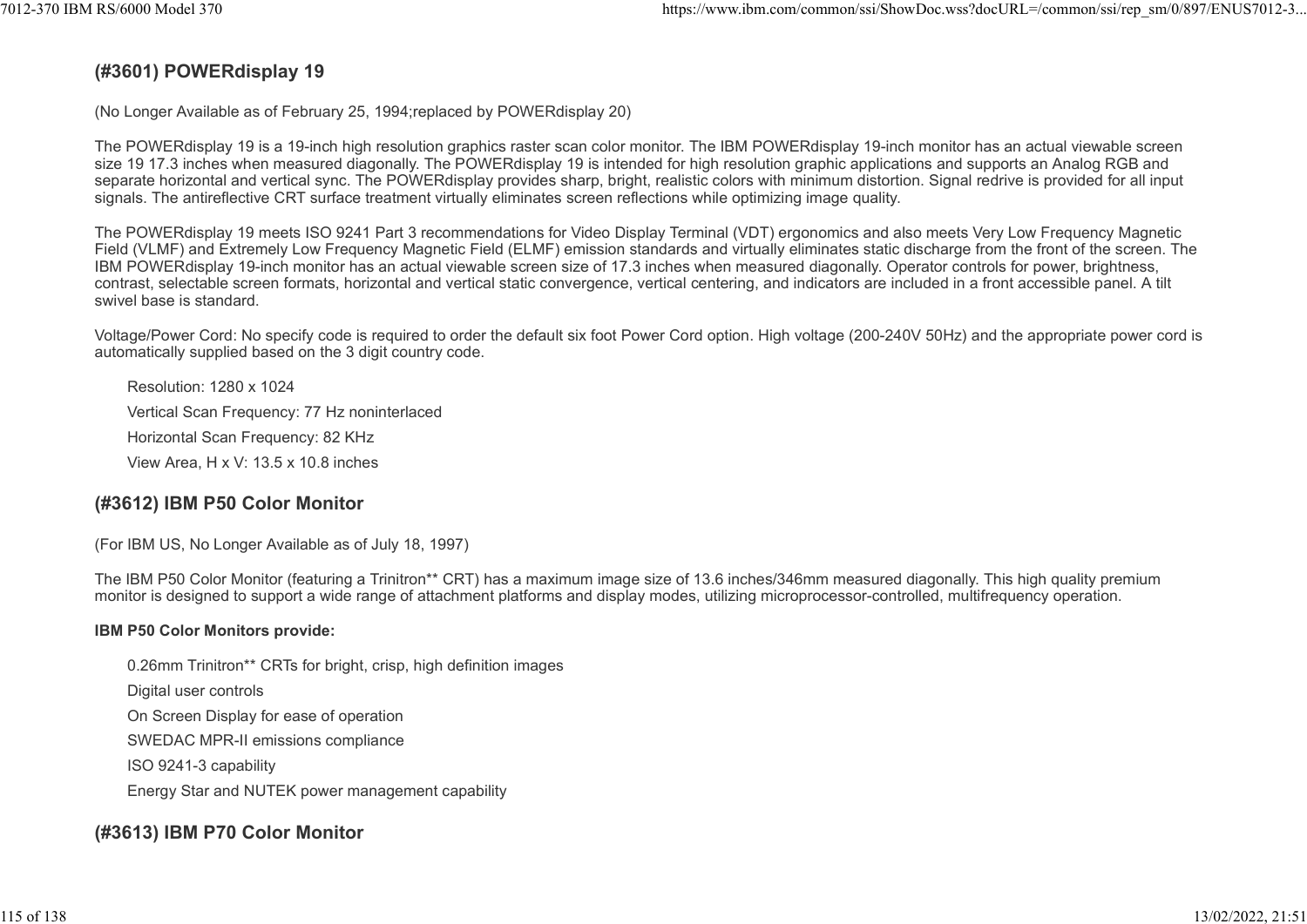### (#3601) POWERdisplay 19

(No Longer Available as of February 25, 1994;replaced by POWERdisplay 20)

The POWERdisplay 19 is a 19-inch high resolution graphics raster scan color monitor. The IBM POWERdisplay 19-inch monitor has an actual viewable screen size 19 17.3 inches when measured diagonally. The POWERdisplay 19 is intended for high resolution graphic applications and supports an Analog RGB and separate horizontal and vertical sync. The POWERdisplay provides sharp, bright, realistic colors with minimum distortion. Signal redrive is provided for all input signals. The antireflective CRT surface treatment virtually eliminates screen reflections while optimizing image quality.

The POWERdisplay 19 meets ISO 9241 Part 3 recommendations for Video Display Terminal (VDT) ergonomics and also meets Very Low Frequency Magnetic Field (VLMF) and Extremely Low Frequency Magnetic Field (ELMF) emission standards and virtually eliminates static discharge from the front of the screen. The IBM POWERdisplay 19-inch monitor has an actual viewable screen size of 17.3 inches when measured diagonally. Operator controls for power, brightness, contrast, selectable screen formats, horizontal and vertical static convergence, vertical centering, and indicators are included in a front accessible panel. A tilt swivel base is standard.

Voltage/Power Cord: No specify code is required to order the default six foot Power Cord option. High voltage (200-240V 50Hz) and the appropriate power cord is automatically supplied based on the 3 digit country code.

- Resolution: 1280 x 1024
- Vertical Scan Frequency: 77 Hz noninterlaced
- Horizontal Scan Frequency: 82 KHz
- View Area, H x V: 13.5 x 10.8 inches

### (#3612) IBM P50 Color Monitor

(For IBM US, No Longer Available as of July 18, 1997)

The IBM P50 Color Monitor (featuring a Trinitron** CRT) has a maximum image size of 13.6 inches/346mm measured diagonally. This high quality premium monitor is designed to support a wide range of attachment platforms and display modes, utilizing microprocessor-controlled, multifrequency operation.

**IBM P50 Color Monitors provide:**

- 0.26mm Trinitron** CRTs for bright, crisp, high definition images
- Digital user controls
- On Screen Display for ease of operation
- SWEDAC MPR-II emissions compliance
- ISO 9241-3 capability
- Energy Star and NUTEK power management capability

### (#3613) IBM P70 Color Monitor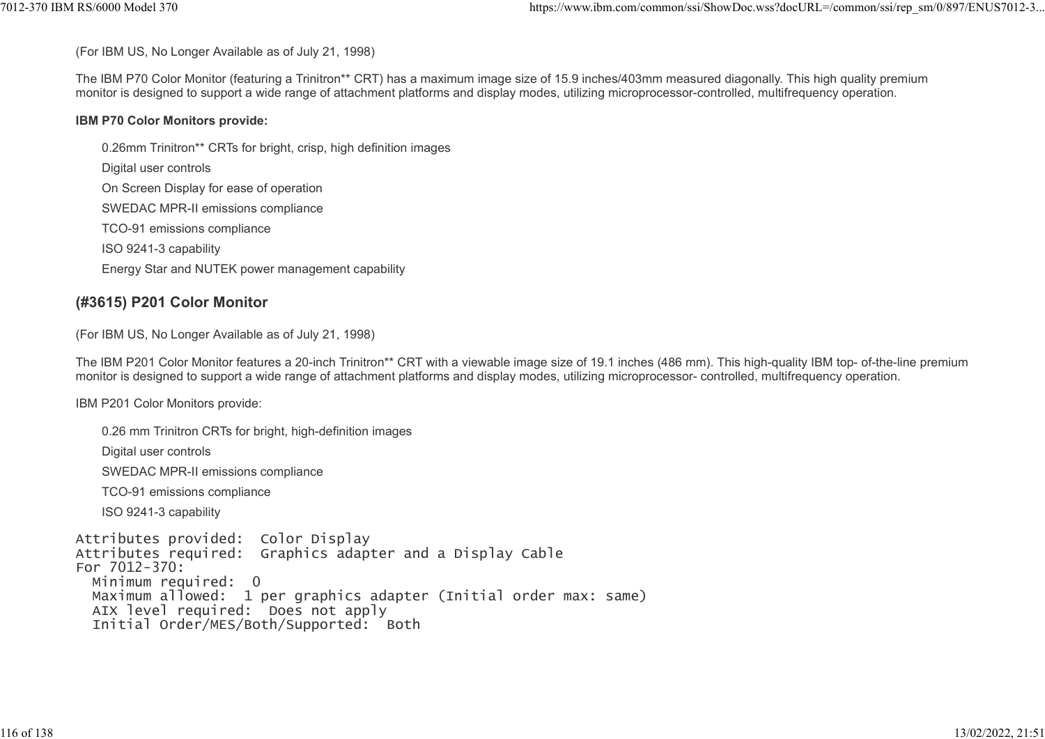(For IBM US, No Longer Available as of July 21, 1998)

The IBM P70 Color Monitor (featuring a Trinitron** CRT) has a maximum image size of 15.9 inches/403mm measured diagonally. This high quality premium monitor is designed to support a wide range of attachment platforms and display modes, utilizing microprocessor-controlled, multifrequency operation.

**IBM P70 Color Monitors provide:**

- 0.26mm Trinitron** CRTs for bright, crisp, high definition images
- Digital user controls
- On Screen Display for ease of operation
- SWEDAC MPR-II emissions compliance
- TCO-91 emissions compliance
- ISO 9241-3 capability
- Energy Star and NUTEK power management capability

## (#3615) P201 Color Monitor

(For IBM US, No Longer Available as of July 21, 1998)

The IBM P201 Color Monitor features a 20-inch Trinitron** CRT with a viewable image size of 19.1 inches (486 mm). This high-quality IBM top- of-the-line premium monitor is designed to support a wide range of attachment platforms and display modes, utilizing microprocessor- controlled, multifrequency operation.

IBM P201 Color Monitors provide:

- 0.26 mm Trinitron CRTs for bright, high-definition images
- Digital user controls
- SWEDAC MPR-II emissions compliance
- TCO-91 emissions compliance
- ISO 9241-3 capability

```
Attributes provided:  Color Display
Attributes required:  Graphics adapter and a Display Cable
For 7012-370:
  Minimum required:  0
  Maximum allowed:  1 per graphics adapter (Initial order max: same)
  AIX level required:  Does not apply
  Initial Order/MES/Both/Supported:  Both
```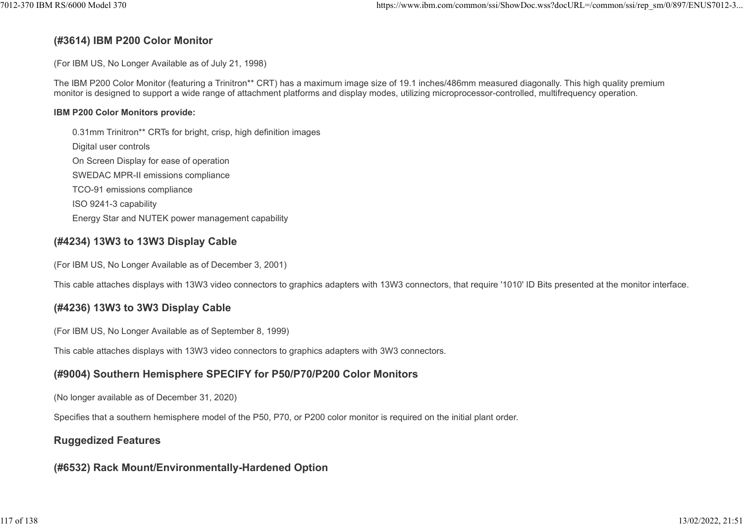### (#3614) IBM P200 Color Monitor

(For IBM US, No Longer Available as of July 21, 1998)

The IBM P200 Color Monitor (featuring a Trinitron** CRT) has a maximum image size of 19.1 inches/486mm measured diagonally. This high quality premium monitor is designed to support a wide range of attachment platforms and display modes, utilizing microprocessor-controlled, multifrequency operation.

**IBM P200 Color Monitors provide:**

- 0.31mm Trinitron** CRTs for bright, crisp, high definition images
- Digital user controls
- On Screen Display for ease of operation
- SWEDAC MPR-II emissions compliance
- TCO-91 emissions compliance
- ISO 9241-3 capability
- Energy Star and NUTEK power management capability

### (#4234) 13W3 to 13W3 Display Cable

(For IBM US, No Longer Available as of December 3, 2001)

This cable attaches displays with 13W3 video connectors to graphics adapters with 13W3 connectors, that require '1010' ID Bits presented at the monitor interface.

### (#4236) 13W3 to 3W3 Display Cable

(For IBM US, No Longer Available as of September 8, 1999)

This cable attaches displays with 13W3 video connectors to graphics adapters with 3W3 connectors.

### (#9004) Southern Hemisphere SPECIFY for P50/P70/P200 Color Monitors

(No longer available as of December 31, 2020)

Specifies that a southern hemisphere model of the P50, P70, or P200 color monitor is required on the initial plant order.

### Ruggedized Features

### (#6532) Rack Mount/Environmentally-Hardened Option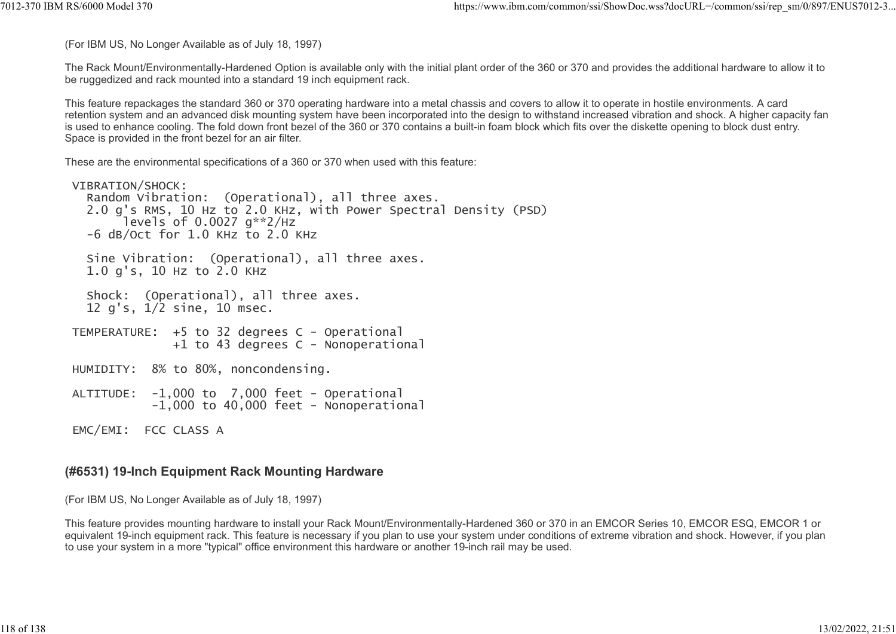(For IBM US, No Longer Available as of July 18, 1997)

The Rack Mount/Environmentally-Hardened Option is available only with the initial plant order of the 360 or 370 and provides the additional hardware to allow it to be ruggedized and rack mounted into a standard 19 inch equipment rack.

This feature repackages the standard 360 or 370 operating hardware into a metal chassis and covers to allow it to operate in hostile environments. A card retention system and an advanced disk mounting system have been incorporated into the design to withstand increased vibration and shock. A higher capacity fan is used to enhance cooling. The fold down front bezel of the 360 or 370 contains a built-in foam block which fits over the diskette opening to block dust entry. Space is provided in the front bezel for an air filter.

These are the environmental specifications of a 360 or 370 when used with this feature:

```
VIBRATION/SHOCK:
  Random Vibration:  (Operational), all three axes.
  2.0 g's RMS, 10 Hz to 2.0 KHz, with Power Spectral Density (PSD)
       levels of 0.0027 g**2/Hz
  -6 dB/Oct for 1.0 KHz to 2.0 KHz

  Sine Vibration:  (Operational), all three axes.
  1.0 g's, 10 Hz to 2.0 KHz

  Shock:  (Operational), all three axes.
  12 g's, 1/2 sine, 10 msec.

TEMPERATURE:  +5 to 32 degrees C - Operational
              +1 to 43 degrees C - Nonoperational

HUMIDITY:  8% to 80%, noncondensing.

ALTITUDE:  -1,000 to  7,000 feet - Operational
           -1,000 to 40,000 feet - Nonoperational

EMC/EMI:  FCC CLASS A
```

### (#6531) 19-Inch Equipment Rack Mounting Hardware

(For IBM US, No Longer Available as of July 18, 1997)

This feature provides mounting hardware to install your Rack Mount/Environmentally-Hardened 360 or 370 in an EMCOR Series 10, EMCOR ESQ, EMCOR 1 or equivalent 19-inch equipment rack. This feature is necessary if you plan to use your system under conditions of extreme vibration and shock. However, if you plan to use your system in a more "typical" office environment this hardware or another 19-inch rail may be used.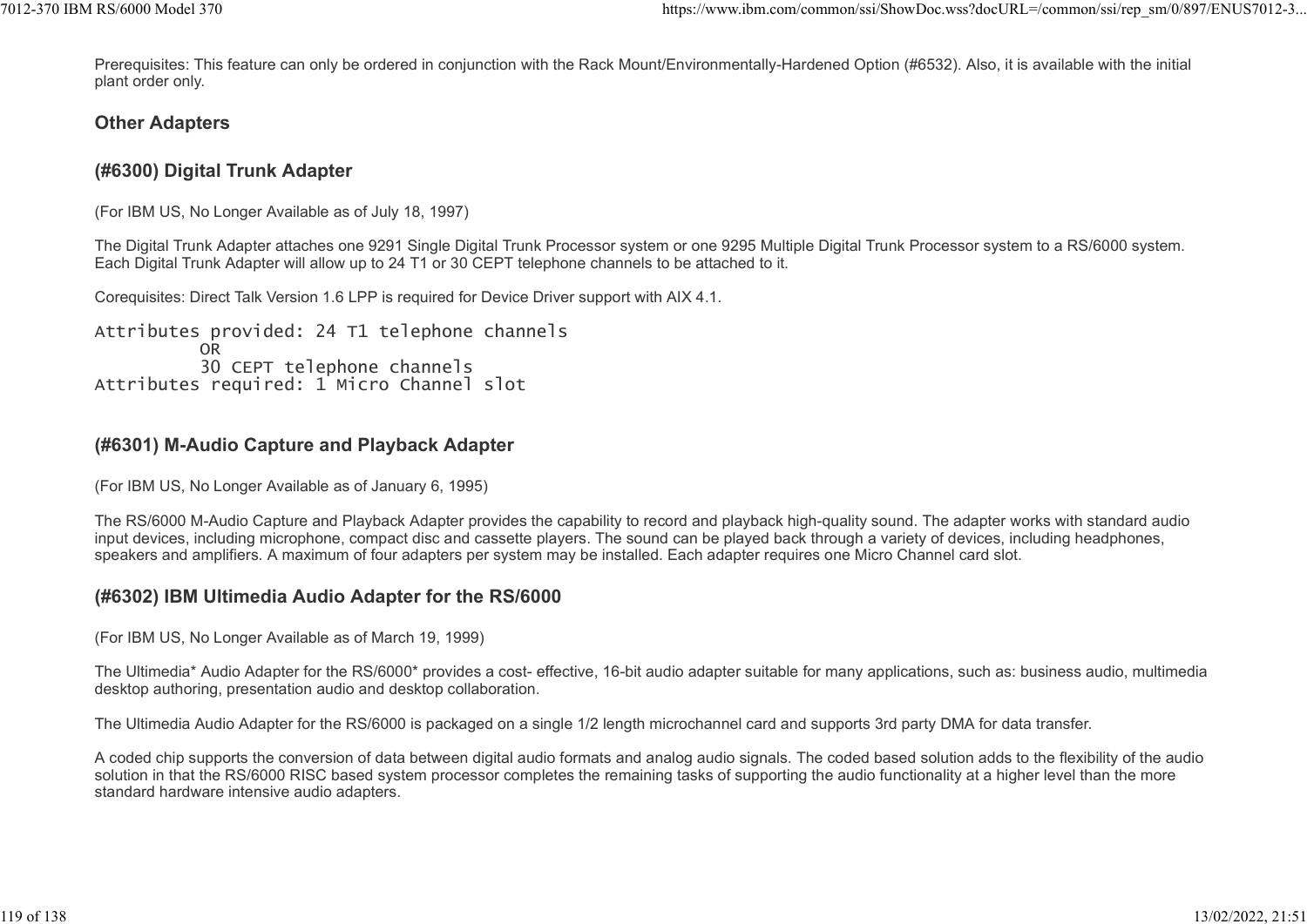Prerequisites: This feature can only be ordered in conjunction with the Rack Mount/Environmentally-Hardened Option (#6532). Also, it is available with the initial plant order only.

## Other Adapters

### (#6300) Digital Trunk Adapter

(For IBM US, No Longer Available as of July 18, 1997)

The Digital Trunk Adapter attaches one 9291 Single Digital Trunk Processor system or one 9295 Multiple Digital Trunk Processor system to a RS/6000 system. Each Digital Trunk Adapter will allow up to 24 T1 or 30 CEPT telephone channels to be attached to it.

Corequisites: Direct Talk Version 1.6 LPP is required for Device Driver support with AIX 4.1.

```
Attributes provided: 24 T1 telephone channels
          OR
          30 CEPT telephone channels
Attributes required: 1 Micro Channel slot
```

### (#6301) M-Audio Capture and Playback Adapter

(For IBM US, No Longer Available as of January 6, 1995)

The RS/6000 M-Audio Capture and Playback Adapter provides the capability to record and playback high-quality sound. The adapter works with standard audio input devices, including microphone, compact disc and cassette players. The sound can be played back through a variety of devices, including headphones, speakers and amplifiers. A maximum of four adapters per system may be installed. Each adapter requires one Micro Channel card slot.

### (#6302) IBM Ultimedia Audio Adapter for the RS/6000

(For IBM US, No Longer Available as of March 19, 1999)

The Ultimedia* Audio Adapter for the RS/6000* provides a cost- effective, 16-bit audio adapter suitable for many applications, such as: business audio, multimedia desktop authoring, presentation audio and desktop collaboration.

The Ultimedia Audio Adapter for the RS/6000 is packaged on a single 1/2 length microchannel card and supports 3rd party DMA for data transfer.

A coded chip supports the conversion of data between digital audio formats and analog audio signals. The coded based solution adds to the flexibility of the audio solution in that the RS/6000 RISC based system processor completes the remaining tasks of supporting the audio functionality at a higher level than the more standard hardware intensive audio adapters.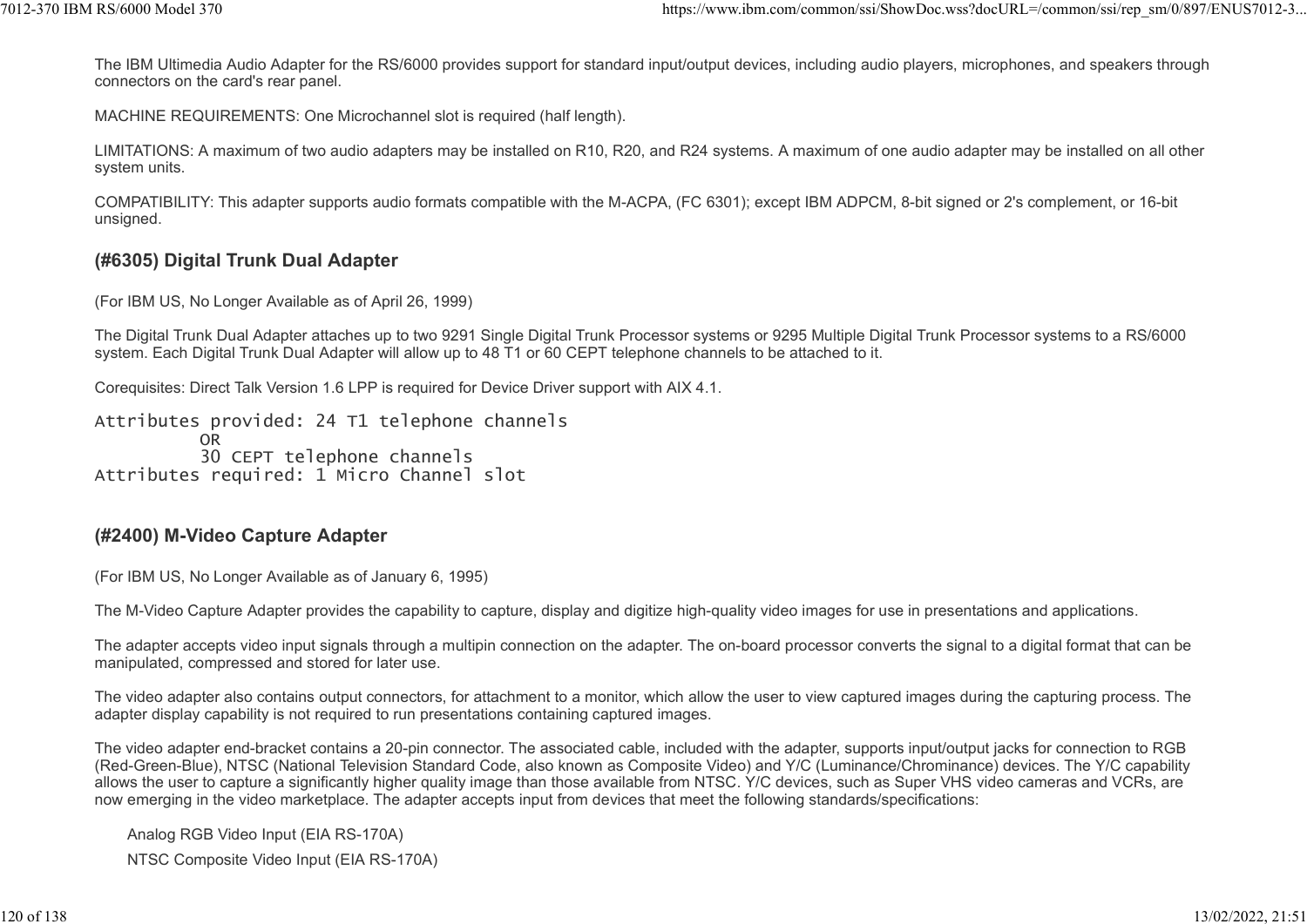The IBM Ultimedia Audio Adapter for the RS/6000 provides support for standard input/output devices, including audio players, microphones, and speakers through connectors on the card's rear panel.

MACHINE REQUIREMENTS: One Microchannel slot is required (half length).

LIMITATIONS: A maximum of two audio adapters may be installed on R10, R20, and R24 systems. A maximum of one audio adapter may be installed on all other system units.

COMPATIBILITY: This adapter supports audio formats compatible with the M-ACPA, (FC 6301); except IBM ADPCM, 8-bit signed or 2's complement, or 16-bit unsigned.

### (#6305) Digital Trunk Dual Adapter

(For IBM US, No Longer Available as of April 26, 1999)

The Digital Trunk Dual Adapter attaches up to two 9291 Single Digital Trunk Processor systems or 9295 Multiple Digital Trunk Processor systems to a RS/6000 system. Each Digital Trunk Dual Adapter will allow up to 48 T1 or 60 CEPT telephone channels to be attached to it.

Corequisites: Direct Talk Version 1.6 LPP is required for Device Driver support with AIX 4.1.

```
Attributes provided: 24 T1 telephone channels
          OR
          30 CEPT telephone channels
Attributes required: 1 Micro Channel slot
```

### (#2400) M-Video Capture Adapter

(For IBM US, No Longer Available as of January 6, 1995)

The M-Video Capture Adapter provides the capability to capture, display and digitize high-quality video images for use in presentations and applications.

The adapter accepts video input signals through a multipin connection on the adapter. The on-board processor converts the signal to a digital format that can be manipulated, compressed and stored for later use.

The video adapter also contains output connectors, for attachment to a monitor, which allow the user to view captured images during the capturing process. The adapter display capability is not required to run presentations containing captured images.

The video adapter end-bracket contains a 20-pin connector. The associated cable, included with the adapter, supports input/output jacks for connection to RGB (Red-Green-Blue), NTSC (National Television Standard Code, also known as Composite Video) and Y/C (Luminance/Chrominance) devices. The Y/C capability allows the user to capture a significantly higher quality image than those available from NTSC. Y/C devices, such as Super VHS video cameras and VCRs, are now emerging in the video marketplace. The adapter accepts input from devices that meet the following standards/specifications:

- Analog RGB Video Input (EIA RS-170A)
- NTSC Composite Video Input (EIA RS-170A)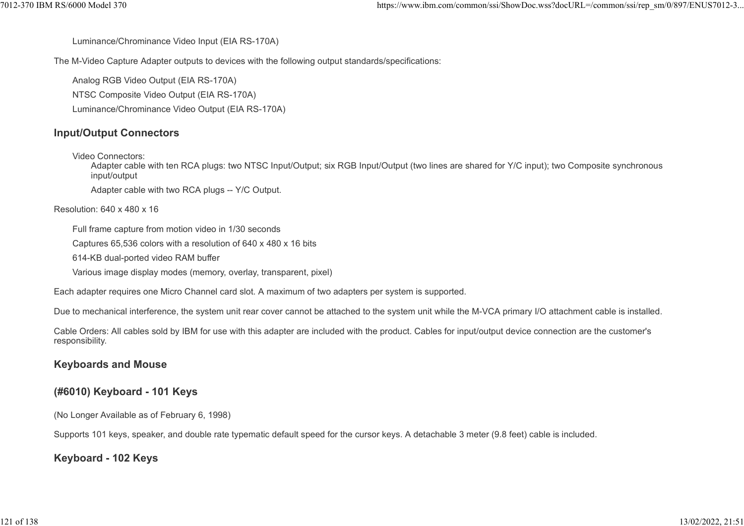Luminance/Chrominance Video Input (EIA RS-170A)

The M-Video Capture Adapter outputs to devices with the following output standards/specifications:

- Analog RGB Video Output (EIA RS-170A)
- NTSC Composite Video Output (EIA RS-170A)
- Luminance/Chrominance Video Output (EIA RS-170A)

### Input/Output Connectors

Video Connectors:

- Adapter cable with ten RCA plugs: two NTSC Input/Output; six RGB Input/Output (two lines are shared for Y/C input); two Composite synchronous input/output
- Adapter cable with two RCA plugs -- Y/C Output.

Resolution: 640 x 480 x 16

- Full frame capture from motion video in 1/30 seconds
- Captures 65,536 colors with a resolution of 640 x 480 x 16 bits
- 614-KB dual-ported video RAM buffer
- Various image display modes (memory, overlay, transparent, pixel)

Each adapter requires one Micro Channel card slot. A maximum of two adapters per system is supported.

Due to mechanical interference, the system unit rear cover cannot be attached to the system unit while the M-VCA primary I/O attachment cable is installed.

Cable Orders: All cables sold by IBM for use with this adapter are included with the product. Cables for input/output device connection are the customer's responsibility.

### Keyboards and Mouse

### (#6010) Keyboard - 101 Keys

(No Longer Available as of February 6, 1998)

Supports 101 keys, speaker, and double rate typematic default speed for the cursor keys. A detachable 3 meter (9.8 feet) cable is included.

### Keyboard - 102 Keys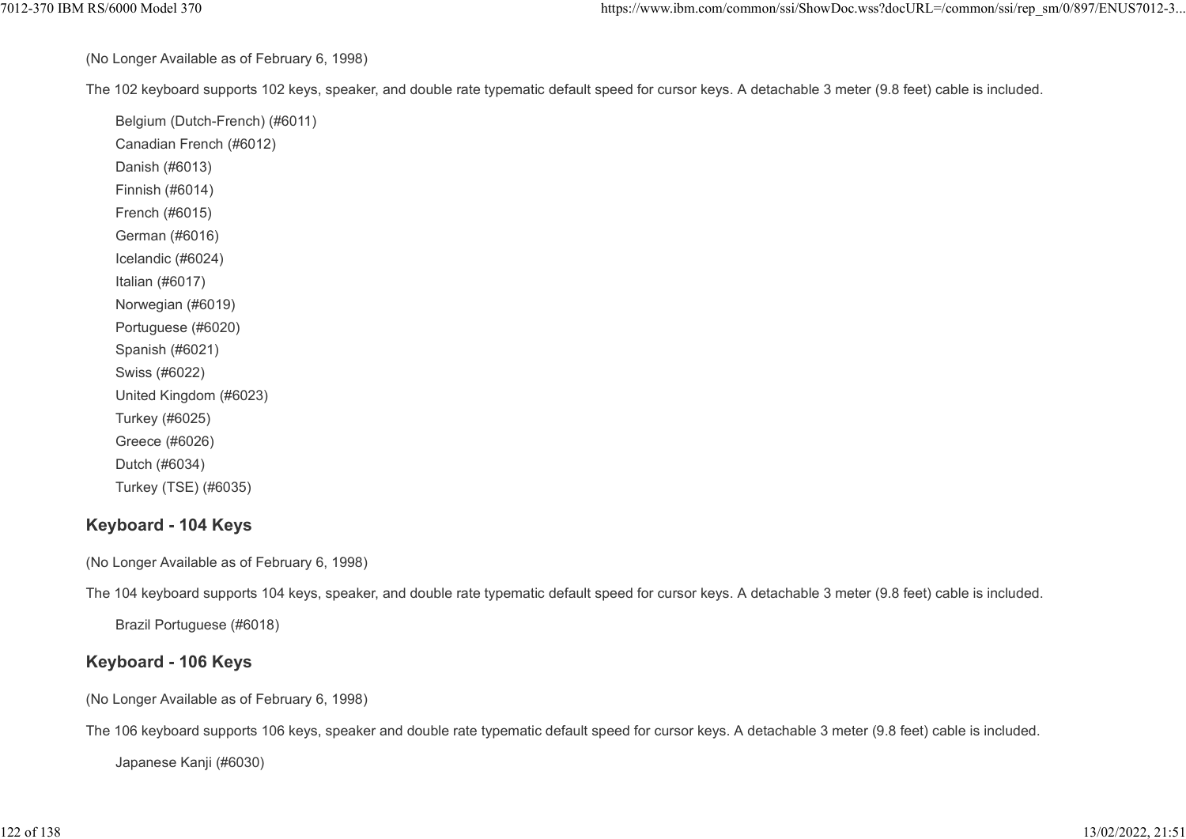(No Longer Available as of February 6, 1998)

The 102 keyboard supports 102 keys, speaker, and double rate typematic default speed for cursor keys. A detachable 3 meter (9.8 feet) cable is included.

- Belgium (Dutch-French) (#6011)
- Canadian French (#6012)
- Danish (#6013)
- Finnish (#6014)
- French (#6015)
- German (#6016)
- Icelandic (#6024)
- Italian (#6017)
- Norwegian (#6019)
- Portuguese (#6020)
- Spanish (#6021)
- Swiss (#6022)
- United Kingdom (#6023)
- Turkey (#6025)
- Greece (#6026)
- Dutch (#6034)
- Turkey (TSE) (#6035)

### Keyboard - 104 Keys

(No Longer Available as of February 6, 1998)

The 104 keyboard supports 104 keys, speaker, and double rate typematic default speed for cursor keys. A detachable 3 meter (9.8 feet) cable is included.

- Brazil Portuguese (#6018)

### Keyboard - 106 Keys

(No Longer Available as of February 6, 1998)

The 106 keyboard supports 106 keys, speaker and double rate typematic default speed for cursor keys. A detachable 3 meter (9.8 feet) cable is included.

- Japanese Kanji (#6030)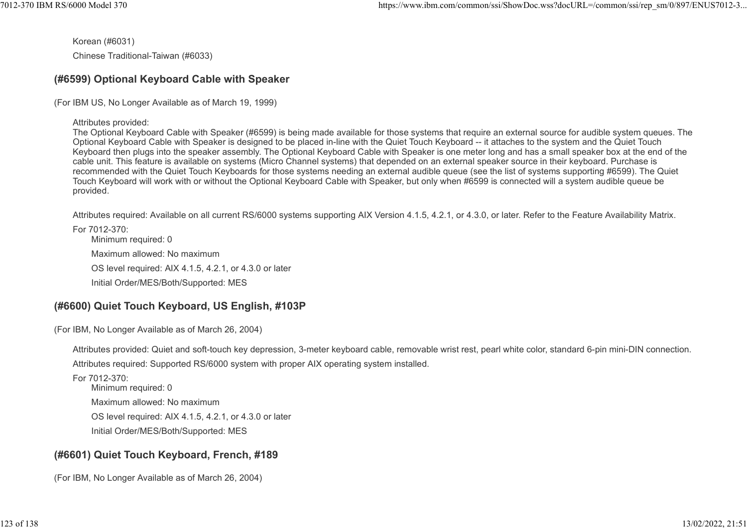Korean (#6031)

Chinese Traditional-Taiwan (#6033)

### (#6599) Optional Keyboard Cable with Speaker

(For IBM US, No Longer Available as of March 19, 1999)

Attributes provided:
The Optional Keyboard Cable with Speaker (#6599) is being made available for those systems that require an external source for audible system queues. The Optional Keyboard Cable with Speaker is designed to be placed in-line with the Quiet Touch Keyboard -- it attaches to the system and the Quiet Touch Keyboard then plugs into the speaker assembly. The Optional Keyboard Cable with Speaker is one meter long and has a small speaker box at the end of the cable unit. This feature is available on systems (Micro Channel systems) that depended on an external speaker source in their keyboard. Purchase is recommended with the Quiet Touch Keyboards for those systems needing an external audible queue (see the list of systems supporting #6599). The Quiet Touch Keyboard will work with or without the Optional Keyboard Cable with Speaker, but only when #6599 is connected will a system audible queue be provided.

Attributes required: Available on all current RS/6000 systems supporting AIX Version 4.1.5, 4.2.1, or 4.3.0, or later. Refer to the Feature Availability Matrix.

For 7012-370:

- Minimum required: 0
- Maximum allowed: No maximum
- OS level required: AIX 4.1.5, 4.2.1, or 4.3.0 or later
- Initial Order/MES/Both/Supported: MES

### (#6600) Quiet Touch Keyboard, US English, #103P

(For IBM, No Longer Available as of March 26, 2004)

Attributes provided: Quiet and soft-touch key depression, 3-meter keyboard cable, removable wrist rest, pearl white color, standard 6-pin mini-DIN connection.

Attributes required: Supported RS/6000 system with proper AIX operating system installed.

For 7012-370:

- Minimum required: 0
- Maximum allowed: No maximum
- OS level required: AIX 4.1.5, 4.2.1, or 4.3.0 or later
- Initial Order/MES/Both/Supported: MES

### (#6601) Quiet Touch Keyboard, French, #189

(For IBM, No Longer Available as of March 26, 2004)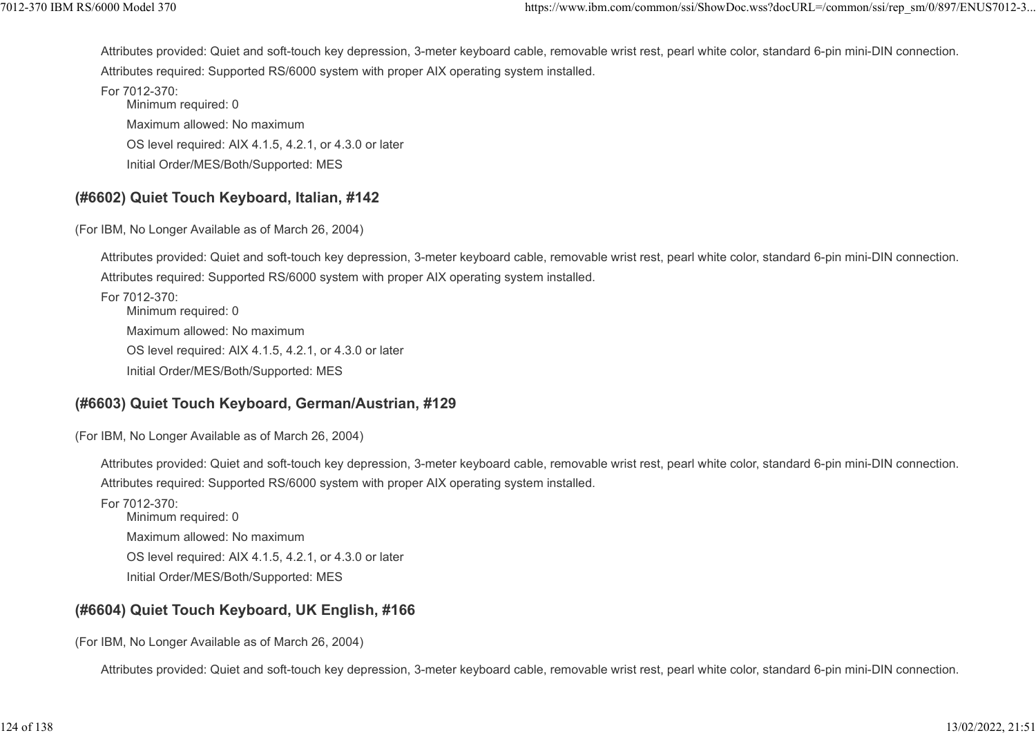Attributes provided: Quiet and soft-touch key depression, 3-meter keyboard cable, removable wrist rest, pearl white color, standard 6-pin mini-DIN connection.

Attributes required: Supported RS/6000 system with proper AIX operating system installed.

For 7012-370:

- Minimum required: 0
- Maximum allowed: No maximum
- OS level required: AIX 4.1.5, 4.2.1, or 4.3.0 or later
- Initial Order/MES/Both/Supported: MES

### (#6602) Quiet Touch Keyboard, Italian, #142

(For IBM, No Longer Available as of March 26, 2004)

Attributes provided: Quiet and soft-touch key depression, 3-meter keyboard cable, removable wrist rest, pearl white color, standard 6-pin mini-DIN connection.

Attributes required: Supported RS/6000 system with proper AIX operating system installed.

For 7012-370:

- Minimum required: 0
- Maximum allowed: No maximum
- OS level required: AIX 4.1.5, 4.2.1, or 4.3.0 or later
- Initial Order/MES/Both/Supported: MES

### (#6603) Quiet Touch Keyboard, German/Austrian, #129

(For IBM, No Longer Available as of March 26, 2004)

Attributes provided: Quiet and soft-touch key depression, 3-meter keyboard cable, removable wrist rest, pearl white color, standard 6-pin mini-DIN connection.

Attributes required: Supported RS/6000 system with proper AIX operating system installed.

For 7012-370:

- Minimum required: 0
- Maximum allowed: No maximum
- OS level required: AIX 4.1.5, 4.2.1, or 4.3.0 or later
- Initial Order/MES/Both/Supported: MES

### (#6604) Quiet Touch Keyboard, UK English, #166

(For IBM, No Longer Available as of March 26, 2004)

Attributes provided: Quiet and soft-touch key depression, 3-meter keyboard cable, removable wrist rest, pearl white color, standard 6-pin mini-DIN connection.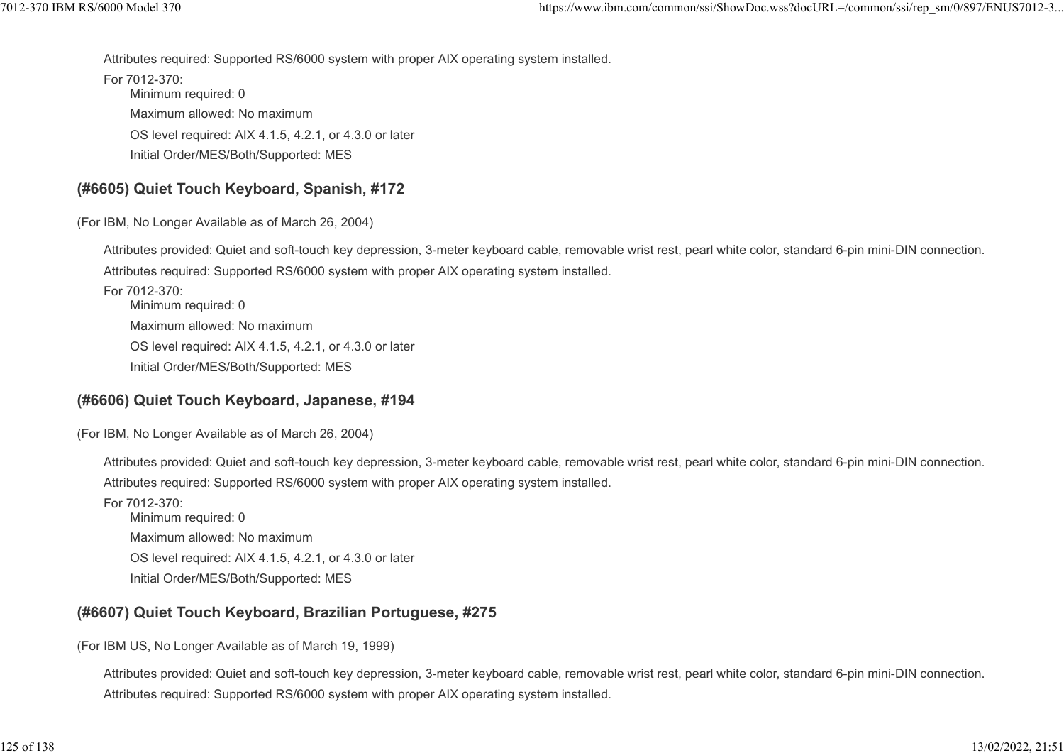Attributes required: Supported RS/6000 system with proper AIX operating system installed.

For 7012-370:

- Minimum required: 0
- Maximum allowed: No maximum
- OS level required: AIX 4.1.5, 4.2.1, or 4.3.0 or later
- Initial Order/MES/Both/Supported: MES

### (#6605) Quiet Touch Keyboard, Spanish, #172

(For IBM, No Longer Available as of March 26, 2004)

Attributes provided: Quiet and soft-touch key depression, 3-meter keyboard cable, removable wrist rest, pearl white color, standard 6-pin mini-DIN connection.

Attributes required: Supported RS/6000 system with proper AIX operating system installed.

For 7012-370:

- Minimum required: 0
- Maximum allowed: No maximum
- OS level required: AIX 4.1.5, 4.2.1, or 4.3.0 or later
- Initial Order/MES/Both/Supported: MES

### (#6606) Quiet Touch Keyboard, Japanese, #194

(For IBM, No Longer Available as of March 26, 2004)

Attributes provided: Quiet and soft-touch key depression, 3-meter keyboard cable, removable wrist rest, pearl white color, standard 6-pin mini-DIN connection.

Attributes required: Supported RS/6000 system with proper AIX operating system installed.

For 7012-370:

- Minimum required: 0
- Maximum allowed: No maximum
- OS level required: AIX 4.1.5, 4.2.1, or 4.3.0 or later
- Initial Order/MES/Both/Supported: MES

### (#6607) Quiet Touch Keyboard, Brazilian Portuguese, #275

(For IBM US, No Longer Available as of March 19, 1999)

Attributes provided: Quiet and soft-touch key depression, 3-meter keyboard cable, removable wrist rest, pearl white color, standard 6-pin mini-DIN connection.

Attributes required: Supported RS/6000 system with proper AIX operating system installed.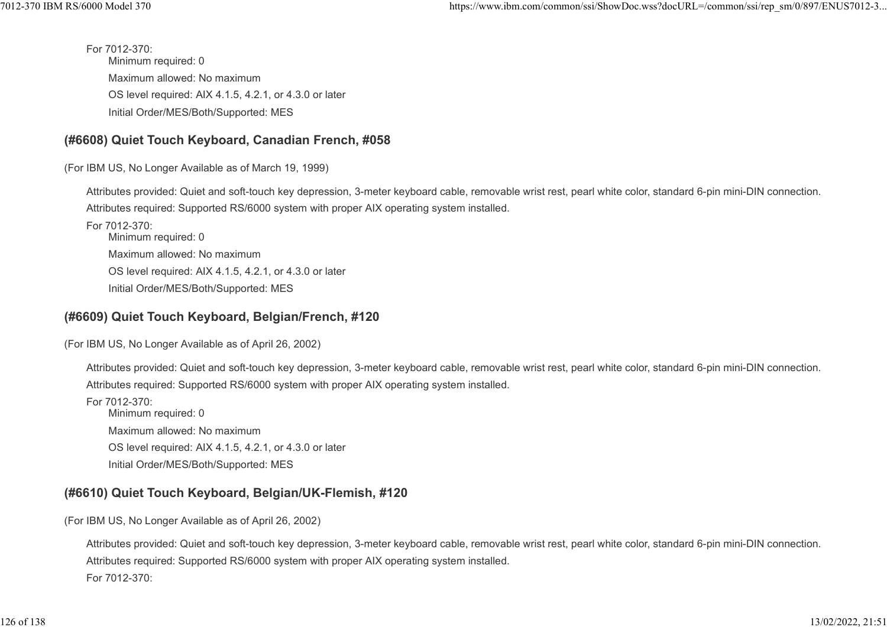For 7012-370:

Minimum required: 0

Maximum allowed: No maximum

OS level required: AIX 4.1.5, 4.2.1, or 4.3.0 or later

Initial Order/MES/Both/Supported: MES

### (#6608) Quiet Touch Keyboard, Canadian French, #058

(For IBM US, No Longer Available as of March 19, 1999)

Attributes provided: Quiet and soft-touch key depression, 3-meter keyboard cable, removable wrist rest, pearl white color, standard 6-pin mini-DIN connection.

Attributes required: Supported RS/6000 system with proper AIX operating system installed.

For 7012-370:

Minimum required: 0

Maximum allowed: No maximum

OS level required: AIX 4.1.5, 4.2.1, or 4.3.0 or later

Initial Order/MES/Both/Supported: MES

### (#6609) Quiet Touch Keyboard, Belgian/French, #120

(For IBM US, No Longer Available as of April 26, 2002)

Attributes provided: Quiet and soft-touch key depression, 3-meter keyboard cable, removable wrist rest, pearl white color, standard 6-pin mini-DIN connection.

Attributes required: Supported RS/6000 system with proper AIX operating system installed.

For 7012-370:

Minimum required: 0

Maximum allowed: No maximum

OS level required: AIX 4.1.5, 4.2.1, or 4.3.0 or later

Initial Order/MES/Both/Supported: MES

### (#6610) Quiet Touch Keyboard, Belgian/UK-Flemish, #120

(For IBM US, No Longer Available as of April 26, 2002)

Attributes provided: Quiet and soft-touch key depression, 3-meter keyboard cable, removable wrist rest, pearl white color, standard 6-pin mini-DIN connection.

Attributes required: Supported RS/6000 system with proper AIX operating system installed.

For 7012-370: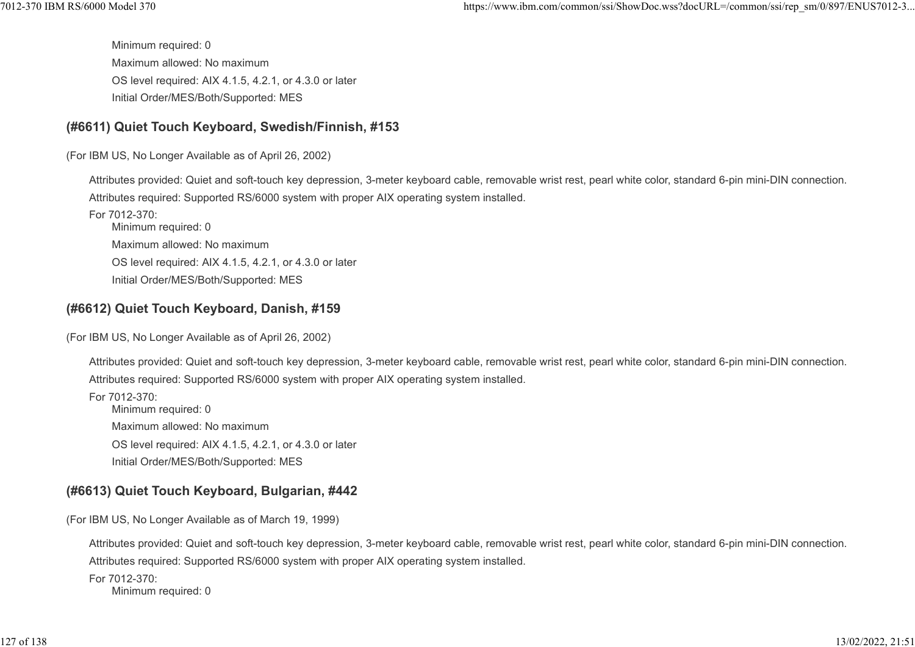Minimum required: 0

Maximum allowed: No maximum

OS level required: AIX 4.1.5, 4.2.1, or 4.3.0 or later

Initial Order/MES/Both/Supported: MES

### (#6611) Quiet Touch Keyboard, Swedish/Finnish, #153

(For IBM US, No Longer Available as of April 26, 2002)

Attributes provided: Quiet and soft-touch key depression, 3-meter keyboard cable, removable wrist rest, pearl white color, standard 6-pin mini-DIN connection.

Attributes required: Supported RS/6000 system with proper AIX operating system installed.

For 7012-370:

- Minimum required: 0
- Maximum allowed: No maximum
- OS level required: AIX 4.1.5, 4.2.1, or 4.3.0 or later
- Initial Order/MES/Both/Supported: MES

### (#6612) Quiet Touch Keyboard, Danish, #159

(For IBM US, No Longer Available as of April 26, 2002)

Attributes provided: Quiet and soft-touch key depression, 3-meter keyboard cable, removable wrist rest, pearl white color, standard 6-pin mini-DIN connection.

Attributes required: Supported RS/6000 system with proper AIX operating system installed.

For 7012-370:

- Minimum required: 0
- Maximum allowed: No maximum
- OS level required: AIX 4.1.5, 4.2.1, or 4.3.0 or later
- Initial Order/MES/Both/Supported: MES

### (#6613) Quiet Touch Keyboard, Bulgarian, #442

(For IBM US, No Longer Available as of March 19, 1999)

Attributes provided: Quiet and soft-touch key depression, 3-meter keyboard cable, removable wrist rest, pearl white color, standard 6-pin mini-DIN connection.

Attributes required: Supported RS/6000 system with proper AIX operating system installed.

For 7012-370:

- Minimum required: 0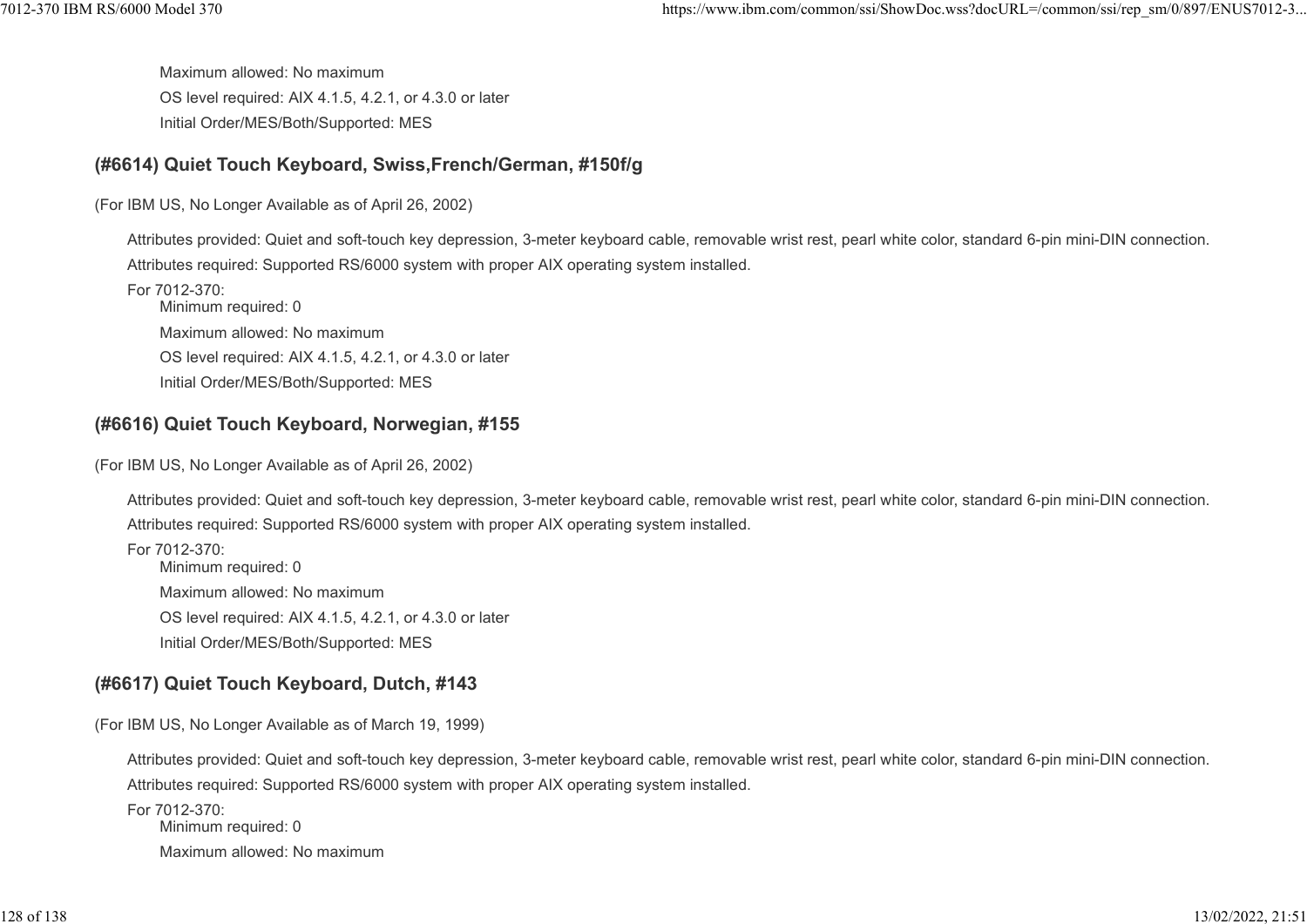Maximum allowed: No maximum

OS level required: AIX 4.1.5, 4.2.1, or 4.3.0 or later

Initial Order/MES/Both/Supported: MES

### (#6614) Quiet Touch Keyboard, Swiss,French/German, #150f/g

(For IBM US, No Longer Available as of April 26, 2002)

Attributes provided: Quiet and soft-touch key depression, 3-meter keyboard cable, removable wrist rest, pearl white color, standard 6-pin mini-DIN connection.

Attributes required: Supported RS/6000 system with proper AIX operating system installed.

For 7012-370:

Minimum required: 0

Maximum allowed: No maximum

OS level required: AIX 4.1.5, 4.2.1, or 4.3.0 or later

Initial Order/MES/Both/Supported: MES

### (#6616) Quiet Touch Keyboard, Norwegian, #155

(For IBM US, No Longer Available as of April 26, 2002)

Attributes provided: Quiet and soft-touch key depression, 3-meter keyboard cable, removable wrist rest, pearl white color, standard 6-pin mini-DIN connection.

Attributes required: Supported RS/6000 system with proper AIX operating system installed.

For 7012-370:

Minimum required: 0

Maximum allowed: No maximum

OS level required: AIX 4.1.5, 4.2.1, or 4.3.0 or later

Initial Order/MES/Both/Supported: MES

### (#6617) Quiet Touch Keyboard, Dutch, #143

(For IBM US, No Longer Available as of March 19, 1999)

Attributes provided: Quiet and soft-touch key depression, 3-meter keyboard cable, removable wrist rest, pearl white color, standard 6-pin mini-DIN connection.

Attributes required: Supported RS/6000 system with proper AIX operating system installed.

For 7012-370:

Minimum required: 0

Maximum allowed: No maximum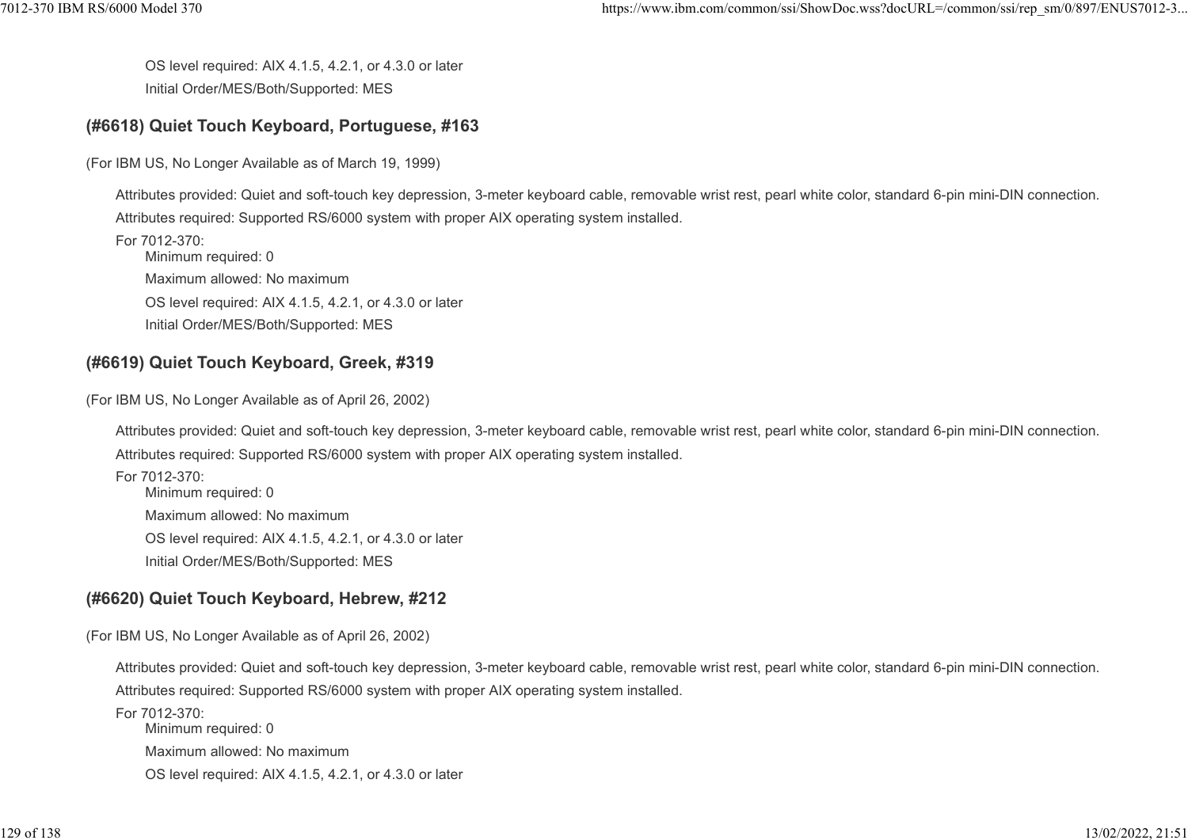OS level required: AIX 4.1.5, 4.2.1, or 4.3.0 or later

Initial Order/MES/Both/Supported: MES

### (#6618) Quiet Touch Keyboard, Portuguese, #163

(For IBM US, No Longer Available as of March 19, 1999)

Attributes provided: Quiet and soft-touch key depression, 3-meter keyboard cable, removable wrist rest, pearl white color, standard 6-pin mini-DIN connection.

Attributes required: Supported RS/6000 system with proper AIX operating system installed.

For 7012-370:

- Minimum required: 0
- Maximum allowed: No maximum
- OS level required: AIX 4.1.5, 4.2.1, or 4.3.0 or later
- Initial Order/MES/Both/Supported: MES

### (#6619) Quiet Touch Keyboard, Greek, #319

(For IBM US, No Longer Available as of April 26, 2002)

Attributes provided: Quiet and soft-touch key depression, 3-meter keyboard cable, removable wrist rest, pearl white color, standard 6-pin mini-DIN connection.

Attributes required: Supported RS/6000 system with proper AIX operating system installed.

For 7012-370:

- Minimum required: 0
- Maximum allowed: No maximum
- OS level required: AIX 4.1.5, 4.2.1, or 4.3.0 or later
- Initial Order/MES/Both/Supported: MES

### (#6620) Quiet Touch Keyboard, Hebrew, #212

(For IBM US, No Longer Available as of April 26, 2002)

Attributes provided: Quiet and soft-touch key depression, 3-meter keyboard cable, removable wrist rest, pearl white color, standard 6-pin mini-DIN connection.

Attributes required: Supported RS/6000 system with proper AIX operating system installed.

For 7012-370:

- Minimum required: 0
- Maximum allowed: No maximum
- OS level required: AIX 4.1.5, 4.2.1, or 4.3.0 or later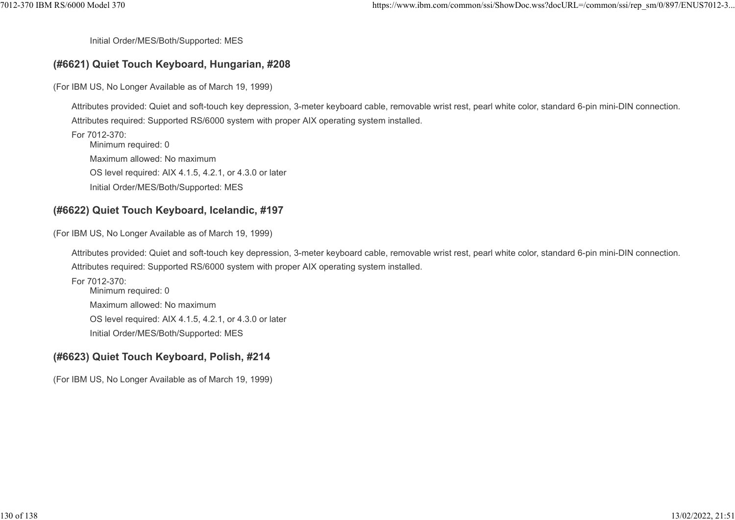Initial Order/MES/Both/Supported: MES

### (#6621) Quiet Touch Keyboard, Hungarian, #208

(For IBM US, No Longer Available as of March 19, 1999)

Attributes provided: Quiet and soft-touch key depression, 3-meter keyboard cable, removable wrist rest, pearl white color, standard 6-pin mini-DIN connection.

Attributes required: Supported RS/6000 system with proper AIX operating system installed.

For 7012-370:

- Minimum required: 0
- Maximum allowed: No maximum
- OS level required: AIX 4.1.5, 4.2.1, or 4.3.0 or later
- Initial Order/MES/Both/Supported: MES

### (#6622) Quiet Touch Keyboard, Icelandic, #197

(For IBM US, No Longer Available as of March 19, 1999)

Attributes provided: Quiet and soft-touch key depression, 3-meter keyboard cable, removable wrist rest, pearl white color, standard 6-pin mini-DIN connection.

Attributes required: Supported RS/6000 system with proper AIX operating system installed.

For 7012-370:

- Minimum required: 0
- Maximum allowed: No maximum
- OS level required: AIX 4.1.5, 4.2.1, or 4.3.0 or later
- Initial Order/MES/Both/Supported: MES

### (#6623) Quiet Touch Keyboard, Polish, #214

(For IBM US, No Longer Available as of March 19, 1999)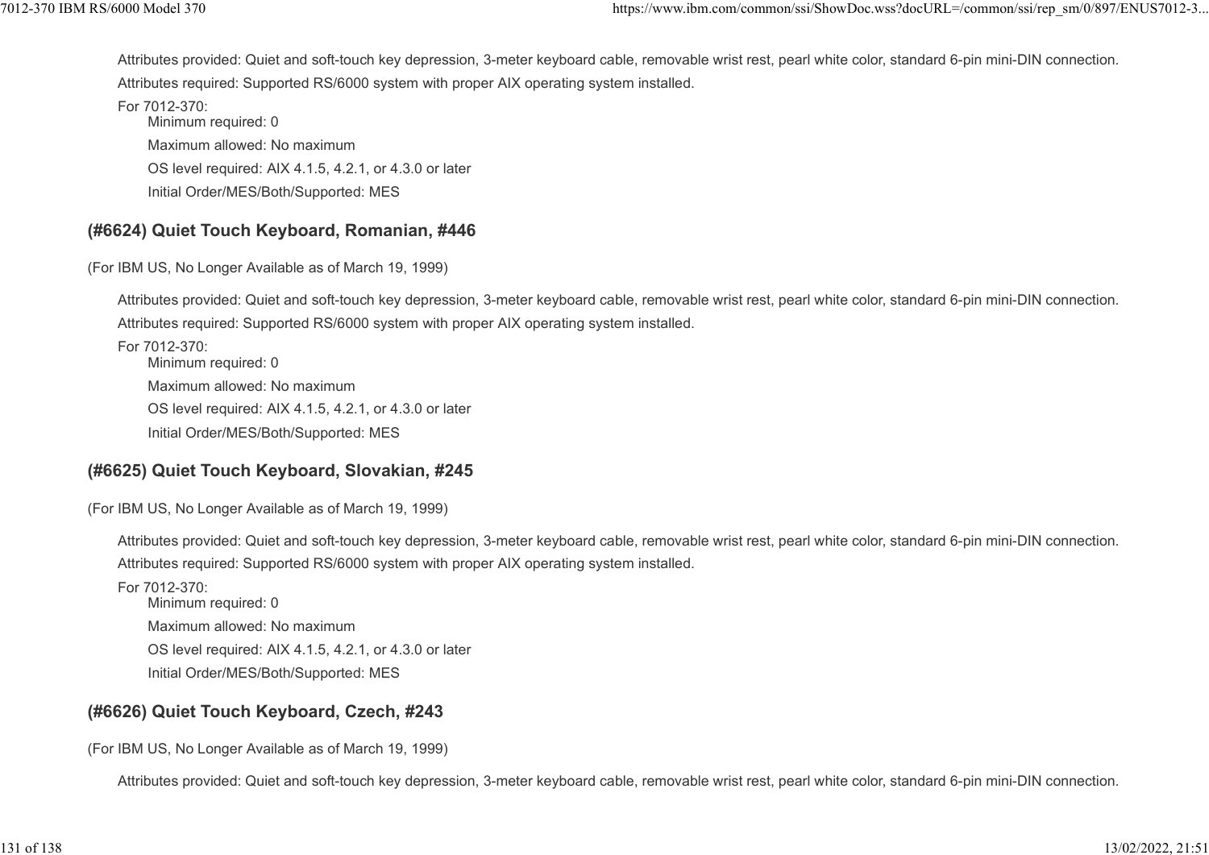Attributes provided: Quiet and soft-touch key depression, 3-meter keyboard cable, removable wrist rest, pearl white color, standard 6-pin mini-DIN connection.

Attributes required: Supported RS/6000 system with proper AIX operating system installed.

For 7012-370:

- Minimum required: 0
- Maximum allowed: No maximum
- OS level required: AIX 4.1.5, 4.2.1, or 4.3.0 or later
- Initial Order/MES/Both/Supported: MES

### (#6624) Quiet Touch Keyboard, Romanian, #446

(For IBM US, No Longer Available as of March 19, 1999)

Attributes provided: Quiet and soft-touch key depression, 3-meter keyboard cable, removable wrist rest, pearl white color, standard 6-pin mini-DIN connection.

Attributes required: Supported RS/6000 system with proper AIX operating system installed.

For 7012-370:

- Minimum required: 0
- Maximum allowed: No maximum
- OS level required: AIX 4.1.5, 4.2.1, or 4.3.0 or later
- Initial Order/MES/Both/Supported: MES

### (#6625) Quiet Touch Keyboard, Slovakian, #245

(For IBM US, No Longer Available as of March 19, 1999)

Attributes provided: Quiet and soft-touch key depression, 3-meter keyboard cable, removable wrist rest, pearl white color, standard 6-pin mini-DIN connection.

Attributes required: Supported RS/6000 system with proper AIX operating system installed.

For 7012-370:

- Minimum required: 0
- Maximum allowed: No maximum
- OS level required: AIX 4.1.5, 4.2.1, or 4.3.0 or later
- Initial Order/MES/Both/Supported: MES

### (#6626) Quiet Touch Keyboard, Czech, #243

(For IBM US, No Longer Available as of March 19, 1999)

Attributes provided: Quiet and soft-touch key depression, 3-meter keyboard cable, removable wrist rest, pearl white color, standard 6-pin mini-DIN connection.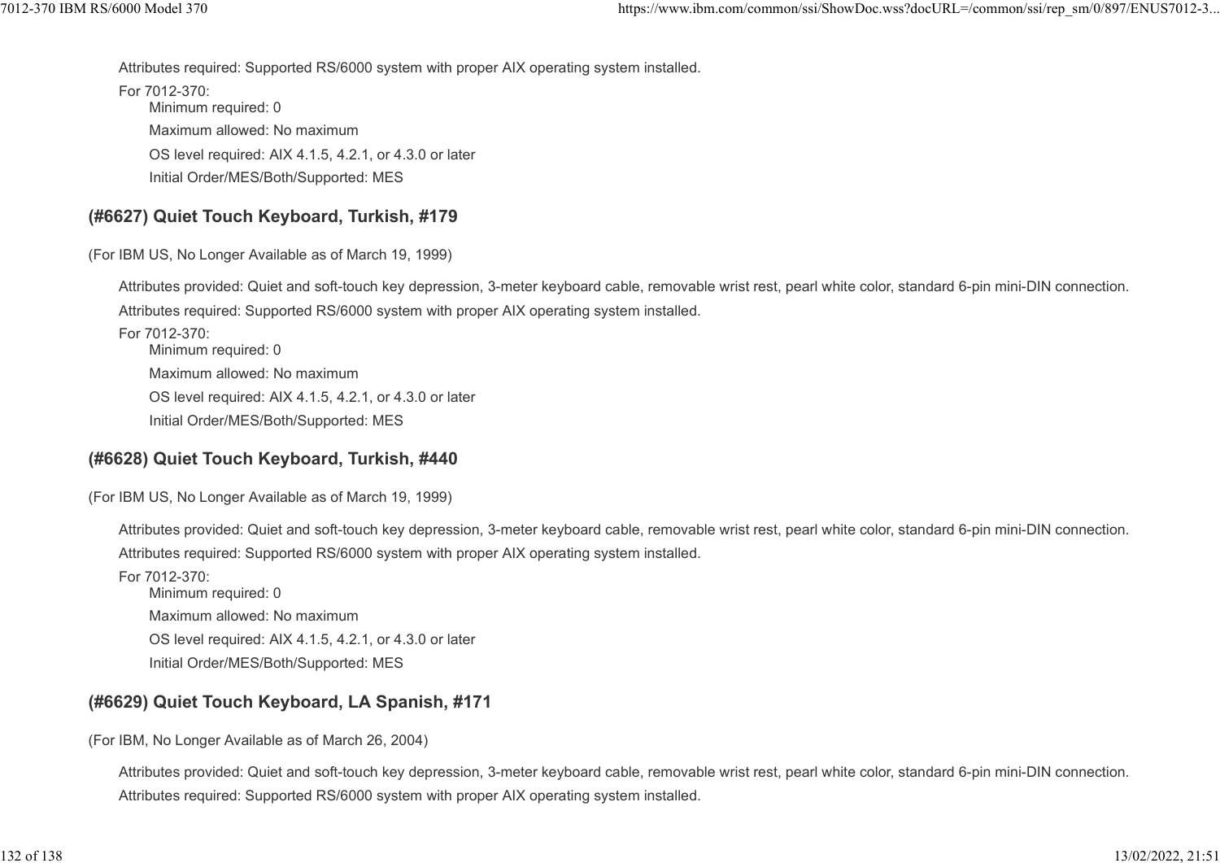Attributes required: Supported RS/6000 system with proper AIX operating system installed.

For 7012-370:

- Minimum required: 0
- Maximum allowed: No maximum
- OS level required: AIX 4.1.5, 4.2.1, or 4.3.0 or later
- Initial Order/MES/Both/Supported: MES

### (#6627) Quiet Touch Keyboard, Turkish, #179

(For IBM US, No Longer Available as of March 19, 1999)

Attributes provided: Quiet and soft-touch key depression, 3-meter keyboard cable, removable wrist rest, pearl white color, standard 6-pin mini-DIN connection.

Attributes required: Supported RS/6000 system with proper AIX operating system installed.

For 7012-370:

- Minimum required: 0
- Maximum allowed: No maximum
- OS level required: AIX 4.1.5, 4.2.1, or 4.3.0 or later
- Initial Order/MES/Both/Supported: MES

### (#6628) Quiet Touch Keyboard, Turkish, #440

(For IBM US, No Longer Available as of March 19, 1999)

Attributes provided: Quiet and soft-touch key depression, 3-meter keyboard cable, removable wrist rest, pearl white color, standard 6-pin mini-DIN connection.

Attributes required: Supported RS/6000 system with proper AIX operating system installed.

For 7012-370:

- Minimum required: 0
- Maximum allowed: No maximum
- OS level required: AIX 4.1.5, 4.2.1, or 4.3.0 or later
- Initial Order/MES/Both/Supported: MES

### (#6629) Quiet Touch Keyboard, LA Spanish, #171

(For IBM, No Longer Available as of March 26, 2004)

Attributes provided: Quiet and soft-touch key depression, 3-meter keyboard cable, removable wrist rest, pearl white color, standard 6-pin mini-DIN connection.

Attributes required: Supported RS/6000 system with proper AIX operating system installed.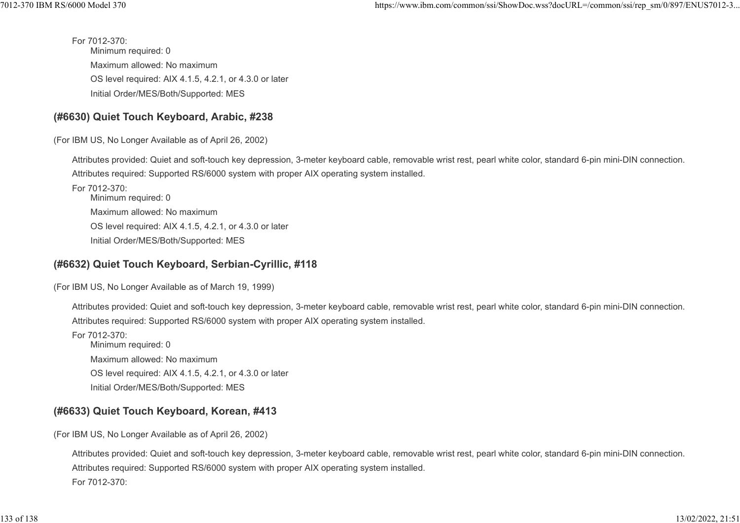For 7012-370:

Minimum required: 0

Maximum allowed: No maximum

OS level required: AIX 4.1.5, 4.2.1, or 4.3.0 or later

Initial Order/MES/Both/Supported: MES

### (#6630) Quiet Touch Keyboard, Arabic, #238

(For IBM US, No Longer Available as of April 26, 2002)

Attributes provided: Quiet and soft-touch key depression, 3-meter keyboard cable, removable wrist rest, pearl white color, standard 6-pin mini-DIN connection.

Attributes required: Supported RS/6000 system with proper AIX operating system installed.

For 7012-370:

Minimum required: 0

Maximum allowed: No maximum

OS level required: AIX 4.1.5, 4.2.1, or 4.3.0 or later

Initial Order/MES/Both/Supported: MES

### (#6632) Quiet Touch Keyboard, Serbian-Cyrillic, #118

(For IBM US, No Longer Available as of March 19, 1999)

Attributes provided: Quiet and soft-touch key depression, 3-meter keyboard cable, removable wrist rest, pearl white color, standard 6-pin mini-DIN connection.

Attributes required: Supported RS/6000 system with proper AIX operating system installed.

For 7012-370:

Minimum required: 0

Maximum allowed: No maximum

OS level required: AIX 4.1.5, 4.2.1, or 4.3.0 or later

Initial Order/MES/Both/Supported: MES

### (#6633) Quiet Touch Keyboard, Korean, #413

(For IBM US, No Longer Available as of April 26, 2002)

Attributes provided: Quiet and soft-touch key depression, 3-meter keyboard cable, removable wrist rest, pearl white color, standard 6-pin mini-DIN connection.

Attributes required: Supported RS/6000 system with proper AIX operating system installed.

For 7012-370: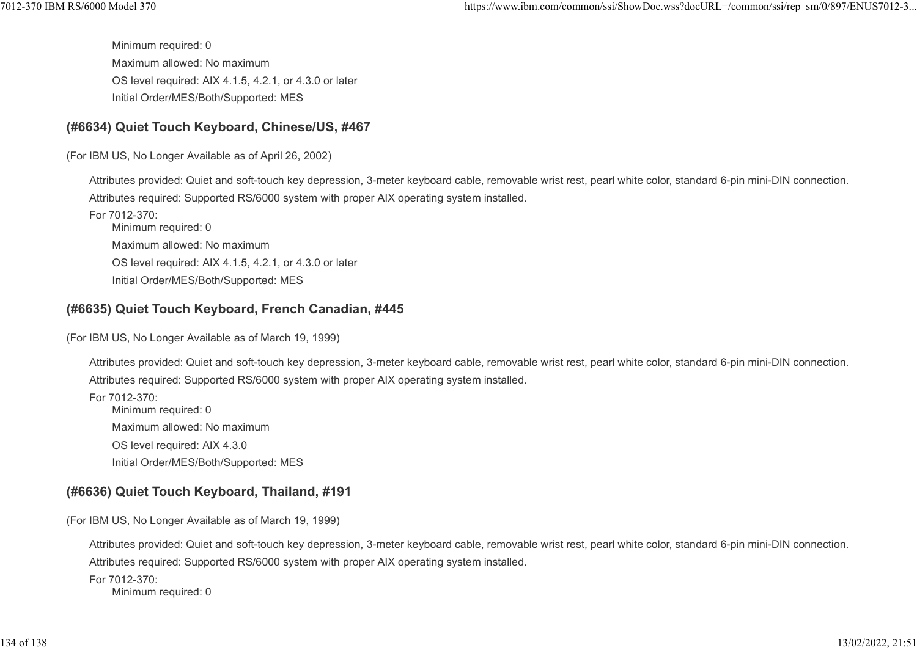Minimum required: 0

Maximum allowed: No maximum

OS level required: AIX 4.1.5, 4.2.1, or 4.3.0 or later

Initial Order/MES/Both/Supported: MES

### (#6634) Quiet Touch Keyboard, Chinese/US, #467

(For IBM US, No Longer Available as of April 26, 2002)

Attributes provided: Quiet and soft-touch key depression, 3-meter keyboard cable, removable wrist rest, pearl white color, standard 6-pin mini-DIN connection.

Attributes required: Supported RS/6000 system with proper AIX operating system installed.

For 7012-370:

Minimum required: 0

Maximum allowed: No maximum

OS level required: AIX 4.1.5, 4.2.1, or 4.3.0 or later

Initial Order/MES/Both/Supported: MES

### (#6635) Quiet Touch Keyboard, French Canadian, #445

(For IBM US, No Longer Available as of March 19, 1999)

Attributes provided: Quiet and soft-touch key depression, 3-meter keyboard cable, removable wrist rest, pearl white color, standard 6-pin mini-DIN connection.

Attributes required: Supported RS/6000 system with proper AIX operating system installed.

For 7012-370:

Minimum required: 0

Maximum allowed: No maximum

OS level required: AIX 4.3.0

Initial Order/MES/Both/Supported: MES

### (#6636) Quiet Touch Keyboard, Thailand, #191

(For IBM US, No Longer Available as of March 19, 1999)

Attributes provided: Quiet and soft-touch key depression, 3-meter keyboard cable, removable wrist rest, pearl white color, standard 6-pin mini-DIN connection.

Attributes required: Supported RS/6000 system with proper AIX operating system installed.

For 7012-370:

Minimum required: 0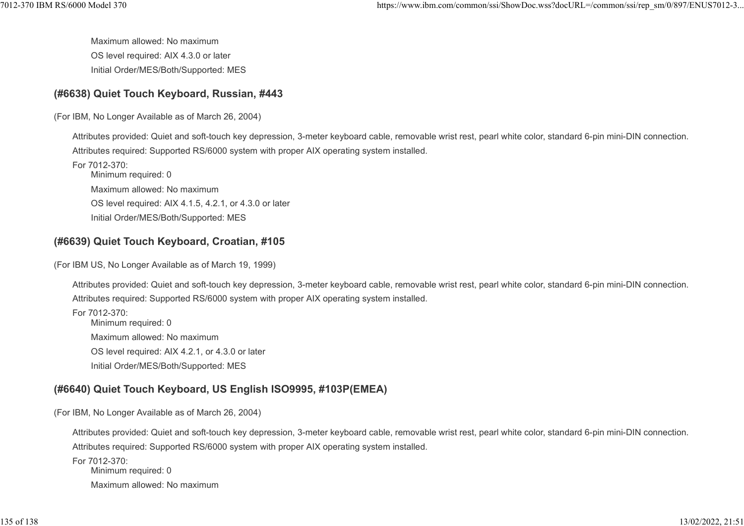Maximum allowed: No maximum

OS level required: AIX 4.3.0 or later

Initial Order/MES/Both/Supported: MES

### (#6638) Quiet Touch Keyboard, Russian, #443

(For IBM, No Longer Available as of March 26, 2004)

Attributes provided: Quiet and soft-touch key depression, 3-meter keyboard cable, removable wrist rest, pearl white color, standard 6-pin mini-DIN connection.

Attributes required: Supported RS/6000 system with proper AIX operating system installed.

For 7012-370:

Minimum required: 0

Maximum allowed: No maximum

OS level required: AIX 4.1.5, 4.2.1, or 4.3.0 or later

Initial Order/MES/Both/Supported: MES

### (#6639) Quiet Touch Keyboard, Croatian, #105

(For IBM US, No Longer Available as of March 19, 1999)

Attributes provided: Quiet and soft-touch key depression, 3-meter keyboard cable, removable wrist rest, pearl white color, standard 6-pin mini-DIN connection.

Attributes required: Supported RS/6000 system with proper AIX operating system installed.

For 7012-370:

Minimum required: 0

Maximum allowed: No maximum

OS level required: AIX 4.2.1, or 4.3.0 or later

Initial Order/MES/Both/Supported: MES

### (#6640) Quiet Touch Keyboard, US English ISO9995, #103P(EMEA)

(For IBM, No Longer Available as of March 26, 2004)

Attributes provided: Quiet and soft-touch key depression, 3-meter keyboard cable, removable wrist rest, pearl white color, standard 6-pin mini-DIN connection.

Attributes required: Supported RS/6000 system with proper AIX operating system installed.

For 7012-370:

Minimum required: 0

Maximum allowed: No maximum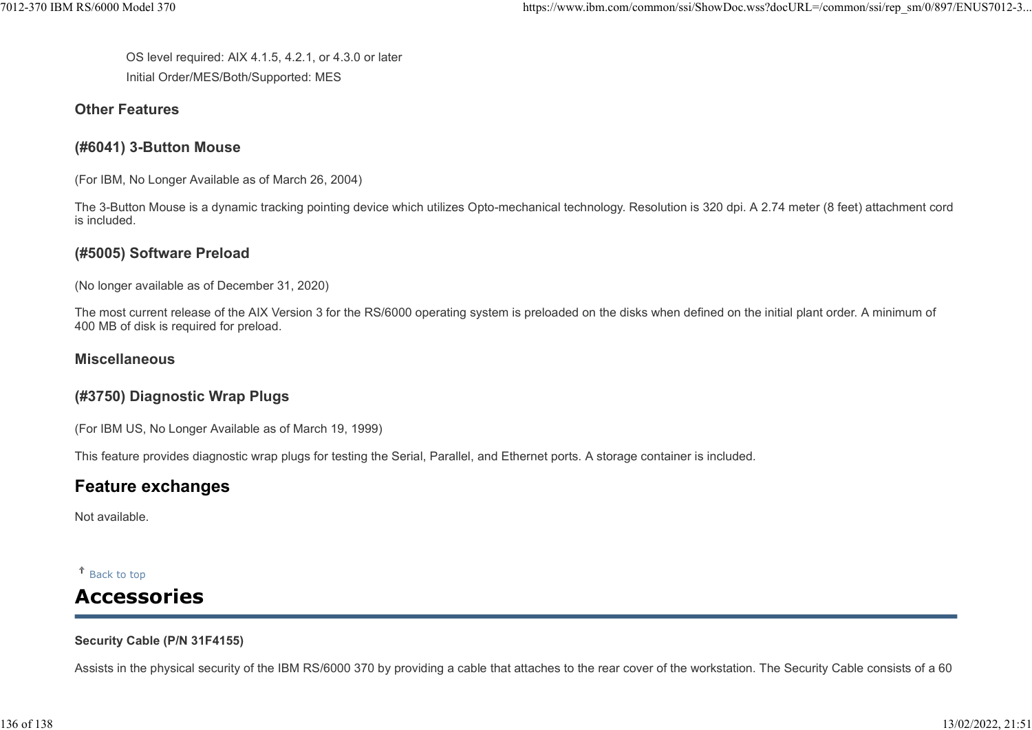OS level required: AIX 4.1.5, 4.2.1, or 4.3.0 or later

Initial Order/MES/Both/Supported: MES

### Other Features

### (#6041) 3-Button Mouse

(For IBM, No Longer Available as of March 26, 2004)

The 3-Button Mouse is a dynamic tracking pointing device which utilizes Opto-mechanical technology. Resolution is 320 dpi. A 2.74 meter (8 feet) attachment cord is included.

### (#5005) Software Preload

(No longer available as of December 31, 2020)

The most current release of the AIX Version 3 for the RS/6000 operating system is preloaded on the disks when defined on the initial plant order. A minimum of 400 MB of disk is required for preload.

### Miscellaneous

### (#3750) Diagnostic Wrap Plugs

(For IBM US, No Longer Available as of March 19, 1999)

This feature provides diagnostic wrap plugs for testing the Serial, Parallel, and Ethernet ports. A storage container is included.

## Feature exchanges

Not available.

↑ Back to top

# Accessories

**Security Cable (P/N 31F4155)**

Assists in the physical security of the IBM RS/6000 370 by providing a cable that attaches to the rear cover of the workstation. The Security Cable consists of a 60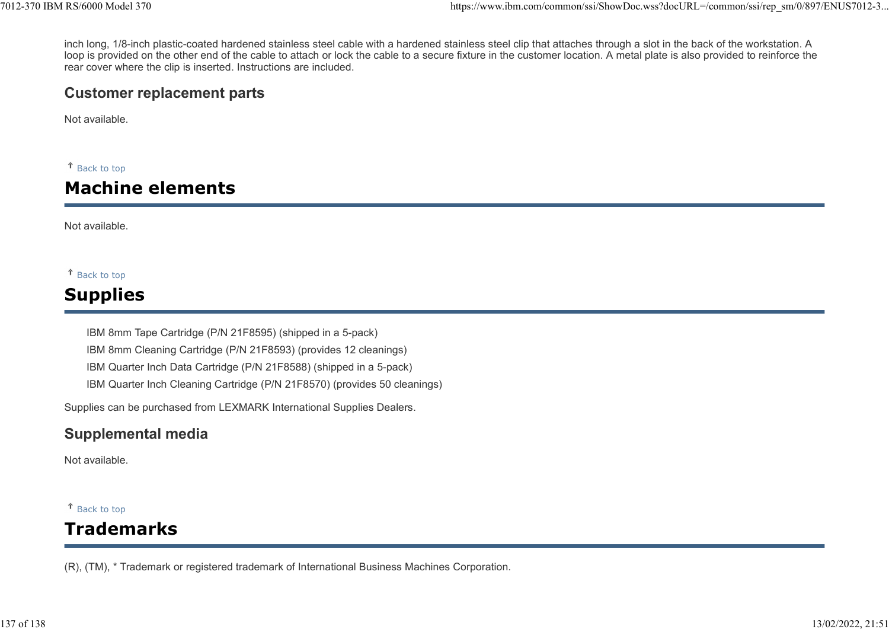inch long, 1/8-inch plastic-coated hardened stainless steel cable with a hardened stainless steel clip that attaches through a slot in the back of the workstation. A loop is provided on the other end of the cable to attach or lock the cable to a secure fixture in the customer location. A metal plate is also provided to reinforce the rear cover where the clip is inserted. Instructions are included.

### Customer replacement parts

Not available.

↑ Back to top

## Machine elements

Not available.

↑ Back to top

## Supplies

IBM 8mm Tape Cartridge (P/N 21F8595) (shipped in a 5-pack)
IBM 8mm Cleaning Cartridge (P/N 21F8593) (provides 12 cleanings)
IBM Quarter Inch Data Cartridge (P/N 21F8588) (shipped in a 5-pack)
IBM Quarter Inch Cleaning Cartridge (P/N 21F8570) (provides 50 cleanings)

Supplies can be purchased from LEXMARK International Supplies Dealers.

### Supplemental media

Not available.

↑ Back to top

## Trademarks

(R), (TM), * Trademark or registered trademark of International Business Machines Corporation.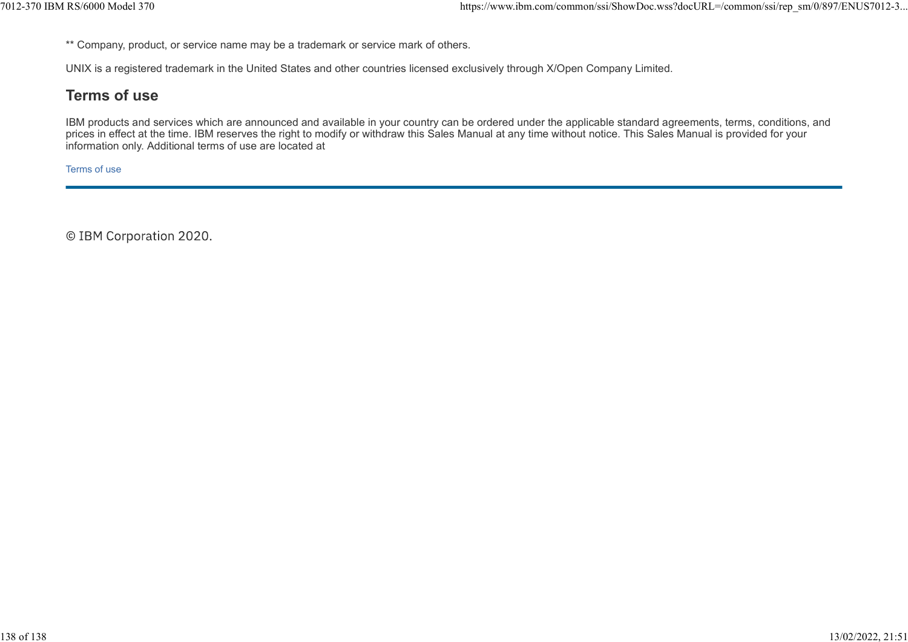** Company, product, or service name may be a trademark or service mark of others.

UNIX is a registered trademark in the United States and other countries licensed exclusively through X/Open Company Limited.

## Terms of use

IBM products and services which are announced and available in your country can be ordered under the applicable standard agreements, terms, conditions, and prices in effect at the time. IBM reserves the right to modify or withdraw this Sales Manual at any time without notice. This Sales Manual is provided for your information only. Additional terms of use are located at

Terms of use

---

© IBM Corporation 2020.